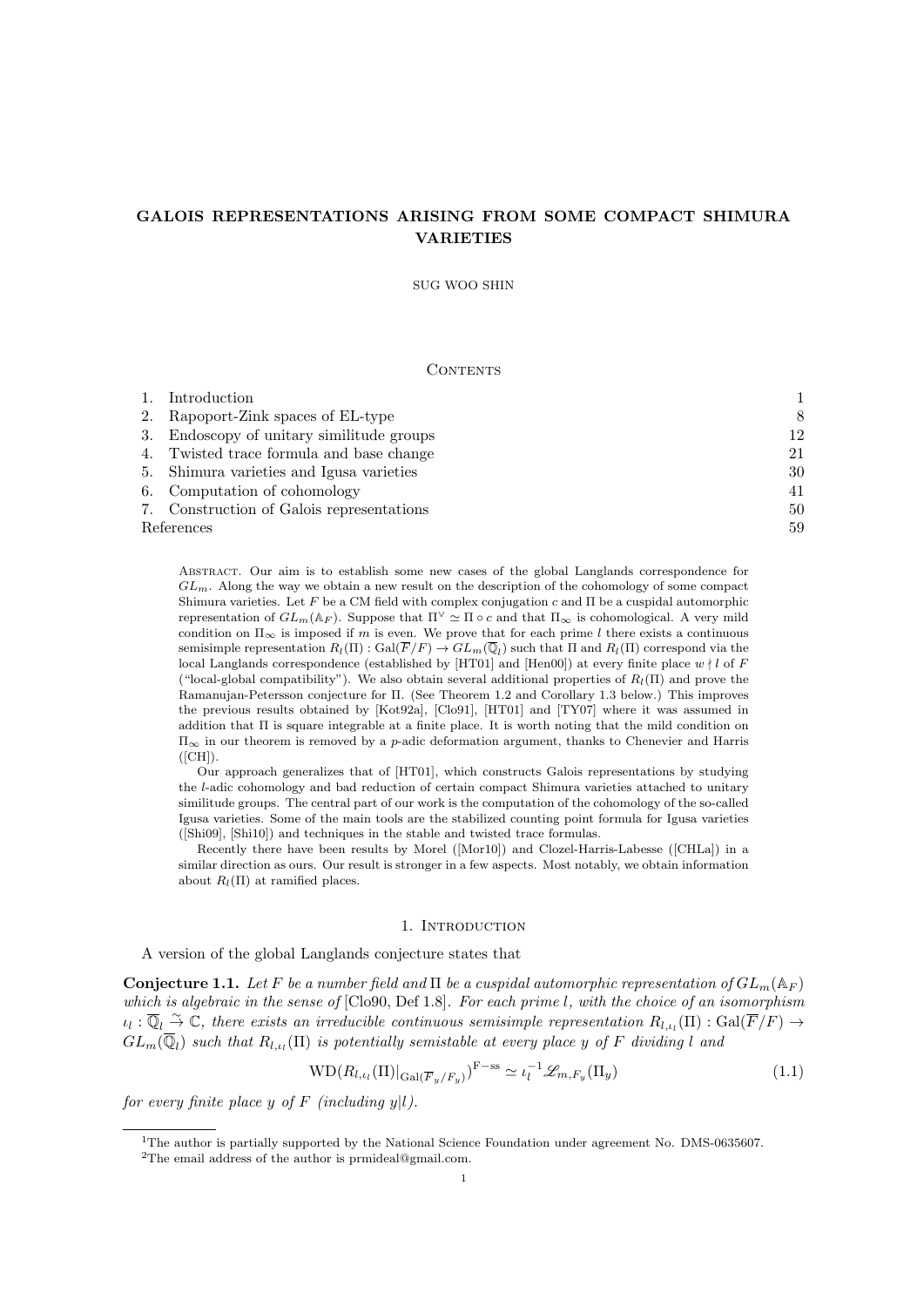# GALOIS REPRESENTATIONS ARISING FROM SOME COMPACT SHIMURA VARIETIES

SUG WOO SHIN

## Contents

| | |
|---|---|
| 1. Introduction | 1 |
| 2. Rapoport-Zink spaces of EL-type | 8 |
| 3. Endoscopy of unitary similitude groups | 12 |
| 4. Twisted trace formula and base change | 21 |
| 5. Shimura varieties and Igusa varieties | 30 |
| 6. Computation of cohomology | 41 |
| 7. Construction of Galois representations | 50 |
| References | 59 |

Abstract. Our aim is to establish some new cases of the global Langlands correspondence for $GL_m$. Along the way we obtain a new result on the description of the cohomology of some compact Shimura varieties. Let $F$ be a CM field with complex conjugation $c$ and $\Pi$ be a cuspidal automorphic representation of $GL_m(\mathbb{A}_F)$. Suppose that $\Pi^\vee \simeq \Pi \circ c$ and that $\Pi_\infty$ is cohomological. A very mild condition on $\Pi_\infty$ is imposed if $m$ is even. We prove that for each prime $l$ there exists a continuous semisimple representation $R_l(\Pi) : \mathrm{Gal}(\overline{F}/F) \to GL_m(\overline{\mathbb{Q}}_l)$ such that $\Pi$ and $R_l(\Pi)$ correspond via the local Langlands correspondence (established by [HT01] and [Hen00]) at every finite place $w \nmid l$ of $F$ ("local-global compatibility"). We also obtain several additional properties of $R_l(\Pi)$ and prove the Ramanujan-Petersson conjecture for $\Pi$. (See Theorem 1.2 and Corollary 1.3 below.) This improves the previous results obtained by [Kot92a], [Clo91], [HT01] and [TY07] where it was assumed in addition that $\Pi$ is square integrable at a finite place. It is worth noting that the mild condition on $\Pi_\infty$ in our theorem is removed by a $p$-adic deformation argument, thanks to Chenevier and Harris ([CH]).

Our approach generalizes that of [HT01], which constructs Galois representations by studying the $l$-adic cohomology and bad reduction of certain compact Shimura varieties attached to unitary similitude groups. The central part of our work is the computation of the cohomology of the so-called Igusa varieties. Some of the main tools are the stabilized counting point formula for Igusa varieties ([Shi09], [Shi10]) and techniques in the stable and twisted trace formulas.

Recently there have been results by Morel ([Mor10]) and Clozel-Harris-Labesse ([CHLa]) in a similar direction as ours. Our result is stronger in a few aspects. Most notably, we obtain information about $R_l(\Pi)$ at ramified places.

## 1. Introduction

A version of the global Langlands conjecture states that

**Conjecture 1.1.** *Let $F$ be a number field and $\Pi$ be a cuspidal automorphic representation of $GL_m(\mathbb{A}_F)$ which is algebraic in the sense of* [Clo90, Def 1.8]*. For each prime $l$, with the choice of an isomorphism $\iota_l : \overline{\mathbb{Q}}_l \xrightarrow{\sim} \mathbb{C}$, there exists an irreducible continuous semisimple representation $R_{l,\iota_l}(\Pi) : \mathrm{Gal}(\overline{F}/F) \to GL_m(\overline{\mathbb{Q}}_l)$ such that $R_{l,\iota_l}(\Pi)$ is potentially semistable at every place $y$ of $F$ dividing $l$ and*

$$\mathrm{WD}(R_{l,\iota_l}(\Pi)|_{\mathrm{Gal}(\overline{F}_y/F_y)})^{\mathrm{F-ss}} \simeq \iota_l^{-1}\mathscr{L}_{m,F_y}(\Pi_y) \tag{1.1}$$

*for every finite place $y$ of $F$ (including $y|l$).*

[1] The author is partially supported by the National Science Foundation under agreement No. DMS-0635607.

[2] The email address of the author is prmideal@gmail.com.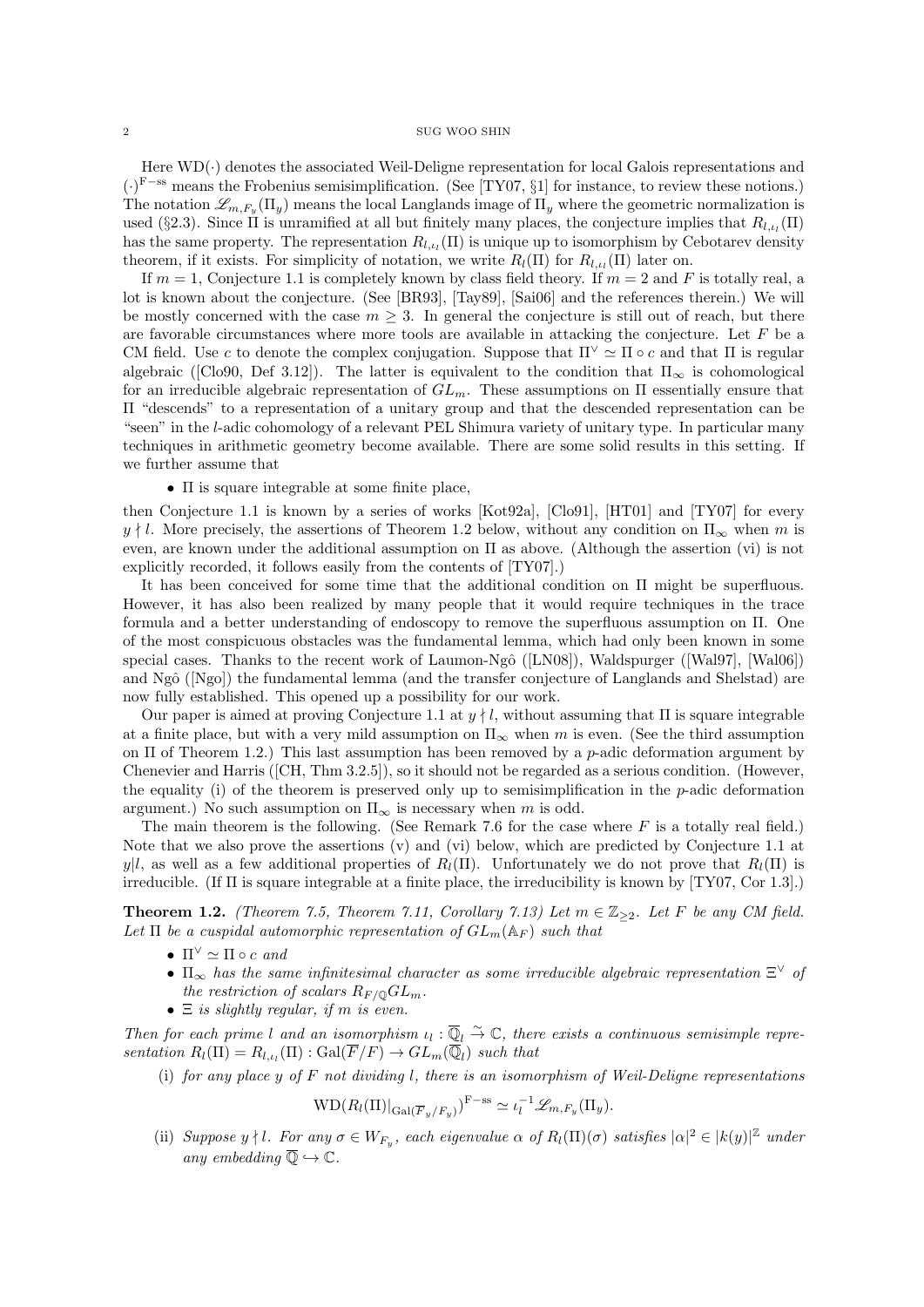Here $\mathrm{WD}(\cdot)$ denotes the associated Weil-Deligne representation for local Galois representations and $(\cdot)^{\mathrm{F-ss}}$ means the Frobenius semisimplification. (See [TY07, §1] for instance, to review these notions.) The notation $\mathscr{L}_{m,F_y}(\Pi_y)$ means the local Langlands image of $\Pi_y$ where the geometric normalization is used (§2.3). Since $\Pi$ is unramified at all but finitely many places, the conjecture implies that $R_{l,\iota_l}(\Pi)$ has the same property. The representation $R_{l,\iota_l}(\Pi)$ is unique up to isomorphism by Cebotarev density theorem, if it exists. For simplicity of notation, we write $R_l(\Pi)$ for $R_{l,\iota_l}(\Pi)$ later on.

If $m = 1$, Conjecture 1.1 is completely known by class field theory. If $m = 2$ and $F$ is totally real, a lot is known about the conjecture. (See [BR93], [Tay89], [Sai06] and the references therein.) We will be mostly concerned with the case $m \geq 3$. In general the conjecture is still out of reach, but there are favorable circumstances where more tools are available in attacking the conjecture. Let $F$ be a CM field. Use $c$ to denote the complex conjugation. Suppose that $\Pi^\vee \simeq \Pi \circ c$ and that $\Pi$ is regular algebraic ([Clo90, Def 3.12]). The latter is equivalent to the condition that $\Pi_\infty$ is cohomological for an irreducible algebraic representation of $GL_m$. These assumptions on $\Pi$ essentially ensure that $\Pi$ "descends" to a representation of a unitary group and that the descended representation can be "seen" in the $l$-adic cohomology of a relevant PEL Shimura variety of unitary type. In particular many techniques in arithmetic geometry become available. There are some solid results in this setting. If we further assume that

- $\Pi$ is square integrable at some finite place,

then Conjecture 1.1 is known by a series of works [Kot92a], [Clo91], [HT01] and [TY07] for every $y \nmid l$. More precisely, the assertions of Theorem 1.2 below, without any condition on $\Pi_\infty$ when $m$ is even, are known under the additional assumption on $\Pi$ as above. (Although the assertion (vi) is not explicitly recorded, it follows easily from the contents of [TY07].)

It has been conceived for some time that the additional condition on $\Pi$ might be superfluous. However, it has also been realized by many people that it would require techniques in the trace formula and a better understanding of endoscopy to remove the superfluous assumption on $\Pi$. One of the most conspicuous obstacles was the fundamental lemma, which had only been known in some special cases. Thanks to the recent work of Laumon-Ngô ([LN08]), Waldspurger ([Wal97], [Wal06]) and Ngô ([Ngo]) the fundamental lemma (and the transfer conjecture of Langlands and Shelstad) are now fully established. This opened up a possibility for our work.

Our paper is aimed at proving Conjecture 1.1 at $y \nmid l$, without assuming that $\Pi$ is square integrable at a finite place, but with a very mild assumption on $\Pi_\infty$ when $m$ is even. (See the third assumption on $\Pi$ of Theorem 1.2.) This last assumption has been removed by a $p$-adic deformation argument by Chenevier and Harris ([CH, Thm 3.2.5]), so it should not be regarded as a serious condition. (However, the equality (i) of the theorem is preserved only up to semisimplification in the $p$-adic deformation argument.) No such assumption on $\Pi_\infty$ is necessary when $m$ is odd.

The main theorem is the following. (See Remark 7.6 for the case where $F$ is a totally real field.) Note that we also prove the assertions (v) and (vi) below, which are predicted by Conjecture 1.1 at $y|l$, as well as a few additional properties of $R_l(\Pi)$. Unfortunately we do not prove that $R_l(\Pi)$ is irreducible. (If $\Pi$ is square integrable at a finite place, the irreducibility is known by [TY07, Cor 1.3].)

**Theorem 1.2.** *(Theorem 7.5, Theorem 7.11, Corollary 7.13) Let $m \in \mathbb{Z}_{\geq 2}$. Let $F$ be any CM field. Let $\Pi$ be a cuspidal automorphic representation of $GL_m(\mathbb{A}_F)$ such that*

- *$\Pi^\vee \simeq \Pi \circ c$ and*
- *$\Pi_\infty$ has the same infinitesimal character as some irreducible algebraic representation $\Xi^\vee$ of the restriction of scalars $R_{F/\mathbb{Q}} GL_m$.*
- *$\Xi$ is slightly regular, if $m$ is even.*

*Then for each prime $l$ and an isomorphism $\iota_l : \overline{\mathbb{Q}}_l \xrightarrow{\sim} \mathbb{C}$, there exists a continuous semisimple representation $R_l(\Pi) = R_{l,\iota_l}(\Pi) : \mathrm{Gal}(\overline{F}/F) \to GL_m(\overline{\mathbb{Q}}_l)$ such that*

(i) *for any place $y$ of $F$ not dividing $l$, there is an isomorphism of Weil-Deligne representations*

$$\mathrm{WD}(R_l(\Pi)|_{\mathrm{Gal}(\overline{F}_y/F_y)})^{\mathrm{F-ss}} \simeq \iota_l^{-1} \mathscr{L}_{m,F_y}(\Pi_y).$$

(ii) *Suppose $y \nmid l$. For any $\sigma \in W_{F_y}$, each eigenvalue $\alpha$ of $R_l(\Pi)(\sigma)$ satisfies $|\alpha|^2 \in |k(y)|^{\mathbb{Z}}$ under any embedding $\overline{\mathbb{Q}} \hookrightarrow \mathbb{C}$.*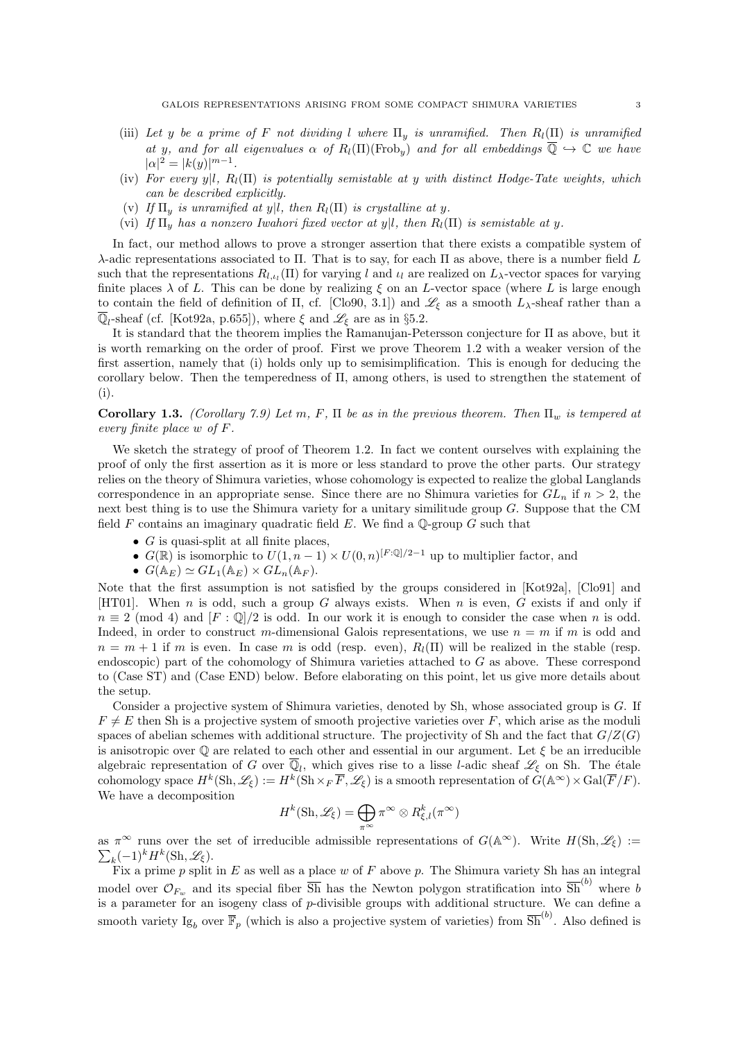(iii) *Let $y$ be a prime of $F$ not dividing $l$ where $\Pi_y$ is unramified. Then $R_l(\Pi)$ is unramified at $y$, and for all eigenvalues $\alpha$ of $R_l(\Pi)(\mathrm{Frob}_y)$ and for all embeddings $\overline{\mathbb{Q}} \hookrightarrow \mathbb{C}$ we have $|\alpha|^2 = |k(y)|^{m-1}$.*

(iv) *For every $y|l$, $R_l(\Pi)$ is potentially semistable at $y$ with distinct Hodge-Tate weights, which can be described explicitly.*

(v) *If $\Pi_y$ is unramified at $y|l$, then $R_l(\Pi)$ is crystalline at $y$.*

(vi) *If $\Pi_y$ has a nonzero Iwahori fixed vector at $y|l$, then $R_l(\Pi)$ is semistable at $y$.*

In fact, our method allows to prove a stronger assertion that there exists a compatible system of $\lambda$-adic representations associated to $\Pi$. That is to say, for each $\Pi$ as above, there is a number field $L$ such that the representations $R_{l,\iota_l}(\Pi)$ for varying $l$ and $\iota_l$ are realized on $L_\lambda$-vector spaces for varying finite places $\lambda$ of $L$. This can be done by realizing $\xi$ on an $L$-vector space (where $L$ is large enough to contain the field of definition of $\Pi$, cf. [Clo90, 3.1]) and $\mathscr{L}_\xi$ as a smooth $L_\lambda$-sheaf rather than a $\overline{\mathbb{Q}}_l$-sheaf (cf. [Kot92a, p.655]), where $\xi$ and $\mathscr{L}_\xi$ are as in §5.2.

It is standard that the theorem implies the Ramanujan-Petersson conjecture for $\Pi$ as above, but it is worth remarking on the order of proof. First we prove Theorem 1.2 with a weaker version of the first assertion, namely that (i) holds only up to semisimplification. This is enough for deducing the corollary below. Then the temperedness of $\Pi$, among others, is used to strengthen the statement of (i).

**Corollary 1.3.** *(Corollary 7.9) Let $m$, $F$, $\Pi$ be as in the previous theorem. Then $\Pi_w$ is tempered at every finite place $w$ of $F$.*

We sketch the strategy of proof of Theorem 1.2. In fact we content ourselves with explaining the proof of only the first assertion as it is more or less standard to prove the other parts. Our strategy relies on the theory of Shimura varieties, whose cohomology is expected to realize the global Langlands correspondence in an appropriate sense. Since there are no Shimura varieties for $GL_n$ if $n > 2$, the next best thing is to use the Shimura variety for a unitary similitude group $G$. Suppose that the CM field $F$ contains an imaginary quadratic field $E$. We find a $\mathbb{Q}$-group $G$ such that

- $G$ is quasi-split at all finite places,
- $G(\mathbb{R})$ is isomorphic to $U(1, n-1) \times U(0, n)^{[F:\mathbb{Q}]/2-1}$ up to multiplier factor, and
- $G(\mathbb{A}_E) \simeq GL_1(\mathbb{A}_E) \times GL_n(\mathbb{A}_F)$.

Note that the first assumption is not satisfied by the groups considered in [Kot92a], [Clo91] and [HT01]. When $n$ is odd, such a group $G$ always exists. When $n$ is even, $G$ exists if and only if $n \equiv 2 \pmod 4$ and $[F : \mathbb{Q}]/2$ is odd. In our work it is enough to consider the case when $n$ is odd. Indeed, in order to construct $m$-dimensional Galois representations, we use $n = m$ if $m$ is odd and $n = m + 1$ if $m$ is even. In case $m$ is odd (resp. even), $R_l(\Pi)$ will be realized in the stable (resp. endoscopic) part of the cohomology of Shimura varieties attached to $G$ as above. These correspond to (Case ST) and (Case END) below. Before elaborating on this point, let us give more details about the setup.

Consider a projective system of Shimura varieties, denoted by Sh, whose associated group is $G$. If $F \neq E$ then Sh is a projective system of smooth projective varieties over $F$, which arise as the moduli spaces of abelian schemes with additional structure. The projectivity of Sh and the fact that $G/Z(G)$ is anisotropic over $\mathbb{Q}$ are related to each other and essential in our argument. Let $\xi$ be an irreducible algebraic representation of $G$ over $\overline{\mathbb{Q}}_l$, which gives rise to a lisse $l$-adic sheaf $\mathscr{L}_\xi$ on Sh. The étale cohomology space $H^k(\mathrm{Sh}, \mathscr{L}_\xi) := H^k(\mathrm{Sh} \times_F \overline{F}, \mathscr{L}_\xi)$ is a smooth representation of $G(\mathbb{A}^\infty) \times \mathrm{Gal}(\overline{F}/F)$. We have a decomposition

$$H^k(\mathrm{Sh}, \mathscr{L}_\xi) = \bigoplus_{\pi^\infty} \pi^\infty \otimes R^k_{\xi,l}(\pi^\infty)$$

as $\pi^\infty$ runs over the set of irreducible admissible representations of $G(\mathbb{A}^\infty)$. Write $H(\mathrm{Sh}, \mathscr{L}_\xi) := \sum_k (-1)^k H^k(\mathrm{Sh}, \mathscr{L}_\xi)$.

Fix a prime $p$ split in $E$ as well as a place $w$ of $F$ above $p$. The Shimura variety Sh has an integral model over $\mathcal{O}_{F_w}$ and its special fiber $\overline{\mathrm{Sh}}$ has the Newton polygon stratification into $\overline{\mathrm{Sh}}^{(b)}$ where $b$ is a parameter for an isogeny class of $p$-divisible groups with additional structure. We can define a smooth variety $\mathrm{Ig}_b$ over $\overline{\mathbb{F}}_p$ (which is also a projective system of varieties) from $\overline{\mathrm{Sh}}^{(b)}$. Also defined is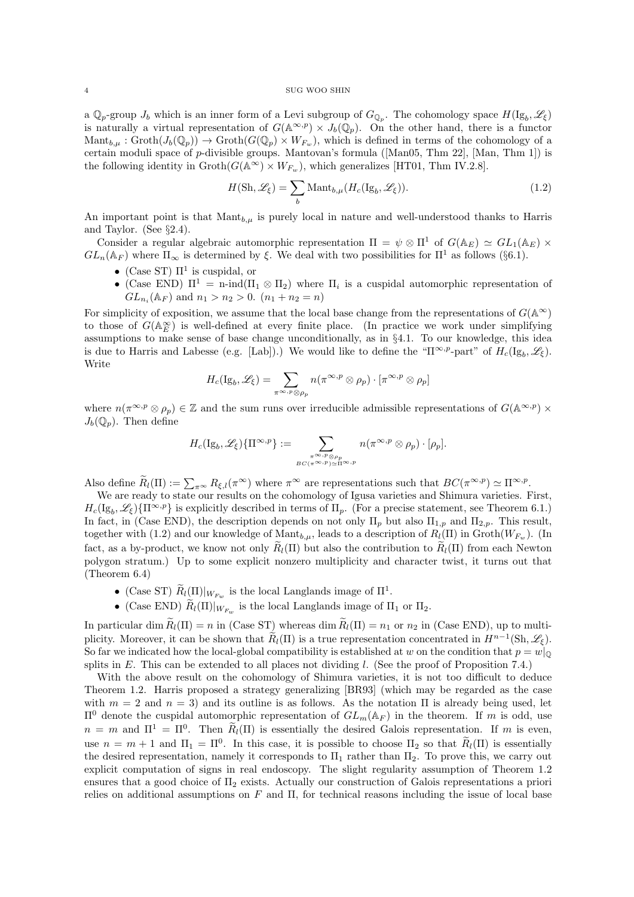a $\mathbb{Q}_p$-group $J_b$ which is an inner form of a Levi subgroup of $G_{\mathbb{Q}_p}$. The cohomology space $H(\mathrm{Ig}_b, \mathscr{L}_\xi)$ is naturally a virtual representation of $G(\mathbb{A}^{\infty,p}) \times J_b(\mathbb{Q}_p)$. On the other hand, there is a functor $\mathrm{Mant}_{b,\mu} : \mathrm{Groth}(J_b(\mathbb{Q}_p)) \to \mathrm{Groth}(G(\mathbb{Q}_p) \times W_{F_w})$, which is defined in terms of the cohomology of a certain moduli space of $p$-divisible groups. Mantovan's formula ([Man05, Thm 22], [Man, Thm 1]) is the following identity in $\mathrm{Groth}(G(\mathbb{A}^\infty) \times W_{F_w})$, which generalizes [HT01, Thm IV.2.8].

$$H(\mathrm{Sh}, \mathscr{L}_\xi) = \sum_b \mathrm{Mant}_{b,\mu}(H_c(\mathrm{Ig}_b, \mathscr{L}_\xi)). \tag{1.2}$$

An important point is that $\mathrm{Mant}_{b,\mu}$ is purely local in nature and well-understood thanks to Harris and Taylor. (See §2.4).

Consider a regular algebraic automorphic representation $\Pi = \psi \otimes \Pi^1$ of $G(\mathbb{A}_E) \simeq GL_1(\mathbb{A}_E) \times GL_n(\mathbb{A}_F)$ where $\Pi_\infty$ is determined by $\xi$. We deal with two possibilities for $\Pi^1$ as follows (§6.1).

- (Case ST) $\Pi^1$ is cuspidal, or
- (Case END) $\Pi^1 = \text{n-ind}(\Pi_1 \otimes \Pi_2)$ where $\Pi_i$ is a cuspidal automorphic representation of $GL_{n_i}(\mathbb{A}_F)$ and $n_1 > n_2 > 0$. $(n_1 + n_2 = n)$

For simplicity of exposition, we assume that the local base change from the representations of $G(\mathbb{A}^\infty)$ to those of $G(\mathbb{A}_E^\infty)$ is well-defined at every finite place. (In practice we work under simplifying assumptions to make sense of base change unconditionally, as in §4.1. To our knowledge, this idea is due to Harris and Labesse (e.g. [Lab]).) We would like to define the "$\Pi^{\infty,p}$-part" of $H_c(\mathrm{Ig}_b, \mathscr{L}_\xi)$. Write

$$H_c(\mathrm{Ig}_b, \mathscr{L}_\xi) = \sum_{\pi^{\infty,p} \otimes \rho_p} n(\pi^{\infty,p} \otimes \rho_p) \cdot [\pi^{\infty,p} \otimes \rho_p]$$

where $n(\pi^{\infty,p} \otimes \rho_p) \in \mathbb{Z}$ and the sum runs over irreducible admissible representations of $G(\mathbb{A}^{\infty,p}) \times J_b(\mathbb{Q}_p)$. Then define

$$H_c(\mathrm{Ig}_b, \mathscr{L}_\xi)\{\Pi^{\infty,p}\} := \sum_{\substack{\pi^{\infty,p} \otimes \rho_p \\ BC(\pi^{\infty,p}) \simeq \Pi^{\infty,p}}} n(\pi^{\infty,p} \otimes \rho_p) \cdot [\rho_p].$$

Also define $\widetilde{R}_l(\Pi) := \sum_{\pi^\infty} R_{\xi,l}(\pi^\infty)$ where $\pi^\infty$ are representations such that $BC(\pi^{\infty,p}) \simeq \Pi^{\infty,p}$.

We are ready to state our results on the cohomology of Igusa varieties and Shimura varieties. First, $H_c(\mathrm{Ig}_b, \mathscr{L}_\xi)\{\Pi^{\infty,p}\}$ is explicitly described in terms of $\Pi_p$. (For a precise statement, see Theorem 6.1.) In fact, in (Case END), the description depends on not only $\Pi_p$ but also $\Pi_{1,p}$ and $\Pi_{2,p}$. This result, together with (1.2) and our knowledge of $\mathrm{Mant}_{b,\mu}$, leads to a description of $R_l(\Pi)$ in $\mathrm{Groth}(W_{F_w})$. (In fact, as a by-product, we know not only $\widetilde{R}_l(\Pi)$ but also the contribution to $\widetilde{R}_l(\Pi)$ from each Newton polygon stratum.) Up to some explicit nonzero multiplicity and character twist, it turns out that (Theorem 6.4)

- (Case ST) $\widetilde{R}_l(\Pi)|_{W_{F_w}}$ is the local Langlands image of $\Pi^1$.
- (Case END) $\widetilde{R}_l(\Pi)|_{W_{F_w}}$ is the local Langlands image of $\Pi_1$ or $\Pi_2$.

In particular $\dim \widetilde{R}_l(\Pi) = n$ in (Case ST) whereas $\dim \widetilde{R}_l(\Pi) = n_1$ or $n_2$ in (Case END), up to multiplicity. Moreover, it can be shown that $\widetilde{R}_l(\Pi)$ is a true representation concentrated in $H^{n-1}(\mathrm{Sh}, \mathscr{L}_\xi)$. So far we indicated how the local-global compatibility is established at $w$ on the condition that $p = w|_{\mathbb{Q}}$ splits in $E$. This can be extended to all places not dividing $l$. (See the proof of Proposition 7.4.)

With the above result on the cohomology of Shimura varieties, it is not too difficult to deduce Theorem 1.2. Harris proposed a strategy generalizing [BR93] (which may be regarded as the case with $m = 2$ and $n = 3$) and its outline is as follows. As the notation $\Pi$ is already being used, let $\Pi^0$ denote the cuspidal automorphic representation of $GL_m(\mathbb{A}_F)$ in the theorem. If $m$ is odd, use $n = m$ and $\Pi^1 = \Pi^0$. Then $\widetilde{R}_l(\Pi)$ is essentially the desired Galois representation. If $m$ is even, use $n = m + 1$ and $\Pi_1 = \Pi^0$. In this case, it is possible to choose $\Pi_2$ so that $\widetilde{R}_l(\Pi)$ is essentially the desired representation, namely it corresponds to $\Pi_1$ rather than $\Pi_2$. To prove this, we carry out explicit computation of signs in real endoscopy. The slight regularity assumption of Theorem 1.2 ensures that a good choice of $\Pi_2$ exists. Actually our construction of Galois representations a priori relies on additional assumptions on $F$ and $\Pi$, for technical reasons including the issue of local base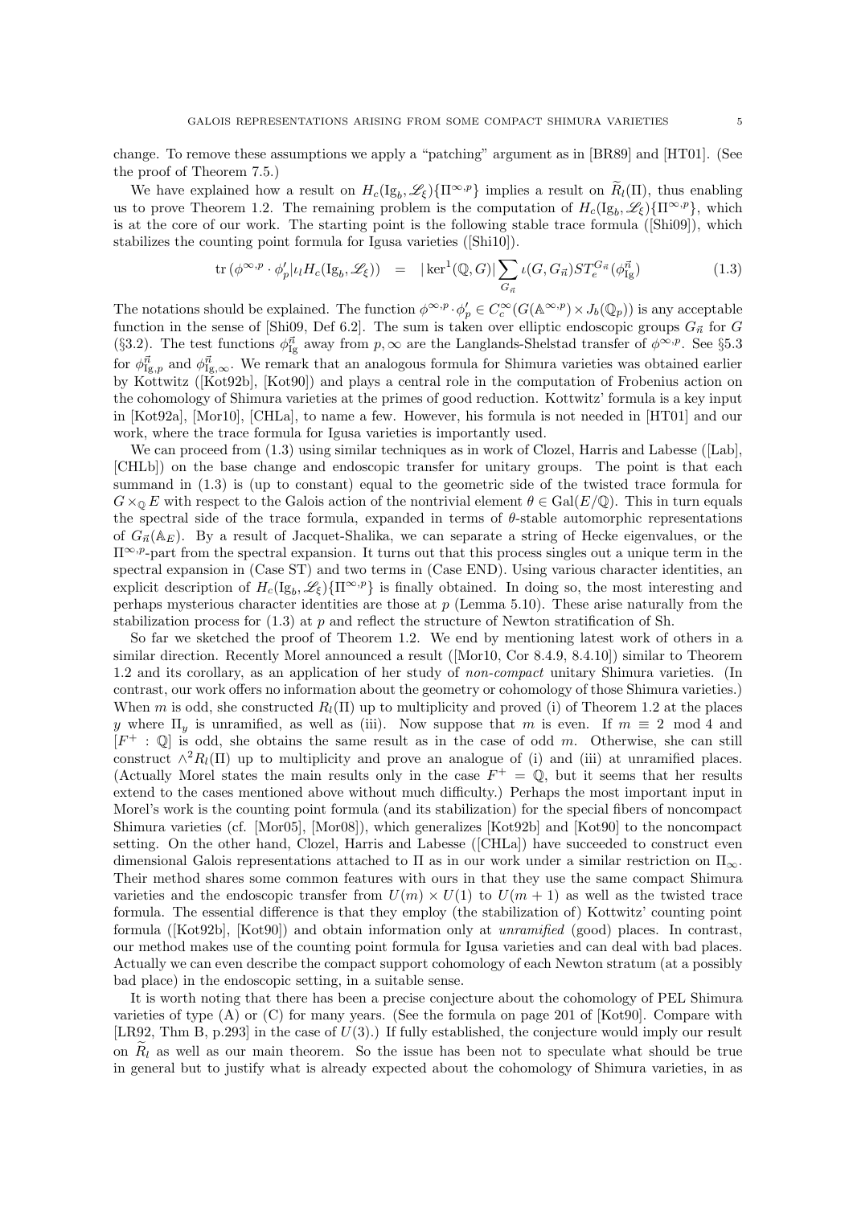change. To remove these assumptions we apply a "patching" argument as in [BR89] and [HT01]. (See the proof of Theorem 7.5.)

We have explained how a result on $H_c(\mathrm{Ig}_b, \mathscr{L}_\xi)\{\Pi^{\infty,p}\}$ implies a result on $\widetilde{R}_l(\Pi)$, thus enabling us to prove Theorem 1.2. The remaining problem is the computation of $H_c(\mathrm{Ig}_b, \mathscr{L}_\xi)\{\Pi^{\infty,p}\}$, which is at the core of our work. The starting point is the following stable trace formula ([Shi09]), which stabilizes the counting point formula for Igusa varieties ([Shi10]).

$$\mathrm{tr}\,(\phi^{\infty,p}\cdot\phi'_p|\iota_l H_c(\mathrm{Ig}_b,\mathscr{L}_\xi)) \quad = \quad |\ker^1(\mathbb{Q},G)|\sum_{G_{\vec{n}}}\iota(G,G_{\vec{n}})ST_e^{G_{\vec{n}}}(\phi^{\vec{n}}_{\mathrm{Ig}}) \tag{1.3}$$

The notations should be explained. The function $\phi^{\infty,p}\cdot\phi'_p \in C_c^\infty(G(\mathbb{A}^{\infty,p})\times J_b(\mathbb{Q}_p))$ is any acceptable function in the sense of [Shi09, Def 6.2]. The sum is taken over elliptic endoscopic groups $G_{\vec{n}}$ for $G$ (§3.2). The test functions $\phi^{\vec{n}}_{\mathrm{Ig}}$ away from $p,\infty$ are the Langlands-Shelstad transfer of $\phi^{\infty,p}$. See §5.3 for $\phi^{\vec{n}}_{\mathrm{Ig},p}$ and $\phi^{\vec{n}}_{\mathrm{Ig},\infty}$. We remark that an analogous formula for Shimura varieties was obtained earlier by Kottwitz ([Kot92b], [Kot90]) and plays a central role in the computation of Frobenius action on the cohomology of Shimura varieties at the primes of good reduction. Kottwitz' formula is a key input in [Kot92a], [Mor10], [CHLa], to name a few. However, his formula is not needed in [HT01] and our work, where the trace formula for Igusa varieties is importantly used.

We can proceed from (1.3) using similar techniques as in work of Clozel, Harris and Labesse ([Lab], [CHLb]) on the base change and endoscopic transfer for unitary groups. The point is that each summand in (1.3) is (up to constant) equal to the geometric side of the twisted trace formula for $G\times_{\mathbb{Q}} E$ with respect to the Galois action of the nontrivial element $\theta\in\mathrm{Gal}(E/\mathbb{Q})$. This in turn equals the spectral side of the trace formula, expanded in terms of $\theta$-stable automorphic representations of $G_{\vec{n}}(\mathbb{A}_E)$. By a result of Jacquet-Shalika, we can separate a string of Hecke eigenvalues, or the $\Pi^{\infty,p}$-part from the spectral expansion. It turns out that this process singles out a unique term in the spectral expansion in (Case ST) and two terms in (Case END). Using various character identities, an explicit description of $H_c(\mathrm{Ig}_b,\mathscr{L}_\xi)\{\Pi^{\infty,p}\}$ is finally obtained. In doing so, the most interesting and perhaps mysterious character identities are those at $p$ (Lemma 5.10). These arise naturally from the stabilization process for (1.3) at $p$ and reflect the structure of Newton stratification of Sh.

So far we sketched the proof of Theorem 1.2. We end by mentioning latest work of others in a similar direction. Recently Morel announced a result ([Mor10, Cor 8.4.9, 8.4.10]) similar to Theorem 1.2 and its corollary, as an application of her study of *non-compact* unitary Shimura varieties. (In contrast, our work offers no information about the geometry or cohomology of those Shimura varieties.) When $m$ is odd, she constructed $R_l(\Pi)$ up to multiplicity and proved (i) of Theorem 1.2 at the places $y$ where $\Pi_y$ is unramified, as well as (iii). Now suppose that $m$ is even. If $m\equiv 2 \mod 4$ and $[F^+:\mathbb{Q}]$ is odd, she obtains the same result as in the case of odd $m$. Otherwise, she can still construct $\wedge^2 R_l(\Pi)$ up to multiplicity and prove an analogue of (i) and (iii) at unramified places. (Actually Morel states the main results only in the case $F^+=\mathbb{Q}$, but it seems that her results extend to the cases mentioned above without much difficulty.) Perhaps the most important input in Morel's work is the counting point formula (and its stabilization) for the special fibers of noncompact Shimura varieties (cf. [Mor05], [Mor08]), which generalizes [Kot92b] and [Kot90] to the noncompact setting. On the other hand, Clozel, Harris and Labesse ([CHLa]) have succeeded to construct even dimensional Galois representations attached to $\Pi$ as in our work under a similar restriction on $\Pi_\infty$. Their method shares some common features with ours in that they use the same compact Shimura varieties and the endoscopic transfer from $U(m)\times U(1)$ to $U(m+1)$ as well as the twisted trace formula. The essential difference is that they employ (the stabilization of) Kottwitz' counting point formula ([Kot92b], [Kot90]) and obtain information only at *unramified* (good) places. In contrast, our method makes use of the counting point formula for Igusa varieties and can deal with bad places. Actually we can even describe the compact support cohomology of each Newton stratum (at a possibly bad place) in the endoscopic setting, in a suitable sense.

It is worth noting that there has been a precise conjecture about the cohomology of PEL Shimura varieties of type (A) or (C) for many years. (See the formula on page 201 of [Kot90]. Compare with [LR92, Thm B, p.293] in the case of $U(3)$.) If fully established, the conjecture would imply our result on $\widetilde{R}_l$ as well as our main theorem. So the issue has been not to speculate what should be true in general but to justify what is already expected about the cohomology of Shimura varieties, in as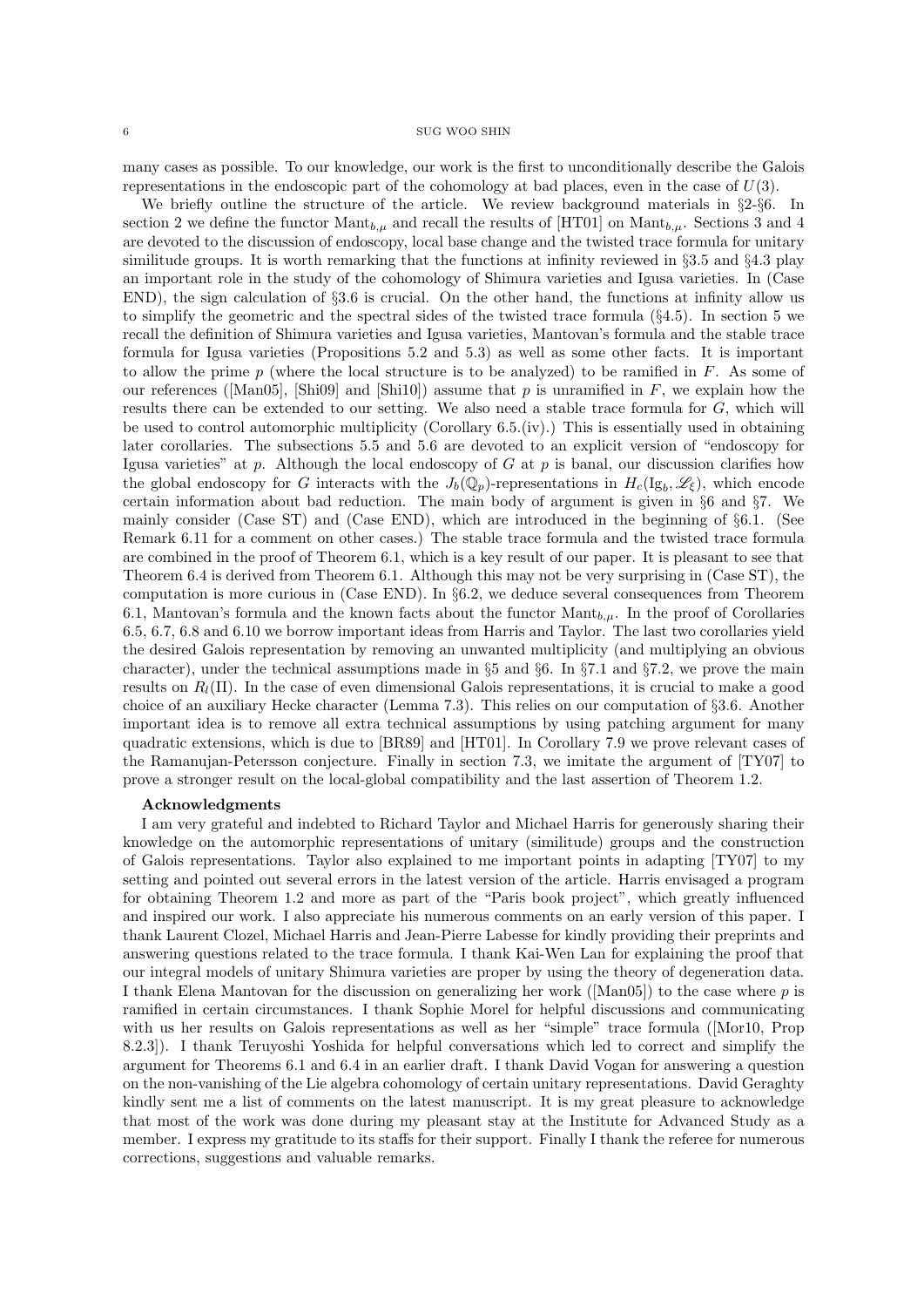many cases as possible. To our knowledge, our work is the first to unconditionally describe the Galois representations in the endoscopic part of the cohomology at bad places, even in the case of $U(3)$.

We briefly outline the structure of the article. We review background materials in §2-§6. In section 2 we define the functor $\mathrm{Mant}_{b,\mu}$ and recall the results of [HT01] on $\mathrm{Mant}_{b,\mu}$. Sections 3 and 4 are devoted to the discussion of endoscopy, local base change and the twisted trace formula for unitary similitude groups. It is worth remarking that the functions at infinity reviewed in §3.5 and §4.3 play an important role in the study of the cohomology of Shimura varieties and Igusa varieties. In (Case END), the sign calculation of §3.6 is crucial. On the other hand, the functions at infinity allow us to simplify the geometric and the spectral sides of the twisted trace formula (§4.5). In section 5 we recall the definition of Shimura varieties and Igusa varieties, Mantovan's formula and the stable trace formula for Igusa varieties (Propositions 5.2 and 5.3) as well as some other facts. It is important to allow the prime $p$ (where the local structure is to be analyzed) to be ramified in $F$. As some of our references ([Man05], [Shi09] and [Shi10]) assume that $p$ is unramified in $F$, we explain how the results there can be extended to our setting. We also need a stable trace formula for $G$, which will be used to control automorphic multiplicity (Corollary 6.5.(iv).) This is essentially used in obtaining later corollaries. The subsections 5.5 and 5.6 are devoted to an explicit version of "endoscopy for Igusa varieties" at $p$. Although the local endoscopy of $G$ at $p$ is banal, our discussion clarifies how the global endoscopy for $G$ interacts with the $J_b(\mathbb{Q}_p)$-representations in $H_c(\mathrm{Ig}_b, \mathscr{L}_\xi)$, which encode certain information about bad reduction. The main body of argument is given in §6 and §7. We mainly consider (Case ST) and (Case END), which are introduced in the beginning of §6.1. (See Remark 6.11 for a comment on other cases.) The stable trace formula and the twisted trace formula are combined in the proof of Theorem 6.1, which is a key result of our paper. It is pleasant to see that Theorem 6.4 is derived from Theorem 6.1. Although this may not be very surprising in (Case ST), the computation is more curious in (Case END). In §6.2, we deduce several consequences from Theorem 6.1, Mantovan's formula and the known facts about the functor $\mathrm{Mant}_{b,\mu}$. In the proof of Corollaries 6.5, 6.7, 6.8 and 6.10 we borrow important ideas from Harris and Taylor. The last two corollaries yield the desired Galois representation by removing an unwanted multiplicity (and multiplying an obvious character), under the technical assumptions made in §5 and §6. In §7.1 and §7.2, we prove the main results on $R_l(\Pi)$. In the case of even dimensional Galois representations, it is crucial to make a good choice of an auxiliary Hecke character (Lemma 7.3). This relies on our computation of §3.6. Another important idea is to remove all extra technical assumptions by using patching argument for many quadratic extensions, which is due to [BR89] and [HT01]. In Corollary 7.9 we prove relevant cases of the Ramanujan-Petersson conjecture. Finally in section 7.3, we imitate the argument of [TY07] to prove a stronger result on the local-global compatibility and the last assertion of Theorem 1.2.

**Acknowledgments**

I am very grateful and indebted to Richard Taylor and Michael Harris for generously sharing their knowledge on the automorphic representations of unitary (similitude) groups and the construction of Galois representations. Taylor also explained to me important points in adapting [TY07] to my setting and pointed out several errors in the latest version of the article. Harris envisaged a program for obtaining Theorem 1.2 and more as part of the "Paris book project", which greatly influenced and inspired our work. I also appreciate his numerous comments on an early version of this paper. I thank Laurent Clozel, Michael Harris and Jean-Pierre Labesse for kindly providing their preprints and answering questions related to the trace formula. I thank Kai-Wen Lan for explaining the proof that our integral models of unitary Shimura varieties are proper by using the theory of degeneration data. I thank Elena Mantovan for the discussion on generalizing her work ([Man05]) to the case where $p$ is ramified in certain circumstances. I thank Sophie Morel for helpful discussions and communicating with us her results on Galois representations as well as her "simple" trace formula ([Mor10, Prop 8.2.3]). I thank Teruyoshi Yoshida for helpful conversations which led to correct and simplify the argument for Theorems 6.1 and 6.4 in an earlier draft. I thank David Vogan for answering a question on the non-vanishing of the Lie algebra cohomology of certain unitary representations. David Geraghty kindly sent me a list of comments on the latest manuscript. It is my great pleasure to acknowledge that most of the work was done during my pleasant stay at the Institute for Advanced Study as a member. I express my gratitude to its staffs for their support. Finally I thank the referee for numerous corrections, suggestions and valuable remarks.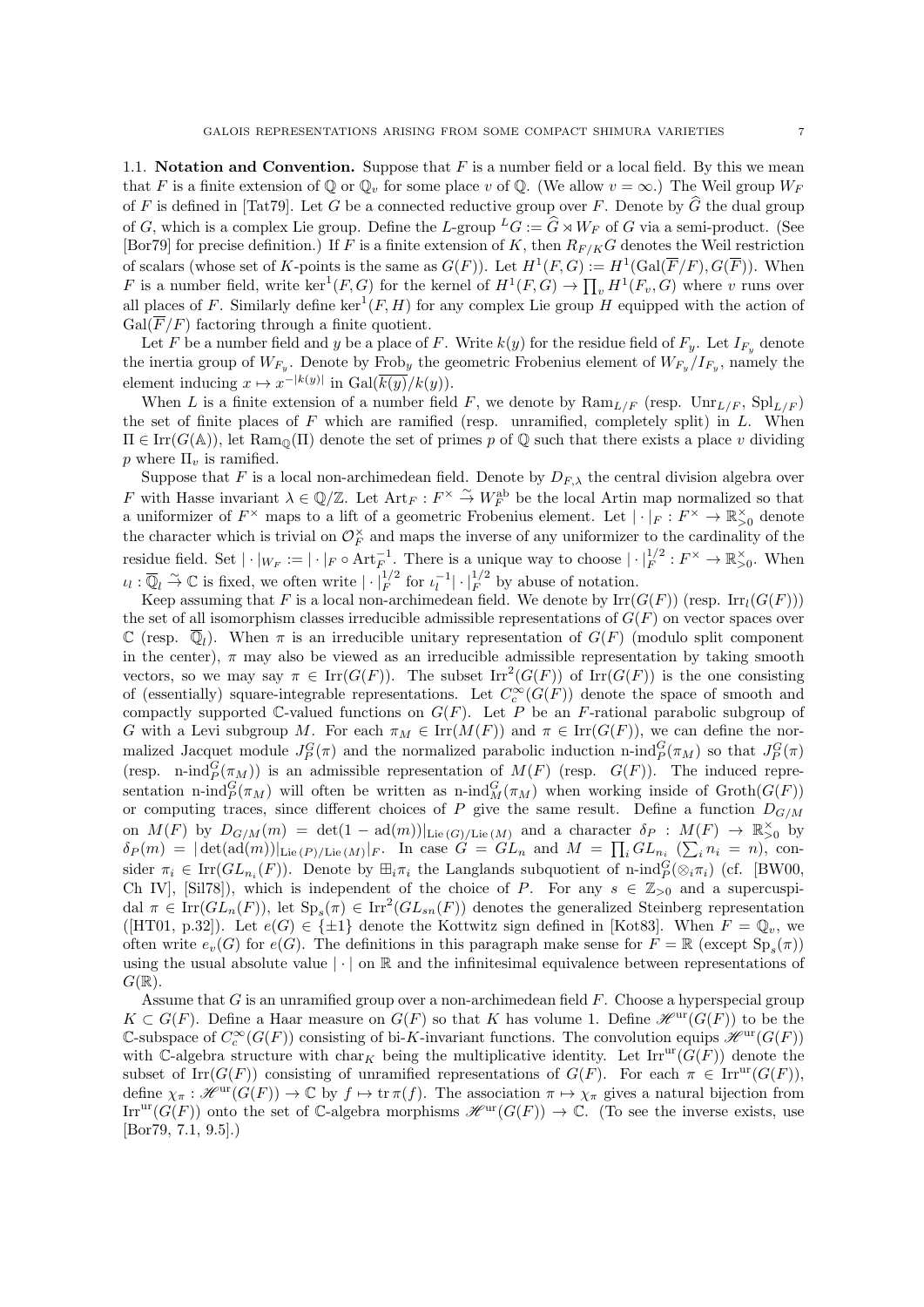1.1. **Notation and Convention.** Suppose that $F$ is a number field or a local field. By this we mean that $F$ is a finite extension of $\mathbb{Q}$ or $\mathbb{Q}_v$ for some place $v$ of $\mathbb{Q}$. (We allow $v = \infty$.) The Weil group $W_F$ of $F$ is defined in [Tat79]. Let $G$ be a connected reductive group over $F$. Denote by $\widehat{G}$ the dual group of $G$, which is a complex Lie group. Define the $L$-group ${}^L G := \widehat{G} \rtimes W_F$ of $G$ via a semi-product. (See [Bor79] for precise definition.) If $F$ is a finite extension of $K$, then $R_{F/K}G$ denotes the Weil restriction of scalars (whose set of $K$-points is the same as $G(F)$). Let $H^1(F, G) := H^1(\mathrm{Gal}(\overline{F}/F), G(\overline{F}))$. When $F$ is a number field, write $\ker^1(F, G)$ for the kernel of $H^1(F, G) \to \prod_v H^1(F_v, G)$ where $v$ runs over all places of $F$. Similarly define $\ker^1(F, H)$ for any complex Lie group $H$ equipped with the action of $\mathrm{Gal}(\overline{F}/F)$ factoring through a finite quotient.

Let $F$ be a number field and $y$ be a place of $F$. Write $k(y)$ for the residue field of $F_y$. Let $I_{F_y}$ denote the inertia group of $W_{F_y}$. Denote by $\mathrm{Frob}_y$ the geometric Frobenius element of $W_{F_y}/I_{F_y}$, namely the element inducing $x \mapsto x^{-|k(y)|}$ in $\mathrm{Gal}(\overline{k(y)}/k(y))$.

When $L$ is a finite extension of a number field $F$, we denote by $\mathrm{Ram}_{L/F}$ (resp. $\mathrm{Unr}_{L/F}$, $\mathrm{Spl}_{L/F}$) the set of finite places of $F$ which are ramified (resp. unramified, completely split) in $L$. When $\Pi \in \mathrm{Irr}(G(\mathbb{A}))$, let $\mathrm{Ram}_{\mathbb{Q}}(\Pi)$ denote the set of primes $p$ of $\mathbb{Q}$ such that there exists a place $v$ dividing $p$ where $\Pi_v$ is ramified.

Suppose that $F$ is a local non-archimedean field. Denote by $D_{F,\lambda}$ the central division algebra over $F$ with Hasse invariant $\lambda \in \mathbb{Q}/\mathbb{Z}$. Let $\mathrm{Art}_F : F^\times \xrightarrow{\sim} W_F^{\mathrm{ab}}$ be the local Artin map normalized so that a uniformizer of $F^\times$ maps to a lift of a geometric Frobenius element. Let $|\cdot|_F : F^\times \to \mathbb{R}^\times_{>0}$ denote the character which is trivial on $\mathcal{O}_F^\times$ and maps the inverse of any uniformizer to the cardinality of the residue field. Set $|\cdot|_{W_F} := |\cdot|_F \circ \mathrm{Art}_F^{-1}$. There is a unique way to choose $|\cdot|_F^{1/2} : F^\times \to \mathbb{R}^\times_{>0}$. When $\iota_l : \overline{\mathbb{Q}}_l \xrightarrow{\sim} \mathbb{C}$ is fixed, we often write $|\cdot|_F^{1/2}$ for $\iota_l^{-1}|\cdot|_F^{1/2}$ by abuse of notation.

Keep assuming that $F$ is a local non-archimedean field. We denote by $\mathrm{Irr}(G(F))$ (resp. $\mathrm{Irr}_l(G(F))$) the set of all isomorphism classes irreducible admissible representations of $G(F)$ on vector spaces over $\mathbb{C}$ (resp. $\overline{\mathbb{Q}}_l$). When $\pi$ is an irreducible unitary representation of $G(F)$ (modulo split component in the center), $\pi$ may also be viewed as an irreducible admissible representation by taking smooth vectors, so we may say $\pi \in \mathrm{Irr}(G(F))$. The subset $\mathrm{Irr}^2(G(F))$ of $\mathrm{Irr}(G(F))$ is the one consisting of (essentially) square-integrable representations. Let $C_c^\infty(G(F))$ denote the space of smooth and compactly supported $\mathbb{C}$-valued functions on $G(F)$. Let $P$ be an $F$-rational parabolic subgroup of $G$ with a Levi subgroup $M$. For each $\pi_M \in \mathrm{Irr}(M(F))$ and $\pi \in \mathrm{Irr}(G(F))$, we can define the normalized Jacquet module $J_P^G(\pi)$ and the normalized parabolic induction $\text{n-ind}_P^G(\pi_M)$ so that $J_P^G(\pi)$ (resp. $\text{n-ind}_P^G(\pi_M)$) is an admissible representation of $M(F)$ (resp. $G(F)$). The induced representation $\text{n-ind}_P^G(\pi_M)$ will often be written as $\text{n-ind}_M^G(\pi_M)$ when working inside of $\mathrm{Groth}(G(F))$ or computing traces, since different choices of $P$ give the same result. Define a function $D_{G/M}$ on $M(F)$ by $D_{G/M}(m) = \det(1 - \mathrm{ad}(m))|_{\mathrm{Lie}\,(G)/\mathrm{Lie}\,(M)}$ and a character $\delta_P : M(F) \to \mathbb{R}^\times_{>0}$ by $\delta_P(m) = |\det(\mathrm{ad}(m))|_{\mathrm{Lie}\,(P)/\mathrm{Lie}\,(M)}|_F$. In case $G = GL_n$ and $M = \prod_i GL_{n_i}$ ($\sum_i n_i = n$), consider $\pi_i \in \mathrm{Irr}(GL_{n_i}(F))$. Denote by $\boxplus_i \pi_i$ the Langlands subquotient of $\text{n-ind}_P^G(\otimes_i \pi_i)$ (cf. [BW00, Ch IV], [Sil78]), which is independent of the choice of $P$. For any $s \in \mathbb{Z}_{>0}$ and a supercuspidal $\pi \in \mathrm{Irr}(GL_n(F))$, let $\mathrm{Sp}_s(\pi) \in \mathrm{Irr}^2(GL_{sn}(F))$ denotes the generalized Steinberg representation ([HT01, p.32]). Let $e(G) \in \{\pm 1\}$ denote the Kottwitz sign defined in [Kot83]. When $F = \mathbb{Q}_v$, we often write $e_v(G)$ for $e(G)$. The definitions in this paragraph make sense for $F = \mathbb{R}$ (except $\mathrm{Sp}_s(\pi)$) using the usual absolute value $|\cdot|$ on $\mathbb{R}$ and the infinitesimal equivalence between representations of $G(\mathbb{R})$.

Assume that $G$ is an unramified group over a non-archimedean field $F$. Choose a hyperspecial group $K \subset G(F)$. Define a Haar measure on $G(F)$ so that $K$ has volume 1. Define $\mathscr{H}^{\mathrm{ur}}(G(F))$ to be the $\mathbb{C}$-subspace of $C_c^\infty(G(F))$ consisting of bi-$K$-invariant functions. The convolution equips $\mathscr{H}^{\mathrm{ur}}(G(F))$ with $\mathbb{C}$-algebra structure with $\mathrm{char}_K$ being the multiplicative identity. Let $\mathrm{Irr}^{\mathrm{ur}}(G(F))$ denote the subset of $\mathrm{Irr}(G(F))$ consisting of unramified representations of $G(F)$. For each $\pi \in \mathrm{Irr}^{\mathrm{ur}}(G(F))$, define $\chi_\pi : \mathscr{H}^{\mathrm{ur}}(G(F)) \to \mathbb{C}$ by $f \mapsto \mathrm{tr}\,\pi(f)$. The association $\pi \mapsto \chi_\pi$ gives a natural bijection from $\mathrm{Irr}^{\mathrm{ur}}(G(F))$ onto the set of $\mathbb{C}$-algebra morphisms $\mathscr{H}^{\mathrm{ur}}(G(F)) \to \mathbb{C}$. (To see the inverse exists, use [Bor79, 7.1, 9.5].)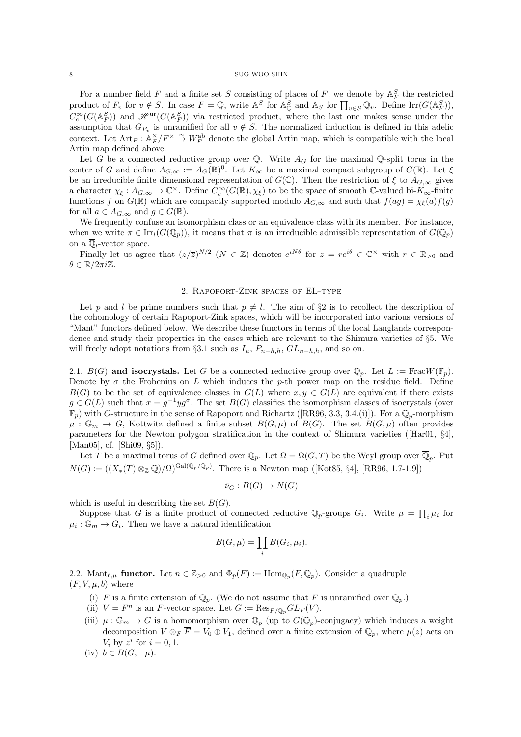For a number field $F$ and a finite set $S$ consisting of places of $F$, we denote by $\mathbb{A}_F^S$ the restricted product of $F_v$ for $v \notin S$. In case $F = \mathbb{Q}$, write $\mathbb{A}^S$ for $\mathbb{A}_{\mathbb{Q}}^S$ and $\mathbb{A}_S$ for $\prod_{v\in S} \mathbb{Q}_v$. Define $\mathrm{Irr}(G(\mathbb{A}_F^S))$, $C_c^\infty(G(\mathbb{A}_F^S))$ and $\mathscr{H}^{\mathrm{ur}}(G(\mathbb{A}_F^S))$ via restricted product, where the last one makes sense under the assumption that $G_{F_v}$ is unramified for all $v \notin S$. The normalized induction is defined in this adelic context. Let $\mathrm{Art}_F : \mathbb{A}_F^\times / F^\times \xrightarrow{\sim} W_F^{\mathrm{ab}}$ denote the global Artin map, which is compatible with the local Artin map defined above.

Let $G$ be a connected reductive group over $\mathbb{Q}$. Write $A_G$ for the maximal $\mathbb{Q}$-split torus in the center of $G$ and define $A_{G,\infty} := A_G(\mathbb{R})^0$. Let $K_\infty$ be a maximal compact subgroup of $G(\mathbb{R})$. Let $\xi$ be an irreducible finite dimensional representation of $G(\mathbb{C})$. Then the restriction of $\xi$ to $A_{G,\infty}$ gives a character $\chi_\xi : A_{G,\infty} \to \mathbb{C}^\times$. Define $C_c^\infty(G(\mathbb{R}), \chi_\xi)$ to be the space of smooth $\mathbb{C}$-valued bi-$K_\infty$-finite functions $f$ on $G(\mathbb{R})$ which are compactly supported modulo $A_{G,\infty}$ and such that $f(ag) = \chi_\xi(a) f(g)$ for all $a \in A_{G,\infty}$ and $g \in G(\mathbb{R})$.

We frequently confuse an isomorphism class or an equivalence class with its member. For instance, when we write $\pi \in \mathrm{Irr}_l(G(\mathbb{Q}_p))$, it means that $\pi$ is an irreducible admissible representation of $G(\mathbb{Q}_p)$ on a $\overline{\mathbb{Q}}_l$-vector space.

Finally let us agree that $(z/\overline{z})^{N/2}$ ($N \in \mathbb{Z}$) denotes $e^{iN\theta}$ for $z = re^{i\theta} \in \mathbb{C}^\times$ with $r \in \mathbb{R}_{>0}$ and $\theta \in \mathbb{R}/2\pi i \mathbb{Z}$.

## 2. Rapoport-Zink spaces of EL-type

Let $p$ and $l$ be prime numbers such that $p \neq l$. The aim of §2 is to recollect the description of the cohomology of certain Rapoport-Zink spaces, which will be incorporated into various versions of "Mant" functors defined below. We describe these functors in terms of the local Langlands correspondence and study their properties in the cases which are relevant to the Shimura varieties of §5. We will freely adopt notations from §3.1 such as $I_n$, $P_{n-h,h}$, $GL_{n-h,h}$, and so on.

**2.1. $B(G)$ and isocrystals.** Let $G$ be a connected reductive group over $\mathbb{Q}_p$. Let $L := \mathrm{Frac} W(\overline{\mathbb{F}}_p)$. Denote by $\sigma$ the Frobenius on $L$ which induces the $p$-th power map on the residue field. Define $B(G)$ to be the set of equivalence classes in $G(L)$ where $x, y \in G(L)$ are equivalent if there exists $g \in G(L)$ such that $x = g^{-1} y g^\sigma$. The set $B(G)$ classifies the isomorphism classes of isocrystals (over $\overline{\mathbb{F}}_p$) with $G$-structure in the sense of Rapoport and Richartz ([RR96, 3.3, 3.4.(i)]). For a $\overline{\mathbb{Q}}_p$-morphism $\mu : \mathbb{G}_m \to G$, Kottwitz defined a finite subset $B(G, \mu)$ of $B(G)$. The set $B(G, \mu)$ often provides parameters for the Newton polygon stratification in the context of Shimura varieties ([Har01, §4], [Man05], cf. [Shi09, §5]).

Let $T$ be a maximal torus of $G$ defined over $\mathbb{Q}_p$. Let $\Omega = \Omega(G, T)$ be the Weyl group over $\overline{\mathbb{Q}}_p$. Put $N(G) := ((X_*(T) \otimes_{\mathbb{Z}} \mathbb{Q})/\Omega)^{\mathrm{Gal}(\overline{\mathbb{Q}}_p/\mathbb{Q}_p)}$. There is a Newton map ([Kot85, §4], [RR96, 1.7-1.9])

$$\bar{\nu}_G : B(G) \to N(G)$$

which is useful in describing the set $B(G)$.

Suppose that $G$ is a finite product of connected reductive $\mathbb{Q}_p$-groups $G_i$. Write $\mu = \prod_i \mu_i$ for $\mu_i : \mathbb{G}_m \to G_i$. Then we have a natural identification

$$B(G, \mu) = \prod_i B(G_i, \mu_i).$$

**2.2. $\mathrm{Mant}_{b,\mu}$ functor.** Let $n \in \mathbb{Z}_{>0}$ and $\Phi_p(F) := \mathrm{Hom}_{\mathbb{Q}_p}(F, \overline{\mathbb{Q}}_p)$. Consider a quadruple $(F, V, \mu, b)$ where

- (i) $F$ is a finite extension of $\mathbb{Q}_p$. (We do not assume that $F$ is unramified over $\mathbb{Q}_p$.)
- (ii) $V = F^n$ is an $F$-vector space. Let $G := \mathrm{Res}_{F/\mathbb{Q}_p} GL_F(V)$.
- (iii) $\mu : \mathbb{G}_m \to G$ is a homomorphism over $\overline{\mathbb{Q}}_p$ (up to $G(\overline{\mathbb{Q}}_p)$-conjugacy) which induces a weight decomposition $V \otimes_F \overline{F} = V_0 \oplus V_1$, defined over a finite extension of $\mathbb{Q}_p$, where $\mu(z)$ acts on $V_i$ by $z^i$ for $i = 0, 1$.
- (iv) $b \in B(G, -\mu)$.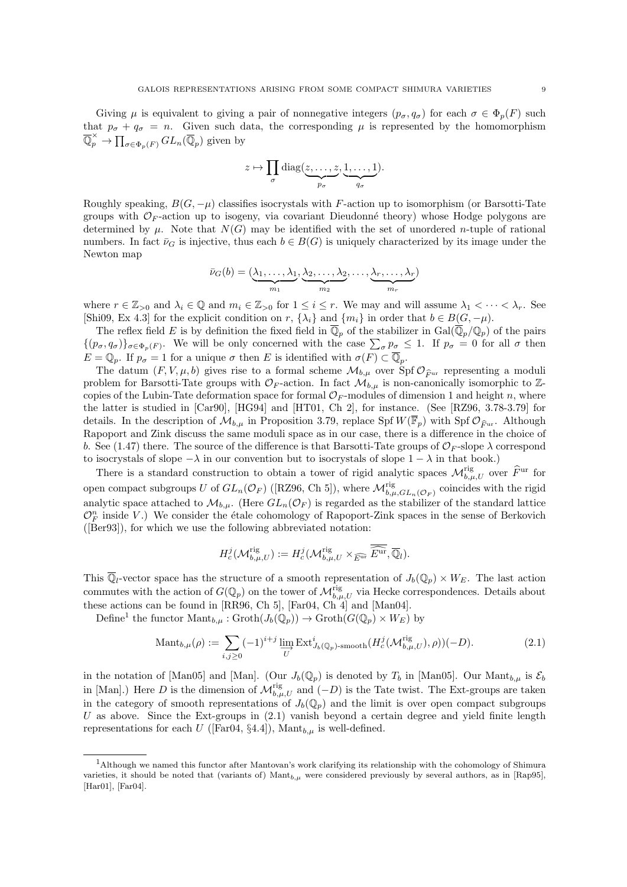Giving $\mu$ is equivalent to giving a pair of nonnegative integers $(p_\sigma, q_\sigma)$ for each $\sigma \in \Phi_p(F)$ such that $p_\sigma + q_\sigma = n$. Given such data, the corresponding $\mu$ is represented by the homomorphism $\overline{\mathbb{Q}}_p^\times \to \prod_{\sigma \in \Phi_p(F)} GL_n(\overline{\mathbb{Q}}_p)$ given by

$$z \mapsto \prod_\sigma \mathrm{diag}(\underbrace{z, \ldots, z}_{p_\sigma}, \underbrace{1, \ldots, 1}_{q_\sigma}).$$

Roughly speaking, $B(G, -\mu)$ classifies isocrystals with $F$-action up to isomorphism (or Barsotti-Tate groups with $\mathcal{O}_F$-action up to isogeny, via covariant Dieudonné theory) whose Hodge polygons are determined by $\mu$. Note that $N(G)$ may be identified with the set of unordered $n$-tuple of rational numbers. In fact $\bar{\nu}_G$ is injective, thus each $b \in B(G)$ is uniquely characterized by its image under the Newton map

$$\bar{\nu}_G(b) = (\underbrace{\lambda_1, \ldots, \lambda_1}_{m_1}, \underbrace{\lambda_2, \ldots, \lambda_2}_{m_2}, \ldots, \underbrace{\lambda_r, \ldots, \lambda_r}_{m_r})$$

where $r \in \mathbb{Z}_{>0}$ and $\lambda_i \in \mathbb{Q}$ and $m_i \in \mathbb{Z}_{>0}$ for $1 \leq i \leq r$. We may and will assume $\lambda_1 < \cdots < \lambda_r$. See [Shi09, Ex 4.3] for the explicit condition on $r$, $\{\lambda_i\}$ and $\{m_i\}$ in order that $b \in B(G, -\mu)$.

The reflex field $E$ is by definition the fixed field in $\overline{\mathbb{Q}}_p$ of the stabilizer in $\mathrm{Gal}(\overline{\mathbb{Q}}_p/\mathbb{Q}_p)$ of the pairs $\{(p_\sigma, q_\sigma)\}_{\sigma \in \Phi_p(F)}$. We will be only concerned with the case $\sum_\sigma p_\sigma \leq 1$. If $p_\sigma = 0$ for all $\sigma$ then $E = \mathbb{Q}_p$. If $p_\sigma = 1$ for a unique $\sigma$ then $E$ is identified with $\sigma(F) \subset \overline{\mathbb{Q}}_p$.

The datum $(F, V, \mu, b)$ gives rise to a formal scheme $\mathcal{M}_{b,\mu}$ over $\mathrm{Spf}\, \mathcal{O}_{\widehat{F}^{\mathrm{ur}}}$ representing a moduli problem for Barsotti-Tate groups with $\mathcal{O}_F$-action. In fact $\mathcal{M}_{b,\mu}$ is non-canonically isomorphic to $\mathbb{Z}$-copies of the Lubin-Tate deformation space for formal $\mathcal{O}_F$-modules of dimension 1 and height $n$, where the latter is studied in [Car90], [HG94] and [HT01, Ch 2], for instance. (See [RZ96, 3.78-3.79] for details. In the description of $\mathcal{M}_{b,\mu}$ in Proposition 3.79, replace $\mathrm{Spf}\, W(\overline{\mathbb{F}}_p)$ with $\mathrm{Spf}\, \mathcal{O}_{\widehat{F}^{\mathrm{ur}}}$. Although Rapoport and Zink discuss the same moduli space as in our case, there is a difference in the choice of $b$. See (1.47) there. The source of the difference is that Barsotti-Tate groups of $\mathcal{O}_F$-slope $\lambda$ correspond to isocrystals of slope $-\lambda$ in our convention but to isocrystals of slope $1 - \lambda$ in that book.)

There is a standard construction to obtain a tower of rigid analytic spaces $\mathcal{M}^{\mathrm{rig}}_{b,\mu,U}$ over $\widehat{F}^{\mathrm{ur}}$ for open compact subgroups $U$ of $GL_n(\mathcal{O}_F)$ ([RZ96, Ch 5]), where $\mathcal{M}^{\mathrm{rig}}_{b,\mu,GL_n(\mathcal{O}_F)}$ coincides with the rigid analytic space attached to $\mathcal{M}_{b,\mu}$. (Here $GL_n(\mathcal{O}_F)$ is regarded as the stabilizer of the standard lattice $\mathcal{O}_F^n$ inside $V$.) We consider the étale cohomology of Rapoport-Zink spaces in the sense of Berkovich ([Ber93]), for which we use the following abbreviated notation:

$$H^j_c(\mathcal{M}^{\mathrm{rig}}_{b,\mu,U}) := H^j_c(\mathcal{M}^{\mathrm{rig}}_{b,\mu,U} \times_{\widehat{E^{\mathrm{ur}}}} \widehat{\overline{E^{\mathrm{ur}}}}, \overline{\mathbb{Q}}_l).$$

This $\overline{\mathbb{Q}}_l$-vector space has the structure of a smooth representation of $J_b(\mathbb{Q}_p) \times W_E$. The last action commutes with the action of $G(\mathbb{Q}_p)$ on the tower of $\mathcal{M}^{\mathrm{rig}}_{b,\mu,U}$ via Hecke correspondences. Details about these actions can be found in [RR96, Ch 5], [Far04, Ch 4] and [Man04].

Define[1] the functor $\mathrm{Mant}_{b,\mu} : \mathrm{Groth}(J_b(\mathbb{Q}_p)) \to \mathrm{Groth}(G(\mathbb{Q}_p) \times W_E)$ by

$$\mathrm{Mant}_{b,\mu}(\rho) := \sum_{i,j \geq 0} (-1)^{i+j} \varinjlim_{U} \mathrm{Ext}^i_{J_b(\mathbb{Q}_p)\text{-smooth}}(H^j_c(\mathcal{M}^{\mathrm{rig}}_{b,\mu,U}), \rho))(-D). \tag{2.1}$$

in the notation of [Man05] and [Man]. (Our $J_b(\mathbb{Q}_p)$ is denoted by $T_b$ in [Man05]. Our $\mathrm{Mant}_{b,\mu}$ is $\mathcal{E}_b$ in [Man].) Here $D$ is the dimension of $\mathcal{M}^{\mathrm{rig}}_{b,\mu,U}$ and $(-D)$ is the Tate twist. The Ext-groups are taken in the category of smooth representations of $J_b(\mathbb{Q}_p)$ and the limit is over open compact subgroups $U$ as above. Since the Ext-groups in (2.1) vanish beyond a certain degree and yield finite length representations for each $U$ ([Far04, §4.4]), $\mathrm{Mant}_{b,\mu}$ is well-defined.

[1] Although we named this functor after Mantovan's work clarifying its relationship with the cohomology of Shimura varieties, it should be noted that (variants of) $\mathrm{Mant}_{b,\mu}$ were considered previously by several authors, as in [Rap95], [Har01], [Far04].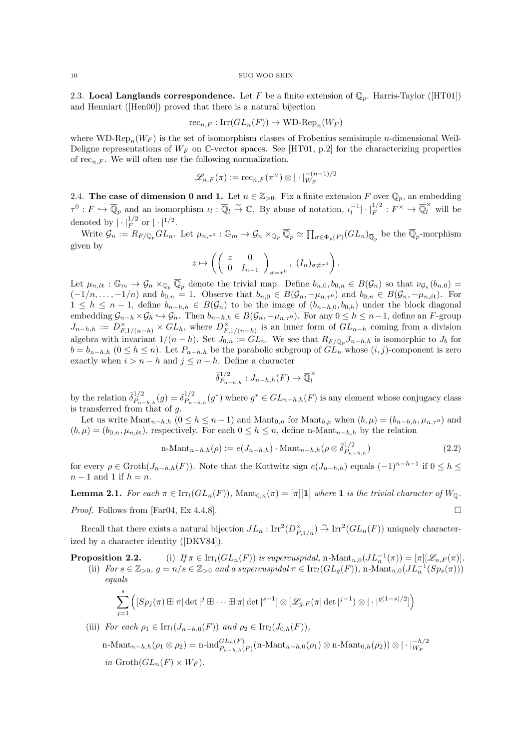## 2.3. Local Langlands correspondence.

Let $F$ be a finite extension of $\mathbb{Q}_p$. Harris-Taylor ([HT01]) and Henniart ([Hen00]) proved that there is a natural bijection

$$\mathrm{rec}_{n,F} : \mathrm{Irr}(GL_n(F)) \to \text{WD-Rep}_n(W_F)$$

where $\text{WD-Rep}_n(W_F)$ is the set of isomorphism classes of Frobenius semisimple $n$-dimensional Weil-Deligne representations of $W_F$ on $\mathbb{C}$-vector spaces. See [HT01, p.2] for the characterizing properties of $\mathrm{rec}_{n,F}$. We will often use the following normalization.

$$\mathscr{L}_{n,F}(\pi) := \mathrm{rec}_{n,F}(\pi^\vee) \otimes |\cdot|_{W_F}^{-(n-1)/2}$$

## 2.4. The case of dimension 0 and 1.

Let $n \in \mathbb{Z}_{>0}$. Fix a finite extension $F$ over $\mathbb{Q}_p$, an embedding $\tau^0 : F \hookrightarrow \overline{\mathbb{Q}}_p$ and an isomorphism $\iota_l : \overline{\mathbb{Q}}_l \xrightarrow{\sim} \mathbb{C}$. By abuse of notation, $\iota_l^{-1}|\cdot|_F^{1/2} : F^\times \to \overline{\mathbb{Q}}_l^\times$ will be denoted by $|\cdot|_F^{1/2}$ or $|\cdot|^{1/2}$.

Write $\mathcal{G}_n := R_{F/\mathbb{Q}_p} GL_n$. Let $\mu_{n,\tau^0} : \mathbb{G}_m \to \mathcal{G}_n \times_{\mathbb{Q}_p} \overline{\mathbb{Q}}_p \simeq \prod_{\sigma \in \Phi_p(F)} (GL_n)_{\overline{\mathbb{Q}}_p}$ be the $\overline{\mathbb{Q}}_p$-morphism given by

$$z \mapsto \left( \left( \begin{array}{cc} z & 0 \\ 0 & I_{n-1} \end{array} \right)_{\sigma=\tau^0},\ (I_n)_{\sigma \neq \tau^0} \right).$$

Let $\mu_{n,\text{ét}} : \mathbb{G}_m \to \mathcal{G}_n \times_{\mathbb{Q}_p} \overline{\mathbb{Q}}_p$ denote the trivial map. Define $b_{n,0}, b_{0,n} \in B(\mathcal{G}_n)$ so that $\nu_{\mathcal{G}_n}(b_{n,0}) = (-1/n, \dots, -1/n)$ and $b_{0,n} = 1$. Observe that $b_{n,0} \in B(\mathcal{G}_n, -\mu_{n,\tau^0})$ and $b_{0,n} \in B(\mathcal{G}_n, -\mu_{n,\text{ét}})$. For $1 \le h \le n-1$, define $b_{n-h,h} \in B(\mathcal{G}_n)$ to be the image of $(b_{n-h,0}, b_{0,h})$ under the block diagonal embedding $\mathcal{G}_{n-h} \times \mathcal{G}_h \hookrightarrow \mathcal{G}_n$. Then $b_{n-h,h} \in B(\mathcal{G}_n, -\mu_{n,\tau^0})$. For any $0 \le h \le n-1$, define an $F$-group $J_{n-h,h} := D_{F,1/(n-h)}^\times \times GL_h$, where $D_{F,1/(n-h)}^\times$ is an inner form of $GL_{n-h}$ coming from a division algebra with invariant $1/(n-h)$. Set $J_{0,n} := GL_n$. We see that $R_{F/\mathbb{Q}_p} J_{n-h,h}$ is isomorphic to $J_b$ for $b = b_{n-h,h}$ $(0 \le h \le n)$. Let $P_{n-h,h}$ be the parabolic subgroup of $GL_n$ whose $(i,j)$-component is zero exactly when $i > n-h$ and $j \le n-h$. Define a character

$$\bar{\delta}_{P_{n-h,h}}^{1/2} : J_{n-h,h}(F) \to \overline{\mathbb{Q}}_l^\times$$

by the relation $\bar{\delta}_{P_{n-h,h}}^{1/2}(g) = \delta_{P_{n-h,h}}^{1/2}(g^*)$ where $g^* \in GL_{n-h,h}(F)$ is any element whose conjugacy class is transferred from that of $g$.

Let us write $\mathrm{Mant}_{n-h,h}$ $(0 \le h \le n-1)$ and $\mathrm{Mant}_{0,n}$ for $\mathrm{Mant}_{b,\mu}$ when $(b,\mu) = (b_{n-h,h}, \mu_{n,\tau^0})$ and $(b,\mu) = (b_{0,n}, \mu_{n,\text{ét}})$, respectively. For each $0 \le h \le n$, define $\text{n-Mant}_{n-h,h}$ by the relation

$$\text{n-Mant}_{n-h,h}(\rho) := e(J_{n-h,h}) \cdot \mathrm{Mant}_{n-h,h}(\rho \otimes \bar{\delta}_{P_{n-h,h}}^{1/2}) \tag{2.2}$$

for every $\rho \in \mathrm{Groth}(J_{n-h,h}(F))$. Note that the Kottwitz sign $e(J_{n-h,h})$ equals $(-1)^{n-h-1}$ if $0 \le h \le n-1$ and 1 if $h = n$.

**Lemma 2.1.** *For each $\pi \in \mathrm{Irr}_l(GL_n(F))$, $\mathrm{Mant}_{0,n}(\pi) = [\pi][\mathbf{1}]$ where $\mathbf{1}$ is the trivial character of $W_{\mathbb{Q}}$.*

*Proof.* Follows from [Far04, Ex 4.4.8]. □

Recall that there exists a natural bijection $JL_n : \mathrm{Irr}^2(D_{F,1/n}^\times) \xrightarrow{\sim} \mathrm{Irr}^2(GL_n(F))$ uniquely characterized by a character identity ([DKV84]).

**Proposition 2.2.**
(i) *If $\pi \in \mathrm{Irr}_l(GL_n(F))$ is supercuspidal, $\text{n-Mant}_{n,0}(JL_n^{-1}(\pi)) = [\pi][\mathscr{L}_{n,F}(\pi)]$.*
(ii) *For $s \in \mathbb{Z}_{>0}$, $g = n/s \in \mathbb{Z}_{>0}$ and a supercuspidal $\pi \in \mathrm{Irr}_l(GL_g(F))$, $\text{n-Mant}_{n,0}(JL_n^{-1}(Sp_s(\pi)))$ equals*

$$\sum_{j=1}^{s} \Big( [Sp_j(\pi) \boxplus \pi|\det|^j \boxplus \cdots \boxplus \pi|\det|^{s-1}] \otimes [\mathscr{L}_{g,F}(\pi|\det|^{j-1}) \otimes |\cdot|^{g(1-s)/2}] \Big)$$

(iii) *For each $\rho_1 \in \mathrm{Irr}_l(J_{n-h,0}(F))$ and $\rho_2 \in \mathrm{Irr}_l(J_{0,h}(F))$,*

$$\text{n-Mant}_{n-h,h}(\rho_1 \otimes \rho_2) = \text{n-ind}_{P_{n-h,h}(F)}^{GL_n(F)}(\text{n-Mant}_{n-h,0}(\rho_1) \otimes \text{n-Mant}_{0,h}(\rho_2)) \otimes |\cdot|_{W_F}^{-h/2}$$

*in $\mathrm{Groth}(GL_n(F) \times W_F)$.*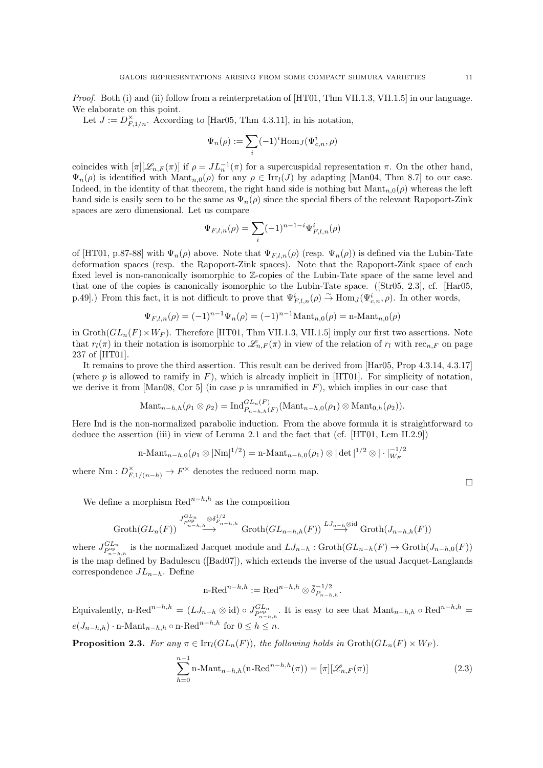*Proof.* Both (i) and (ii) follow from a reinterpretation of [HT01, Thm VII.1.3, VII.1.5] in our language. We elaborate on this point.

Let $J := D^\times_{F,1/n}$. According to [Har05, Thm 4.3.11], in his notation,

$$\Psi_n(\rho) := \sum_i (-1)^i \mathrm{Hom}_J(\Psi^i_{c,n}, \rho)$$

coincides with $[\pi][\mathscr{L}_{n,F}(\pi)]$ if $\rho = JL_n^{-1}(\pi)$ for a supercuspidal representation $\pi$. On the other hand, $\Psi_n(\rho)$ is identified with $\mathrm{Mant}_{n,0}(\rho)$ for any $\rho \in \mathrm{Irr}_l(J)$ by adapting [Man04, Thm 8.7] to our case. Indeed, in the identity of that theorem, the right hand side is nothing but $\mathrm{Mant}_{n,0}(\rho)$ whereas the left hand side is easily seen to be the same as $\Psi_n(\rho)$ since the special fibers of the relevant Rapoport-Zink spaces are zero dimensional. Let us compare

$$\Psi_{F,l,n}(\rho) = \sum_i (-1)^{n-1-i} \Psi^i_{F,l,n}(\rho)$$

of [HT01, p.87-88] with $\Psi_n(\rho)$ above. Note that $\Psi_{F,l,n}(\rho)$ (resp. $\Psi_n(\rho)$) is defined via the Lubin-Tate deformation spaces (resp. the Rapoport-Zink spaces). Note that the Rapoport-Zink space of each fixed level is non-canonically isomorphic to $\mathbb{Z}$-copies of the Lubin-Tate space of the same level and that one of the copies is canonically isomorphic to the Lubin-Tate space. ([Str05, 2.3], cf. [Har05, p.49].) From this fact, it is not difficult to prove that $\Psi^i_{F,l,n}(\rho) \stackrel{\sim}{\to} \mathrm{Hom}_J(\Psi^i_{c,n}, \rho)$. In other words,

$$\Psi_{F,l,n}(\rho) = (-1)^{n-1}\Psi_n(\rho) = (-1)^{n-1}\mathrm{Mant}_{n,0}(\rho) = \text{n-Mant}_{n,0}(\rho)$$

in $\mathrm{Groth}(GL_n(F) \times W_F)$. Therefore [HT01, Thm VII.1.3, VII.1.5] imply our first two assertions. Note that $r_l(\pi)$ in their notation is isomorphic to $\mathscr{L}_{n,F}(\pi)$ in view of the relation of $r_l$ with $\mathrm{rec}_{n,F}$ on page 237 of [HT01].

It remains to prove the third assertion. This result can be derived from [Har05, Prop 4.3.14, 4.3.17] (where $p$ is allowed to ramify in $F$), which is already implicit in [HT01]. For simplicity of notation, we derive it from [Man08, Cor 5] (in case $p$ is unramified in $F$), which implies in our case that

$$\mathrm{Mant}_{n-h,h}(\rho_1 \otimes \rho_2) = \mathrm{Ind}^{GL_n(F)}_{P_{n-h,h}(F)}(\mathrm{Mant}_{n-h,0}(\rho_1) \otimes \mathrm{Mant}_{0,h}(\rho_2)).$$

Here Ind is the non-normalized parabolic induction. From the above formula it is straightforward to deduce the assertion (iii) in view of Lemma 2.1 and the fact that (cf. [HT01, Lem II.2.9])

$$\text{n-Mant}_{n-h,0}(\rho_1 \otimes |\mathrm{Nm}|^{1/2}) = \text{n-Mant}_{n-h,0}(\rho_1) \otimes |\det|^{1/2} \otimes |\cdot|^{-1/2}_{W_F}$$

where $\mathrm{Nm} : D^\times_{F,1/(n-h)} \to F^\times$ denotes the reduced norm map. $\square$

We define a morphism $\mathrm{Red}^{n-h,h}$ as the composition

$$\mathrm{Groth}(GL_n(F)) \stackrel{J^{GL_n}_{P^{\mathrm{op}}_{n-h,h}} \otimes \delta^{1/2}_{P_{n-h,h}}}{\longrightarrow} \mathrm{Groth}(GL_{n-h,h}(F)) \stackrel{LJ_{n-h}\otimes \mathrm{id}}{\longrightarrow} \mathrm{Groth}(J_{n-h,h}(F))$$

where $J^{GL_n}_{P^{\mathrm{op}}_{n-h,h}}$ is the normalized Jacquet module and $LJ_{n-h} : \mathrm{Groth}(GL_{n-h}(F) \to \mathrm{Groth}(J_{n-h,0}(F))$ is the map defined by Badulescu ([Bad07]), which extends the inverse of the usual Jacquet-Langlands correspondence $JL_{n-h}$. Define

$$\text{n-Red}^{n-h,h} := \mathrm{Red}^{n-h,h} \otimes \bar{\delta}^{-1/2}_{P_{n-h,h}}.$$

Equivalently, $\text{n-Red}^{n-h,h} = (LJ_{n-h} \otimes \mathrm{id}) \circ J^{GL_n}_{P^{\mathrm{op}}_{n-h,h}}$. It is easy to see that $\mathrm{Mant}_{n-h,h} \circ \mathrm{Red}^{n-h,h} = e(J_{n-h,h}) \cdot \text{n-Mant}_{n-h,h} \circ \text{n-Red}^{n-h,h}$ for $0 \le h \le n$.

**Proposition 2.3.** *For any $\pi \in \mathrm{Irr}_l(GL_n(F))$, the following holds in $\mathrm{Groth}(GL_n(F) \times W_F)$.*

$$\sum_{h=0}^{n-1} \text{n-Mant}_{n-h,h}(\text{n-Red}^{n-h,h}(\pi)) = [\pi][\mathscr{L}_{n,F}(\pi)] \tag{2.3}$$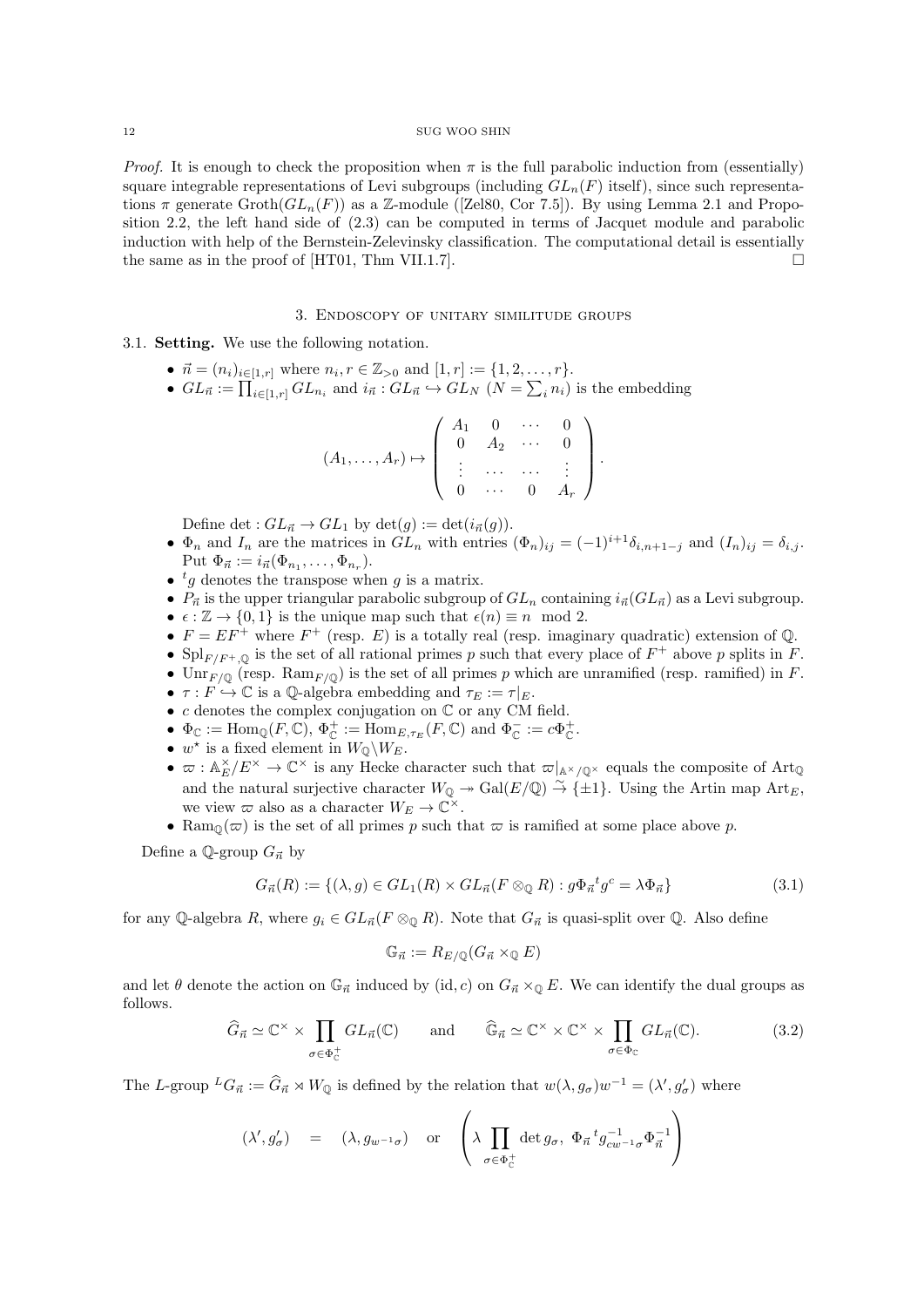*Proof.* It is enough to check the proposition when $\pi$ is the full parabolic induction from (essentially) square integrable representations of Levi subgroups (including $GL_n(F)$ itself), since such representations $\pi$ generate $\mathrm{Groth}(GL_n(F))$ as a $\mathbb{Z}$-module ([Zel80, Cor 7.5]). By using Lemma 2.1 and Proposition 2.2, the left hand side of (2.3) can be computed in terms of Jacquet module and parabolic induction with help of the Bernstein-Zelevinsky classification. The computational detail is essentially the same as in the proof of [HT01, Thm VII.1.7]. $\square$

## 3. Endoscopy of unitary similitude groups

**3.1. Setting.** We use the following notation.

- $\vec{n} = (n_i)_{i\in[1,r]}$ where $n_i, r \in \mathbb{Z}_{>0}$ and $[1,r] := \{1, 2, \ldots, r\}$.
- $GL_{\vec{n}} := \prod_{i\in[1,r]} GL_{n_i}$ and $i_{\vec{n}} : GL_{\vec{n}} \hookrightarrow GL_N$ ($N = \sum_i n_i$) is the embedding

$$(A_1, \ldots, A_r) \mapsto \begin{pmatrix} A_1 & 0 & \cdots & 0 \\ 0 & A_2 & \cdots & 0 \\ \vdots & \cdots & \cdots & \vdots \\ 0 & \cdots & 0 & A_r \end{pmatrix}.$$

  Define $\det : GL_{\vec{n}} \to GL_1$ by $\det(g) := \det(i_{\vec{n}}(g))$.
- $\Phi_n$ and $I_n$ are the matrices in $GL_n$ with entries $(\Phi_n)_{ij} = (-1)^{i+1}\delta_{i,n+1-j}$ and $(I_n)_{ij} = \delta_{i,j}$. Put $\Phi_{\vec{n}} := i_{\vec{n}}(\Phi_{n_1}, \ldots, \Phi_{n_r})$.
- ${}^t g$ denotes the transpose when $g$ is a matrix.
- $P_{\vec{n}}$ is the upper triangular parabolic subgroup of $GL_n$ containing $i_{\vec{n}}(GL_{\vec{n}})$ as a Levi subgroup.
- $\epsilon : \mathbb{Z} \to \{0, 1\}$ is the unique map such that $\epsilon(n) \equiv n \mod 2$.
- $F = EF^+$ where $F^+$ (resp. $E$) is a totally real (resp. imaginary quadratic) extension of $\mathbb{Q}$.
- $\mathrm{Spl}_{F/F^+,\mathbb{Q}}$ is the set of all rational primes $p$ such that every place of $F^+$ above $p$ splits in $F$.
- $\mathrm{Unr}_{F/\mathbb{Q}}$ (resp. $\mathrm{Ram}_{F/\mathbb{Q}}$) is the set of all primes $p$ which are unramified (resp. ramified) in $F$.
- $\tau : F \hookrightarrow \mathbb{C}$ is a $\mathbb{Q}$-algebra embedding and $\tau_E := \tau|_E$.
- $c$ denotes the complex conjugation on $\mathbb{C}$ or any CM field.
- $\Phi_{\mathbb{C}} := \mathrm{Hom}_{\mathbb{Q}}(F, \mathbb{C})$, $\Phi^+_{\mathbb{C}} := \mathrm{Hom}_{E,\tau_E}(F, \mathbb{C})$ and $\Phi^-_{\mathbb{C}} := c\Phi^+_{\mathbb{C}}$.
- $w^\star$ is a fixed element in $W_{\mathbb{Q}} \backslash W_E$.
- $\varpi : \mathbb{A}_E^\times / E^\times \to \mathbb{C}^\times$ is any Hecke character such that $\varpi|_{\mathbb{A}^\times/\mathbb{Q}^\times}$ equals the composite of $\mathrm{Art}_{\mathbb{Q}}$ and the natural surjective character $W_{\mathbb{Q}} \twoheadrightarrow \mathrm{Gal}(E/\mathbb{Q}) \xrightarrow{\sim} \{\pm 1\}$. Using the Artin map $\mathrm{Art}_E$, we view $\varpi$ also as a character $W_E \to \mathbb{C}^\times$.
- $\mathrm{Ram}_{\mathbb{Q}}(\varpi)$ is the set of all primes $p$ such that $\varpi$ is ramified at some place above $p$.

Define a $\mathbb{Q}$-group $G_{\vec{n}}$ by

$$G_{\vec{n}}(R) := \{(\lambda, g) \in GL_1(R) \times GL_{\vec{n}}(F \otimes_{\mathbb{Q}} R) : g\Phi_{\vec{n}}{}^t g^c = \lambda \Phi_{\vec{n}}\} \tag{3.1}$$

for any $\mathbb{Q}$-algebra $R$, where $g_i \in GL_{\vec{n}}(F \otimes_{\mathbb{Q}} R)$. Note that $G_{\vec{n}}$ is quasi-split over $\mathbb{Q}$. Also define

$$\mathbb{G}_{\vec{n}} := R_{E/\mathbb{Q}}(G_{\vec{n}} \times_{\mathbb{Q}} E)$$

and let $\theta$ denote the action on $\mathbb{G}_{\vec{n}}$ induced by $(\mathrm{id}, c)$ on $G_{\vec{n}} \times_{\mathbb{Q}} E$. We can identify the dual groups as follows.

$$\widehat{G}_{\vec{n}} \simeq \mathbb{C}^\times \times \prod_{\sigma\in\Phi^+_{\mathbb{C}}} GL_{\vec{n}}(\mathbb{C}) \qquad \text{and} \qquad \widehat{\mathbb{G}}_{\vec{n}} \simeq \mathbb{C}^\times \times \mathbb{C}^\times \times \prod_{\sigma\in\Phi_{\mathbb{C}}} GL_{\vec{n}}(\mathbb{C}). \tag{3.2}$$

The $L$-group ${}^L G_{\vec{n}} := \widehat{G}_{\vec{n}} \rtimes W_{\mathbb{Q}}$ is defined by the relation that $w(\lambda, g_\sigma)w^{-1} = (\lambda', g'_\sigma)$ where

$$(\lambda', g'_\sigma) \quad = \quad (\lambda, g_{w^{-1}\sigma}) \quad \text{or} \quad \left(\lambda \prod_{\sigma\in\Phi^+_{\mathbb{C}}} \det g_\sigma,\ \Phi_{\vec{n}}{}^t g^{-1}_{cw^{-1}\sigma}\Phi_{\vec{n}}^{-1}\right)$$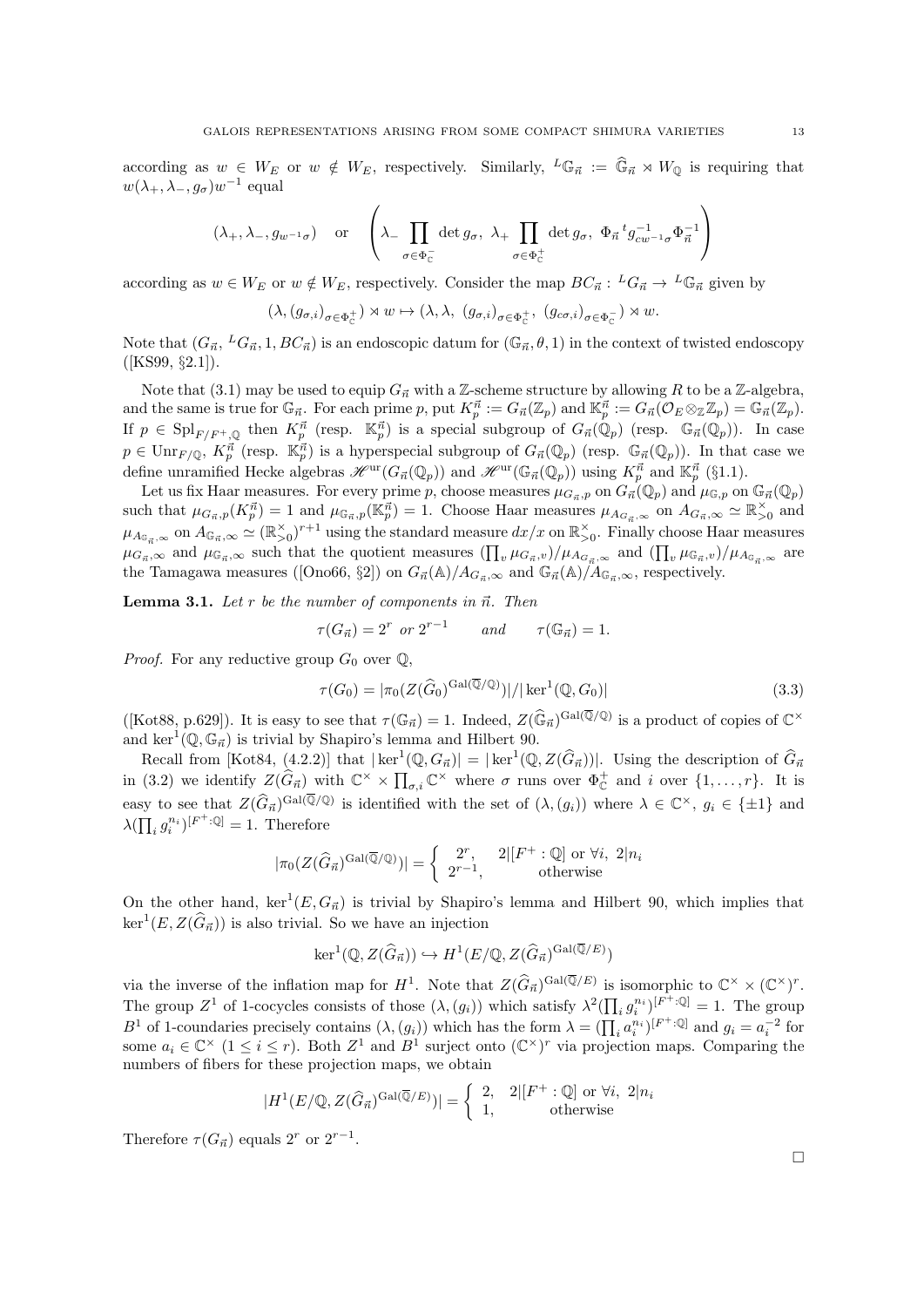according as $w \in W_E$ or $w \notin W_E$, respectively. Similarly, ${}^L\mathbb{G}_{\vec{n}} := \widehat{\mathbb{G}}_{\vec{n}} \rtimes W_{\mathbb{Q}}$ is requiring that $w(\lambda_+, \lambda_-, g_\sigma)w^{-1}$ equal

$$(\lambda_+, \lambda_-, g_{w^{-1}\sigma}) \quad \text{or} \quad \left(\lambda_- \prod_{\sigma \in \Phi_{\mathbb{C}}^-} \det g_\sigma,\ \lambda_+ \prod_{\sigma \in \Phi_{\mathbb{C}}^+} \det g_\sigma,\ \Phi_{\vec{n}}\, {}^t g_{cw^{-1}\sigma}^{-1} \Phi_{\vec{n}}^{-1}\right)$$

according as $w \in W_E$ or $w \notin W_E$, respectively. Consider the map $BC_{\vec{n}} : {}^L G_{\vec{n}} \to {}^L\mathbb{G}_{\vec{n}}$ given by

$$(\lambda, (g_{\sigma,i})_{\sigma \in \Phi_{\mathbb{C}}^+}) \rtimes w \mapsto (\lambda, \lambda,\ (g_{\sigma,i})_{\sigma \in \Phi_{\mathbb{C}}^+},\ (g_{c\sigma,i})_{\sigma \in \Phi_{\mathbb{C}}^-}) \rtimes w.$$

Note that $(G_{\vec{n}}, {}^L G_{\vec{n}}, 1, BC_{\vec{n}})$ is an endoscopic datum for $(\mathbb{G}_{\vec{n}}, \theta, 1)$ in the context of twisted endoscopy ([KS99, §2.1]).

Note that (3.1) may be used to equip $G_{\vec{n}}$ with a $\mathbb{Z}$-scheme structure by allowing $R$ to be a $\mathbb{Z}$-algebra, and the same is true for $\mathbb{G}_{\vec{n}}$. For each prime $p$, put $K_p^{\vec{n}} := G_{\vec{n}}(\mathbb{Z}_p)$ and $\mathbb{K}_p^{\vec{n}} := G_{\vec{n}}(\mathcal{O}_E \otimes_{\mathbb{Z}} \mathbb{Z}_p) = \mathbb{G}_{\vec{n}}(\mathbb{Z}_p)$. If $p \in \mathrm{Spl}_{F/F^+,\mathbb{Q}}$ then $K_p^{\vec{n}}$ (resp. $\mathbb{K}_p^{\vec{n}}$) is a special subgroup of $G_{\vec{n}}(\mathbb{Q}_p)$ (resp. $\mathbb{G}_{\vec{n}}(\mathbb{Q}_p)$). In case $p \in \mathrm{Unr}_{F/\mathbb{Q}}$, $K_p^{\vec{n}}$ (resp. $\mathbb{K}_p^{\vec{n}}$) is a hyperspecial subgroup of $G_{\vec{n}}(\mathbb{Q}_p)$ (resp. $\mathbb{G}_{\vec{n}}(\mathbb{Q}_p)$). In that case we define unramified Hecke algebras $\mathscr{H}^{\mathrm{ur}}(G_{\vec{n}}(\mathbb{Q}_p))$ and $\mathscr{H}^{\mathrm{ur}}(\mathbb{G}_{\vec{n}}(\mathbb{Q}_p))$ using $K_p^{\vec{n}}$ and $\mathbb{K}_p^{\vec{n}}$ (§1.1).

Let us fix Haar measures. For every prime $p$, choose measures $\mu_{G_{\vec{n}},p}$ on $G_{\vec{n}}(\mathbb{Q}_p)$ and $\mu_{\mathbb{G},p}$ on $\mathbb{G}_{\vec{n}}(\mathbb{Q}_p)$ such that $\mu_{G_{\vec{n}},p}(K_p^{\vec{n}}) = 1$ and $\mu_{\mathbb{G}_{\vec{n}},p}(\mathbb{K}_p^{\vec{n}}) = 1$. Choose Haar measures $\mu_{A_{G_{\vec{n}},\infty}}$ on $A_{G_{\vec{n}},\infty} \simeq \mathbb{R}_{>0}^\times$ and $\mu_{A_{\mathbb{G}_{\vec{n}},\infty}}$ on $A_{\mathbb{G}_{\vec{n}},\infty} \simeq (\mathbb{R}_{>0}^\times)^{r+1}$ using the standard measure $dx/x$ on $\mathbb{R}_{>0}^\times$. Finally choose Haar measures $\mu_{G_{\vec{n}},\infty}$ and $\mu_{\mathbb{G}_{\vec{n}},\infty}$ such that the quotient measures $(\prod_v \mu_{G_{\vec{n}},v})/\mu_{A_{G_{\vec{n}},\infty}}$ and $(\prod_v \mu_{\mathbb{G}_{\vec{n}},v})/\mu_{A_{\mathbb{G}_{\vec{n}},\infty}}$ are the Tamagawa measures ([Ono66, §2]) on $G_{\vec{n}}(\mathbb{A})/A_{G_{\vec{n}},\infty}$ and $\mathbb{G}_{\vec{n}}(\mathbb{A})/A_{\mathbb{G}_{\vec{n}},\infty}$, respectively.

**Lemma 3.1.** *Let $r$ be the number of components in $\vec{n}$. Then*

$$\tau(G_{\vec{n}}) = 2^r \text{ or } 2^{r-1} \qquad \text{and} \qquad \tau(\mathbb{G}_{\vec{n}}) = 1.$$

*Proof.* For any reductive group $G_0$ over $\mathbb{Q}$,

$$\tau(G_0) = |\pi_0(Z(\widehat{G}_0)^{\mathrm{Gal}(\overline{\mathbb{Q}}/\mathbb{Q})})|/|\ker^1(\mathbb{Q}, G_0)| \tag{3.3}$$

([Kot88, p.629]). It is easy to see that $\tau(\mathbb{G}_{\vec{n}}) = 1$. Indeed, $Z(\widehat{\mathbb{G}}_{\vec{n}})^{\mathrm{Gal}(\overline{\mathbb{Q}}/\mathbb{Q})}$ is a product of copies of $\mathbb{C}^\times$ and $\ker^1(\mathbb{Q}, \mathbb{G}_{\vec{n}})$ is trivial by Shapiro's lemma and Hilbert 90.

Recall from [Kot84, (4.2.2)] that $|\ker^1(\mathbb{Q}, G_{\vec{n}})| = |\ker^1(\mathbb{Q}, Z(\widehat{G}_{\vec{n}}))|$. Using the description of $\widehat{G}_{\vec{n}}$ in (3.2) we identify $Z(\widehat{G}_{\vec{n}})$ with $\mathbb{C}^\times \times \prod_{\sigma,i} \mathbb{C}^\times$ where $\sigma$ runs over $\Phi_{\mathbb{C}}^+$ and $i$ over $\{1, \ldots, r\}$. It is easy to see that $Z(\widehat{G}_{\vec{n}})^{\mathrm{Gal}(\overline{\mathbb{Q}}/\mathbb{Q})}$ is identified with the set of $(\lambda, (g_i))$ where $\lambda \in \mathbb{C}^\times$, $g_i \in \{\pm 1\}$ and $\lambda(\prod_i g_i^{n_i})^{[F^+:\mathbb{Q}]} = 1$. Therefore

$$|\pi_0(Z(\widehat{G}_{\vec{n}})^{\mathrm{Gal}(\overline{\mathbb{Q}}/\mathbb{Q})})| = \begin{cases} 2^r, & 2|[F^+ : \mathbb{Q}] \text{ or } \forall i,\ 2|n_i \\ 2^{r-1}, & \text{otherwise} \end{cases}$$

On the other hand, $\ker^1(E, G_{\vec{n}})$ is trivial by Shapiro's lemma and Hilbert 90, which implies that $\ker^1(E, Z(\widehat{G}_{\vec{n}}))$ is also trivial. So we have an injection

$$\ker^1(\mathbb{Q}, Z(\widehat{G}_{\vec{n}})) \hookrightarrow H^1(E/\mathbb{Q}, Z(\widehat{G}_{\vec{n}})^{\mathrm{Gal}(\overline{\mathbb{Q}}/E)})$$

via the inverse of the inflation map for $H^1$. Note that $Z(\widehat{G}_{\vec{n}})^{\mathrm{Gal}(\overline{\mathbb{Q}}/E)}$ is isomorphic to $\mathbb{C}^\times \times (\mathbb{C}^\times)^r$. The group $Z^1$ of 1-cocycles consists of those $(\lambda, (g_i))$ which satisfy $\lambda^2(\prod_i g_i^{n_i})^{[F^+:\mathbb{Q}]} = 1$. The group $B^1$ of 1-coundaries precisely contains $(\lambda, (g_i))$ which has the form $\lambda = (\prod_i a_i^{n_i})^{[F^+:\mathbb{Q}]}$ and $g_i = a_i^{-2}$ for some $a_i \in \mathbb{C}^\times$ $(1 \le i \le r)$. Both $Z^1$ and $B^1$ surject onto $(\mathbb{C}^\times)^r$ via projection maps. Comparing the numbers of fibers for these projection maps, we obtain

$$|H^1(E/\mathbb{Q}, Z(\widehat{G}_{\vec{n}})^{\mathrm{Gal}(\overline{\mathbb{Q}}/E)})| = \begin{cases} 2, & 2|[F^+ : \mathbb{Q}] \text{ or } \forall i,\ 2|n_i \\ 1, & \text{otherwise} \end{cases}$$

Therefore $\tau(G_{\vec{n}})$ equals $2^r$ or $2^{r-1}$.

□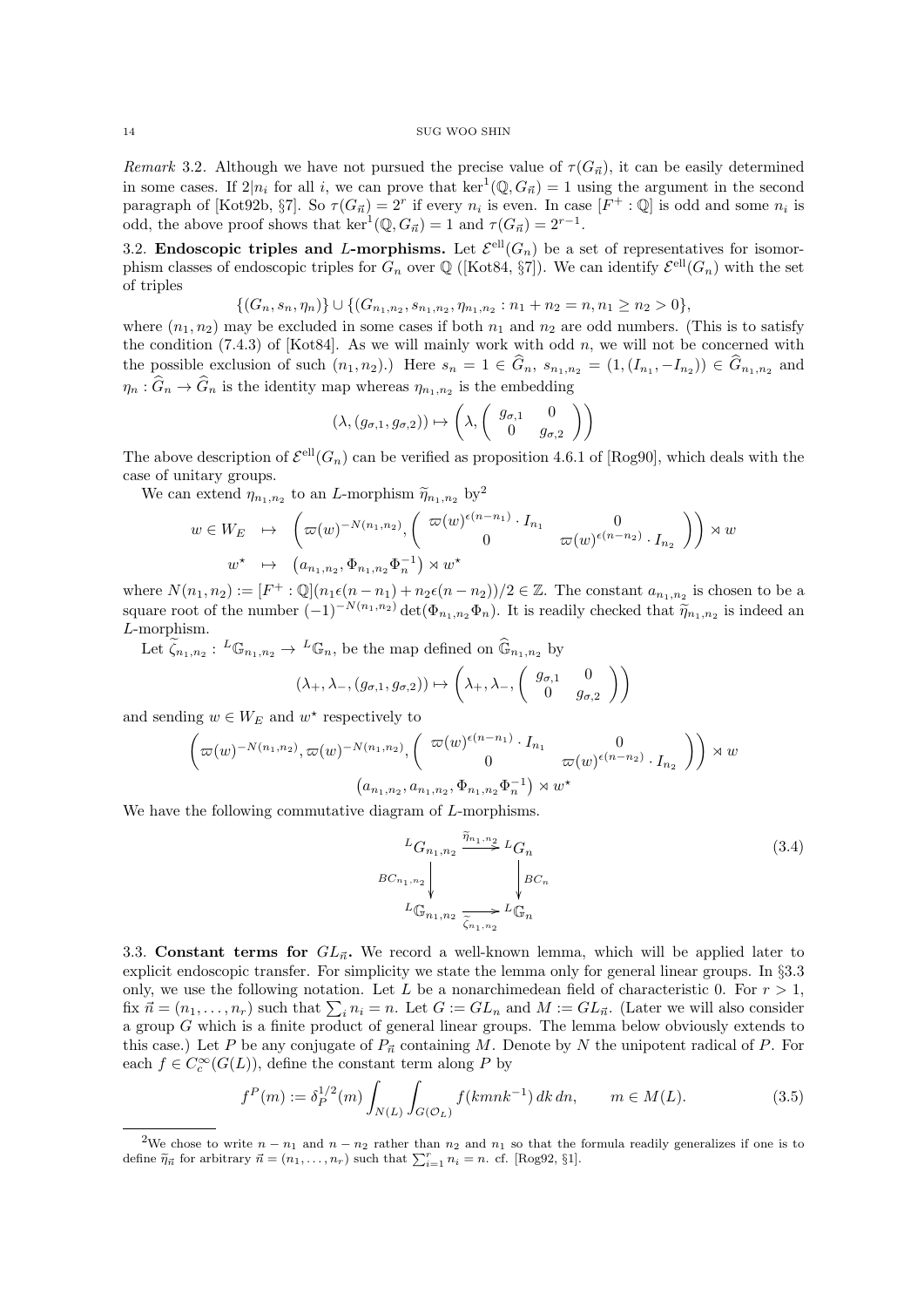*Remark* 3.2. Although we have not pursued the precise value of $\tau(G_{\vec{n}})$, it can be easily determined in some cases. If $2|n_i$ for all $i$, we can prove that $\ker^1(\mathbb{Q}, G_{\vec{n}}) = 1$ using the argument in the second paragraph of [Kot92b, §7]. So $\tau(G_{\vec{n}}) = 2^r$ if every $n_i$ is even. In case $[F^+ : \mathbb{Q}]$ is odd and some $n_i$ is odd, the above proof shows that $\ker^1(\mathbb{Q}, G_{\vec{n}}) = 1$ and $\tau(G_{\vec{n}}) = 2^{r-1}$.

## 3.2. Endoscopic triples and $L$-morphisms.

Let $\mathcal{E}^{\mathrm{ell}}(G_n)$ be a set of representatives for isomorphism classes of endoscopic triples for $G_n$ over $\mathbb{Q}$ ([Kot84, §7]). We can identify $\mathcal{E}^{\mathrm{ell}}(G_n)$ with the set of triples

$$\{(G_n, s_n, \eta_n)\} \cup \{(G_{n_1,n_2}, s_{n_1,n_2}, \eta_{n_1,n_2} : n_1 + n_2 = n, n_1 \geq n_2 > 0\},$$

where $(n_1, n_2)$ may be excluded in some cases if both $n_1$ and $n_2$ are odd numbers. (This is to satisfy the condition (7.4.3) of [Kot84]. As we will mainly work with odd $n$, we will not be concerned with the possible exclusion of such $(n_1, n_2)$.) Here $s_n = 1 \in \widehat{G}_n$, $s_{n_1,n_2} = (1, (I_{n_1}, -I_{n_2})) \in \widehat{G}_{n_1,n_2}$ and $\eta_n : \widehat{G}_n \to \widehat{G}_n$ is the identity map whereas $\eta_{n_1,n_2}$ is the embedding

$$(\lambda, (g_{\sigma,1}, g_{\sigma,2})) \mapsto \left(\lambda, \begin{pmatrix} g_{\sigma,1} & 0 \\ 0 & g_{\sigma,2} \end{pmatrix}\right)$$

The above description of $\mathcal{E}^{\mathrm{ell}}(G_n)$ can be verified as proposition 4.6.1 of [Rog90], which deals with the case of unitary groups.

We can extend $\eta_{n_1,n_2}$ to an $L$-morphism $\widetilde{\eta}_{n_1,n_2}$ by[2]

$$\begin{aligned} w \in W_E &\mapsto \left(\varpi(w)^{-N(n_1,n_2)}, \begin{pmatrix} \varpi(w)^{\epsilon(n-n_1)} \cdot I_{n_1} & 0 \\ 0 & \varpi(w)^{\epsilon(n-n_2)} \cdot I_{n_2} \end{pmatrix}\right) \rtimes w \\ w^\star &\mapsto \left(a_{n_1,n_2}, \Phi_{n_1,n_2}\Phi_n^{-1}\right) \rtimes w^\star \end{aligned}$$

where $N(n_1, n_2) := [F^+ : \mathbb{Q}](n_1\epsilon(n - n_1) + n_2\epsilon(n - n_2))/2 \in \mathbb{Z}$. The constant $a_{n_1,n_2}$ is chosen to be a square root of the number $(-1)^{-N(n_1,n_2)} \det(\Phi_{n_1,n_2}\Phi_n)$. It is readily checked that $\widetilde{\eta}_{n_1,n_2}$ is indeed an $L$-morphism.

Let $\widetilde{\zeta}_{n_1,n_2} : {}^L\mathbb{G}_{n_1,n_2} \to {}^L\mathbb{G}_n$, be the map defined on $\widehat{\mathbb{G}}_{n_1,n_2}$ by

$$(\lambda_+, \lambda_-, (g_{\sigma,1}, g_{\sigma,2})) \mapsto \left(\lambda_+, \lambda_-, \begin{pmatrix} g_{\sigma,1} & 0 \\ 0 & g_{\sigma,2} \end{pmatrix}\right)$$

and sending $w \in W_E$ and $w^\star$ respectively to

$$\left(\varpi(w)^{-N(n_1,n_2)}, \varpi(w)^{-N(n_1,n_2)}, \begin{pmatrix} \varpi(w)^{\epsilon(n-n_1)} \cdot I_{n_1} & 0 \\ 0 & \varpi(w)^{\epsilon(n-n_2)} \cdot I_{n_2} \end{pmatrix}\right) \rtimes w$$

$$\left(a_{n_1,n_2}, a_{n_1,n_2}, \Phi_{n_1,n_2}\Phi_n^{-1}\right) \rtimes w^\star$$

We have the following commutative diagram of $L$-morphisms.

$$\begin{array}{ccc} {}^LG_{n_1,n_2} & \xrightarrow{\widetilde{\eta}_{n_1,n_2}} & {}^LG_n \\ \Big\downarrow{\scriptstyle BC_{n_1,n_2}} & & \Big\downarrow{\scriptstyle BC_n} \\ {}^L\mathbb{G}_{n_1,n_2} & \xrightarrow[\widetilde{\zeta}_{n_1,n_2}]{} & {}^L\mathbb{G}_n \end{array} \tag{3.4}$$

## 3.3. Constant terms for $GL_{\vec{n}}$.

We record a well-known lemma, which will be applied later to explicit endoscopic transfer. For simplicity we state the lemma only for general linear groups. In §3.3 only, we use the following notation. Let $L$ be a nonarchimedean field of characteristic 0. For $r > 1$, fix $\vec{n} = (n_1, \ldots, n_r)$ such that $\sum_i n_i = n$. Let $G := GL_n$ and $M := GL_{\vec{n}}$. (Later we will also consider a group $G$ which is a finite product of general linear groups. The lemma below obviously extends to this case.) Let $P$ be any conjugate of $P_{\vec{n}}$ containing $M$. Denote by $N$ the unipotent radical of $P$. For each $f \in C_c^\infty(G(L))$, define the constant term along $P$ by

$$f^P(m) := \delta_P^{1/2}(m) \int_{N(L)} \int_{G(\mathcal{O}_L)} f(kmnk^{-1})\, dk\, dn, \qquad m \in M(L). \tag{3.5}$$

---

[2] We chose to write $n - n_1$ and $n - n_2$ rather than $n_2$ and $n_1$ so that the formula readily generalizes if one is to define $\widetilde{\eta}_{\vec{n}}$ for arbitrary $\vec{n} = (n_1, \ldots, n_r)$ such that $\sum_{i=1}^r n_i = n$. cf. [Rog92, §1].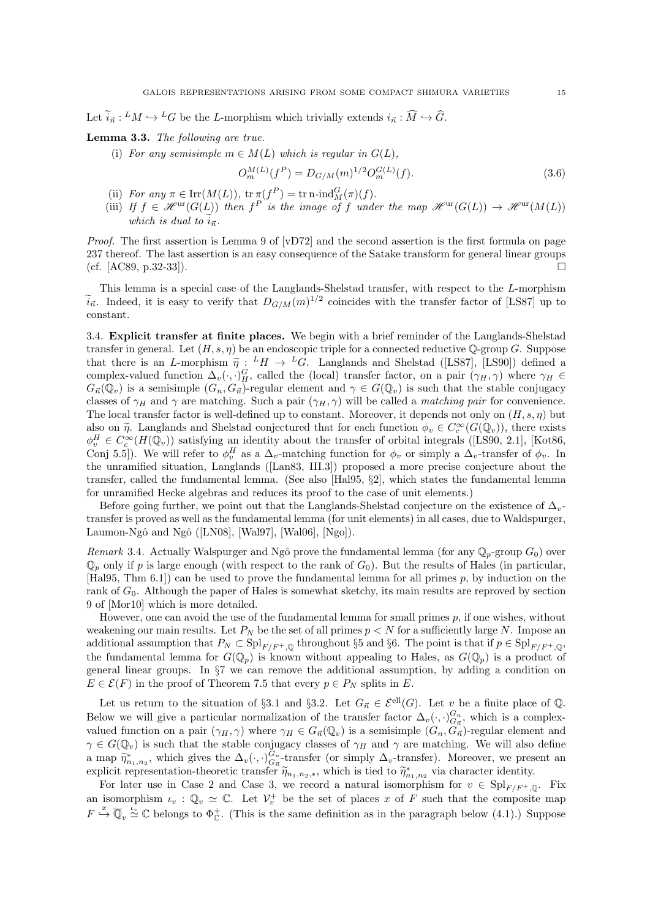Let $\widetilde{i}_{\vec{n}} : {}^L M \hookrightarrow {}^L G$ be the $L$-morphism which trivially extends $i_{\vec{n}} : \widehat{M} \hookrightarrow \widehat{G}$.

**Lemma 3.3.** *The following are true.*

(i) *For any semisimple $m \in M(L)$ which is regular in $G(L)$,*

$$O_m^{M(L)}(f^P) = D_{G/M}(m)^{1/2} O_m^{G(L)}(f). \tag{3.6}$$

(ii) *For any $\pi \in \mathrm{Irr}(M(L))$, $\mathrm{tr}\,\pi(f^P) = \mathrm{tr}\,\mathrm{n\text{-}ind}_M^G(\pi)(f)$.*

(iii) *If $f \in \mathscr{H}^{\mathrm{ur}}(G(L))$ then $f^P$ is the image of $f$ under the map $\mathscr{H}^{\mathrm{ur}}(G(L)) \to \mathscr{H}^{\mathrm{ur}}(M(L))$ which is dual to $\widetilde{i}_{\vec{n}}$.*

*Proof.* The first assertion is Lemma 9 of [vD72] and the second assertion is the first formula on page 237 thereof. The last assertion is an easy consequence of the Satake transform for general linear groups (cf. [AC89, p.32-33]). □

This lemma is a special case of the Langlands-Shelstad transfer, with respect to the $L$-morphism $\widetilde{i}_{\vec{n}}$. Indeed, it is easy to verify that $D_{G/M}(m)^{1/2}$ coincides with the transfer factor of [LS87] up to constant.

**3.4. Explicit transfer at finite places.** We begin with a brief reminder of the Langlands-Shelstad transfer in general. Let $(H, s, \eta)$ be an endoscopic triple for a connected reductive $\mathbb{Q}$-group $G$. Suppose that there is an $L$-morphism $\widetilde{\eta} : {}^L H \to {}^L G$. Langlands and Shelstad ([LS87], [LS90]) defined a complex-valued function $\Delta_v(\cdot,\cdot)_H^G$, called the (local) transfer factor, on a pair $(\gamma_H, \gamma)$ where $\gamma_H \in G_{\vec{n}}(\mathbb{Q}_v)$ is a semisimple $(G_n, G_{\vec{n}})$-regular element and $\gamma \in G(\mathbb{Q}_v)$ is such that the stable conjugacy classes of $\gamma_H$ and $\gamma$ are matching. Such a pair $(\gamma_H, \gamma)$ will be called a *matching pair* for convenience. The local transfer factor is well-defined up to constant. Moreover, it depends not only on $(H, s, \eta)$ but also on $\widetilde{\eta}$. Langlands and Shelstad conjectured that for each function $\phi_v \in C_c^\infty(G(\mathbb{Q}_v))$, there exists $\phi_v^H \in C_c^\infty(H(\mathbb{Q}_v))$ satisfying an identity about the transfer of orbital integrals ([LS90, 2.1], [Kot86, Conj 5.5]). We will refer to $\phi_v^H$ as a $\Delta_v$-matching function for $\phi_v$ or simply a $\Delta_v$-transfer of $\phi_v$. In the unramified situation, Langlands ([Lan83, III.3]) proposed a more precise conjecture about the transfer, called the fundamental lemma. (See also [Hal95, §2], which states the fundamental lemma for unramified Hecke algebras and reduces its proof to the case of unit elements.)

Before going further, we point out that the Langlands-Shelstad conjecture on the existence of $\Delta_v$-transfer is proved as well as the fundamental lemma (for unit elements) in all cases, due to Waldspurger, Laumon-Ngô and Ngô ([LN08], [Wal97], [Wal06], [Ngo]).

*Remark* 3.4. Actually Walspurger and Ngô prove the fundamental lemma (for any $\mathbb{Q}_p$-group $G_0$) over $\mathbb{Q}_p$ only if $p$ is large enough (with respect to the rank of $G_0$). But the results of Hales (in particular, [Hal95, Thm 6.1]) can be used to prove the fundamental lemma for all primes $p$, by induction on the rank of $G_0$. Although the paper of Hales is somewhat sketchy, its main results are reproved by section 9 of [Mor10] which is more detailed.

However, one can avoid the use of the fundamental lemma for small primes $p$, if one wishes, without weakening our main results. Let $P_N$ be the set of all primes $p < N$ for a sufficiently large $N$. Impose an additional assumption that $P_N \subset \mathrm{Spl}_{F/F^+,\mathbb{Q}}$ throughout §5 and §6. The point is that if $p \in \mathrm{Spl}_{F/F^+,\mathbb{Q}}$, the fundamental lemma for $G(\mathbb{Q}_p)$ is known without appealing to Hales, as $G(\mathbb{Q}_p)$ is a product of general linear groups. In §7 we can remove the additional assumption, by adding a condition on $E \in \mathcal{E}(F)$ in the proof of Theorem 7.5 that every $p \in P_N$ splits in $E$.

Let us return to the situation of §3.1 and §3.2. Let $G_{\vec{n}} \in \mathcal{E}^{\mathrm{ell}}(G)$. Let $v$ be a finite place of $\mathbb{Q}$. Below we will give a particular normalization of the transfer factor $\Delta_v(\cdot,\cdot)_{G_{\vec{n}}}^{G_n}$, which is a complex-valued function on a pair $(\gamma_H, \gamma)$ where $\gamma_H \in G_{\vec{n}}(\mathbb{Q}_v)$ is a semisimple $(G_n, G_{\vec{n}})$-regular element and $\gamma \in G(\mathbb{Q}_v)$ is such that the stable conjugacy classes of $\gamma_H$ and $\gamma$ are matching. We will also define a map $\widetilde{\eta}_{n_1,n_2}^*$, which gives the $\Delta_v(\cdot,\cdot)_{G_{\vec{n}}}^{G_n}$-transfer (or simply $\Delta_v$-transfer). Moreover, we present an explicit representation-theoretic transfer $\widetilde{\eta}_{n_1,n_2,*}$, which is tied to $\widetilde{\eta}_{n_1,n_2}^*$ via character identity.

For later use in Case 2 and Case 3, we record a natural isomorphism for $v \in \mathrm{Spl}_{F/F^+,\mathbb{Q}}$. Fix an isomorphism $\iota_v : \mathbb{Q}_v \simeq \mathbb{C}$. Let $\mathcal{V}_v^+$ be the set of places $x$ of $F$ such that the composite map $F \overset{x}{\hookrightarrow} \overline{\mathbb{Q}}_v \overset{\iota_v}{\simeq} \mathbb{C}$ belongs to $\Phi_{\mathbb{C}}^+$. (This is the same definition as in the paragraph below (4.1).) Suppose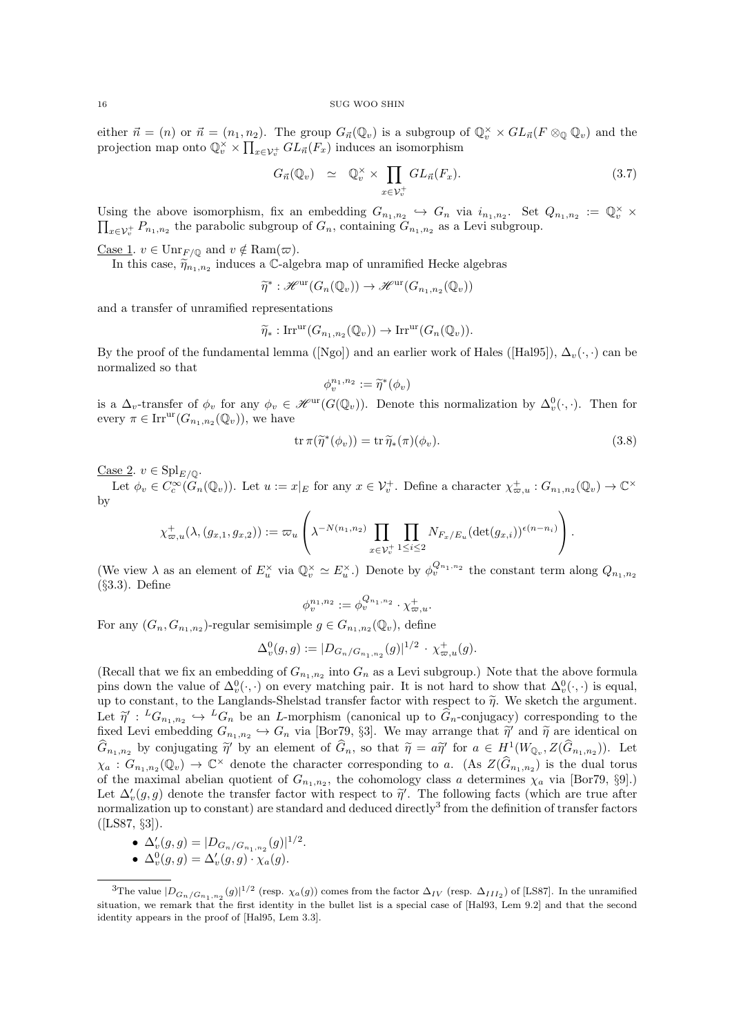either $\vec{n} = (n)$ or $\vec{n} = (n_1, n_2)$. The group $G_{\vec{n}}(\mathbb{Q}_v)$ is a subgroup of $\mathbb{Q}_v^\times \times GL_{\vec{n}}(F \otimes_{\mathbb{Q}} \mathbb{Q}_v)$ and the projection map onto $\mathbb{Q}_v^\times \times \prod_{x \in \mathcal{V}_v^+} GL_{\vec{n}}(F_x)$ induces an isomorphism

$$G_{\vec{n}}(\mathbb{Q}_v) \simeq \mathbb{Q}_v^\times \times \prod_{x \in \mathcal{V}_v^+} GL_{\vec{n}}(F_x). \tag{3.7}$$

Using the above isomorphism, fix an embedding $G_{n_1,n_2} \hookrightarrow G_n$ via $i_{n_1,n_2}$. Set $Q_{n_1,n_2} := \mathbb{Q}_v^\times \times \prod_{x \in \mathcal{V}_v^+} P_{n_1,n_2}$ the parabolic subgroup of $G_n$, containing $G_{n_1,n_2}$ as a Levi subgroup.

Case 1. $v \in \mathrm{Unr}_{F/\mathbb{Q}}$ and $v \notin \mathrm{Ram}(\varpi)$.

In this case, $\widetilde{\eta}_{n_1,n_2}$ induces a $\mathbb{C}$-algebra map of unramified Hecke algebras

$$\widetilde{\eta}^* : \mathscr{H}^{\mathrm{ur}}(G_n(\mathbb{Q}_v)) \to \mathscr{H}^{\mathrm{ur}}(G_{n_1,n_2}(\mathbb{Q}_v))$$

and a transfer of unramified representations

$$\widetilde{\eta}_* : \mathrm{Irr}^{\mathrm{ur}}(G_{n_1,n_2}(\mathbb{Q}_v)) \to \mathrm{Irr}^{\mathrm{ur}}(G_n(\mathbb{Q}_v)).$$

By the proof of the fundamental lemma ([Ngo]) and an earlier work of Hales ([Hal95]), $\Delta_v(\cdot,\cdot)$ can be normalized so that

$$\phi_v^{n_1,n_2} := \widetilde{\eta}^*(\phi_v)$$

is a $\Delta_v$-transfer of $\phi_v$ for any $\phi_v \in \mathscr{H}^{\mathrm{ur}}(G(\mathbb{Q}_v))$. Denote this normalization by $\Delta_v^0(\cdot,\cdot)$. Then for every $\pi \in \mathrm{Irr}^{\mathrm{ur}}(G_{n_1,n_2}(\mathbb{Q}_v))$, we have

$$\mathrm{tr}\, \pi(\widetilde{\eta}^*(\phi_v)) = \mathrm{tr}\, \widetilde{\eta}_*(\pi)(\phi_v). \tag{3.8}$$

Case 2. $v \in \mathrm{Spl}_{E/\mathbb{Q}}$.

Let $\phi_v \in C_c^\infty(G_n(\mathbb{Q}_v))$. Let $u := x|_E$ for any $x \in \mathcal{V}_v^+$. Define a character $\chi_{\varpi,u}^+ : G_{n_1,n_2}(\mathbb{Q}_v) \to \mathbb{C}^\times$ by

$$\chi_{\varpi,u}^+(\lambda, (g_{x,1}, g_{x,2})) := \varpi_u \left( \lambda^{-N(n_1,n_2)} \prod_{x \in \mathcal{V}_v^+} \prod_{1 \le i \le 2} N_{F_x/E_u}(\det(g_{x,i}))^{\epsilon(n-n_i)} \right).$$

(We view $\lambda$ as an element of $E_u^\times$ via $\mathbb{Q}_v^\times \simeq E_u^\times$.) Denote by $\phi_v^{Q_{n_1,n_2}}$ the constant term along $Q_{n_1,n_2}$ (§3.3). Define

$$\phi_v^{n_1,n_2} := \phi_v^{Q_{n_1,n_2}} \cdot \chi_{\varpi,u}^+.$$

For any $(G_n, G_{n_1,n_2})$-regular semisimple $g \in G_{n_1,n_2}(\mathbb{Q}_v)$, define

$$\Delta_v^0(g,g) := |D_{G_n/G_{n_1,n_2}}(g)|^{1/2} \cdot \chi_{\varpi,u}^+(g).$$

(Recall that we fix an embedding of $G_{n_1,n_2}$ into $G_n$ as a Levi subgroup.) Note that the above formula pins down the value of $\Delta_v^0(\cdot,\cdot)$ on every matching pair. It is not hard to show that $\Delta_v^0(\cdot,\cdot)$ is equal, up to constant, to the Langlands-Shelstad transfer factor with respect to $\widetilde{\eta}$. We sketch the argument. Let $\widetilde{\eta}' : {}^L G_{n_1,n_2} \hookrightarrow {}^L G_n$ be an $L$-morphism (canonical up to $\widehat{G}_n$-conjugacy) corresponding to the fixed Levi embedding $G_{n_1,n_2} \hookrightarrow G_n$ via [Bor79, §3]. We may arrange that $\widetilde{\eta}'$ and $\widetilde{\eta}$ are identical on $\widehat{G}_{n_1,n_2}$ by conjugating $\widetilde{\eta}'$ by an element of $\widehat{G}_n$, so that $\widetilde{\eta} = a\widetilde{\eta}'$ for $a \in H^1(W_{\mathbb{Q}_v}, Z(\widehat{G}_{n_1,n_2}))$. Let $\chi_a : G_{n_1,n_2}(\mathbb{Q}_v) \to \mathbb{C}^\times$ denote the character corresponding to $a$. (As $Z(\widehat{G}_{n_1,n_2})$ is the dual torus of the maximal abelian quotient of $G_{n_1,n_2}$, the cohomology class $a$ determines $\chi_a$ via [Bor79, §9].) Let $\Delta_v'(g,g)$ denote the transfer factor with respect to $\widetilde{\eta}'$. The following facts (which are true after normalization up to constant) are standard and deduced directly[3] from the definition of transfer factors ([LS87, §3]).

- $\Delta_v'(g,g) = |D_{G_n/G_{n_1,n_2}}(g)|^{1/2}$.
- $\Delta_v^0(g,g) = \Delta_v'(g,g) \cdot \chi_a(g)$.

[3]The value $|D_{G_n/G_{n_1,n_2}}(g)|^{1/2}$ (resp. $\chi_a(g)$) comes from the factor $\Delta_{IV}$ (resp. $\Delta_{III_2}$) of [LS87]. In the unramified situation, we remark that the first identity in the bullet list is a special case of [Hal93, Lem 9.2] and that the second identity appears in the proof of [Hal95, Lem 3.3].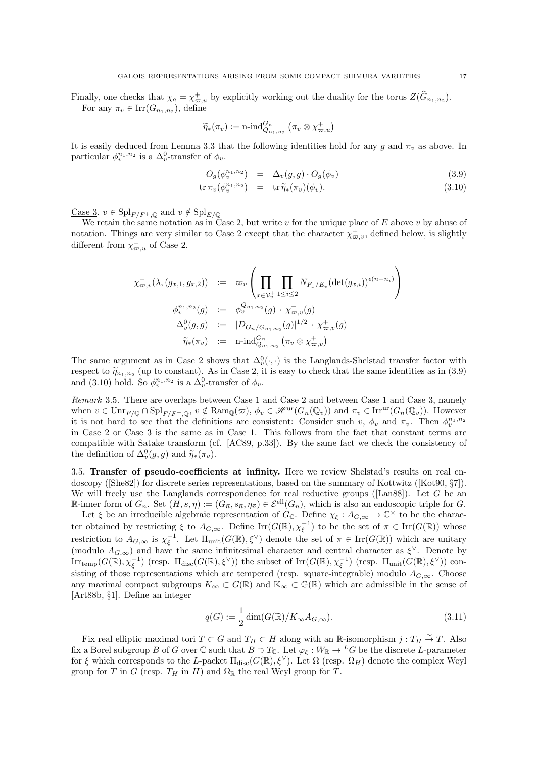Finally, one checks that $\chi_a = \chi^+_{\varpi,u}$ by explicitly working out the duality for the torus $Z(\widehat{G}_{n_1,n_2})$.

For any $\pi_v \in \mathrm{Irr}(G_{n_1,n_2})$, define

$$\widetilde{\eta}_*(\pi_v) := \text{n-ind}^{G_n}_{Q_{n_1,n_2}} \left(\pi_v \otimes \chi^+_{\varpi,u}\right)$$

It is easily deduced from Lemma 3.3 that the following identities hold for any $g$ and $\pi_v$ as above. In particular $\phi_v^{n_1,n_2}$ is a $\Delta^0_v$-transfer of $\phi_v$.

$$O_g(\phi_v^{n_1,n_2}) \;=\; \Delta_v(g,g)\cdot O_g(\phi_v) \tag{3.9}$$

$$\mathrm{tr}\,\pi_v(\phi_v^{n_1,n_2}) \;=\; \mathrm{tr}\,\widetilde{\eta}_*(\pi_v)(\phi_v). \tag{3.10}$$

Case 3. $v \in \mathrm{Spl}_{F/F^+,\mathbb{Q}}$ and $v \notin \mathrm{Spl}_{E/\mathbb{Q}}$

We retain the same notation as in Case 2, but write $v$ for the unique place of $E$ above $v$ by abuse of notation. Things are very similar to Case 2 except that the character $\chi^+_{\varpi,v}$, defined below, is slightly different from $\chi^+_{\varpi,u}$ of Case 2.

$$\begin{aligned}
\chi^+_{\varpi,v}(\lambda,(g_{x,1},g_{x,2})) \;&:=\; \varpi_v\left(\prod_{x\in\mathcal{V}_v^+}\prod_{1\le i\le 2} N_{F_x/E_v}(\det(g_{x,i}))^{\epsilon(n-n_i)}\right)\\
\phi_v^{n_1,n_2}(g) \;&:=\; \phi_v^{Q_{n_1,n_2}}(g)\,\cdot\,\chi^+_{\varpi,v}(g)\\
\Delta^0_v(g,g) \;&:=\; |D_{G_n/G_{n_1,n_2}}(g)|^{1/2}\,\cdot\,\chi^+_{\varpi,v}(g)\\
\widetilde{\eta}_*(\pi_v) \;&:=\; \text{n-ind}^{G_n}_{Q_{n_1,n_2}}\left(\pi_v\otimes\chi^+_{\varpi,v}\right)
\end{aligned}$$

The same argument as in Case 2 shows that $\Delta^0_v(\cdot,\cdot)$ is the Langlands-Shelstad transfer factor with respect to $\widetilde{\eta}_{n_1,n_2}$ (up to constant). As in Case 2, it is easy to check that the same identities as in (3.9) and (3.10) hold. So $\phi_v^{n_1,n_2}$ is a $\Delta^0_v$-transfer of $\phi_v$.

*Remark* 3.5. There are overlaps between Case 1 and Case 2 and between Case 1 and Case 3, namely when $v \in \mathrm{Unr}_{F/\mathbb{Q}} \cap \mathrm{Spl}_{F/F^+,\mathbb{Q}}$, $v \notin \mathrm{Ram}_{\mathbb{Q}}(\varpi)$, $\phi_v \in \mathscr{H}^{\mathrm{ur}}(G_n(\mathbb{Q}_v))$ and $\pi_v \in \mathrm{Irr}^{\mathrm{ur}}(G_n(\mathbb{Q}_v))$. However it is not hard to see that the definitions are consistent: Consider such $v$, $\phi_v$ and $\pi_v$. Then $\phi_v^{n_1,n_2}$ in Case 2 or Case 3 is the same as in Case 1. This follows from the fact that constant terms are compatible with Satake transform (cf. [AC89, p.33]). By the same fact we check the consistency of the definition of $\Delta^0_v(g,g)$ and $\widetilde{\eta}_*(\pi_v)$.

3.5. **Transfer of pseudo-coefficients at infinity.** Here we review Shelstad's results on real endoscopy ([She82]) for discrete series representations, based on the summary of Kottwitz ([Kot90, §7]). We will freely use the Langlands correspondence for real reductive groups ([Lan88]). Let $G$ be an $\mathbb{R}$-inner form of $G_n$. Set $(H,s,\eta) := (G_{\vec{n}}, s_{\vec{n}}, \eta_{\vec{n}}) \in \mathcal{E}^{\mathrm{ell}}(G_n)$, which is also an endoscopic triple for $G$.

Let $\xi$ be an irreducible algebraic representation of $G_{\mathbb{C}}$. Define $\chi_\xi : A_{G,\infty} \to \mathbb{C}^\times$ to be the character obtained by restricting $\xi$ to $A_{G,\infty}$. Define $\mathrm{Irr}(G(\mathbb{R}),\chi_\xi^{-1})$ to be the set of $\pi \in \mathrm{Irr}(G(\mathbb{R}))$ whose restriction to $A_{G,\infty}$ is $\chi_\xi^{-1}$. Let $\Pi_{\mathrm{unit}}(G(\mathbb{R}),\xi^\vee)$ denote the set of $\pi \in \mathrm{Irr}(G(\mathbb{R}))$ which are unitary (modulo $A_{G,\infty}$) and have the same infinitesimal character and central character as $\xi^\vee$. Denote by $\mathrm{Irr}_{\mathrm{temp}}(G(\mathbb{R}),\chi_\xi^{-1})$ (resp. $\Pi_{\mathrm{disc}}(G(\mathbb{R}),\xi^\vee)$) the subset of $\mathrm{Irr}(G(\mathbb{R}),\chi_\xi^{-1})$ (resp. $\Pi_{\mathrm{unit}}(G(\mathbb{R}),\xi^\vee)$) consisting of those representations which are tempered (resp. square-integrable) modulo $A_{G,\infty}$. Choose any maximal compact subgroups $K_\infty \subset G(\mathbb{R})$ and $\mathbb{K}_\infty \subset \mathbb{G}(\mathbb{R})$ which are admissible in the sense of [Art88b, §1]. Define an integer

$$q(G) := \frac{1}{2}\dim(G(\mathbb{R})/K_\infty A_{G,\infty}). \tag{3.11}$$

Fix real elliptic maximal tori $T \subset G$ and $T_H \subset H$ along with an $\mathbb{R}$-isomorphism $j : T_H \xrightarrow{\sim} T$. Also fix a Borel subgroup $B$ of $G$ over $\mathbb{C}$ such that $B \supset T_{\mathbb{C}}$. Let $\varphi_\xi : W_{\mathbb{R}} \to {}^LG$ be the discrete $L$-parameter for $\xi$ which corresponds to the $L$-packet $\Pi_{\mathrm{disc}}(G(\mathbb{R}),\xi^\vee)$. Let $\Omega$ (resp. $\Omega_H$) denote the complex Weyl group for $T$ in $G$ (resp. $T_H$ in $H$) and $\Omega_{\mathbb{R}}$ the real Weyl group for $T$.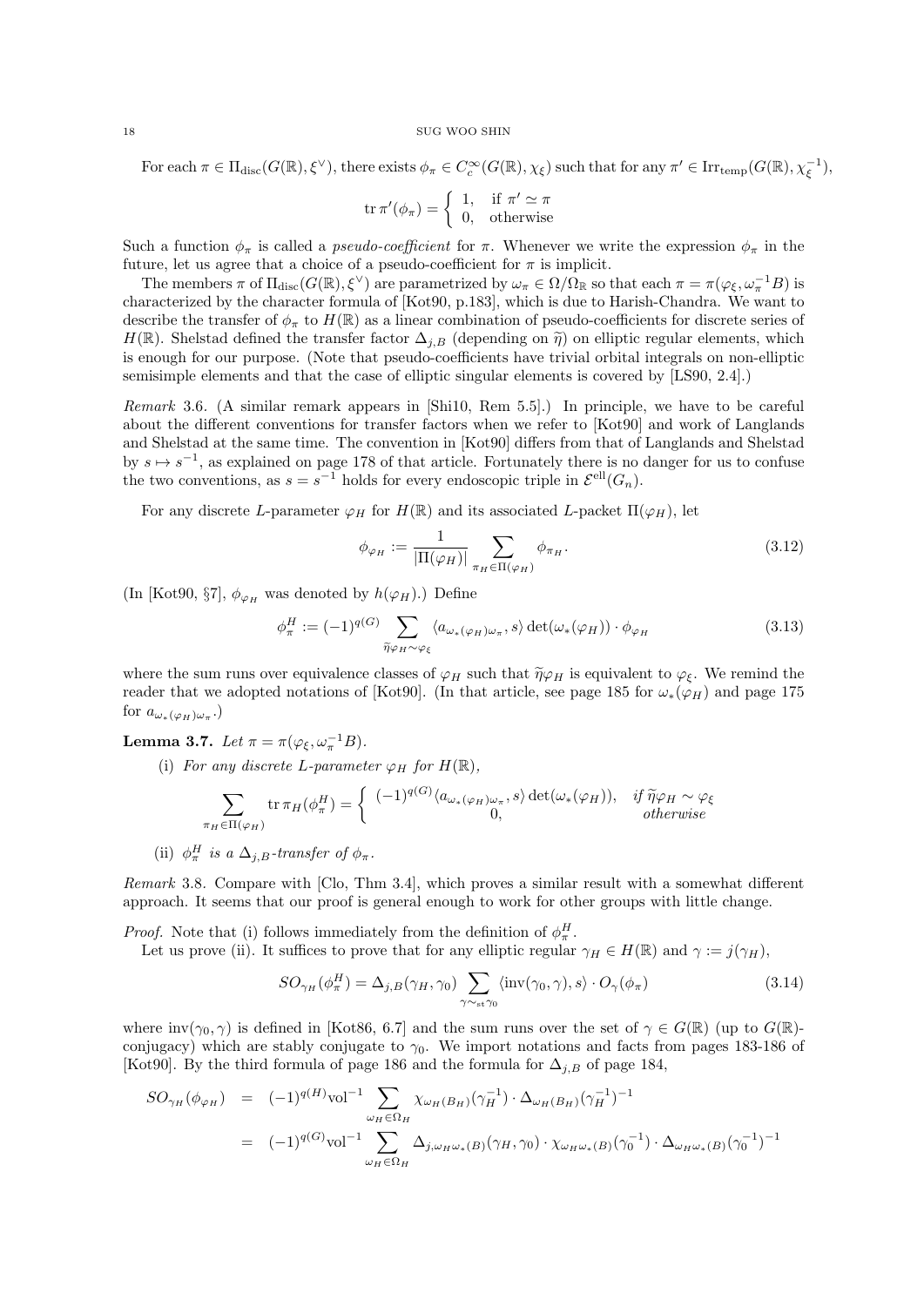For each $\pi \in \Pi_{\mathrm{disc}}(G(\mathbb{R}), \xi^\vee)$, there exists $\phi_\pi \in C_c^\infty(G(\mathbb{R}), \chi_\xi)$ such that for any $\pi' \in \mathrm{Irr}_{\mathrm{temp}}(G(\mathbb{R}), \chi_\xi^{-1})$,

$$\operatorname{tr} \pi'(\phi_\pi) = \begin{cases} 1, & \text{if } \pi' \simeq \pi \\ 0, & \text{otherwise} \end{cases}$$

Such a function $\phi_\pi$ is called a *pseudo-coefficient* for $\pi$. Whenever we write the expression $\phi_\pi$ in the future, let us agree that a choice of a pseudo-coefficient for $\pi$ is implicit.

The members $\pi$ of $\Pi_{\mathrm{disc}}(G(\mathbb{R}), \xi^\vee)$ are parametrized by $\omega_\pi \in \Omega/\Omega_{\mathbb{R}}$ so that each $\pi = \pi(\varphi_\xi, \omega_\pi^{-1} B)$ is characterized by the character formula of [Kot90, p.183], which is due to Harish-Chandra. We want to describe the transfer of $\phi_\pi$ to $H(\mathbb{R})$ as a linear combination of pseudo-coefficients for discrete series of $H(\mathbb{R})$. Shelstad defined the transfer factor $\Delta_{j,B}$ (depending on $\widetilde{\eta}$) on elliptic regular elements, which is enough for our purpose. (Note that pseudo-coefficients have trivial orbital integrals on non-elliptic semisimple elements and that the case of elliptic singular elements is covered by [LS90, 2.4].)

*Remark* 3.6. (A similar remark appears in [Shi10, Rem 5.5].) In principle, we have to be careful about the different conventions for transfer factors when we refer to [Kot90] and work of Langlands and Shelstad at the same time. The convention in [Kot90] differs from that of Langlands and Shelstad by $s \mapsto s^{-1}$, as explained on page 178 of that article. Fortunately there is no danger for us to confuse the two conventions, as $s = s^{-1}$ holds for every endoscopic triple in $\mathcal{E}^{\mathrm{ell}}(G_n)$.

For any discrete $L$-parameter $\varphi_H$ for $H(\mathbb{R})$ and its associated $L$-packet $\Pi(\varphi_H)$, let

$$\phi_{\varphi_H} := \frac{1}{|\Pi(\varphi_H)|} \sum_{\pi_H \in \Pi(\varphi_H)} \phi_{\pi_H}. \tag{3.12}$$

(In [Kot90, §7], $\phi_{\varphi_H}$ was denoted by $h(\varphi_H)$.) Define

$$\phi_\pi^H := (-1)^{q(G)} \sum_{\widetilde{\eta}\varphi_H \sim \varphi_\xi} \langle a_{\omega_*(\varphi_H)\omega_\pi}, s\rangle \det(\omega_*(\varphi_H)) \cdot \phi_{\varphi_H} \tag{3.13}$$

where the sum runs over equivalence classes of $\varphi_H$ such that $\widetilde{\eta}\varphi_H$ is equivalent to $\varphi_\xi$. We remind the reader that we adopted notations of [Kot90]. (In that article, see page 185 for $\omega_*(\varphi_H)$ and page 175 for $a_{\omega_*(\varphi_H)\omega_\pi}$.)

**Lemma 3.7.** *Let* $\pi = \pi(\varphi_\xi, \omega_\pi^{-1} B)$.

(i) *For any discrete $L$-parameter $\varphi_H$ for $H(\mathbb{R})$,*

$$\sum_{\pi_H \in \Pi(\varphi_H)} \operatorname{tr} \pi_H(\phi_\pi^H) = \begin{cases} (-1)^{q(G)} \langle a_{\omega_*(\varphi_H)\omega_\pi}, s\rangle \det(\omega_*(\varphi_H)), & \text{if } \widetilde{\eta}\varphi_H \sim \varphi_\xi \\ 0, & \text{otherwise} \end{cases}$$

(ii) $\phi_\pi^H$ *is a $\Delta_{j,B}$-transfer of* $\phi_\pi$.

*Remark* 3.8. Compare with [Clo, Thm 3.4], which proves a similar result with a somewhat different approach. It seems that our proof is general enough to work for other groups with little change.

*Proof.* Note that (i) follows immediately from the definition of $\phi_\pi^H$.

Let us prove (ii). It suffices to prove that for any elliptic regular $\gamma_H \in H(\mathbb{R})$ and $\gamma := j(\gamma_H)$,

$$SO_{\gamma_H}(\phi_\pi^H) = \Delta_{j,B}(\gamma_H, \gamma_0) \sum_{\gamma \sim_{\mathrm{st}} \gamma_0} \langle \mathrm{inv}(\gamma_0, \gamma), s\rangle \cdot O_\gamma(\phi_\pi) \tag{3.14}$$

where $\mathrm{inv}(\gamma_0, \gamma)$ is defined in [Kot86, 6.7] and the sum runs over the set of $\gamma \in G(\mathbb{R})$ (up to $G(\mathbb{R})$-conjugacy) which are stably conjugate to $\gamma_0$. We import notations and facts from pages 183-186 of [Kot90]. By the third formula of page 186 and the formula for $\Delta_{j,B}$ of page 184,

$$\begin{aligned} SO_{\gamma_H}(\phi_{\varphi_H}) &= (-1)^{q(H)} \mathrm{vol}^{-1} \sum_{\omega_H \in \Omega_H} \chi_{\omega_H(B_H)}(\gamma_H^{-1}) \cdot \Delta_{\omega_H(B_H)}(\gamma_H^{-1})^{-1} \\ &= (-1)^{q(G)} \mathrm{vol}^{-1} \sum_{\omega_H \in \Omega_H} \Delta_{j,\omega_H\omega_*(B)}(\gamma_H, \gamma_0) \cdot \chi_{\omega_H\omega_*(B)}(\gamma_0^{-1}) \cdot \Delta_{\omega_H\omega_*(B)}(\gamma_0^{-1})^{-1} \end{aligned}$$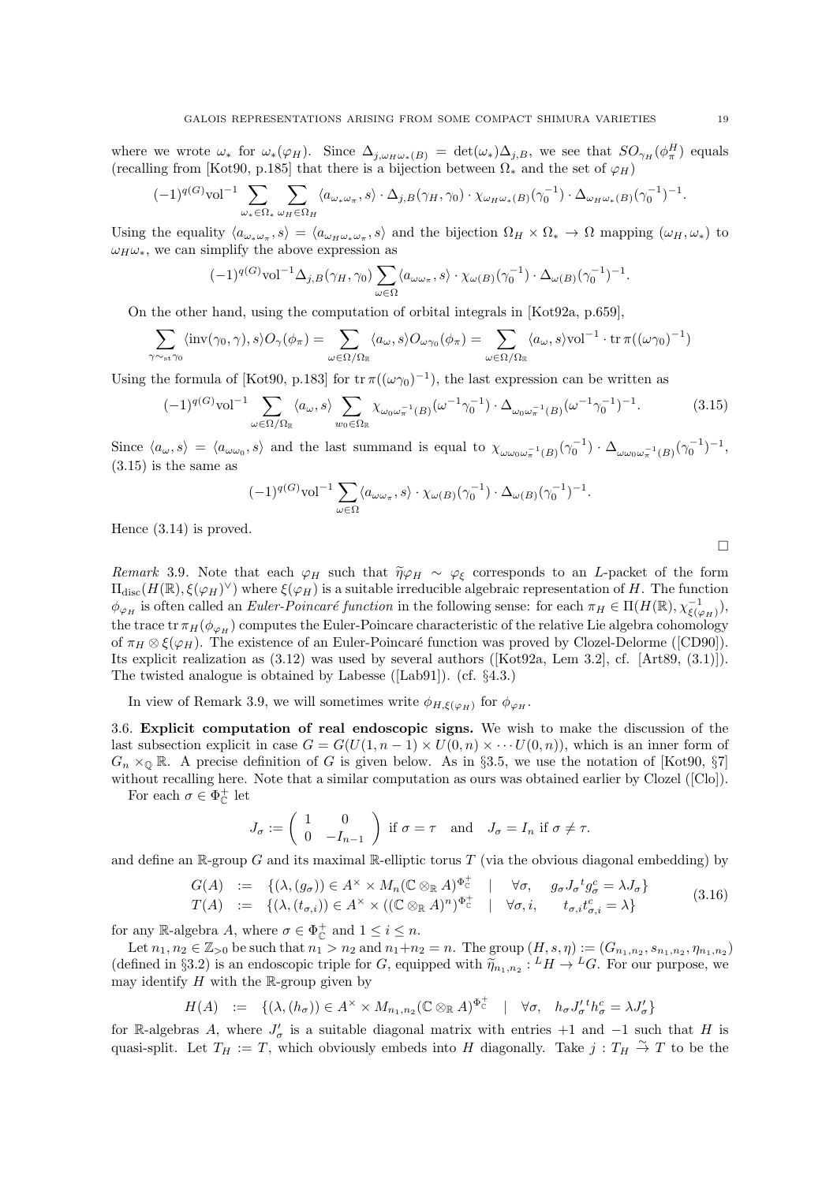where we wrote $\omega_*$ for $\omega_*(\varphi_H)$. Since $\Delta_{j,\omega_H\omega_*(B)} = \det(\omega_*)\Delta_{j,B}$, we see that $SO_{\gamma_H}(\phi^H_\pi)$ equals (recalling from [Kot90, p.185] that there is a bijection between $\Omega_*$ and the set of $\varphi_H$)

$$(-1)^{q(G)}\mathrm{vol}^{-1}\sum_{\omega_*\in\Omega_*}\sum_{\omega_H\in\Omega_H}\langle a_{\omega_*\omega_\pi},s\rangle\cdot\Delta_{j,B}(\gamma_H,\gamma_0)\cdot\chi_{\omega_H\omega_*(B)}(\gamma_0^{-1})\cdot\Delta_{\omega_H\omega_*(B)}(\gamma_0^{-1})^{-1}.$$

Using the equality $\langle a_{\omega_*\omega_\pi},s\rangle = \langle a_{\omega_H\omega_*\omega_\pi},s\rangle$ and the bijection $\Omega_H\times\Omega_*\to\Omega$ mapping $(\omega_H,\omega_*)$ to $\omega_H\omega_*$, we can simplify the above expression as

$$(-1)^{q(G)}\mathrm{vol}^{-1}\Delta_{j,B}(\gamma_H,\gamma_0)\sum_{\omega\in\Omega}\langle a_{\omega\omega_\pi},s\rangle\cdot\chi_{\omega(B)}(\gamma_0^{-1})\cdot\Delta_{\omega(B)}(\gamma_0^{-1})^{-1}.$$

On the other hand, using the computation of orbital integrals in [Kot92a, p.659],

$$\sum_{\gamma\sim_{\mathrm{st}}\gamma_0}\langle\mathrm{inv}(\gamma_0,\gamma),s\rangle O_\gamma(\phi_\pi) = \sum_{\omega\in\Omega/\Omega_{\mathbb{R}}}\langle a_\omega,s\rangle O_{\omega\gamma_0}(\phi_\pi) = \sum_{\omega\in\Omega/\Omega_{\mathbb{R}}}\langle a_\omega,s\rangle\mathrm{vol}^{-1}\cdot\mathrm{tr}\,\pi((\omega\gamma_0)^{-1})$$

Using the formula of [Kot90, p.183] for $\mathrm{tr}\,\pi((\omega\gamma_0)^{-1})$, the last expression can be written as

$$(-1)^{q(G)}\mathrm{vol}^{-1}\sum_{\omega\in\Omega/\Omega_{\mathbb{R}}}\langle a_\omega,s\rangle\sum_{w_0\in\Omega_{\mathbb{R}}}\chi_{\omega_0\omega_\pi^{-1}(B)}(\omega^{-1}\gamma_0^{-1})\cdot\Delta_{\omega_0\omega_\pi^{-1}(B)}(\omega^{-1}\gamma_0^{-1})^{-1}. \tag{3.15}$$

Since $\langle a_\omega,s\rangle = \langle a_{\omega\omega_0},s\rangle$ and the last summand is equal to $\chi_{\omega\omega_0\omega_\pi^{-1}(B)}(\gamma_0^{-1})\cdot\Delta_{\omega\omega_0\omega_\pi^{-1}(B)}(\gamma_0^{-1})^{-1}$, (3.15) is the same as

$$(-1)^{q(G)}\mathrm{vol}^{-1}\sum_{\omega\in\Omega}\langle a_{\omega\omega_\pi},s\rangle\cdot\chi_{\omega(B)}(\gamma_0^{-1})\cdot\Delta_{\omega(B)}(\gamma_0^{-1})^{-1}.$$

Hence (3.14) is proved. □

*Remark* 3.9. Note that each $\varphi_H$ such that $\widetilde{\eta}\varphi_H\sim\varphi_\xi$ corresponds to an $L$-packet of the form $\Pi_{\mathrm{disc}}(H(\mathbb{R}),\xi(\varphi_H)^\vee)$ where $\xi(\varphi_H)$ is a suitable irreducible algebraic representation of $H$. The function $\phi_{\varphi_H}$ is often called an *Euler-Poincaré function* in the following sense: for each $\pi_H\in\Pi(H(\mathbb{R}),\chi^{-1}_{\xi(\varphi_H)})$, the trace $\mathrm{tr}\,\pi_H(\phi_{\varphi_H})$ computes the Euler-Poincare characteristic of the relative Lie algebra cohomology of $\pi_H\otimes\xi(\varphi_H)$. The existence of an Euler-Poincaré function was proved by Clozel-Delorme ([CD90]). Its explicit realization as (3.12) was used by several authors ([Kot92a, Lem 3.2], cf. [Art89, (3.1)]). The twisted analogue is obtained by Labesse ([Lab91]). (cf. §4.3.)

In view of Remark 3.9, we will sometimes write $\phi_{H,\xi(\varphi_H)}$ for $\phi_{\varphi_H}$.

3.6. **Explicit computation of real endoscopic signs.** We wish to make the discussion of the last subsection explicit in case $G = G(U(1,n-1)\times U(0,n)\times\cdots U(0,n))$, which is an inner form of $G_n\times_{\mathbb{Q}}\mathbb{R}$. A precise definition of $G$ is given below. As in §3.5, we use the notation of [Kot90, §7] without recalling here. Note that a similar computation as ours was obtained earlier by Clozel ([Clo]).

For each $\sigma\in\Phi^+_{\mathbb{C}}$ let

$$J_\sigma := \begin{pmatrix} 1 & 0\\ 0 & -I_{n-1}\end{pmatrix}\ \text{if } \sigma=\tau \quad\text{and}\quad J_\sigma = I_n \text{ if } \sigma\neq\tau.$$

and define an $\mathbb{R}$-group $G$ and its maximal $\mathbb{R}$-elliptic torus $T$ (via the obvious diagonal embedding) by

$$\begin{array}{rcll} G(A) & := & \{(\lambda,(g_\sigma))\in A^\times\times M_n(\mathbb{C}\otimes_{\mathbb{R}}A)^{\Phi^+_{\mathbb{C}}} & |\quad \forall\sigma,\quad g_\sigma J_\sigma{}^tg^c_\sigma = \lambda J_\sigma\}\\ T(A) & := & \{(\lambda,(t_{\sigma,i}))\in A^\times\times((\mathbb{C}\otimes_{\mathbb{R}}A)^n)^{\Phi^+_{\mathbb{C}}} & |\quad \forall\sigma,i,\qquad t_{\sigma,i}t^c_{\sigma,i}=\lambda\}\end{array} \tag{3.16}$$

for any $\mathbb{R}$-algebra $A$, where $\sigma\in\Phi^+_{\mathbb{C}}$ and $1\le i\le n$.

Let $n_1,n_2\in\mathbb{Z}_{>0}$ be such that $n_1>n_2$ and $n_1+n_2=n$. The group $(H,s,\eta) := (G_{n_1,n_2},s_{n_1,n_2},\eta_{n_1,n_2})$ (defined in §3.2) is an endoscopic triple for $G$, equipped with $\widetilde{\eta}_{n_1,n_2}:{}^LH\to{}^LG$. For our purpose, we may identify $H$ with the $\mathbb{R}$-group given by

$$H(A) \;:=\; \{(\lambda,(h_\sigma))\in A^\times\times M_{n_1,n_2}(\mathbb{C}\otimes_{\mathbb{R}}A)^{\Phi^+_{\mathbb{C}}}\quad|\quad\forall\sigma,\quad h_\sigma J'_\sigma{}^th^c_\sigma = \lambda J'_\sigma\}$$

for $\mathbb{R}$-algebras $A$, where $J'_\sigma$ is a suitable diagonal matrix with entries $+1$ and $-1$ such that $H$ is quasi-split. Let $T_H := T$, which obviously embeds into $H$ diagonally. Take $j: T_H\overset{\sim}{\to}T$ to be the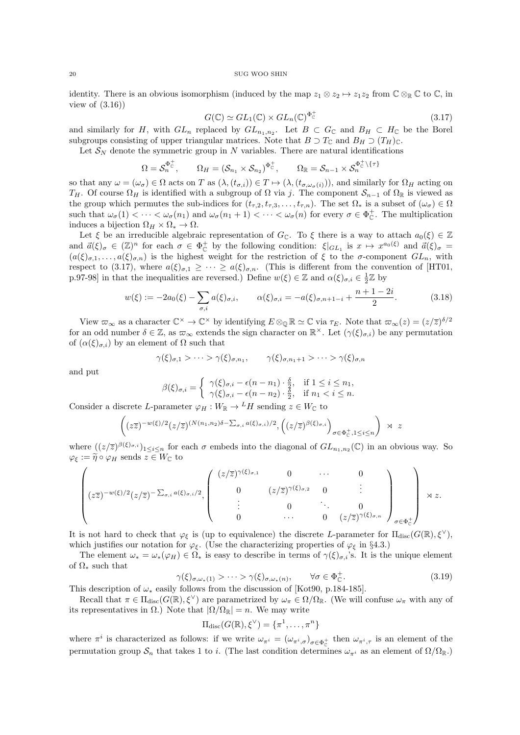identity. There is an obvious isomorphism (induced by the map $z_1 \otimes z_2 \mapsto z_1 z_2$ from $\mathbb{C} \otimes_{\mathbb{R}} \mathbb{C}$ to $\mathbb{C}$, in view of (3.16))

$$G(\mathbb{C}) \simeq GL_1(\mathbb{C}) \times GL_n(\mathbb{C})^{\Phi^+_{\mathbb{C}}} \tag{3.17}$$

and similarly for $H$, with $GL_n$ replaced by $GL_{n_1,n_2}$. Let $B \subset G_{\mathbb{C}}$ and $B_H \subset H_{\mathbb{C}}$ be the Borel subgroups consisting of upper triangular matrices. Note that $B \supset T_{\mathbb{C}}$ and $B_H \supset (T_H)_{\mathbb{C}}$.

Let $\mathcal{S}_N$ denote the symmetric group in $N$ variables. There are natural identifications

$$\Omega = \mathcal{S}_n^{\Phi^+_{\mathbb{C}}}, \qquad \Omega_H = (\mathcal{S}_{n_1} \times \mathcal{S}_{n_2})^{\Phi^+_{\mathbb{C}}}, \qquad \Omega_{\mathbb{R}} = \mathcal{S}_{n-1} \times \mathcal{S}_n^{\Phi^+_{\mathbb{C}} \backslash \{\tau\}}$$

so that any $\omega = (\omega_\sigma) \in \Omega$ acts on $T$ as $(\lambda, (t_{\sigma,i})) \in T \mapsto (\lambda, (t_{\sigma,\omega_\sigma(i)}))$, and similarly for $\Omega_H$ acting on $T_H$. Of course $\Omega_H$ is identified with a subgroup of $\Omega$ via $j$. The component $\mathcal{S}_{n-1}$ of $\Omega_{\mathbb{R}}$ is viewed as the group which permutes the sub-indices for $(t_{\tau,2}, t_{\tau,3}, \ldots, t_{\tau,n})$. The set $\Omega_*$ is a subset of $(\omega_\sigma) \in \Omega$ such that $\omega_\sigma(1) < \cdots < \omega_\sigma(n_1)$ and $\omega_\sigma(n_1+1) < \cdots < \omega_\sigma(n)$ for every $\sigma \in \Phi^+_{\mathbb{C}}$. The multiplication induces a bijection $\Omega_H \times \Omega_* \to \Omega$.

Let $\xi$ be an irreducible algebraic representation of $G_{\mathbb{C}}$. To $\xi$ there is a way to attach $a_0(\xi) \in \mathbb{Z}$ and $\vec{a}(\xi)_\sigma \in (\mathbb{Z})^n$ for each $\sigma \in \Phi^+_{\mathbb{C}}$ by the following condition: $\xi|_{GL_1}$ is $x \mapsto x^{a_0(\xi)}$ and $\vec{a}(\xi)_\sigma = (a(\xi)_{\sigma,1}, \ldots, a(\xi)_{\sigma,n})$ is the highest weight for the restriction of $\xi$ to the $\sigma$-component $GL_n$, with respect to (3.17), where $a(\xi)_{\sigma,1} \geq \cdots \geq a(\xi)_{\sigma,n}$. (This is different from the convention of [HT01, p.97-98] in that the inequalities are reversed.) Define $w(\xi) \in \mathbb{Z}$ and $\alpha(\xi)_{\sigma,i} \in \frac{1}{2}\mathbb{Z}$ by

$$w(\xi) := -2a_0(\xi) - \sum_{\sigma,i} a(\xi)_{\sigma,i}, \qquad \alpha(\xi)_{\sigma,i} = -a(\xi)_{\sigma,n+1-i} + \frac{n+1-2i}{2}. \tag{3.18}$$

View $\varpi_\infty$ as a character $\mathbb{C}^\times \to \mathbb{C}^\times$ by identifying $E \otimes_{\mathbb{Q}} \mathbb{R} \simeq \mathbb{C}$ via $\tau_E$. Note that $\varpi_\infty(z) = (z/\overline{z})^{\delta/2}$ for an odd number $\delta \in \mathbb{Z}$, as $\varpi_\infty$ extends the sign character on $\mathbb{R}^\times$. Let $(\gamma(\xi)_{\sigma,i})$ be any permutation of $(\alpha(\xi)_{\sigma,i})$ by an element of $\Omega$ such that

$$\gamma(\xi)_{\sigma,1} > \cdots > \gamma(\xi)_{\sigma,n_1}, \qquad \gamma(\xi)_{\sigma,n_1+1} > \cdots > \gamma(\xi)_{\sigma,n}$$

and put

$$\beta(\xi)_{\sigma,i} = \begin{cases} \gamma(\xi)_{\sigma,i} - \epsilon(n-n_1) \cdot \frac{\delta}{2}, & \text{if } 1 \leq i \leq n_1, \\ \gamma(\xi)_{\sigma,i} - \epsilon(n-n_2) \cdot \frac{\delta}{2}, & \text{if } n_1 < i \leq n. \end{cases}$$

Consider a discrete $L$-parameter $\varphi_H : W_{\mathbb{R}} \to {}^L H$ sending $z \in W_{\mathbb{C}}$ to

$$\left( (z\overline{z})^{-w(\xi)/2} (z/\overline{z})^{(N(n_1,n_2)\delta - \sum_{\sigma,i} a(\xi)_{\sigma,i})/2}, \left( (z/\overline{z})^{\beta(\xi)_{\sigma,i}} \right)_{\sigma \in \Phi^+_{\mathbb{C}}, 1 \leq i \leq n} \right) \rtimes z$$

where $((z/\overline{z})^{\beta(\xi)_{\sigma,i}})_{1 \leq i \leq n}$ for each $\sigma$ embeds into the diagonal of $GL_{n_1,n_2}(\mathbb{C})$ in an obvious way. So $\varphi_\xi := \widetilde{\eta} \circ \varphi_H$ sends $z \in W_{\mathbb{C}}$ to

$$\left( (z\overline{z})^{-w(\xi)/2} (z/\overline{z})^{-\sum_{\sigma,i} a(\xi)_{\sigma,i}/2}, \begin{pmatrix} (z/\overline{z})^{\gamma(\xi)_{\sigma,1}} & 0 & \cdots & 0 \\ 0 & (z/\overline{z})^{\gamma(\xi)_{\sigma,2}} & 0 & \vdots \\ \vdots & 0 & \ddots & 0 \\ 0 & \cdots & 0 & (z/\overline{z})^{\gamma(\xi)_{\sigma,n}} \end{pmatrix}_{\sigma \in \Phi^+_{\mathbb{C}}} \right) \rtimes z.$$

It is not hard to check that $\varphi_\xi$ is (up to equivalence) the discrete $L$-parameter for $\Pi_{\mathrm{disc}}(G(\mathbb{R}), \xi^\vee)$, which justifies our notation for $\varphi_\xi$. (Use the characterizing properties of $\varphi_\xi$ in §4.3.)

The element $\omega_* = \omega_*(\varphi_H) \in \Omega_*$ is easy to describe in terms of $\gamma(\xi)_{\sigma,i}$'s. It is the unique element of $\Omega_*$ such that

$$\gamma(\xi)_{\sigma,\omega_*(1)} > \cdots > \gamma(\xi)_{\sigma,\omega_*(n)}, \qquad \forall \sigma \in \Phi^+_{\mathbb{C}}. \tag{3.19}$$

This description of $\omega_*$ easily follows from the discussion of [Kot90, p.184-185].

Recall that $\pi \in \Pi_{\mathrm{disc}}(G(\mathbb{R}), \xi^\vee)$ are parametrized by $\omega_\pi \in \Omega/\Omega_{\mathbb{R}}$. (We will confuse $\omega_\pi$ with any of its representatives in $\Omega$.) Note that $|\Omega/\Omega_{\mathbb{R}}| = n$. We may write

$$\Pi_{\mathrm{disc}}(G(\mathbb{R}), \xi^\vee) = \{\pi^1, \ldots, \pi^n\}$$

where $\pi^i$ is characterized as follows: if we write $\omega_{\pi^i} = (\omega_{\pi^i,\sigma})_{\sigma \in \Phi^+_{\mathbb{C}}}$ then $\omega_{\pi^i,\tau}$ is an element of the permutation group $\mathcal{S}_n$ that takes 1 to $i$. (The last condition determines $\omega_{\pi^i}$ as an element of $\Omega/\Omega_{\mathbb{R}}$.)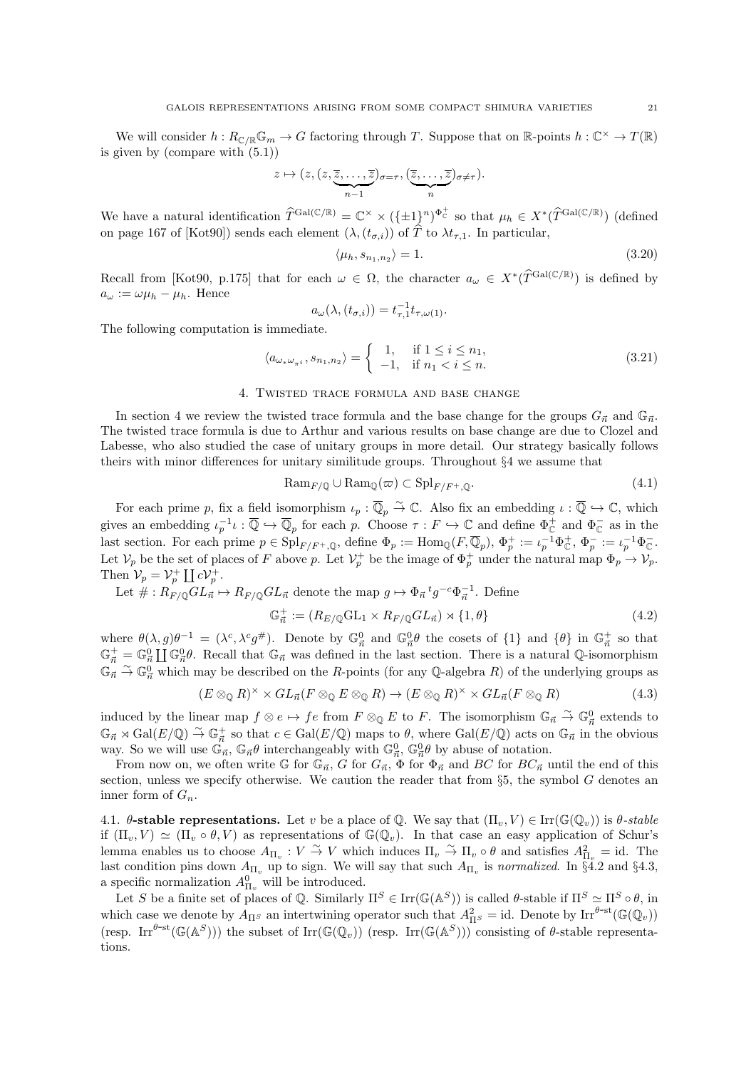We will consider $h : R_{\mathbb{C}/\mathbb{R}}\mathbb{G}_m \to G$ factoring through $T$. Suppose that on $\mathbb{R}$-points $h : \mathbb{C}^\times \to T(\mathbb{R})$ is given by (compare with (5.1))

$$z \mapsto (z, (z, \underbrace{\overline{z}, \dots, \overline{z}}_{n-1})_{\sigma=\tau}, (\underbrace{\overline{z}, \dots, \overline{z}}_{n})_{\sigma\neq\tau}).$$

We have a natural identification $\widehat{T}^{\mathrm{Gal}(\mathbb{C}/\mathbb{R})} = \mathbb{C}^\times \times (\{\pm 1\}^n)^{\Phi_{\mathbb{C}}^+}$ so that $\mu_h \in X^*(\widehat{T}^{\mathrm{Gal}(\mathbb{C}/\mathbb{R})})$ (defined on page 167 of [Kot90]) sends each element $(\lambda, (t_{\sigma,i}))$ of $\widehat{T}$ to $\lambda t_{\tau,1}$. In particular,

$$\langle \mu_h, s_{n_1,n_2} \rangle = 1. \tag{3.20}$$

Recall from [Kot90, p.175] that for each $\omega \in \Omega$, the character $a_\omega \in X^*(\widehat{T}^{\mathrm{Gal}(\mathbb{C}/\mathbb{R})})$ is defined by $a_\omega := \omega\mu_h - \mu_h$. Hence

$$a_\omega(\lambda, (t_{\sigma,i})) = t_{\tau,1}^{-1} t_{\tau,\omega(1)}.$$

The following computation is immediate.

$$\langle a_{\omega_*\omega_{\pi^i}}, s_{n_1,n_2} \rangle = \begin{cases} 1, & \text{if } 1 \le i \le n_1, \\ -1, & \text{if } n_1 < i \le n. \end{cases} \tag{3.21}$$

## 4. Twisted trace formula and base change

In section 4 we review the twisted trace formula and the base change for the groups $G_{\vec{n}}$ and $\mathbb{G}_{\vec{n}}$. The twisted trace formula is due to Arthur and various results on base change are due to Clozel and Labesse, who also studied the case of unitary groups in more detail. Our strategy basically follows theirs with minor differences for unitary similitude groups. Throughout §4 we assume that

$$\mathrm{Ram}_{F/\mathbb{Q}} \cup \mathrm{Ram}_{\mathbb{Q}}(\varpi) \subset \mathrm{Spl}_{F/F^+,\mathbb{Q}}. \tag{4.1}$$

For each prime $p$, fix a field isomorphism $\iota_p : \overline{\mathbb{Q}}_p \overset{\sim}{\to} \mathbb{C}$. Also fix an embedding $\iota : \overline{\mathbb{Q}} \hookrightarrow \mathbb{C}$, which gives an embedding $\iota_p^{-1}\iota : \overline{\mathbb{Q}} \hookrightarrow \overline{\mathbb{Q}}_p$ for each $p$. Choose $\tau : F \hookrightarrow \mathbb{C}$ and define $\Phi_{\mathbb{C}}^+$ and $\Phi_{\mathbb{C}}^-$ as in the last section. For each prime $p \in \mathrm{Spl}_{F/F^+,\mathbb{Q}}$, define $\Phi_p := \mathrm{Hom}_{\mathbb{Q}}(F, \overline{\mathbb{Q}}_p)$, $\Phi_p^+ := \iota_p^{-1}\Phi_{\mathbb{C}}^+$, $\Phi_p^- := \iota_p^{-1}\Phi_{\mathbb{C}}^-$. Let $\mathcal{V}_p$ be the set of places of $F$ above $p$. Let $\mathcal{V}_p^+$ be the image of $\Phi_p^+$ under the natural map $\Phi_p \to \mathcal{V}_p$. Then $\mathcal{V}_p = \mathcal{V}_p^+ \coprod c\mathcal{V}_p^+$.

Let $\# : R_{F/\mathbb{Q}}GL_{\vec{n}} \mapsto R_{F/\mathbb{Q}}GL_{\vec{n}}$ denote the map $g \mapsto \Phi_{\vec{n}}\, {}^t g^{-c} \Phi_{\vec{n}}^{-1}$. Define

$$\mathbb{G}_{\vec{n}}^+ := (R_{E/\mathbb{Q}}\mathrm{GL}_1 \times R_{F/\mathbb{Q}}GL_{\vec{n}}) \rtimes \{1, \theta\} \tag{4.2}$$

where $\theta(\lambda, g)\theta^{-1} = (\lambda^c, \lambda^c g^\#)$. Denote by $\mathbb{G}_{\vec{n}}^0$ and $\mathbb{G}_{\vec{n}}^0\theta$ the cosets of $\{1\}$ and $\{\theta\}$ in $\mathbb{G}_{\vec{n}}^+$ so that $\mathbb{G}_{\vec{n}}^+ = \mathbb{G}_{\vec{n}}^0 \coprod \mathbb{G}_{\vec{n}}^0\theta$. Recall that $\mathbb{G}_{\vec{n}}$ was defined in the last section. There is a natural $\mathbb{Q}$-isomorphism $\mathbb{G}_{\vec{n}} \overset{\sim}{\to} \mathbb{G}_{\vec{n}}^0$ which may be described on the $R$-points (for any $\mathbb{Q}$-algebra $R$) of the underlying groups as

$$(E \otimes_{\mathbb{Q}} R)^\times \times GL_{\vec{n}}(F \otimes_{\mathbb{Q}} E \otimes_{\mathbb{Q}} R) \to (E \otimes_{\mathbb{Q}} R)^\times \times GL_{\vec{n}}(F \otimes_{\mathbb{Q}} R) \tag{4.3}$$

induced by the linear map $f \otimes e \mapsto fe$ from $F \otimes_{\mathbb{Q}} E$ to $F$. The isomorphism $\mathbb{G}_{\vec{n}} \overset{\sim}{\to} \mathbb{G}_{\vec{n}}^0$ extends to $\mathbb{G}_{\vec{n}} \rtimes \mathrm{Gal}(E/\mathbb{Q}) \overset{\sim}{\to} \mathbb{G}_{\vec{n}}^+$ so that $c \in \mathrm{Gal}(E/\mathbb{Q})$ maps to $\theta$, where $\mathrm{Gal}(E/\mathbb{Q})$ acts on $\mathbb{G}_{\vec{n}}$ in the obvious way. So we will use $\mathbb{G}_{\vec{n}}$, $\mathbb{G}_{\vec{n}}\theta$ interchangeably with $\mathbb{G}_{\vec{n}}^0$, $\mathbb{G}_{\vec{n}}^0\theta$ by abuse of notation.

From now on, we often write $\mathbb{G}$ for $\mathbb{G}_{\vec{n}}$, $G$ for $G_{\vec{n}}$, $\Phi$ for $\Phi_{\vec{n}}$ and $BC$ for $BC_{\vec{n}}$ until the end of this section, unless we specify otherwise. We caution the reader that from §5, the symbol $G$ denotes an inner form of $G_n$.

**4.1. $\theta$-stable representations.** Let $v$ be a place of $\mathbb{Q}$. We say that $(\Pi_v, V) \in \mathrm{Irr}(\mathbb{G}(\mathbb{Q}_v))$ is *$\theta$-stable* if $(\Pi_v, V) \simeq (\Pi_v \circ \theta, V)$ as representations of $\mathbb{G}(\mathbb{Q}_v)$. In that case an easy application of Schur's lemma enables us to choose $A_{\Pi_v} : V \overset{\sim}{\to} V$ which induces $\Pi_v \overset{\sim}{\to} \Pi_v \circ \theta$ and satisfies $A_{\Pi_v}^2 = \mathrm{id}$. The last condition pins down $A_{\Pi_v}$ up to sign. We will say that such $A_{\Pi_v}$ is *normalized*. In §4.2 and §4.3, a specific normalization $A_{\Pi_v}^0$ will be introduced.

Let $S$ be a finite set of places of $\mathbb{Q}$. Similarly $\Pi^S \in \mathrm{Irr}(\mathbb{G}(\mathbb{A}^S))$ is called $\theta$-stable if $\Pi^S \simeq \Pi^S \circ \theta$, in which case we denote by $A_{\Pi^S}$ an intertwining operator such that $A_{\Pi^S}^2 = \mathrm{id}$. Denote by $\mathrm{Irr}^{\theta\text{-st}}(\mathbb{G}(\mathbb{Q}_v))$ (resp. $\mathrm{Irr}^{\theta\text{-st}}(\mathbb{G}(\mathbb{A}^S))$) the subset of $\mathrm{Irr}(\mathbb{G}(\mathbb{Q}_v))$ (resp. $\mathrm{Irr}(\mathbb{G}(\mathbb{A}^S))$) consisting of $\theta$-stable representations.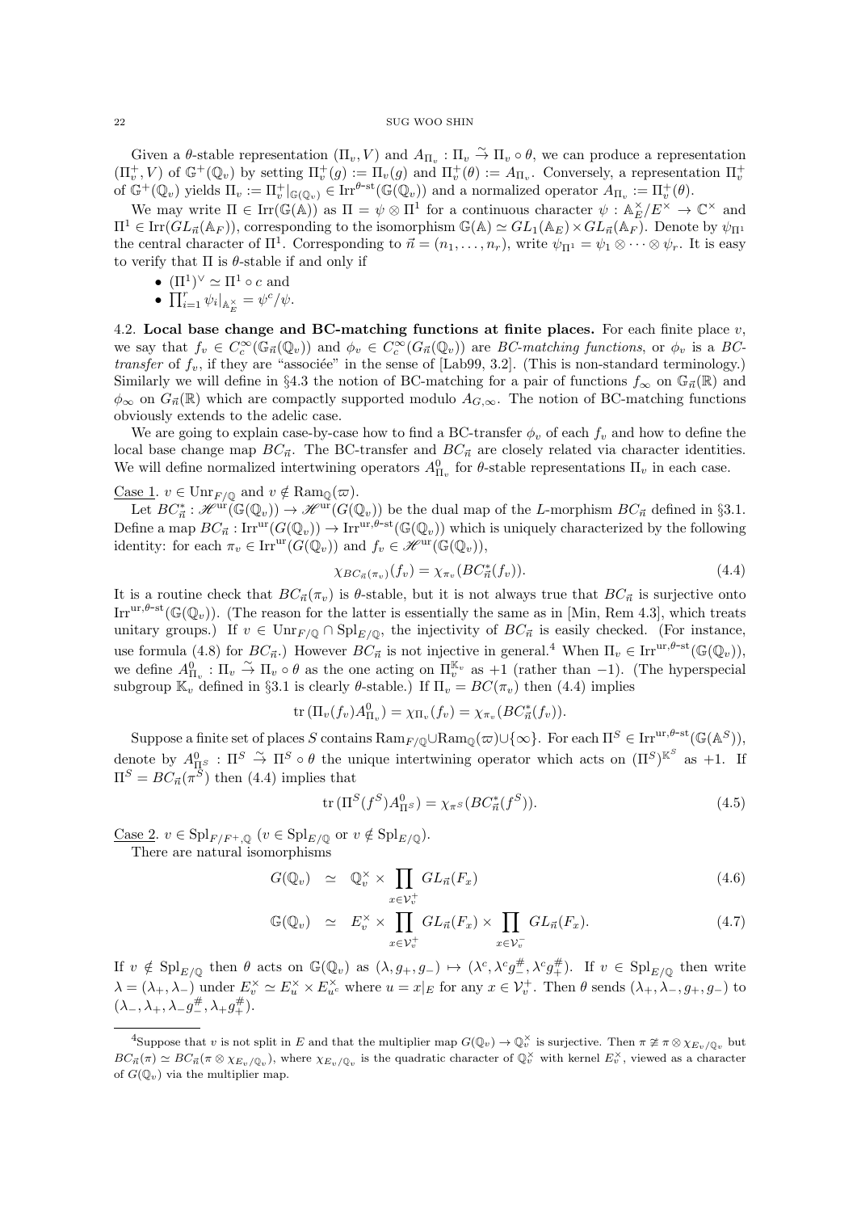Given a $\theta$-stable representation $(\Pi_v, V)$ and $A_{\Pi_v} : \Pi_v \stackrel{\sim}{\to} \Pi_v \circ \theta$, we can produce a representation $(\Pi_v^+, V)$ of $\mathbb{G}^+(\mathbb{Q}_v)$ by setting $\Pi_v^+(g) := \Pi_v(g)$ and $\Pi_v^+(\theta) := A_{\Pi_v}$. Conversely, a representation $\Pi_v^+$ of $\mathbb{G}^+(\mathbb{Q}_v)$ yields $\Pi_v := \Pi_v^+|_{\mathbb{G}(\mathbb{Q}_v)} \in \mathrm{Irr}^{\theta\text{-st}}(\mathbb{G}(\mathbb{Q}_v))$ and a normalized operator $A_{\Pi_v} := \Pi_v^+(\theta)$.

We may write $\Pi \in \mathrm{Irr}(\mathbb{G}(\mathbb{A}))$ as $\Pi = \psi \otimes \Pi^1$ for a continuous character $\psi : \mathbb{A}_E^\times / E^\times \to \mathbb{C}^\times$ and $\Pi^1 \in \mathrm{Irr}(GL_{\vec{n}}(\mathbb{A}_F))$, corresponding to the isomorphism $\mathbb{G}(\mathbb{A}) \simeq GL_1(\mathbb{A}_E) \times GL_{\vec{n}}(\mathbb{A}_F)$. Denote by $\psi_{\Pi^1}$ the central character of $\Pi^1$. Corresponding to $\vec{n} = (n_1, \ldots, n_r)$, write $\psi_{\Pi^1} = \psi_1 \otimes \cdots \otimes \psi_r$. It is easy to verify that $\Pi$ is $\theta$-stable if and only if

- $(\Pi^1)^\vee \simeq \Pi^1 \circ c$ and
- $\prod_{i=1}^r \psi_i|_{\mathbb{A}_E^\times} = \psi^c/\psi$.

4.2. **Local base change and BC-matching functions at finite places.** For each finite place $v$, we say that $f_v \in C_c^\infty(\mathbb{G}_{\vec{n}}(\mathbb{Q}_v))$ and $\phi_v \in C_c^\infty(G_{\vec{n}}(\mathbb{Q}_v))$ are *BC-matching functions*, or $\phi_v$ is a *BC-transfer* of $f_v$, if they are "associée" in the sense of [Lab99, 3.2]. (This is non-standard terminology.) Similarly we will define in §4.3 the notion of BC-matching for a pair of functions $f_\infty$ on $\mathbb{G}_{\vec{n}}(\mathbb{R})$ and $\phi_\infty$ on $G_{\vec{n}}(\mathbb{R})$ which are compactly supported modulo $A_{G,\infty}$. The notion of BC-matching functions obviously extends to the adelic case.

We are going to explain case-by-case how to find a BC-transfer $\phi_v$ of each $f_v$ and how to define the local base change map $BC_{\vec{n}}$. The BC-transfer and $BC_{\vec{n}}$ are closely related via character identities. We will define normalized intertwining operators $A^0_{\Pi_v}$ for $\theta$-stable representations $\Pi_v$ in each case.

Case 1. $v \in \mathrm{Unr}_{F/\mathbb{Q}}$ and $v \notin \mathrm{Ram}_{\mathbb{Q}}(\varpi)$.

Let $BC^*_{\vec{n}} : \mathscr{H}^{\mathrm{ur}}(\mathbb{G}(\mathbb{Q}_v)) \to \mathscr{H}^{\mathrm{ur}}(G(\mathbb{Q}_v))$ be the dual map of the $L$-morphism $BC_{\vec{n}}$ defined in §3.1. Define a map $BC_{\vec{n}} : \mathrm{Irr}^{\mathrm{ur}}(G(\mathbb{Q}_v)) \to \mathrm{Irr}^{\mathrm{ur},\theta\text{-st}}(\mathbb{G}(\mathbb{Q}_v))$ which is uniquely characterized by the following identity: for each $\pi_v \in \mathrm{Irr}^{\mathrm{ur}}(G(\mathbb{Q}_v))$ and $f_v \in \mathscr{H}^{\mathrm{ur}}(\mathbb{G}(\mathbb{Q}_v))$,

$$\chi_{BC_{\vec{n}}(\pi_v)}(f_v) = \chi_{\pi_v}(BC^*_{\vec{n}}(f_v)). \tag{4.4}$$

It is a routine check that $BC_{\vec{n}}(\pi_v)$ is $\theta$-stable, but it is not always true that $BC_{\vec{n}}$ is surjective onto $\mathrm{Irr}^{\mathrm{ur},\theta\text{-st}}(\mathbb{G}(\mathbb{Q}_v))$. (The reason for the latter is essentially the same as in [Min, Rem 4.3], which treats unitary groups.) If $v \in \mathrm{Unr}_{F/\mathbb{Q}} \cap \mathrm{Spl}_{E/\mathbb{Q}}$, the injectivity of $BC_{\vec{n}}$ is easily checked. (For instance, use formula (4.8) for $BC_{\vec{n}}$.) However $BC_{\vec{n}}$ is not injective in general.[4] When $\Pi_v \in \mathrm{Irr}^{\mathrm{ur},\theta\text{-st}}(\mathbb{G}(\mathbb{Q}_v))$, we define $A^0_{\Pi_v} : \Pi_v \stackrel{\sim}{\to} \Pi_v \circ \theta$ as the one acting on $\Pi_v^{\mathbb{K}_v}$ as $+1$ (rather than $-1$). (The hyperspecial subgroup $\mathbb{K}_v$ defined in §3.1 is clearly $\theta$-stable.) If $\Pi_v = BC(\pi_v)$ then (4.4) implies

$$\mathrm{tr}\,(\Pi_v(f_v) A^0_{\Pi_v}) = \chi_{\Pi_v}(f_v) = \chi_{\pi_v}(BC^*_{\vec{n}}(f_v)).$$

Suppose a finite set of places $S$ contains $\mathrm{Ram}_{F/\mathbb{Q}} \cup \mathrm{Ram}_{\mathbb{Q}}(\varpi) \cup \{\infty\}$. For each $\Pi^S \in \mathrm{Irr}^{\mathrm{ur},\theta\text{-st}}(\mathbb{G}(\mathbb{A}^S))$, denote by $A^0_{\Pi^S} : \Pi^S \stackrel{\sim}{\to} \Pi^S \circ \theta$ the unique intertwining operator which acts on $(\Pi^S)^{\mathbb{K}^S}$ as $+1$. If $\Pi^S = BC_{\vec{n}}(\pi^S)$ then (4.4) implies that

$$\mathrm{tr}\,(\Pi^S(f^S) A^0_{\Pi^S}) = \chi_{\pi^S}(BC^*_{\vec{n}}(f^S)). \tag{4.5}$$

Case 2. $v \in \mathrm{Spl}_{F/F^+,\mathbb{Q}}$ ($v \in \mathrm{Spl}_{E/\mathbb{Q}}$ or $v \notin \mathrm{Spl}_{E/\mathbb{Q}}$).

There are natural isomorphisms

$$G(\mathbb{Q}_v) \simeq \mathbb{Q}_v^\times \times \prod_{x \in \mathcal{V}_v^+} GL_{\vec{n}}(F_x) \tag{4.6}$$

$$\mathbb{G}(\mathbb{Q}_v) \simeq E_v^\times \times \prod_{x \in \mathcal{V}_v^+} GL_{\vec{n}}(F_x) \times \prod_{x \in \mathcal{V}_v^-} GL_{\vec{n}}(F_x). \tag{4.7}$$

If $v \notin \mathrm{Spl}_{E/\mathbb{Q}}$ then $\theta$ acts on $\mathbb{G}(\mathbb{Q}_v)$ as $(\lambda, g_+, g_-) \mapsto (\lambda^c, \lambda^c g_-^\#, \lambda^c g_+^\#)$. If $v \in \mathrm{Spl}_{E/\mathbb{Q}}$ then write $\lambda = (\lambda_+, \lambda_-)$ under $E_v^\times \simeq E_u^\times \times E_{u^c}^\times$ where $u = x|_E$ for any $x \in \mathcal{V}_v^+$. Then $\theta$ sends $(\lambda_+, \lambda_-, g_+, g_-)$ to $(\lambda_-, \lambda_+, \lambda_- g_-^\#, \lambda_+ g_+^\#)$.

[4] Suppose that $v$ is not split in $E$ and that the multiplier map $G(\mathbb{Q}_v) \to \mathbb{Q}_v^\times$ is surjective. Then $\pi \not\simeq \pi \otimes \chi_{E_v/\mathbb{Q}_v}$ but $BC_{\vec{n}}(\pi) \simeq BC_{\vec{n}}(\pi \otimes \chi_{E_v/\mathbb{Q}_v})$, where $\chi_{E_v/\mathbb{Q}_v}$ is the quadratic character of $\mathbb{Q}_v^\times$ with kernel $E_v^\times$, viewed as a character of $G(\mathbb{Q}_v)$ via the multiplier map.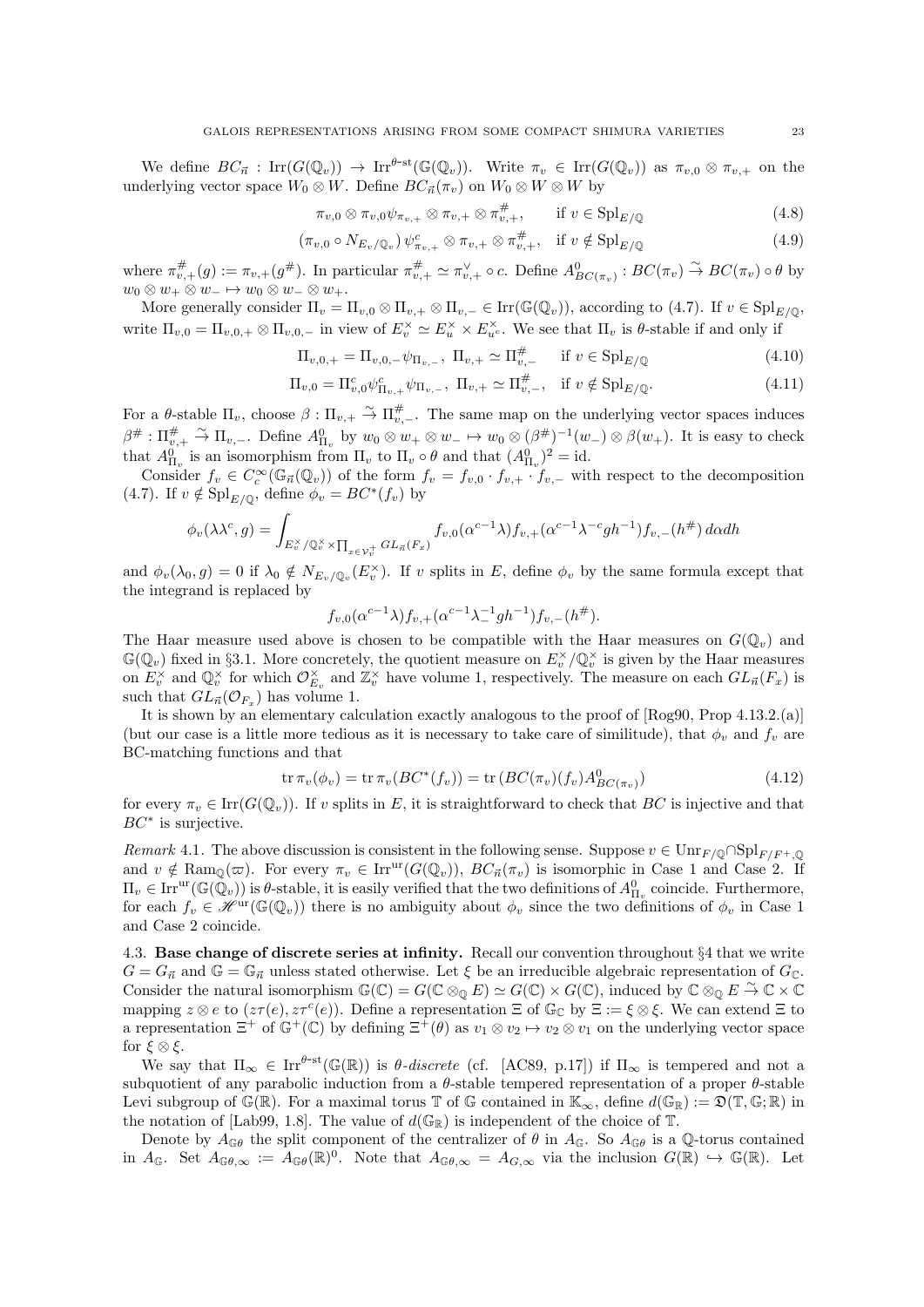We define $BC_{\vec{n}} : \mathrm{Irr}(G(\mathbb{Q}_v)) \to \mathrm{Irr}^{\theta\text{-st}}(\mathbb{G}(\mathbb{Q}_v))$. Write $\pi_v \in \mathrm{Irr}(G(\mathbb{Q}_v))$ as $\pi_{v,0} \otimes \pi_{v,+}$ on the underlying vector space $W_0 \otimes W$. Define $BC_{\vec{n}}(\pi_v)$ on $W_0 \otimes W \otimes W$ by

$$\pi_{v,0} \otimes \pi_{v,0}\psi_{\pi_{v,+}} \otimes \pi_{v,+} \otimes \pi^{\#}_{v,+}, \qquad \text{if } v \in \mathrm{Spl}_{E/\mathbb{Q}} \tag{4.8}$$

$$(\pi_{v,0} \circ N_{E_v/\mathbb{Q}_v})\, \psi^c_{\pi_{v,+}} \otimes \pi_{v,+} \otimes \pi^{\#}_{v,+}, \quad \text{if } v \notin \mathrm{Spl}_{E/\mathbb{Q}} \tag{4.9}$$

where $\pi^{\#}_{v,+}(g) := \pi_{v,+}(g^{\#})$. In particular $\pi^{\#}_{v,+} \simeq \pi^{\vee}_{v,+} \circ c$. Define $A^0_{BC(\pi_v)} : BC(\pi_v) \stackrel{\sim}{\to} BC(\pi_v) \circ \theta$ by $w_0 \otimes w_+ \otimes w_- \mapsto w_0 \otimes w_- \otimes w_+$.

More generally consider $\Pi_v = \Pi_{v,0} \otimes \Pi_{v,+} \otimes \Pi_{v,-} \in \mathrm{Irr}(\mathbb{G}(\mathbb{Q}_v))$, according to (4.7). If $v \in \mathrm{Spl}_{E/\mathbb{Q}}$, write $\Pi_{v,0} = \Pi_{v,0,+} \otimes \Pi_{v,0,-}$ in view of $E^\times_v \simeq E^\times_u \times E^\times_{u^c}$. We see that $\Pi_v$ is $\theta$-stable if and only if

$$\Pi_{v,0,+} = \Pi_{v,0,-}\psi_{\Pi_{v,-}},\ \Pi_{v,+} \simeq \Pi^{\#}_{v,-} \quad \text{if } v \in \mathrm{Spl}_{E/\mathbb{Q}} \tag{4.10}$$

$$\Pi_{v,0} = \Pi^c_{v,0}\psi^c_{\Pi_{v,+}}\psi_{\Pi_{v,-}},\ \Pi_{v,+} \simeq \Pi^{\#}_{v,-}, \quad \text{if } v \notin \mathrm{Spl}_{E/\mathbb{Q}}. \tag{4.11}$$

For a $\theta$-stable $\Pi_v$, choose $\beta : \Pi_{v,+} \stackrel{\sim}{\to} \Pi^{\#}_{v,-}$. The same map on the underlying vector spaces induces $\beta^{\#} : \Pi^{\#}_{v,+} \stackrel{\sim}{\to} \Pi_{v,-}$. Define $A^0_{\Pi_v}$ by $w_0 \otimes w_+ \otimes w_- \mapsto w_0 \otimes (\beta^{\#})^{-1}(w_-) \otimes \beta(w_+)$. It is easy to check that $A^0_{\Pi_v}$ is an isomorphism from $\Pi_v$ to $\Pi_v \circ \theta$ and that $(A^0_{\Pi_v})^2 = \mathrm{id}$.

Consider $f_v \in C^\infty_c(\mathbb{G}_{\vec{n}}(\mathbb{Q}_v))$ of the form $f_v = f_{v,0} \cdot f_{v,+} \cdot f_{v,-}$ with respect to the decomposition (4.7). If $v \notin \mathrm{Spl}_{E/\mathbb{Q}}$, define $\phi_v = BC^*(f_v)$ by

$$\phi_v(\lambda\lambda^c, g) = \int_{E^\times_v/\mathbb{Q}^\times_v \times \prod_{x \in \mathcal{V}^+_v} GL_{\vec{n}}(F_x)} f_{v,0}(\alpha^{c-1}\lambda) f_{v,+}(\alpha^{c-1}\lambda^{-c} g h^{-1}) f_{v,-}(h^{\#})\, d\alpha dh$$

and $\phi_v(\lambda_0, g) = 0$ if $\lambda_0 \notin N_{E_v/\mathbb{Q}_v}(E^\times_v)$. If $v$ splits in $E$, define $\phi_v$ by the same formula except that the integrand is replaced by

$$f_{v,0}(\alpha^{c-1}\lambda) f_{v,+}(\alpha^{c-1}\lambda^{-1}_- g h^{-1}) f_{v,-}(h^{\#}).$$

The Haar measure used above is chosen to be compatible with the Haar measures on $G(\mathbb{Q}_v)$ and $\mathbb{G}(\mathbb{Q}_v)$ fixed in §3.1. More concretely, the quotient measure on $E^\times_v/\mathbb{Q}^\times_v$ is given by the Haar measures on $E^\times_v$ and $\mathbb{Q}^\times_v$ for which $\mathcal{O}^\times_{E_v}$ and $\mathbb{Z}^\times_v$ have volume 1, respectively. The measure on each $GL_{\vec{n}}(F_x)$ is such that $GL_{\vec{n}}(\mathcal{O}_{F_x})$ has volume 1.

It is shown by an elementary calculation exactly analogous to the proof of [Rog90, Prop 4.13.2.(a)] (but our case is a little more tedious as it is necessary to take care of similitude), that $\phi_v$ and $f_v$ are BC-matching functions and that

$$\mathrm{tr}\, \pi_v(\phi_v) = \mathrm{tr}\, \pi_v(BC^*(f_v)) = \mathrm{tr}\,(BC(\pi_v)(f_v) A^0_{BC(\pi_v)}) \tag{4.12}$$

for every $\pi_v \in \mathrm{Irr}(G(\mathbb{Q}_v))$. If $v$ splits in $E$, it is straightforward to check that $BC$ is injective and that $BC^*$ is surjective.

*Remark* 4.1. The above discussion is consistent in the following sense. Suppose $v \in \mathrm{Unr}_{F/\mathbb{Q}} \cap \mathrm{Spl}_{F/F^+,\mathbb{Q}}$ and $v \notin \mathrm{Ram}_{\mathbb{Q}}(\varpi)$. For every $\pi_v \in \mathrm{Irr}^{\mathrm{ur}}(G(\mathbb{Q}_v))$, $BC_{\vec{n}}(\pi_v)$ is isomorphic in Case 1 and Case 2. If $\Pi_v \in \mathrm{Irr}^{\mathrm{ur}}(\mathbb{G}(\mathbb{Q}_v))$ is $\theta$-stable, it is easily verified that the two definitions of $A^0_{\Pi_v}$ coincide. Furthermore, for each $f_v \in \mathscr{H}^{\mathrm{ur}}(\mathbb{G}(\mathbb{Q}_v))$ there is no ambiguity about $\phi_v$ since the two definitions of $\phi_v$ in Case 1 and Case 2 coincide.

## 4.3. Base change of discrete series at infinity.

Recall our convention throughout §4 that we write $G = G_{\vec{n}}$ and $\mathbb{G} = \mathbb{G}_{\vec{n}}$ unless stated otherwise. Let $\xi$ be an irreducible algebraic representation of $G_{\mathbb{C}}$. Consider the natural isomorphism $\mathbb{G}(\mathbb{C}) = G(\mathbb{C} \otimes_{\mathbb{Q}} E) \simeq G(\mathbb{C}) \times G(\mathbb{C})$, induced by $\mathbb{C} \otimes_{\mathbb{Q}} E \stackrel{\sim}{\to} \mathbb{C} \times \mathbb{C}$ mapping $z \otimes e$ to $(z\tau(e), z\tau^c(e))$. Define a representation $\Xi$ of $\mathbb{G}_{\mathbb{C}}$ by $\Xi := \xi \otimes \xi$. We can extend $\Xi$ to a representation $\Xi^+$ of $\mathbb{G}^+(\mathbb{C})$ by defining $\Xi^+(\theta)$ as $v_1 \otimes v_2 \mapsto v_2 \otimes v_1$ on the underlying vector space for $\xi \otimes \xi$.

We say that $\Pi_\infty \in \mathrm{Irr}^{\theta\text{-st}}(\mathbb{G}(\mathbb{R}))$ is *$\theta$-discrete* (cf. [AC89, p.17]) if $\Pi_\infty$ is tempered and not a subquotient of any parabolic induction from a $\theta$-stable tempered representation of a proper $\theta$-stable Levi subgroup of $\mathbb{G}(\mathbb{R})$. For a maximal torus $\mathbb{T}$ of $\mathbb{G}$ contained in $\mathbb{K}_\infty$, define $d(\mathbb{G}_{\mathbb{R}}) := \mathfrak{D}(\mathbb{T}, \mathbb{G}; \mathbb{R})$ in the notation of [Lab99, 1.8]. The value of $d(\mathbb{G}_{\mathbb{R}})$ is independent of the choice of $\mathbb{T}$.

Denote by $A_{\mathbb{G}\theta}$ the split component of the centralizer of $\theta$ in $A_{\mathbb{G}}$. So $A_{\mathbb{G}\theta}$ is a $\mathbb{Q}$-torus contained in $A_{\mathbb{G}}$. Set $A_{\mathbb{G}\theta,\infty} := A_{\mathbb{G}\theta}(\mathbb{R})^0$. Note that $A_{\mathbb{G}\theta,\infty} = A_{G,\infty}$ via the inclusion $G(\mathbb{R}) \hookrightarrow \mathbb{G}(\mathbb{R})$. Let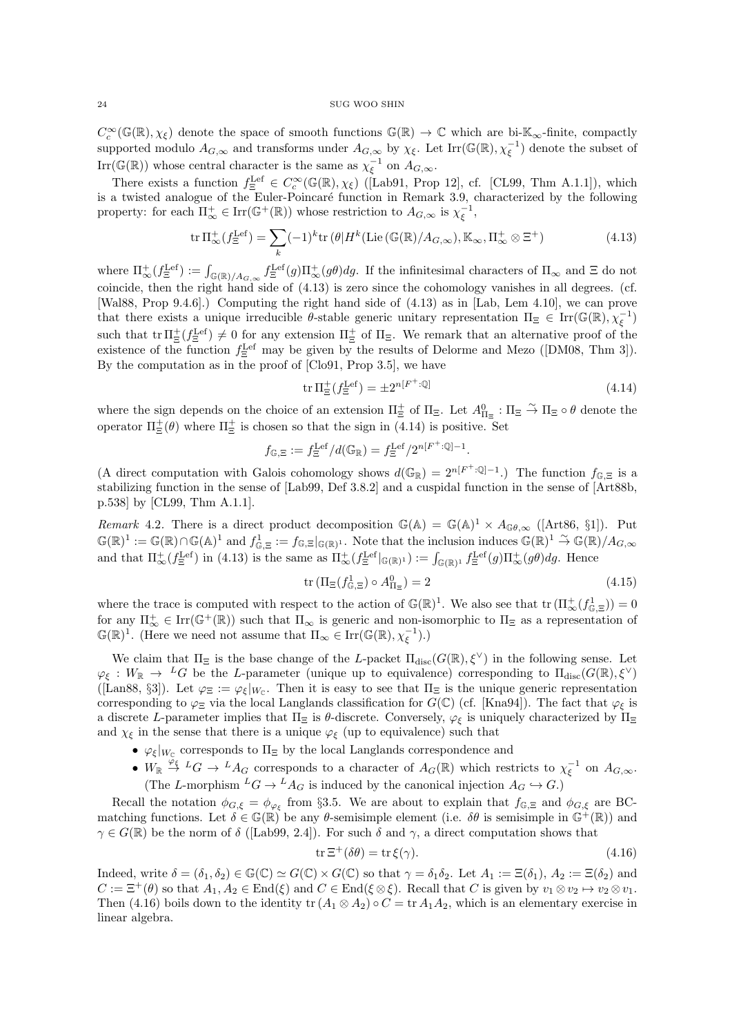$C_c^\infty(\mathbb{G}(\mathbb{R}),\chi_\xi)$ denote the space of smooth functions $\mathbb{G}(\mathbb{R})\to\mathbb{C}$ which are bi-$\mathbb{K}_\infty$-finite, compactly supported modulo $A_{G,\infty}$ and transforms under $A_{G,\infty}$ by $\chi_\xi$. Let $\mathrm{Irr}(\mathbb{G}(\mathbb{R}),\chi_\xi^{-1})$ denote the subset of $\mathrm{Irr}(\mathbb{G}(\mathbb{R}))$ whose central character is the same as $\chi_\xi^{-1}$ on $A_{G,\infty}$.

There exists a function $f_\Xi^{\mathrm{Lef}}\in C_c^\infty(\mathbb{G}(\mathbb{R}),\chi_\xi)$ ([Lab91, Prop 12], cf. [CL99, Thm A.1.1]), which is a twisted analogue of the Euler-Poincaré function in Remark 3.9, characterized by the following property: for each $\Pi_\infty^+\in\mathrm{Irr}(\mathbb{G}^+(\mathbb{R}))$ whose restriction to $A_{G,\infty}$ is $\chi_\xi^{-1}$,

$$\mathrm{tr}\,\Pi_\infty^+(f_\Xi^{\mathrm{Lef}})=\sum_k(-1)^k\mathrm{tr}\left(\theta|H^k(\mathrm{Lie}\,(\mathbb{G}(\mathbb{R})/A_{G,\infty}),\mathbb{K}_\infty,\Pi_\infty^+\otimes\Xi^+\right)\tag{4.13}$$

where $\Pi_\infty^+(f_\Xi^{\mathrm{Lef}}):=\int_{\mathbb{G}(\mathbb{R})/A_{G,\infty}}f_\Xi^{\mathrm{Lef}}(g)\Pi_\infty^+(g\theta)dg$. If the infinitesimal characters of $\Pi_\infty$ and $\Xi$ do not coincide, then the right hand side of (4.13) is zero since the cohomology vanishes in all degrees. (cf. [Wal88, Prop 9.4.6].) Computing the right hand side of (4.13) as in [Lab, Lem 4.10], we can prove that there exists a unique irreducible $\theta$-stable generic unitary representation $\Pi_\Xi\in\mathrm{Irr}(\mathbb{G}(\mathbb{R}),\chi_\xi^{-1})$ such that $\mathrm{tr}\,\Pi_\Xi^+(f_\Xi^{\mathrm{Lef}})\neq 0$ for any extension $\Pi_\Xi^+$ of $\Pi_\Xi$. We remark that an alternative proof of the existence of the function $f_\Xi^{\mathrm{Lef}}$ may be given by the results of Delorme and Mezo ([DM08, Thm 3]). By the computation as in the proof of [Clo91, Prop 3.5], we have

$$\mathrm{tr}\,\Pi_\Xi^+(f_\Xi^{\mathrm{Lef}})=\pm 2^{n[F^+:\mathbb{Q}]}\tag{4.14}$$

where the sign depends on the choice of an extension $\Pi_\Xi^+$ of $\Pi_\Xi$. Let $A_{\Pi_\Xi}^0:\Pi_\Xi\overset{\sim}{\to}\Pi_\Xi\circ\theta$ denote the operator $\Pi_\Xi^+(\theta)$ where $\Pi_\Xi^+$ is chosen so that the sign in (4.14) is positive. Set

$$f_{\mathbb{G},\Xi}:=f_\Xi^{\mathrm{Lef}}/d(\mathbb{G}_\mathbb{R})=f_\Xi^{\mathrm{Lef}}/2^{n[F^+:\mathbb{Q}]-1}.$$

(A direct computation with Galois cohomology shows $d(\mathbb{G}_\mathbb{R})=2^{n[F^+:\mathbb{Q}]-1}$.) The function $f_{\mathbb{G},\Xi}$ is a stabilizing function in the sense of [Lab99, Def 3.8.2] and a cuspidal function in the sense of [Art88b, p.538] by [CL99, Thm A.1.1].

*Remark* 4.2. There is a direct product decomposition $\mathbb{G}(\mathbb{A})=\mathbb{G}(\mathbb{A})^1\times A_{\mathbb{G}\theta,\infty}$ ([Art86, §1]). Put $\mathbb{G}(\mathbb{R})^1:=\mathbb{G}(\mathbb{R})\cap\mathbb{G}(\mathbb{A})^1$ and $f^1_{\mathbb{G},\Xi}:=f_{\mathbb{G},\Xi}|_{\mathbb{G}(\mathbb{R})^1}$. Note that the inclusion induces $\mathbb{G}(\mathbb{R})^1\overset{\sim}{\to}\mathbb{G}(\mathbb{R})/A_{G,\infty}$ and that $\Pi_\infty^+(f_\Xi^{\mathrm{Lef}})$ in (4.13) is the same as $\Pi_\infty^+(f_\Xi^{\mathrm{Lef}}|_{\mathbb{G}(\mathbb{R})^1}):=\int_{\mathbb{G}(\mathbb{R})^1}f_\Xi^{\mathrm{Lef}}(g)\Pi_\infty^+(g\theta)dg$. Hence

$$\mathrm{tr}\,(\Pi_\Xi(f^1_{\mathbb{G},\Xi})\circ A^0_{\Pi_\Xi})=2\tag{4.15}$$

where the trace is computed with respect to the action of $\mathbb{G}(\mathbb{R})^1$. We also see that $\mathrm{tr}\,(\Pi_\infty^+(f^1_{\mathbb{G},\Xi}))=0$ for any $\Pi_\infty^+\in\mathrm{Irr}(\mathbb{G}^+(\mathbb{R}))$ such that $\Pi_\infty$ is generic and non-isomorphic to $\Pi_\Xi$ as a representation of $\mathbb{G}(\mathbb{R})^1$. (Here we need not assume that $\Pi_\infty\in\mathrm{Irr}(\mathbb{G}(\mathbb{R}),\chi_\xi^{-1})$.)

We claim that $\Pi_\Xi$ is the base change of the $L$-packet $\Pi_{\mathrm{disc}}(G(\mathbb{R}),\xi^\vee)$ in the following sense. Let $\varphi_\xi:W_\mathbb{R}\to{}^LG$ be the $L$-parameter (unique up to equivalence) corresponding to $\Pi_{\mathrm{disc}}(G(\mathbb{R}),\xi^\vee)$ ([Lan88, §3]). Let $\varphi_\Xi:=\varphi_\xi|_{W_\mathbb{C}}$. Then it is easy to see that $\Pi_\Xi$ is the unique generic representation corresponding to $\varphi_\Xi$ via the local Langlands classification for $G(\mathbb{C})$ (cf. [Kna94]). The fact that $\varphi_\xi$ is a discrete $L$-parameter implies that $\Pi_\Xi$ is $\theta$-discrete. Conversely, $\varphi_\xi$ is uniquely characterized by $\Pi_\Xi$ and $\chi_\xi$ in the sense that there is a unique $\varphi_\xi$ (up to equivalence) such that

- $\varphi_\xi|_{W_\mathbb{C}}$ corresponds to $\Pi_\Xi$ by the local Langlands correspondence and
- $W_\mathbb{R}\overset{\varphi_\xi}{\to}{}^LG\to{}^LA_G$ corresponds to a character of $A_G(\mathbb{R})$ which restricts to $\chi_\xi^{-1}$ on $A_{G,\infty}$. (The $L$-morphism ${}^LG\to{}^LA_G$ is induced by the canonical injection $A_G\hookrightarrow G$.)

Recall the notation $\phi_{G,\xi}=\phi_{\varphi_\xi}$ from §3.5. We are about to explain that $f_{\mathbb{G},\Xi}$ and $\phi_{G,\xi}$ are BC-matching functions. Let $\delta\in\mathbb{G}(\mathbb{R})$ be any $\theta$-semisimple element (i.e. $\delta\theta$ is semisimple in $\mathbb{G}^+(\mathbb{R})$) and $\gamma\in G(\mathbb{R})$ be the norm of $\delta$ ([Lab99, 2.4]). For such $\delta$ and $\gamma$, a direct computation shows that

$$\mathrm{tr}\,\Xi^+(\delta\theta)=\mathrm{tr}\,\xi(\gamma).\tag{4.16}$$

Indeed, write $\delta=(\delta_1,\delta_2)\in\mathbb{G}(\mathbb{C})\simeq G(\mathbb{C})\times G(\mathbb{C})$ so that $\gamma=\delta_1\delta_2$. Let $A_1:=\Xi(\delta_1)$, $A_2:=\Xi(\delta_2)$ and $C:=\Xi^+(\theta)$ so that $A_1,A_2\in\mathrm{End}(\xi)$ and $C\in\mathrm{End}(\xi\otimes\xi)$. Recall that $C$ is given by $v_1\otimes v_2\mapsto v_2\otimes v_1$. Then (4.16) boils down to the identity $\mathrm{tr}\,(A_1\otimes A_2)\circ C=\mathrm{tr}\,A_1A_2$, which is an elementary exercise in linear algebra.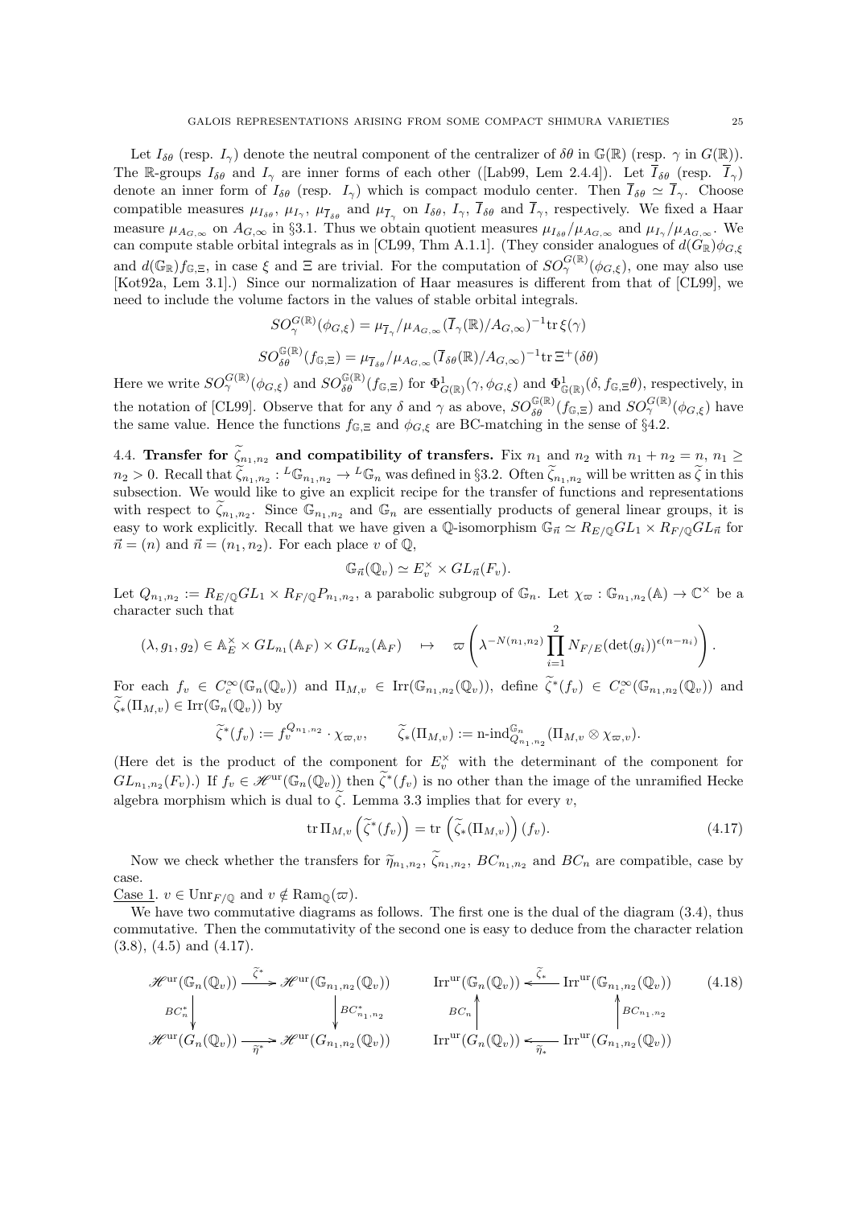Let $I_{\delta\theta}$ (resp. $I_\gamma$) denote the neutral component of the centralizer of $\delta\theta$ in $\mathbb{G}(\mathbb{R})$ (resp. $\gamma$ in $G(\mathbb{R})$). The $\mathbb{R}$-groups $I_{\delta\theta}$ and $I_\gamma$ are inner forms of each other ([Lab99, Lem 2.4.4]). Let $\overline{I}_{\delta\theta}$ (resp. $\overline{I}_\gamma$) denote an inner form of $I_{\delta\theta}$ (resp. $I_\gamma$) which is compact modulo center. Then $\overline{I}_{\delta\theta} \simeq \overline{I}_\gamma$. Choose compatible measures $\mu_{I_{\delta\theta}}$, $\mu_{I_\gamma}$, $\mu_{\overline{I}_{\delta\theta}}$ and $\mu_{\overline{I}_\gamma}$ on $I_{\delta\theta}$, $I_\gamma$, $\overline{I}_{\delta\theta}$ and $\overline{I}_\gamma$, respectively. We fixed a Haar measure $\mu_{A_{G,\infty}}$ on $A_{G,\infty}$ in §3.1. Thus we obtain quotient measures $\mu_{I_{\delta\theta}}/\mu_{A_{G,\infty}}$ and $\mu_{I_\gamma}/\mu_{A_{G,\infty}}$. We can compute stable orbital integrals as in [CL99, Thm A.1.1]. (They consider analogues of $d(G_\mathbb{R})\phi_{G,\xi}$ and $d(\mathbb{G}_\mathbb{R})f_{\mathbb{G},\Xi}$, in case $\xi$ and $\Xi$ are trivial. For the computation of $SO^{G(\mathbb{R})}_\gamma(\phi_{G,\xi})$, one may also use [Kot92a, Lem 3.1].) Since our normalization of Haar measures is different from that of [CL99], we need to include the volume factors in the values of stable orbital integrals.

$$SO^{G(\mathbb{R})}_\gamma(\phi_{G,\xi}) = \mu_{\overline{I}_\gamma}/\mu_{A_{G,\infty}}(\overline{I}_\gamma(\mathbb{R})/A_{G,\infty})^{-1}\mathrm{tr}\,\xi(\gamma)$$

$$SO^{\mathbb{G}(\mathbb{R})}_{\delta\theta}(f_{\mathbb{G},\Xi}) = \mu_{\overline{I}_{\delta\theta}}/\mu_{A_{G,\infty}}(\overline{I}_{\delta\theta}(\mathbb{R})/A_{G,\infty})^{-1}\mathrm{tr}\,\Xi^+(\delta\theta)$$

Here we write $SO^{G(\mathbb{R})}_\gamma(\phi_{G,\xi})$ and $SO^{\mathbb{G}(\mathbb{R})}_{\delta\theta}(f_{\mathbb{G},\Xi})$ for $\Phi^1_{G(\mathbb{R})}(\gamma,\phi_{G,\xi})$ and $\Phi^1_{\mathbb{G}(\mathbb{R})}(\delta, f_{\mathbb{G},\Xi}\theta)$, respectively, in the notation of [CL99]. Observe that for any $\delta$ and $\gamma$ as above, $SO^{\mathbb{G}(\mathbb{R})}_{\delta\theta}(f_{\mathbb{G},\Xi})$ and $SO^{G(\mathbb{R})}_\gamma(\phi_{G,\xi})$ have the same value. Hence the functions $f_{\mathbb{G},\Xi}$ and $\phi_{G,\xi}$ are BC-matching in the sense of §4.2.

**4.4. Transfer for $\widetilde{\zeta}_{n_1,n_2}$ and compatibility of transfers.** Fix $n_1$ and $n_2$ with $n_1+n_2=n$, $n_1 \geq n_2 > 0$. Recall that $\widetilde{\zeta}_{n_1,n_2} : {}^L\mathbb{G}_{n_1,n_2} \to {}^L\mathbb{G}_n$ was defined in §3.2. Often $\widetilde{\zeta}_{n_1,n_2}$ will be written as $\widetilde{\zeta}$ in this subsection. We would like to give an explicit recipe for the transfer of functions and representations with respect to $\widetilde{\zeta}_{n_1,n_2}$. Since $\mathbb{G}_{n_1,n_2}$ and $\mathbb{G}_n$ are essentially products of general linear groups, it is easy to work explicitly. Recall that we have given a $\mathbb{Q}$-isomorphism $\mathbb{G}_{\vec{n}} \simeq R_{E/\mathbb{Q}}GL_1 \times R_{F/\mathbb{Q}}GL_{\vec{n}}$ for $\vec{n}=(n)$ and $\vec{n}=(n_1,n_2)$. For each place $v$ of $\mathbb{Q}$,

$$\mathbb{G}_{\vec{n}}(\mathbb{Q}_v) \simeq E_v^\times \times GL_{\vec{n}}(F_v).$$

Let $Q_{n_1,n_2} := R_{E/\mathbb{Q}}GL_1 \times R_{F/\mathbb{Q}}P_{n_1,n_2}$, a parabolic subgroup of $\mathbb{G}_n$. Let $\chi_\varpi : \mathbb{G}_{n_1,n_2}(\mathbb{A}) \to \mathbb{C}^\times$ be a character such that

$$(\lambda, g_1, g_2) \in \mathbb{A}_E^\times \times GL_{n_1}(\mathbb{A}_F) \times GL_{n_2}(\mathbb{A}_F) \quad \mapsto \quad \varpi\left(\lambda^{-N(n_1,n_2)}\prod_{i=1}^2 N_{F/E}(\det(g_i))^{\epsilon(n-n_i)}\right).$$

For each $f_v \in C_c^\infty(\mathbb{G}_n(\mathbb{Q}_v))$ and $\Pi_{M,v} \in \mathrm{Irr}(\mathbb{G}_{n_1,n_2}(\mathbb{Q}_v))$, define $\widetilde{\zeta}^*(f_v) \in C_c^\infty(\mathbb{G}_{n_1,n_2}(\mathbb{Q}_v))$ and $\widetilde{\zeta}_*(\Pi_{M,v}) \in \mathrm{Irr}(\mathbb{G}_n(\mathbb{Q}_v))$ by

$$\widetilde{\zeta}^*(f_v) := f_v^{Q_{n_1,n_2}} \cdot \chi_{\varpi,v}, \qquad \widetilde{\zeta}_*(\Pi_{M,v}) := \text{n-ind}^{\mathbb{G}_n}_{Q_{n_1,n_2}}(\Pi_{M,v} \otimes \chi_{\varpi,v}).$$

(Here det is the product of the component for $E_v^\times$ with the determinant of the component for $GL_{n_1,n_2}(F_v)$.) If $f_v \in \mathscr{H}^{\mathrm{ur}}(\mathbb{G}_n(\mathbb{Q}_v))$ then $\widetilde{\zeta}^*(f_v)$ is no other than the image of the unramified Hecke algebra morphism which is dual to $\widetilde{\zeta}$. Lemma 3.3 implies that for every $v$,

$$\mathrm{tr}\,\Pi_{M,v}\left(\widetilde{\zeta}^*(f_v)\right) = \mathrm{tr}\,\left(\widetilde{\zeta}_*(\Pi_{M,v})\right)(f_v). \tag{4.17}$$

Now we check whether the transfers for $\widetilde{\eta}_{n_1,n_2}$, $\widetilde{\zeta}_{n_1,n_2}$, $BC_{n_1,n_2}$ and $BC_n$ are compatible, case by case.

Case 1. $v \in \mathrm{Unr}_{F/\mathbb{Q}}$ and $v \notin \mathrm{Ram}_\mathbb{Q}(\varpi)$.

We have two commutative diagrams as follows. The first one is the dual of the diagram (3.4), thus commutative. Then the commutativity of the second one is easy to deduce from the character relation (3.8), (4.5) and (4.17).

$$\begin{array}{ccc} \mathscr{H}^{\mathrm{ur}}(\mathbb{G}_n(\mathbb{Q}_v)) & \xrightarrow{\widetilde{\zeta}^*} & \mathscr{H}^{\mathrm{ur}}(\mathbb{G}_{n_1,n_2}(\mathbb{Q}_v)) \\ \downarrow{\scriptstyle BC_n^*} & & \downarrow{\scriptstyle BC^*_{n_1,n_2}} \\ \mathscr{H}^{\mathrm{ur}}(G_n(\mathbb{Q}_v)) & \xrightarrow{\widetilde{\eta}^*} & \mathscr{H}^{\mathrm{ur}}(G_{n_1,n_2}(\mathbb{Q}_v)) \end{array} \qquad \begin{array}{ccc} \mathrm{Irr}^{\mathrm{ur}}(\mathbb{G}_n(\mathbb{Q}_v)) & \xleftarrow{\widetilde{\zeta}_*} & \mathrm{Irr}^{\mathrm{ur}}(\mathbb{G}_{n_1,n_2}(\mathbb{Q}_v)) \\ \uparrow{\scriptstyle BC_n} & & \uparrow{\scriptstyle BC_{n_1,n_2}} \\ \mathrm{Irr}^{\mathrm{ur}}(G_n(\mathbb{Q}_v)) & \xleftarrow{\widetilde{\eta}_*} & \mathrm{Irr}^{\mathrm{ur}}(G_{n_1,n_2}(\mathbb{Q}_v)) \end{array} \tag{4.18}$$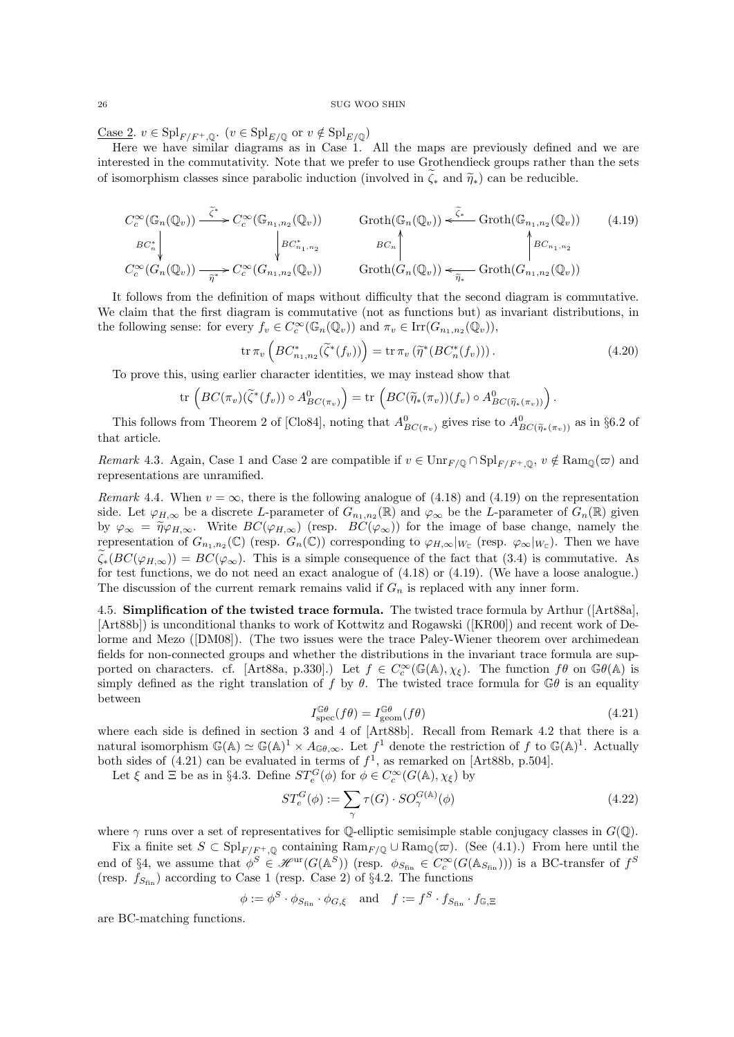Case 2. $v \in \mathrm{Spl}_{F/F^+,\mathbb{Q}}$. ($v \in \mathrm{Spl}_{E/\mathbb{Q}}$ or $v \notin \mathrm{Spl}_{E/\mathbb{Q}}$)

Here we have similar diagrams as in Case 1. All the maps are previously defined and we are interested in the commutativity. Note that we prefer to use Grothendieck groups rather than the sets of isomorphism classes since parabolic induction (involved in $\widetilde{\zeta}_*$ and $\widetilde{\eta}_*$) can be reducible.

$$\begin{array}{ccc} C_c^\infty(\mathbb{G}_n(\mathbb{Q}_v)) & \xrightarrow{\widetilde{\zeta}^*} & C_c^\infty(\mathbb{G}_{n_1,n_2}(\mathbb{Q}_v)) \\ \downarrow{\scriptstyle BC_n^*} & & \downarrow{\scriptstyle BC_{n_1,n_2}^*} \\ C_c^\infty(G_n(\mathbb{Q}_v)) & \xrightarrow[\widetilde{\eta}^*]{} & C_c^\infty(G_{n_1,n_2}(\mathbb{Q}_v)) \end{array} \qquad \begin{array}{ccc} \mathrm{Groth}(\mathbb{G}_n(\mathbb{Q}_v)) & \xleftarrow{\widetilde{\zeta}_*} & \mathrm{Groth}(\mathbb{G}_{n_1,n_2}(\mathbb{Q}_v)) \\ \uparrow{\scriptstyle BC_n} & & \uparrow{\scriptstyle BC_{n_1,n_2}} \\ \mathrm{Groth}(G_n(\mathbb{Q}_v)) & \xleftarrow[\widetilde{\eta}_*]{} & \mathrm{Groth}(G_{n_1,n_2}(\mathbb{Q}_v)) \end{array} \tag{4.19}$$

It follows from the definition of maps without difficulty that the second diagram is commutative. We claim that the first diagram is commutative (not as functions but) as invariant distributions, in the following sense: for every $f_v \in C_c^\infty(\mathbb{G}_n(\mathbb{Q}_v))$ and $\pi_v \in \mathrm{Irr}(G_{n_1,n_2}(\mathbb{Q}_v))$,

$$\mathrm{tr}\, \pi_v \left( BC_{n_1,n_2}^*(\widetilde{\zeta}^*(f_v)) \right) = \mathrm{tr}\, \pi_v \left( \widetilde{\eta}^*(BC_n^*(f_v)) \right). \tag{4.20}$$

To prove this, using earlier character identities, we may instead show that

$$\mathrm{tr}\, \left( BC(\pi_v)(\widetilde{\zeta}^*(f_v)) \circ A^0_{BC(\pi_v)} \right) = \mathrm{tr}\, \left( BC(\widetilde{\eta}_*(\pi_v))(f_v) \circ A^0_{BC(\widetilde{\eta}_*(\pi_v))} \right).$$

This follows from Theorem 2 of [Clo84], noting that $A^0_{BC(\pi_v)}$ gives rise to $A^0_{BC(\widetilde{\eta}_*(\pi_v))}$ as in §6.2 of that article.

*Remark* 4.3. Again, Case 1 and Case 2 are compatible if $v \in \mathrm{Unr}_{F/\mathbb{Q}} \cap \mathrm{Spl}_{F/F^+,\mathbb{Q}}$, $v \notin \mathrm{Ram}_{\mathbb{Q}}(\varpi)$ and representations are unramified.

*Remark* 4.4. When $v = \infty$, there is the following analogue of (4.18) and (4.19) on the representation side. Let $\varphi_{H,\infty}$ be a discrete $L$-parameter of $G_{n_1,n_2}(\mathbb{R})$ and $\varphi_\infty$ be the $L$-parameter of $G_n(\mathbb{R})$ given by $\varphi_\infty = \widetilde{\eta}\varphi_{H,\infty}$. Write $BC(\varphi_{H,\infty})$ (resp. $BC(\varphi_\infty)$) for the image of base change, namely the representation of $G_{n_1,n_2}(\mathbb{C})$ (resp. $G_n(\mathbb{C})$) corresponding to $\varphi_{H,\infty}|_{W_\mathbb{C}}$ (resp. $\varphi_\infty|_{W_\mathbb{C}}$). Then we have $\widetilde{\zeta}_*(BC(\varphi_{H,\infty})) = BC(\varphi_\infty)$. This is a simple consequence of the fact that (3.4) is commutative. As for test functions, we do not need an exact analogue of (4.18) or (4.19). (We have a loose analogue.) The discussion of the current remark remains valid if $G_n$ is replaced with any inner form.

## 4.5. Simplification of the twisted trace formula.

The twisted trace formula by Arthur ([Art88a], [Art88b]) is unconditional thanks to work of Kottwitz and Rogawski ([KR00]) and recent work of Delorme and Mezo ([DM08]). (The two issues were the trace Paley-Wiener theorem over archimedean fields for non-connected groups and whether the distributions in the invariant trace formula are supported on characters. cf. [Art88a, p.330].) Let $f \in C_c^\infty(\mathbb{G}(\mathbb{A}), \chi_\xi)$. The function $f\theta$ on $\mathbb{G}\theta(\mathbb{A})$ is simply defined as the right translation of $f$ by $\theta$. The twisted trace formula for $\mathbb{G}\theta$ is an equality between

$$I^{\mathbb{G}\theta}_{\mathrm{spec}}(f\theta) = I^{\mathbb{G}\theta}_{\mathrm{geom}}(f\theta) \tag{4.21}$$

where each side is defined in section 3 and 4 of [Art88b]. Recall from Remark 4.2 that there is a natural isomorphism $\mathbb{G}(\mathbb{A}) \simeq \mathbb{G}(\mathbb{A})^1 \times A_{\mathbb{G}\theta,\infty}$. Let $f^1$ denote the restriction of $f$ to $\mathbb{G}(\mathbb{A})^1$. Actually both sides of (4.21) can be evaluated in terms of $f^1$, as remarked on [Art88b, p.504].

Let $\xi$ and $\Xi$ be as in §4.3. Define $ST^G_e(\phi)$ for $\phi \in C_c^\infty(G(\mathbb{A}), \chi_\xi)$ by

$$ST^G_e(\phi) := \sum_\gamma \tau(G) \cdot SO^{G(\mathbb{A})}_\gamma(\phi) \tag{4.22}$$

where $\gamma$ runs over a set of representatives for $\mathbb{Q}$-elliptic semisimple stable conjugacy classes in $G(\mathbb{Q})$.

Fix a finite set $S \subset \mathrm{Spl}_{F/F^+,\mathbb{Q}}$ containing $\mathrm{Ram}_{F/\mathbb{Q}} \cup \mathrm{Ram}_{\mathbb{Q}}(\varpi)$. (See (4.1).) From here until the end of §4, we assume that $\phi^S \in \mathscr{H}^{\mathrm{ur}}(G(\mathbb{A}^S))$ (resp. $\phi_{S_{\mathrm{fin}}} \in C_c^\infty(G(\mathbb{A}_{S_{\mathrm{fin}}}))$) is a BC-transfer of $f^S$ (resp. $f_{S_{\mathrm{fin}}}$) according to Case 1 (resp. Case 2) of §4.2. The functions

$$\phi := \phi^S \cdot \phi_{S_{\mathrm{fin}}} \cdot \phi_{G,\xi} \quad \text{and} \quad f := f^S \cdot f_{S_{\mathrm{fin}}} \cdot f_{\mathbb{G},\Xi}$$

are BC-matching functions.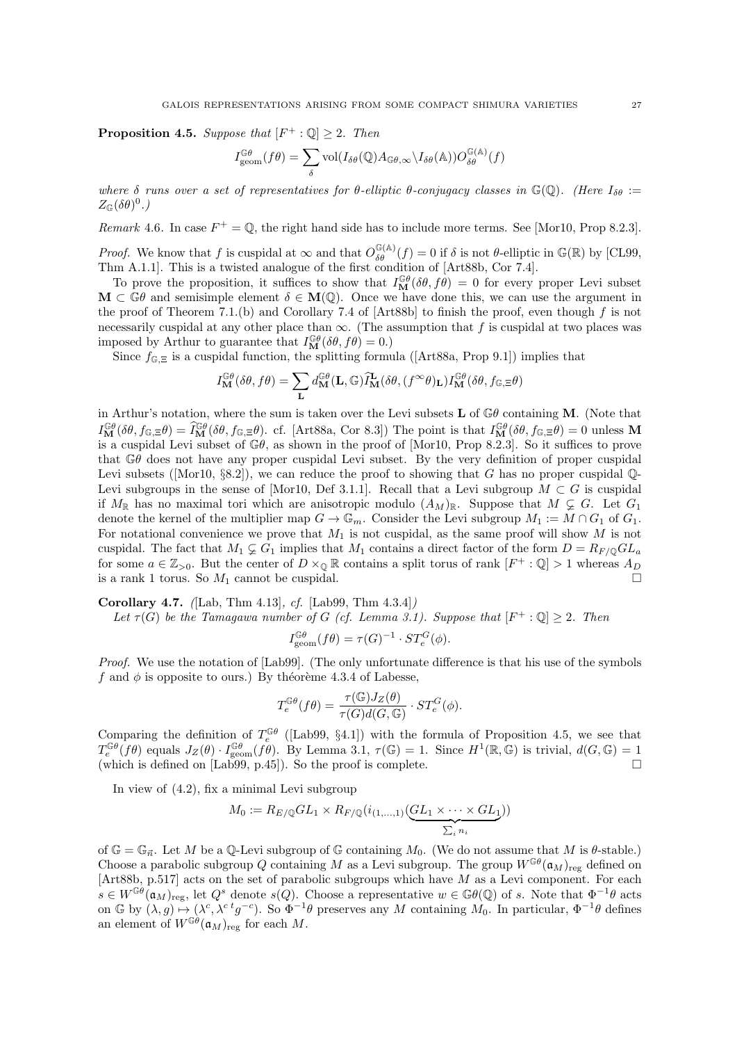**Proposition 4.5.** *Suppose that $[F^+ : \mathbb{Q}] \geq 2$. Then*

$$I^{\mathbb{G}\theta}_{\mathrm{geom}}(f\theta) = \sum_{\delta} \mathrm{vol}(I_{\delta\theta}(\mathbb{Q})A_{\mathbb{G}\theta,\infty}\backslash I_{\delta\theta}(\mathbb{A}))O^{\mathbb{G}(\mathbb{A})}_{\delta\theta}(f)$$

*where $\delta$ runs over a set of representatives for $\theta$-elliptic $\theta$-conjugacy classes in $\mathbb{G}(\mathbb{Q})$. (Here $I_{\delta\theta} := Z_{\mathbb{G}}(\delta\theta)^0$.)*

*Remark* 4.6. In case $F^+ = \mathbb{Q}$, the right hand side has to include more terms. See [Mor10, Prop 8.2.3].

*Proof.* We know that $f$ is cuspidal at $\infty$ and that $O^{\mathbb{G}(\mathbb{A})}_{\delta\theta}(f) = 0$ if $\delta$ is not $\theta$-elliptic in $\mathbb{G}(\mathbb{R})$ by [CL99, Thm A.1.1]. This is a twisted analogue of the first condition of [Art88b, Cor 7.4].

To prove the proposition, it suffices to show that $I^{\mathbb{G}\theta}_{\mathbf{M}}(\delta\theta, f\theta) = 0$ for every proper Levi subset $\mathbf{M} \subset \mathbb{G}\theta$ and semisimple element $\delta \in \mathbf{M}(\mathbb{Q})$. Once we have done this, we can use the argument in the proof of Theorem 7.1.(b) and Corollary 7.4 of [Art88b] to finish the proof, even though $f$ is not necessarily cuspidal at any other place than $\infty$. (The assumption that $f$ is cuspidal at two places was imposed by Arthur to guarantee that $I^{\mathbb{G}\theta}_{\mathbf{M}}(\delta\theta, f\theta) = 0$.)

Since $f_{\mathbb{G},\Xi}$ is a cuspidal function, the splitting formula ([Art88a, Prop 9.1]) implies that

$$I^{\mathbb{G}\theta}_{\mathbf{M}}(\delta\theta, f\theta) = \sum_{\mathbf{L}} d^{\mathbb{G}\theta}_{\mathbf{M}}(\mathbf{L}, \mathbb{G})\widehat{I}^{\mathbf{L}}_{\mathbf{M}}(\delta\theta, (f^{\infty}\theta)_{\mathbf{L}})I^{\mathbb{G}\theta}_{\mathbf{M}}(\delta\theta, f_{\mathbb{G},\Xi}\theta)$$

in Arthur's notation, where the sum is taken over the Levi subsets $\mathbf{L}$ of $\mathbb{G}\theta$ containing $\mathbf{M}$. (Note that $I^{\mathbb{G}\theta}_{\mathbf{M}}(\delta\theta, f_{\mathbb{G},\Xi}\theta) = \widehat{I}^{\mathbb{G}\theta}_{\mathbf{M}}(\delta\theta, f_{\mathbb{G},\Xi}\theta)$. cf. [Art88a, Cor 8.3]) The point is that $I^{\mathbb{G}\theta}_{\mathbf{M}}(\delta\theta, f_{\mathbb{G},\Xi}\theta) = 0$ unless $\mathbf{M}$ is a cuspidal Levi subset of $\mathbb{G}\theta$, as shown in the proof of [Mor10, Prop 8.2.3]. So it suffices to prove that $\mathbb{G}\theta$ does not have any proper cuspidal Levi subset. By the very definition of proper cuspidal Levi subsets ([Mor10, §8.2]), we can reduce the proof to showing that $G$ has no proper cuspidal $\mathbb{Q}$-Levi subgroups in the sense of [Mor10, Def 3.1.1]. Recall that a Levi subgroup $M \subset G$ is cuspidal if $M_{\mathbb{R}}$ has no maximal tori which are anisotropic modulo $(A_M)_{\mathbb{R}}$. Suppose that $M \subsetneq G$. Let $G_1$ denote the kernel of the multiplier map $G \to \mathbb{G}_m$. Consider the Levi subgroup $M_1 := M \cap G_1$ of $G_1$. For notational convenience we prove that $M_1$ is not cuspidal, as the same proof will show $M$ is not cuspidal. The fact that $M_1 \subsetneq G_1$ implies that $M_1$ contains a direct factor of the form $D = R_{F/\mathbb{Q}}GL_a$ for some $a \in \mathbb{Z}_{>0}$. But the center of $D \times_{\mathbb{Q}} \mathbb{R}$ contains a split torus of rank $[F^+ : \mathbb{Q}] > 1$ whereas $A_D$ is a rank 1 torus. So $M_1$ cannot be cuspidal. $\square$

**Corollary 4.7.** *([Lab, Thm 4.13], cf. [Lab99, Thm 4.3.4])*
*Let $\tau(G)$ be the Tamagawa number of $G$ (cf. Lemma 3.1). Suppose that $[F^+ : \mathbb{Q}] \geq 2$. Then*

$$I^{\mathbb{G}\theta}_{\mathrm{geom}}(f\theta) = \tau(G)^{-1} \cdot ST^G_e(\phi).$$

*Proof.* We use the notation of [Lab99]. (The only unfortunate difference is that his use of the symbols $f$ and $\phi$ is opposite to ours.) By théorème 4.3.4 of Labesse,

$$T^{\mathbb{G}\theta}_e(f\theta) = \frac{\tau(\mathbb{G})J_Z(\theta)}{\tau(G)d(G, \mathbb{G})} \cdot ST^G_e(\phi).$$

Comparing the definition of $T^{\mathbb{G}\theta}_e$ ([Lab99, §4.1]) with the formula of Proposition 4.5, we see that $T^{\mathbb{G}\theta}_e(f\theta)$ equals $J_Z(\theta) \cdot I^{\mathbb{G}\theta}_{\mathrm{geom}}(f\theta)$. By Lemma 3.1, $\tau(\mathbb{G}) = 1$. Since $H^1(\mathbb{R}, \mathbb{G})$ is trivial, $d(G, \mathbb{G}) = 1$ (which is defined on [Lab99, p.45]). So the proof is complete. $\square$

In view of (4.2), fix a minimal Levi subgroup

$$M_0 := R_{E/\mathbb{Q}}GL_1 \times R_{F/\mathbb{Q}}(i_{(1,\dots,1)}(\underbrace{GL_1 \times \cdots \times GL_1}_{\sum_i n_i}))$$

of $\mathbb{G} = \mathbb{G}_{\vec{n}}$. Let $M$ be a $\mathbb{Q}$-Levi subgroup of $\mathbb{G}$ containing $M_0$. (We do not assume that $M$ is $\theta$-stable.) Choose a parabolic subgroup $Q$ containing $M$ as a Levi subgroup. The group $W^{\mathbb{G}\theta}(\mathfrak{a}_M)_{\mathrm{reg}}$ defined on [Art88b, p.517] acts on the set of parabolic subgroups which have $M$ as a Levi component. For each $s \in W^{\mathbb{G}\theta}(\mathfrak{a}_M)_{\mathrm{reg}}$, let $Q^s$ denote $s(Q)$. Choose a representative $w \in \mathbb{G}\theta(\mathbb{Q})$ of $s$. Note that $\Phi^{-1}\theta$ acts on $\mathbb{G}$ by $(\lambda, g) \mapsto (\lambda^c, \lambda^c\, {}^t g^{-c})$. So $\Phi^{-1}\theta$ preserves any $M$ containing $M_0$. In particular, $\Phi^{-1}\theta$ defines an element of $W^{\mathbb{G}\theta}(\mathfrak{a}_M)_{\mathrm{reg}}$ for each $M$.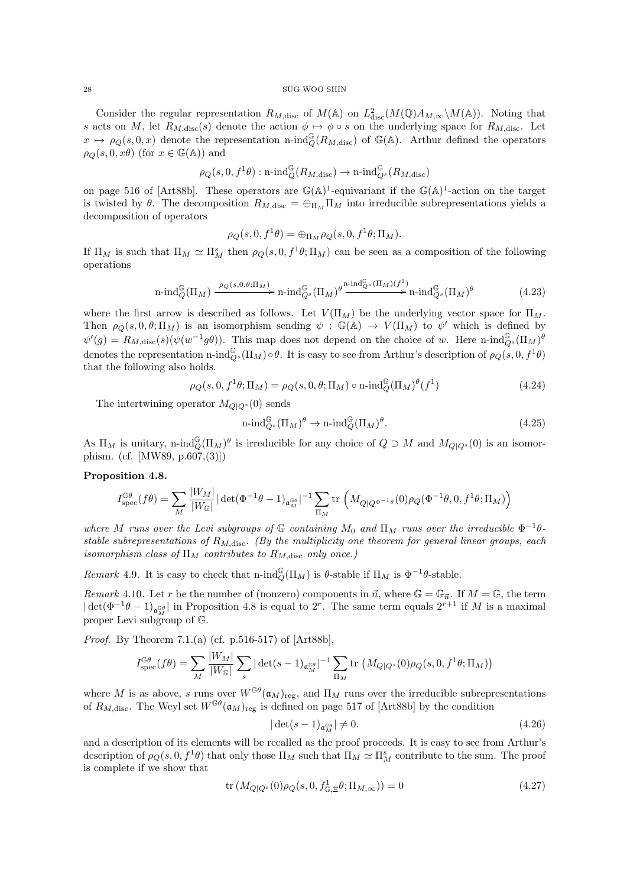Consider the regular representation $R_{M,\mathrm{disc}}$ of $M(\mathbb{A})$ on $L^2_{\mathrm{disc}}(M(\mathbb{Q})A_{M,\infty}\backslash M(\mathbb{A}))$. Noting that $s$ acts on $M$, let $R_{M,\mathrm{disc}}(s)$ denote the action $\phi \mapsto \phi \circ s$ on the underlying space for $R_{M,\mathrm{disc}}$. Let $x \mapsto \rho_Q(s,0,x)$ denote the representation $\text{n-ind}_Q^{\mathbb{G}}(R_{M,\mathrm{disc}})$ of $\mathbb{G}(\mathbb{A})$. Arthur defined the operators $\rho_Q(s,0,x\theta)$ (for $x \in \mathbb{G}(\mathbb{A})$) and

$$\rho_Q(s,0,f^1\theta) : \text{n-ind}_Q^{\mathbb{G}}(R_{M,\mathrm{disc}}) \to \text{n-ind}_{Q^s}^{\mathbb{G}}(R_{M,\mathrm{disc}})$$

on page 516 of [Art88b]. These operators are $\mathbb{G}(\mathbb{A})^1$-equivariant if the $\mathbb{G}(\mathbb{A})^1$-action on the target is twisted by $\theta$. The decomposition $R_{M,\mathrm{disc}} = \oplus_{\Pi_M} \Pi_M$ into irreducible subrepresentations yields a decomposition of operators

$$\rho_Q(s,0,f^1\theta) = \oplus_{\Pi_M} \rho_Q(s,0,f^1\theta;\Pi_M).$$

If $\Pi_M$ is such that $\Pi_M \simeq \Pi_M^s$ then $\rho_Q(s,0,f^1\theta;\Pi_M)$ can be seen as a composition of the following operations

$$\text{n-ind}_Q^{\mathbb{G}}(\Pi_M) \xrightarrow{\rho_Q(s,0,\theta;\Pi_M)} \text{n-ind}_{Q^s}^{\mathbb{G}}(\Pi_M)^\theta \xrightarrow{\text{n-ind}_{Q^s}^{\mathbb{G}}(\Pi_M)(f^1)} \text{n-ind}_{Q^s}^{\mathbb{G}}(\Pi_M)^\theta \tag{4.23}$$

where the first arrow is described as follows. Let $V(\Pi_M)$ be the underlying vector space for $\Pi_M$. Then $\rho_Q(s,0,\theta;\Pi_M)$ is an isomorphism sending $\psi : \mathbb{G}(\mathbb{A}) \to V(\Pi_M)$ to $\psi'$ which is defined by $\psi'(g) = R_{M,\mathrm{disc}}(s)(\psi(w^{-1}g\theta))$. This map does not depend on the choice of $w$. Here $\text{n-ind}_{Q^s}^{\mathbb{G}}(\Pi_M)^\theta$ denotes the representation $\text{n-ind}_{Q^s}^{\mathbb{G}}(\Pi_M)\circ\theta$. It is easy to see from Arthur's description of $\rho_Q(s,0,f^1\theta)$ that the following also holds.

$$\rho_Q(s,0,f^1\theta;\Pi_M) = \rho_Q(s,0,\theta;\Pi_M) \circ \text{n-ind}_Q^{\mathbb{G}}(\Pi_M)^\theta(f^1) \tag{4.24}$$

The intertwining operator $M_{Q|Q^s}(0)$ sends

$$\text{n-ind}_{Q^s}^{\mathbb{G}}(\Pi_M)^\theta \to \text{n-ind}_Q^{\mathbb{G}}(\Pi_M)^\theta. \tag{4.25}$$

As $\Pi_M$ is unitary, $\text{n-ind}_Q^{\mathbb{G}}(\Pi_M)^\theta$ is irreducible for any choice of $Q \supset M$ and $M_{Q|Q^s}(0)$ is an isomorphism. (cf. [MW89, p.607,(3)])

**Proposition 4.8.**

$$I_{\mathrm{spec}}^{\mathbb{G}\theta}(f\theta) = \sum_M \frac{|W_M|}{|W_{\mathbb{G}}|} |\det(\Phi^{-1}\theta - 1)_{\mathfrak{a}_M^{\mathbb{G}\theta}}|^{-1} \sum_{\Pi_M} \mathrm{tr}\left(M_{Q|Q^{\Phi^{-1}\theta}}(0)\rho_Q(\Phi^{-1}\theta,0,f^1\theta;\Pi_M)\right)$$

*where $M$ runs over the Levi subgroups of $\mathbb{G}$ containing $M_0$ and $\Pi_M$ runs over the irreducible $\Phi^{-1}\theta$-stable subrepresentations of $R_{M,\mathrm{disc}}$. (By the multiplicity one theorem for general linear groups, each isomorphism class of $\Pi_M$ contributes to $R_{M,\mathrm{disc}}$ only once.)*

*Remark* 4.9. It is easy to check that $\text{n-ind}_Q^{\mathbb{G}}(\Pi_M)$ is $\theta$-stable if $\Pi_M$ is $\Phi^{-1}\theta$-stable.

*Remark* 4.10. Let $r$ be the number of (nonzero) components in $\vec{n}$, where $\mathbb{G} = \mathbb{G}_{\vec{n}}$. If $M = \mathbb{G}$, the term $|\det(\Phi^{-1}\theta - 1)_{\mathfrak{a}_M^{\mathbb{G}\theta}}|$ in Proposition 4.8 is equal to $2^r$. The same term equals $2^{r+1}$ if $M$ is a maximal proper Levi subgroup of $\mathbb{G}$.

*Proof.* By Theorem 7.1.(a) (cf. p.516-517) of [Art88b],

$$I_{\mathrm{spec}}^{\mathbb{G}\theta}(f\theta) = \sum_M \frac{|W_M|}{|W_{\mathbb{G}}|} \sum_s |\det(s-1)_{\mathfrak{a}_M^{\mathbb{G}\theta}}|^{-1} \sum_{\Pi_M} \mathrm{tr}\left(M_{Q|Q^s}(0)\rho_Q(s,0,f^1\theta;\Pi_M)\right)$$

where $M$ is as above, $s$ runs over $W^{\mathbb{G}\theta}(\mathfrak{a}_M)_{\mathrm{reg}}$, and $\Pi_M$ runs over the irreducible subrepresentations of $R_{M,\mathrm{disc}}$. The Weyl set $W^{\mathbb{G}\theta}(\mathfrak{a}_M)_{\mathrm{reg}}$ is defined on page 517 of [Art88b] by the condition

$$|\det(s-1)_{\mathfrak{a}_M^{\mathbb{G}\theta}}| \neq 0. \tag{4.26}$$

and a description of its elements will be recalled as the proof proceeds. It is easy to see from Arthur's description of $\rho_Q(s,0,f^1\theta)$ that only those $\Pi_M$ such that $\Pi_M \simeq \Pi_M^s$ contribute to the sum. The proof is complete if we show that

$$\mathrm{tr}\,(M_{Q|Q^s}(0)\rho_Q(s,0,f^1_{\mathbb{G},\Xi}\theta;\Pi_{M,\infty})) = 0 \tag{4.27}$$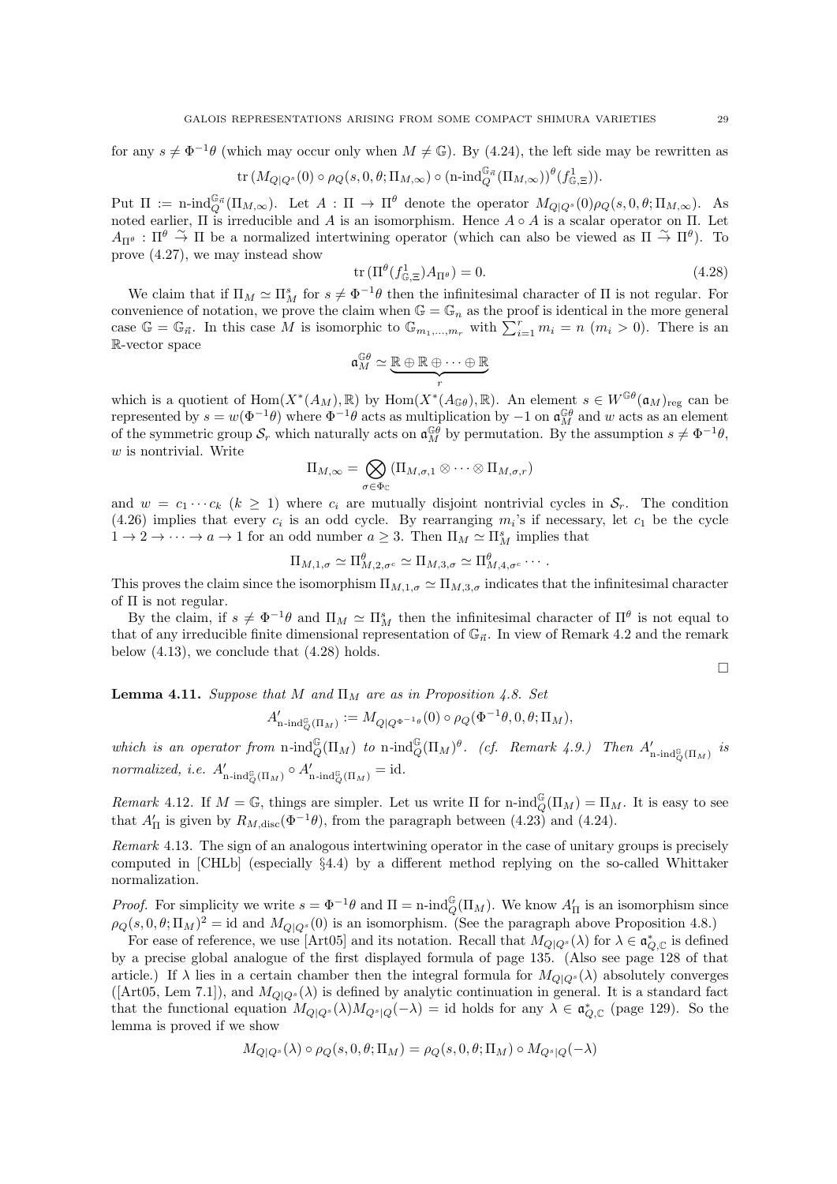for any $s \neq \Phi^{-1}\theta$ (which may occur only when $M \neq \mathbb{G}$). By (4.24), the left side may be rewritten as

$$\mathrm{tr}\,(M_{Q|Q^s}(0) \circ \rho_Q(s, 0, \theta; \Pi_{M,\infty}) \circ (\text{n-ind}_Q^{\mathbb{G}_{\vec{n}}}(\Pi_{M,\infty}))^\theta(f^1_{\mathbb{G},\Xi})).$$

Put $\Pi := \text{n-ind}_Q^{\mathbb{G}_{\vec{n}}}(\Pi_{M,\infty})$. Let $A : \Pi \to \Pi^\theta$ denote the operator $M_{Q|Q^s}(0)\rho_Q(s, 0, \theta; \Pi_{M,\infty})$. As noted earlier, $\Pi$ is irreducible and $A$ is an isomorphism. Hence $A \circ A$ is a scalar operator on $\Pi$. Let $A_{\Pi^\theta} : \Pi^\theta \xrightarrow{\sim} \Pi$ be a normalized intertwining operator (which can also be viewed as $\Pi \xrightarrow{\sim} \Pi^\theta$). To prove (4.27), we may instead show

$$\mathrm{tr}\,(\Pi^\theta(f^1_{\mathbb{G},\Xi})A_{\Pi^\theta}) = 0. \tag{4.28}$$

We claim that if $\Pi_M \simeq \Pi_M^s$ for $s \neq \Phi^{-1}\theta$ then the infinitesimal character of $\Pi$ is not regular. For convenience of notation, we prove the claim when $\mathbb{G} = \mathbb{G}_n$ as the proof is identical in the more general case $\mathbb{G} = \mathbb{G}_{\vec{n}}$. In this case $M$ is isomorphic to $\mathbb{G}_{m_1,\ldots,m_r}$ with $\sum_{i=1}^r m_i = n$ ($m_i > 0$). There is an $\mathbb{R}$-vector space

$$\mathfrak{a}_M^{\mathbb{G}\theta} \simeq \underbrace{\mathbb{R} \oplus \mathbb{R} \oplus \cdots \oplus \mathbb{R}}_{r}$$

which is a quotient of $\mathrm{Hom}(X^*(A_M), \mathbb{R})$ by $\mathrm{Hom}(X^*(A_{\mathbb{G}\theta}), \mathbb{R})$. An element $s \in W^{\mathbb{G}\theta}(\mathfrak{a}_M)_{\mathrm{reg}}$ can be represented by $s = w(\Phi^{-1}\theta)$ where $\Phi^{-1}\theta$ acts as multiplication by $-1$ on $\mathfrak{a}_M^{\mathbb{G}\theta}$ and $w$ acts as an element of the symmetric group $\mathcal{S}_r$ which naturally acts on $\mathfrak{a}_M^{\mathbb{G}\theta}$ by permutation. By the assumption $s \neq \Phi^{-1}\theta$, $w$ is nontrivial. Write

$$\Pi_{M,\infty} = \bigotimes_{\sigma \in \Phi_{\mathbb{C}}} (\Pi_{M,\sigma,1} \otimes \cdots \otimes \Pi_{M,\sigma,r})$$

and $w = c_1 \cdots c_k$ ($k \geq 1$) where $c_i$ are mutually disjoint nontrivial cycles in $\mathcal{S}_r$. The condition (4.26) implies that every $c_i$ is an odd cycle. By rearranging $m_i$'s if necessary, let $c_1$ be the cycle $1 \to 2 \to \cdots \to a \to 1$ for an odd number $a \geq 3$. Then $\Pi_M \simeq \Pi_M^s$ implies that

$$\Pi_{M,1,\sigma} \simeq \Pi^\theta_{M,2,\sigma^c} \simeq \Pi_{M,3,\sigma} \simeq \Pi^\theta_{M,4,\sigma^c} \cdots.$$

This proves the claim since the isomorphism $\Pi_{M,1,\sigma} \simeq \Pi_{M,3,\sigma}$ indicates that the infinitesimal character of $\Pi$ is not regular.

By the claim, if $s \neq \Phi^{-1}\theta$ and $\Pi_M \simeq \Pi_M^s$ then the infinitesimal character of $\Pi^\theta$ is not equal to that of any irreducible finite dimensional representation of $\mathbb{G}_{\vec{n}}$. In view of Remark 4.2 and the remark below (4.13), we conclude that (4.28) holds.

□

**Lemma 4.11.** *Suppose that $M$ and $\Pi_M$ are as in Proposition 4.8. Set*

$$A'_{\text{n-ind}_Q^{\mathbb{G}}(\Pi_M)} := M_{Q|Q^{\Phi^{-1}\theta}}(0) \circ \rho_Q(\Phi^{-1}\theta, 0, \theta; \Pi_M),$$

*which is an operator from $\text{n-ind}_Q^{\mathbb{G}}(\Pi_M)$ to $\text{n-ind}_Q^{\mathbb{G}}(\Pi_M)^\theta$. (cf. Remark 4.9.) Then $A'_{\text{n-ind}_Q^{\mathbb{G}}(\Pi_M)}$ is normalized, i.e. $A'_{\text{n-ind}_Q^{\mathbb{G}}(\Pi_M)} \circ A'_{\text{n-ind}_Q^{\mathbb{G}}(\Pi_M)} = \mathrm{id}$.*

*Remark* 4.12. If $M = \mathbb{G}$, things are simpler. Let us write $\Pi$ for $\text{n-ind}_Q^{\mathbb{G}}(\Pi_M) = \Pi_M$. It is easy to see that $A'_\Pi$ is given by $R_{M,\mathrm{disc}}(\Phi^{-1}\theta)$, from the paragraph between (4.23) and (4.24).

*Remark* 4.13. The sign of an analogous intertwining operator in the case of unitary groups is precisely computed in [CHLb] (especially §4.4) by a different method replying on the so-called Whittaker normalization.

*Proof.* For simplicity we write $s = \Phi^{-1}\theta$ and $\Pi = \text{n-ind}_Q^{\mathbb{G}}(\Pi_M)$. We know $A'_\Pi$ is an isomorphism since $\rho_Q(s, 0, \theta; \Pi_M)^2 = \mathrm{id}$ and $M_{Q|Q^s}(0)$ is an isomorphism. (See the paragraph above Proposition 4.8.)

For ease of reference, we use [Art05] and its notation. Recall that $M_{Q|Q^s}(\lambda)$ for $\lambda \in \mathfrak{a}^*_{Q,\mathbb{C}}$ is defined by a precise global analogue of the first displayed formula of page 135. (Also see page 128 of that article.) If $\lambda$ lies in a certain chamber then the integral formula for $M_{Q|Q^s}(\lambda)$ absolutely converges ([Art05, Lem 7.1]), and $M_{Q|Q^s}(\lambda)$ is defined by analytic continuation in general. It is a standard fact that the functional equation $M_{Q|Q^s}(\lambda)M_{Q^s|Q}(-\lambda) = \mathrm{id}$ holds for any $\lambda \in \mathfrak{a}^*_{Q,\mathbb{C}}$ (page 129). So the lemma is proved if we show

$$M_{Q|Q^s}(\lambda) \circ \rho_Q(s, 0, \theta; \Pi_M) = \rho_Q(s, 0, \theta; \Pi_M) \circ M_{Q^s|Q}(-\lambda)$$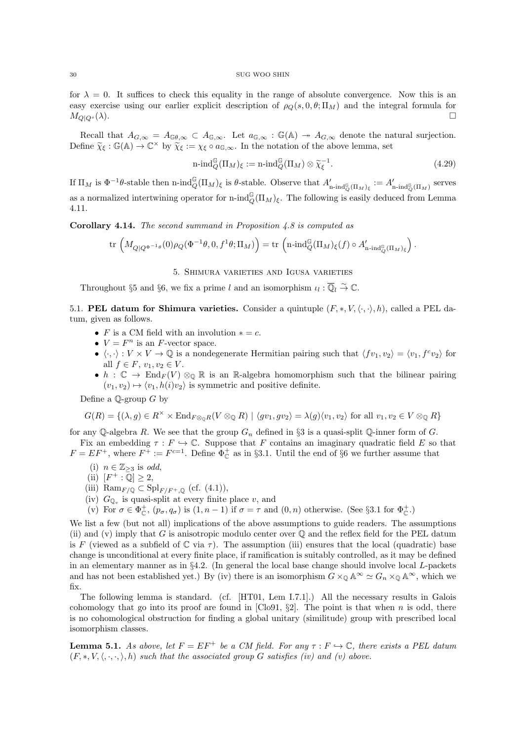for $\lambda = 0$. It suffices to check this equality in the range of absolute convergence. Now this is an easy exercise using our earlier explicit description of $\rho_Q(s,0,\theta;\Pi_M)$ and the integral formula for $M_{Q|Q^s}(\lambda)$. $\square$

Recall that $A_{G,\infty} = A_{\mathbb{G}\theta,\infty} \subset A_{\mathbb{G},\infty}$. Let $a_{\mathbb{G},\infty} : \mathbb{G}(\mathbb{A}) \twoheadrightarrow A_{G,\infty}$ denote the natural surjection. Define $\widetilde{\chi}_\xi : \mathbb{G}(\mathbb{A}) \to \mathbb{C}^\times$ by $\widetilde{\chi}_\xi := \chi_\xi \circ a_{\mathbb{G},\infty}$. In the notation of the above lemma, set

$$\text{n-ind}_Q^{\mathbb{G}}(\Pi_M)_\xi := \text{n-ind}_Q^{\mathbb{G}}(\Pi_M) \otimes \widetilde{\chi}_\xi^{-1}. \tag{4.29}$$

If $\Pi_M$ is $\Phi^{-1}\theta$-stable then $\text{n-ind}_Q^{\mathbb{G}}(\Pi_M)_\xi$ is $\theta$-stable. Observe that $A'_{\text{n-ind}_Q^{\mathbb{G}}(\Pi_M)_\xi} := A'_{\text{n-ind}_Q^{\mathbb{G}}(\Pi_M)}$ serves as a normalized intertwining operator for $\text{n-ind}_Q^{\mathbb{G}}(\Pi_M)_\xi$. The following is easily deduced from Lemma 4.11.

**Corollary 4.14.** *The second summand in Proposition 4.8 is computed as*

$$\text{tr}\left(M_{Q|Q^{\Phi^{-1}\theta}}(0)\rho_Q(\Phi^{-1}\theta, 0, f^1\theta; \Pi_M)\right) = \text{tr}\left(\text{n-ind}_Q^{\mathbb{G}}(\Pi_M)_\xi(f) \circ A'_{\text{n-ind}_Q^{\mathbb{G}}(\Pi_M)_\xi}\right).$$

## 5. Shimura varieties and Igusa varieties

Throughout §5 and §6, we fix a prime $l$ and an isomorphism $\iota_l : \overline{\mathbb{Q}}_l \xrightarrow{\sim} \mathbb{C}$.

5.1. **PEL datum for Shimura varieties.** Consider a quintuple $(F, *, V, \langle\cdot,\cdot\rangle, h)$, called a PEL datum, given as follows.

- $F$ is a CM field with an involution $* = c$.
- $V = F^n$ is an $F$-vector space.
- $\langle\cdot,\cdot\rangle : V \times V \to \mathbb{Q}$ is a nondegenerate Hermitian pairing such that $\langle fv_1, v_2\rangle = \langle v_1, f^c v_2\rangle$ for all $f \in F$, $v_1, v_2 \in V$.
- $h : \mathbb{C} \to \text{End}_F(V) \otimes_{\mathbb{Q}} \mathbb{R}$ is an $\mathbb{R}$-algebra homomorphism such that the bilinear pairing $(v_1, v_2) \mapsto \langle v_1, h(i)v_2\rangle$ is symmetric and positive definite.

Define a $\mathbb{Q}$-group $G$ by

$$G(R) = \{(\lambda, g) \in R^\times \times \text{End}_{F\otimes_{\mathbb{Q}} R}(V \otimes_{\mathbb{Q}} R) \mid \langle gv_1, gv_2\rangle = \lambda(g)\langle v_1, v_2\rangle \text{ for all } v_1, v_2 \in V \otimes_{\mathbb{Q}} R\}$$

for any $\mathbb{Q}$-algebra $R$. We see that the group $G_n$ defined in §3 is a quasi-split $\mathbb{Q}$-inner form of $G$.

Fix an embedding $\tau : F \hookrightarrow \mathbb{C}$. Suppose that $F$ contains an imaginary quadratic field $E$ so that $F = EF^+$, where $F^+ := F^{c=1}$. Define $\Phi_{\mathbb{C}}^+$ as in §3.1. Until the end of §6 we further assume that

(i) $n \in \mathbb{Z}_{\geq 3}$ is *odd*,
(ii) $[F^+ : \mathbb{Q}] \geq 2$,
(iii) $\text{Ram}_{F/\mathbb{Q}} \subset \text{Spl}_{F/F^+,\mathbb{Q}}$ (cf. (4.1)),
(iv) $G_{\mathbb{Q}_v}$ is quasi-split at every finite place $v$, and
(v) For $\sigma \in \Phi_{\mathbb{C}}^+$, $(p_\sigma, q_\sigma)$ is $(1, n-1)$ if $\sigma = \tau$ and $(0, n)$ otherwise. (See §3.1 for $\Phi_{\mathbb{C}}^+$.)

We list a few (but not all) implications of the above assumptions to guide readers. The assumptions (ii) and (v) imply that $G$ is anisotropic modulo center over $\mathbb{Q}$ and the reflex field for the PEL datum is $F$ (viewed as a subfield of $\mathbb{C}$ via $\tau$). The assumption (iii) ensures that the local (quadratic) base change is unconditional at every finite place, if ramification is suitably controlled, as it may be defined in an elementary manner as in §4.2. (In general the local base change should involve local $L$-packets and has not been established yet.) By (iv) there is an isomorphism $G \times_{\mathbb{Q}} \mathbb{A}^\infty \simeq G_n \times_{\mathbb{Q}} \mathbb{A}^\infty$, which we fix.

The following lemma is standard. (cf. [HT01, Lem I.7.1].) All the necessary results in Galois cohomology that go into its proof are found in [Clo91, §2]. The point is that when $n$ is odd, there is no cohomological obstruction for finding a global unitary (similitude) group with prescribed local isomorphism classes.

**Lemma 5.1.** *As above, let $F = EF^+$ be a CM field. For any $\tau : F \hookrightarrow \mathbb{C}$, there exists a PEL datum $(F, *, V, \langle,\cdot,\cdot,\rangle, h)$ such that the associated group $G$ satisfies (iv) and (v) above.*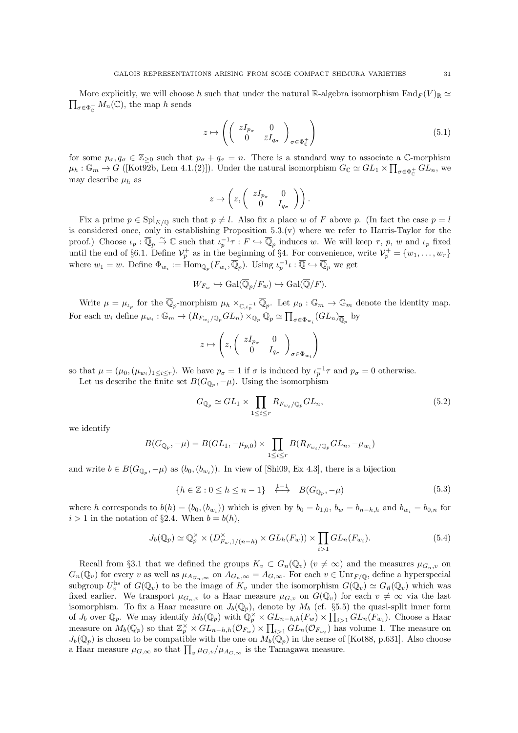More explicitly, we will choose $h$ such that under the natural $\mathbb{R}$-algebra isomorphism $\mathrm{End}_F(V)_\mathbb{R} \simeq \prod_{\sigma \in \Phi^+_\mathbb{C}} M_n(\mathbb{C})$, the map $h$ sends

$$z \mapsto \left( \left( \begin{array}{cc} zI_{p_\sigma} & 0 \\ 0 & \bar{z}I_{q_\sigma} \end{array} \right)_{\sigma \in \Phi^+_\mathbb{C}} \right) \tag{5.1}$$

for some $p_\sigma, q_\sigma \in \mathbb{Z}_{\geq 0}$ such that $p_\sigma + q_\sigma = n$. There is a standard way to associate a $\mathbb{C}$-morphism $\mu_h : \mathbb{G}_m \to G$ ([Kot92b, Lem 4.1.(2)]). Under the natural isomorphism $G_\mathbb{C} \simeq GL_1 \times \prod_{\sigma \in \Phi^+_\mathbb{C}} GL_n$, we may describe $\mu_h$ as

$$z \mapsto \left( z, \left( \begin{array}{cc} zI_{p_\sigma} & 0 \\ 0 & I_{q_\sigma} \end{array} \right) \right).$$

Fix a prime $p \in \mathrm{Spl}_{E/\mathbb{Q}}$ such that $p \neq l$. Also fix a place $w$ of $F$ above $p$. (In fact the case $p = l$ is considered once, only in establishing Proposition 5.3.(v) where we refer to Harris-Taylor for the proof.) Choose $\iota_p : \overline{\mathbb{Q}}_p \overset{\sim}{\to} \mathbb{C}$ such that $\iota_p^{-1}\tau : F \hookrightarrow \overline{\mathbb{Q}}_p$ induces $w$. We will keep $\tau$, $p$, $w$ and $\iota_p$ fixed until the end of §6.1. Define $\mathcal{V}_p^+$ as in the beginning of §4. For convenience, write $\mathcal{V}_p^+ = \{w_1, \ldots, w_r\}$ where $w_1 = w$. Define $\Phi_{w_i} := \mathrm{Hom}_{\mathbb{Q}_p}(F_{w_i}, \overline{\mathbb{Q}}_p)$. Using $\iota_p^{-1}\iota : \overline{\mathbb{Q}} \hookrightarrow \overline{\mathbb{Q}}_p$ we get

$$W_{F_w} \hookrightarrow \mathrm{Gal}(\overline{\mathbb{Q}}_p/F_w) \hookrightarrow \mathrm{Gal}(\overline{\mathbb{Q}}/F).$$

Write $\mu = \mu_{\iota_p}$ for the $\overline{\mathbb{Q}}_p$-morphism $\mu_h \times_{\mathbb{C}, \iota_p^{-1}} \overline{\mathbb{Q}}_p$. Let $\mu_0 : \mathbb{G}_m \to \mathbb{G}_m$ denote the identity map. For each $w_i$ define $\mu_{w_i} : \mathbb{G}_m \to (R_{F_{w_i}/\mathbb{Q}_p} GL_n) \times_{\mathbb{Q}_p} \overline{\mathbb{Q}}_p \simeq \prod_{\sigma \in \Phi_{w_i}} (GL_n)_{\overline{\mathbb{Q}}_p}$ by

$$z \mapsto \left( z, \left( \begin{array}{cc} zI_{p_\sigma} & 0 \\ 0 & I_{q_\sigma} \end{array} \right)_{\sigma \in \Phi_{w_i}} \right)$$

so that $\mu = (\mu_0, (\mu_{w_i})_{1 \leq i \leq r})$. We have $p_\sigma = 1$ if $\sigma$ is induced by $\iota_p^{-1}\tau$ and $p_\sigma = 0$ otherwise.

Let us describe the finite set $B(G_{\mathbb{Q}_p}, -\mu)$. Using the isomorphism

$$G_{\mathbb{Q}_p} \simeq GL_1 \times \prod_{1 \leq i \leq r} R_{F_{w_i}/\mathbb{Q}_p} GL_n, \tag{5.2}$$

we identify

$$B(G_{\mathbb{Q}_p}, -\mu) = B(GL_1, -\mu_{p,0}) \times \prod_{1 \leq i \leq r} B(R_{F_{w_i}/\mathbb{Q}_p} GL_n, -\mu_{w_i})$$

and write $b \in B(G_{\mathbb{Q}_p}, -\mu)$ as $(b_0, (b_{w_i}))$. In view of [Shi09, Ex 4.3], there is a bijection

$$\{h \in \mathbb{Z} : 0 \leq h \leq n-1\} \quad \overset{1-1}{\longleftrightarrow} \quad B(G_{\mathbb{Q}_p}, -\mu) \tag{5.3}$$

where $h$ corresponds to $b(h) = (b_0, (b_{w_i}))$ which is given by $b_0 = b_{1,0}$, $b_w = b_{n-h,h}$ and $b_{w_i} = b_{0,n}$ for $i > 1$ in the notation of §2.4. When $b = b(h)$,

$$J_b(\mathbb{Q}_p) \simeq \mathbb{Q}_p^\times \times (D^\times_{F_w, 1/(n-h)} \times GL_h(F_w)) \times \prod_{i > 1} GL_n(F_{w_i}). \tag{5.4}$$

Recall from §3.1 that we defined the groups $K_v \subset G_n(\mathbb{Q}_v)$ $(v \neq \infty)$ and the measures $\mu_{G_n, v}$ on $G_n(\mathbb{Q}_v)$ for every $v$ as well as $\mu_{A_{G_n}, \infty}$ on $A_{G_n, \infty} = A_{G, \infty}$. For each $v \in \mathrm{Unr}_{F/\mathbb{Q}}$, define a hyperspecial subgroup $U_v^{\mathrm{hs}}$ of $G(\mathbb{Q}_v)$ to be the image of $K_v$ under the isomorphism $G(\mathbb{Q}_v) \simeq G_{\vec{n}}(\mathbb{Q}_v)$ which was fixed earlier. We transport $\mu_{G_n, v}$ to a Haar measure $\mu_{G,v}$ on $G(\mathbb{Q}_v)$ for each $v \neq \infty$ via the last isomorphism. To fix a Haar measure on $J_b(\mathbb{Q}_p)$, denote by $M_b$ (cf. §5.5) the quasi-split inner form of $J_b$ over $\mathbb{Q}_p$. We may identify $M_b(\mathbb{Q}_p)$ with $\mathbb{Q}_p^\times \times GL_{n-h,h}(F_w) \times \prod_{i > 1} GL_n(F_{w_i})$. Choose a Haar measure on $M_b(\mathbb{Q}_p)$ so that $\mathbb{Z}_p^\times \times GL_{n-h,h}(\mathcal{O}_{F_w}) \times \prod_{i > 1} GL_n(\mathcal{O}_{F_{w_i}})$ has volume 1. The measure on $J_b(\mathbb{Q}_p)$ is chosen to be compatible with the one on $M_b(\mathbb{Q}_p)$ in the sense of [Kot88, p.631]. Also choose a Haar measure $\mu_{G, \infty}$ so that $\prod_v \mu_{G,v}/\mu_{A_{G, \infty}}$ is the Tamagawa measure.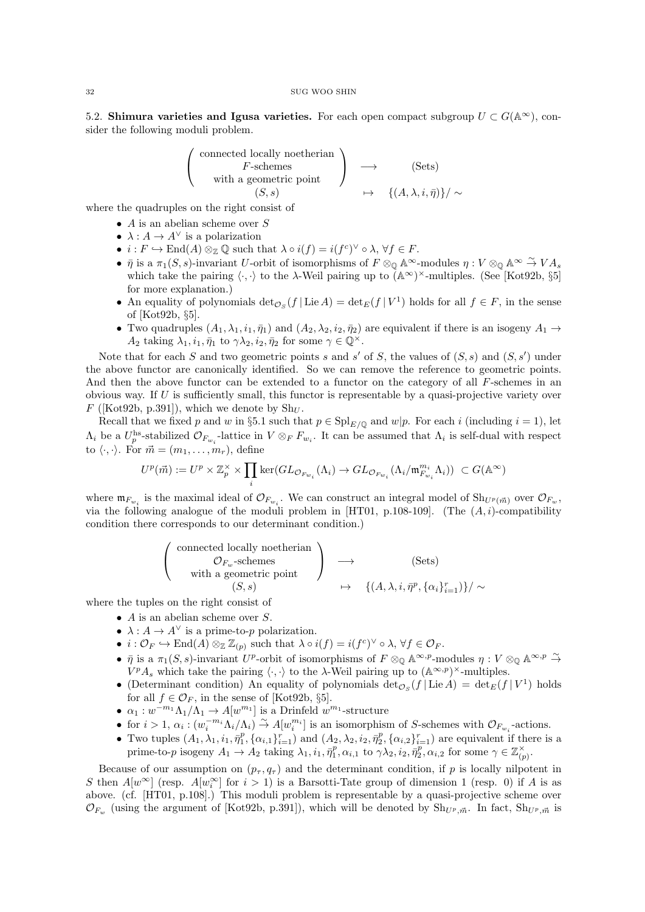**5.2. Shimura varieties and Igusa varieties.** For each open compact subgroup $U \subset G(\mathbb{A}^\infty)$, consider the following moduli problem.

$$\left(\begin{array}{c}\text{connected locally noetherian}\\ F\text{-schemes}\\ \text{with a geometric point}\\ (S,s)\end{array}\right) \begin{array}{c}\longrightarrow \\ \\ \mapsto\end{array} \begin{array}{c}(\text{Sets}) \\ \\ \{(A,\lambda,i,\bar{\eta})\}/\sim\end{array}$$

where the quadruples on the right consist of

- $A$ is an abelian scheme over $S$
- $\lambda : A \to A^\vee$ is a polarization
- $i : F \hookrightarrow \mathrm{End}(A)\otimes_{\mathbb{Z}} \mathbb{Q}$ such that $\lambda \circ i(f) = i(f^c)^\vee \circ \lambda$, $\forall f \in F$.
- $\bar{\eta}$ is a $\pi_1(S,s)$-invariant $U$-orbit of isomorphisms of $F\otimes_{\mathbb{Q}} \mathbb{A}^\infty$-modules $\eta : V \otimes_{\mathbb{Q}} \mathbb{A}^\infty \xrightarrow{\sim} VA_s$ which take the pairing $\langle\cdot,\cdot\rangle$ to the $\lambda$-Weil pairing up to $(\mathbb{A}^\infty)^\times$-multiples. (See [Kot92b, §5] for more explanation.)
- An equality of polynomials $\det_{\mathcal{O}_S}(f\,|\,\mathrm{Lie}\,A) = \det_E(f\,|\,V^1)$ holds for all $f \in F$, in the sense of [Kot92b, §5].
- Two quadruples $(A_1,\lambda_1,i_1,\bar{\eta}_1)$ and $(A_2,\lambda_2,i_2,\bar{\eta}_2)$ are equivalent if there is an isogeny $A_1 \to A_2$ taking $\lambda_1, i_1, \bar{\eta}_1$ to $\gamma\lambda_2, i_2, \bar{\eta}_2$ for some $\gamma \in \mathbb{Q}^\times$.

Note that for each $S$ and two geometric points $s$ and $s'$ of $S$, the values of $(S,s)$ and $(S,s')$ under the above functor are canonically identified. So we can remove the reference to geometric points. And then the above functor can be extended to a functor on the category of all $F$-schemes in an obvious way. If $U$ is sufficiently small, this functor is representable by a quasi-projective variety over $F$ ([Kot92b, p.391]), which we denote by $\mathrm{Sh}_U$.

Recall that we fixed $p$ and $w$ in §5.1 such that $p \in \mathrm{Spl}_{E/\mathbb{Q}}$ and $w|p$. For each $i$ (including $i=1$), let $\Lambda_i$ be a $U_p^{\mathrm{hs}}$-stabilized $\mathcal{O}_{F_{w_i}}$-lattice in $V\otimes_F F_{w_i}$. It can be assumed that $\Lambda_i$ is self-dual with respect to $\langle\cdot,\cdot\rangle$. For $\vec{m} = (m_1,\ldots,m_r)$, define

$$U^p(\vec{m}) := U^p \times \mathbb{Z}_p^\times \times \prod_i \ker(GL_{\mathcal{O}_{F_{w_i}}}(\Lambda_i) \to GL_{\mathcal{O}_{F_{w_i}}}(\Lambda_i/\mathfrak{m}_{F_{w_i}}^{m_i}\Lambda_i)) \ \subset G(\mathbb{A}^\infty)$$

where $\mathfrak{m}_{F_{w_i}}$ is the maximal ideal of $\mathcal{O}_{F_{w_i}}$. We can construct an integral model of $\mathrm{Sh}_{U^p(\vec{m})}$ over $\mathcal{O}_{F_w}$, via the following analogue of the moduli problem in [HT01, p.108-109]. (The $(A,i)$-compatibility condition there corresponds to our determinant condition.)

$$\left(\begin{array}{c}\text{connected locally noetherian}\\ \mathcal{O}_{F_w}\text{-schemes}\\ \text{with a geometric point}\\ (S,s)\end{array}\right) \begin{array}{c}\longrightarrow \\ \\ \mapsto\end{array} \begin{array}{c}(\text{Sets}) \\ \\ \{(A,\lambda,i,\bar{\eta}^p,\{\alpha_i\}_{i=1}^r)\}/\sim\end{array}$$

where the tuples on the right consist of

- $A$ is an abelian scheme over $S$.
- $\lambda : A \to A^\vee$ is a prime-to-$p$ polarization.
- $i : \mathcal{O}_F \hookrightarrow \mathrm{End}(A)\otimes_{\mathbb{Z}} \mathbb{Z}_{(p)}$ such that $\lambda\circ i(f) = i(f^c)^\vee \circ \lambda$, $\forall f \in \mathcal{O}_F$.
- $\bar{\eta}$ is a $\pi_1(S,s)$-invariant $U^p$-orbit of isomorphisms of $F\otimes_{\mathbb{Q}}\mathbb{A}^{\infty,p}$-modules $\eta : V\otimes_{\mathbb{Q}}\mathbb{A}^{\infty,p} \xrightarrow{\sim} V^pA_s$ which take the pairing $\langle\cdot,\cdot\rangle$ to the $\lambda$-Weil pairing up to $(\mathbb{A}^{\infty,p})^\times$-multiples.
- (Determinant condition) An equality of polynomials $\det_{\mathcal{O}_S}(f\,|\,\mathrm{Lie}\,A) = \det_E(f\,|\,V^1)$ holds for all $f\in\mathcal{O}_F$, in the sense of [Kot92b, §5].
- $\alpha_1 : w^{-m_1}\Lambda_1/\Lambda_1 \to A[w^{m_1}]$ is a Drinfeld $w^{m_1}$-structure
- for $i > 1$, $\alpha_i : (w_i^{-m_i}\Lambda_i/\Lambda_i) \xrightarrow{\sim} A[w_i^{m_i}]$ is an isomorphism of $S$-schemes with $\mathcal{O}_{F_{w_i}}$-actions.
- Two tuples $(A_1,\lambda_1,i_1,\bar{\eta}_1^p,\{\alpha_{i,1}\}_{i=1}^r)$ and $(A_2,\lambda_2,i_2,\bar{\eta}_2^p,\{\alpha_{i,2}\}_{i=1}^r)$ are equivalent if there is a prime-to-$p$ isogeny $A_1\to A_2$ taking $\lambda_1, i_1, \bar{\eta}_1^p, \alpha_{i,1}$ to $\gamma\lambda_2, i_2, \bar{\eta}_2^p, \alpha_{i,2}$ for some $\gamma\in\mathbb{Z}_{(p)}^\times$.

Because of our assumption on $(p_\tau,q_\tau)$ and the determinant condition, if $p$ is locally nilpotent in $S$ then $A[w^\infty]$ (resp. $A[w_i^\infty]$ for $i>1$) is a Barsotti-Tate group of dimension 1 (resp. 0) if $A$ is as above. (cf. [HT01, p.108].) This moduli problem is representable by a quasi-projective scheme over $\mathcal{O}_{F_w}$ (using the argument of [Kot92b, p.391]), which will be denoted by $\mathrm{Sh}_{U^p,\vec{m}}$. In fact, $\mathrm{Sh}_{U^p,\vec{m}}$ is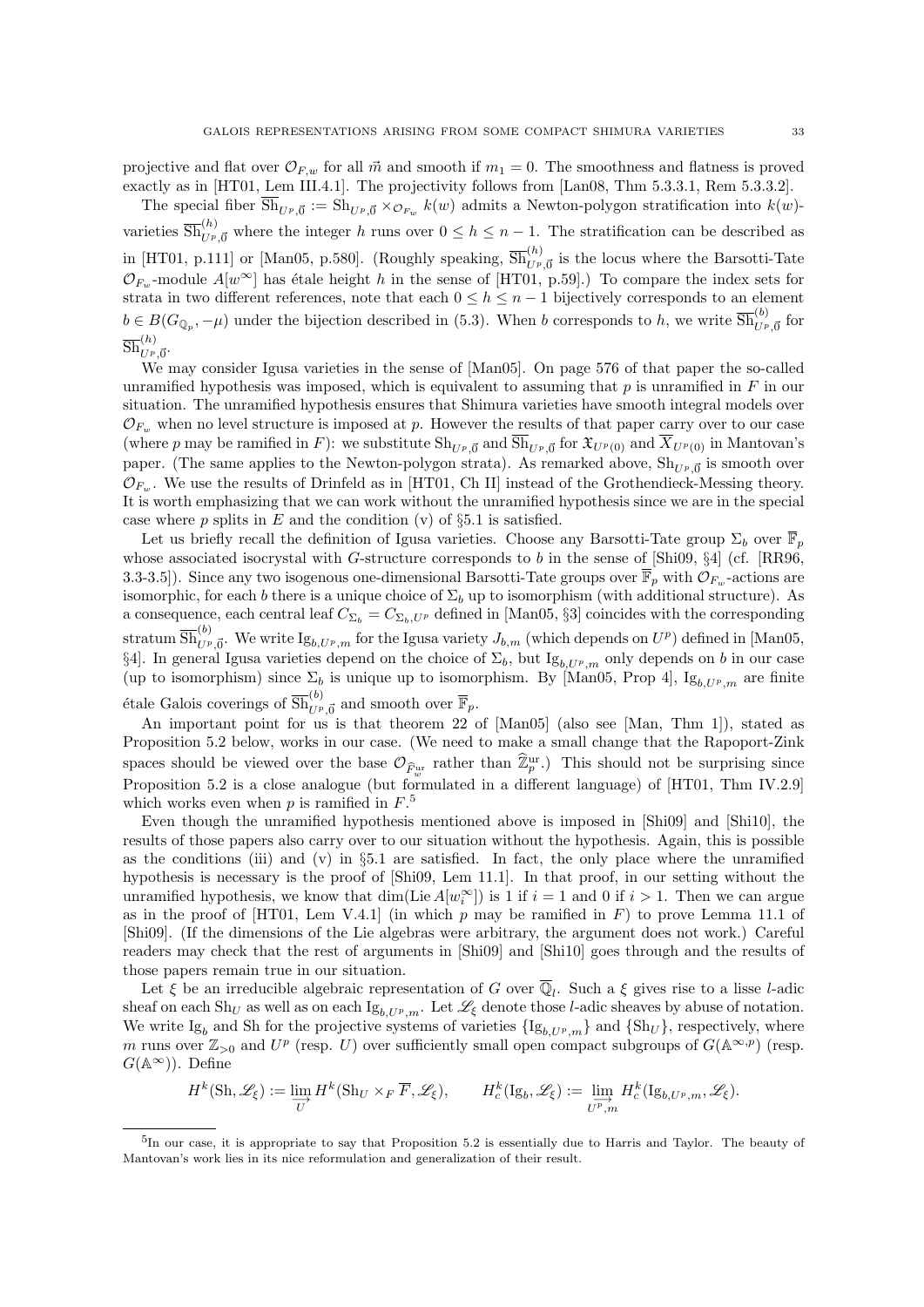projective and flat over $\mathcal{O}_{F,w}$ for all $\vec{m}$ and smooth if $m_1 = 0$. The smoothness and flatness is proved exactly as in [HT01, Lem III.4.1]. The projectivity follows from [Lan08, Thm 5.3.3.1, Rem 5.3.3.2].

The special fiber $\overline{\mathrm{Sh}}_{U^p,\vec{0}} := \mathrm{Sh}_{U^p,\vec{0}} \times_{\mathcal{O}_{F_w}} k(w)$ admits a Newton-polygon stratification into $k(w)$-varieties $\overline{\mathrm{Sh}}^{(h)}_{U^p,\vec{0}}$ where the integer $h$ runs over $0 \le h \le n-1$. The stratification can be described as in [HT01, p.111] or [Man05, p.580]. (Roughly speaking, $\overline{\mathrm{Sh}}^{(h)}_{U^p,\vec{0}}$ is the locus where the Barsotti-Tate $\mathcal{O}_{F_w}$-module $A[w^\infty]$ has étale height $h$ in the sense of [HT01, p.59].) To compare the index sets for strata in two different references, note that each $0 \le h \le n-1$ bijectively corresponds to an element $b \in B(G_{\mathbb{Q}_p}, -\mu)$ under the bijection described in (5.3). When $b$ corresponds to $h$, we write $\overline{\mathrm{Sh}}^{(b)}_{U^p,\vec{0}}$ for $\overline{\mathrm{Sh}}^{(h)}_{U^p,\vec{0}}$.

We may consider Igusa varieties in the sense of [Man05]. On page 576 of that paper the so-called unramified hypothesis was imposed, which is equivalent to assuming that $p$ is unramified in $F$ in our situation. The unramified hypothesis ensures that Shimura varieties have smooth integral models over $\mathcal{O}_{F_w}$ when no level structure is imposed at $p$. However the results of that paper carry over to our case (where $p$ may be ramified in $F$): we substitute $\mathrm{Sh}_{U^p,\vec{0}}$ and $\overline{\mathrm{Sh}}_{U^p,\vec{0}}$ for $\mathfrak{X}_{U^p(0)}$ and $\overline{X}_{U^p(0)}$ in Mantovan's paper. (The same applies to the Newton-polygon strata). As remarked above, $\mathrm{Sh}_{U^p,\vec{0}}$ is smooth over $\mathcal{O}_{F_w}$. We use the results of Drinfeld as in [HT01, Ch II] instead of the Grothendieck-Messing theory. It is worth emphasizing that we can work without the unramified hypothesis since we are in the special case where $p$ splits in $E$ and the condition (v) of §5.1 is satisfied.

Let us briefly recall the definition of Igusa varieties. Choose any Barsotti-Tate group $\Sigma_b$ over $\overline{\mathbb{F}}_p$ whose associated isocrystal with $G$-structure corresponds to $b$ in the sense of [Shi09, §4] (cf. [RR96, 3.3-3.5]). Since any two isogenous one-dimensional Barsotti-Tate groups over $\overline{\mathbb{F}}_p$ with $\mathcal{O}_{F_w}$-actions are isomorphic, for each $b$ there is a unique choice of $\Sigma_b$ up to isomorphism (with additional structure). As a consequence, each central leaf $C_{\Sigma_b} = C_{\Sigma_b,U^p}$ defined in [Man05, §3] coincides with the corresponding stratum $\overline{\mathrm{Sh}}^{(b)}_{U^p,\vec{0}}$. We write $\mathrm{Ig}_{b,U^p,m}$ for the Igusa variety $J_{b,m}$ (which depends on $U^p$) defined in [Man05, §4]. In general Igusa varieties depend on the choice of $\Sigma_b$, but $\mathrm{Ig}_{b,U^p,m}$ only depends on $b$ in our case (up to isomorphism) since $\Sigma_b$ is unique up to isomorphism. By [Man05, Prop 4], $\mathrm{Ig}_{b,U^p,m}$ are finite étale Galois coverings of $\overline{\mathrm{Sh}}^{(b)}_{U^p,\vec{0}}$ and smooth over $\overline{\mathbb{F}}_p$.

An important point for us is that theorem 22 of [Man05] (also see [Man, Thm 1]), stated as Proposition 5.2 below, works in our case. (We need to make a small change that the Rapoport-Zink spaces should be viewed over the base $\mathcal{O}_{\widehat{F}^{\mathrm{ur}}_w}$ rather than $\widehat{\mathbb{Z}}^{\mathrm{ur}}_p$.) This should not be surprising since Proposition 5.2 is a close analogue (but formulated in a different language) of [HT01, Thm IV.2.9] which works even when $p$ is ramified in $F$.[5]

Even though the unramified hypothesis mentioned above is imposed in [Shi09] and [Shi10], the results of those papers also carry over to our situation without the hypothesis. Again, this is possible as the conditions (iii) and (v) in §5.1 are satisfied. In fact, the only place where the unramified hypothesis is necessary is the proof of [Shi09, Lem 11.1]. In that proof, in our setting without the unramified hypothesis, we know that $\dim(\mathrm{Lie}\, A[w_i^\infty])$ is 1 if $i = 1$ and 0 if $i > 1$. Then we can argue as in the proof of [HT01, Lem V.4.1] (in which $p$ may be ramified in $F$) to prove Lemma 11.1 of [Shi09]. (If the dimensions of the Lie algebras were arbitrary, the argument does not work.) Careful readers may check that the rest of arguments in [Shi09] and [Shi10] goes through and the results of those papers remain true in our situation.

Let $\xi$ be an irreducible algebraic representation of $G$ over $\overline{\mathbb{Q}}_l$. Such a $\xi$ gives rise to a lisse $l$-adic sheaf on each $\mathrm{Sh}_U$ as well as on each $\mathrm{Ig}_{b,U^p,m}$. Let $\mathscr{L}_\xi$ denote those $l$-adic sheaves by abuse of notation. We write $\mathrm{Ig}_b$ and $\mathrm{Sh}$ for the projective systems of varieties $\{\mathrm{Ig}_{b,U^p,m}\}$ and $\{\mathrm{Sh}_U\}$, respectively, where $m$ runs over $\mathbb{Z}_{>0}$ and $U^p$ (resp. $U$) over sufficiently small open compact subgroups of $G(\mathbb{A}^{\infty,p})$ (resp. $G(\mathbb{A}^\infty)$). Define

$$H^k(\mathrm{Sh}, \mathscr{L}_\xi) := \varinjlim_{U} H^k(\mathrm{Sh}_U \times_F \overline{F}, \mathscr{L}_\xi), \qquad H^k_c(\mathrm{Ig}_b, \mathscr{L}_\xi) := \varinjlim_{U^p,m} H^k_c(\mathrm{Ig}_{b,U^p,m}, \mathscr{L}_\xi).$$

[5] In our case, it is appropriate to say that Proposition 5.2 is essentially due to Harris and Taylor. The beauty of Mantovan's work lies in its nice reformulation and generalization of their result.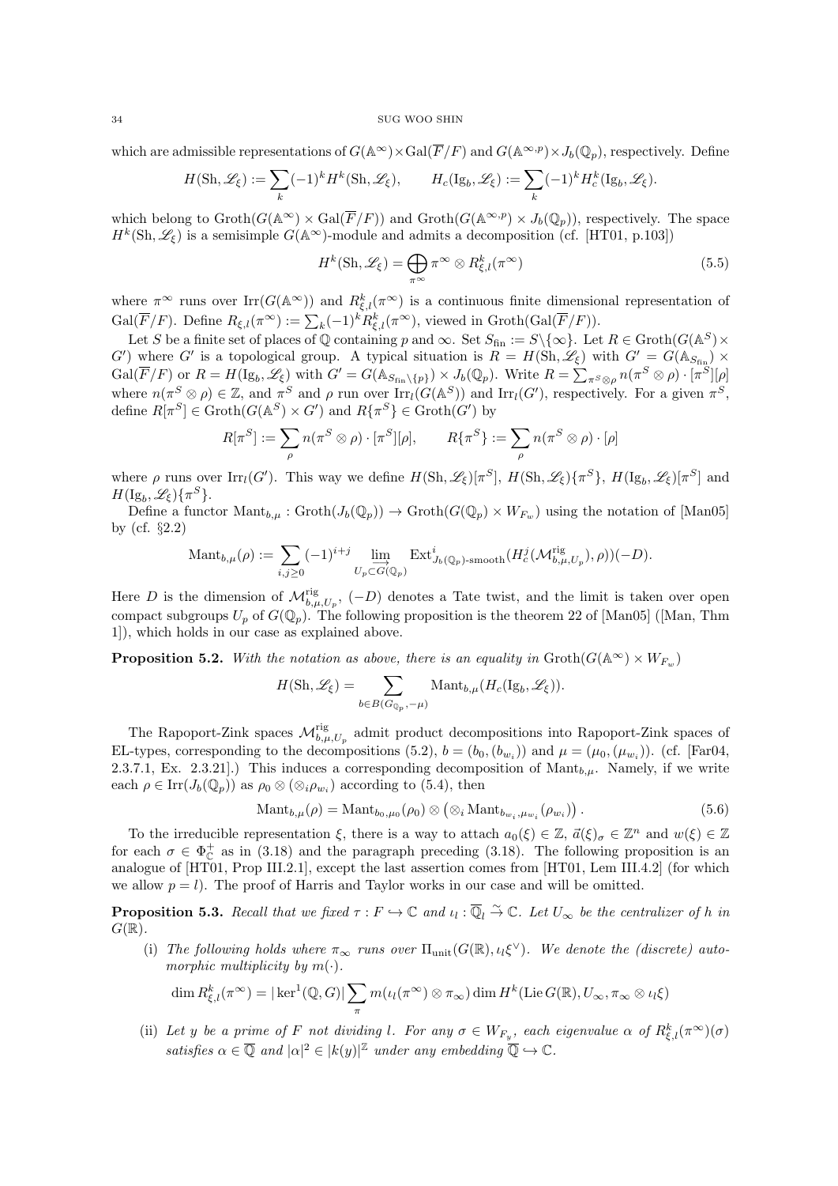which are admissible representations of $G(\mathbb{A}^\infty)\times \mathrm{Gal}(\overline{F}/F)$ and $G(\mathbb{A}^{\infty,p})\times J_b(\mathbb{Q}_p)$, respectively. Define

$$H(\mathrm{Sh},\mathscr{L}_\xi):=\sum_k(-1)^kH^k(\mathrm{Sh},\mathscr{L}_\xi),\qquad H_c(\mathrm{Ig}_b,\mathscr{L}_\xi):=\sum_k(-1)^kH^k_c(\mathrm{Ig}_b,\mathscr{L}_\xi).$$

which belong to $\mathrm{Groth}(G(\mathbb{A}^\infty)\times \mathrm{Gal}(\overline{F}/F))$ and $\mathrm{Groth}(G(\mathbb{A}^{\infty,p})\times J_b(\mathbb{Q}_p))$, respectively. The space $H^k(\mathrm{Sh},\mathscr{L}_\xi)$ is a semisimple $G(\mathbb{A}^\infty)$-module and admits a decomposition (cf. [HT01, p.103])

$$H^k(\mathrm{Sh},\mathscr{L}_\xi)=\bigoplus_{\pi^\infty}\pi^\infty\otimes R^k_{\xi,l}(\pi^\infty) \tag{5.5}$$

where $\pi^\infty$ runs over $\mathrm{Irr}(G(\mathbb{A}^\infty))$ and $R^k_{\xi,l}(\pi^\infty)$ is a continuous finite dimensional representation of $\mathrm{Gal}(\overline{F}/F)$. Define $R_{\xi,l}(\pi^\infty):=\sum_k(-1)^kR^k_{\xi,l}(\pi^\infty)$, viewed in $\mathrm{Groth}(\mathrm{Gal}(\overline{F}/F))$.

Let $S$ be a finite set of places of $\mathbb{Q}$ containing $p$ and $\infty$. Set $S_{\mathrm{fin}}:=S\backslash\{\infty\}$. Let $R\in\mathrm{Groth}(G(\mathbb{A}^S)\times G')$ where $G'$ is a topological group. A typical situation is $R=H(\mathrm{Sh},\mathscr{L}_\xi)$ with $G'=G(\mathbb{A}_{S_{\mathrm{fin}}})\times\mathrm{Gal}(\overline{F}/F)$ or $R=H(\mathrm{Ig}_b,\mathscr{L}_\xi)$ with $G'=G(\mathbb{A}_{S_{\mathrm{fin}}\backslash\{p\}})\times J_b(\mathbb{Q}_p)$. Write $R=\sum_{\pi^S\otimes\rho}n(\pi^S\otimes\rho)\cdot[\pi^S][\rho]$ where $n(\pi^S\otimes\rho)\in\mathbb{Z}$, and $\pi^S$ and $\rho$ run over $\mathrm{Irr}_l(G(\mathbb{A}^S))$ and $\mathrm{Irr}_l(G')$, respectively. For a given $\pi^S$, define $R[\pi^S]\in\mathrm{Groth}(G(\mathbb{A}^S)\times G')$ and $R\{\pi^S\}\in\mathrm{Groth}(G')$ by

$$R[\pi^S]:=\sum_\rho n(\pi^S\otimes\rho)\cdot[\pi^S][\rho],\qquad R\{\pi^S\}:=\sum_\rho n(\pi^S\otimes\rho)\cdot[\rho]$$

where $\rho$ runs over $\mathrm{Irr}_l(G')$. This way we define $H(\mathrm{Sh},\mathscr{L}_\xi)[\pi^S]$, $H(\mathrm{Sh},\mathscr{L}_\xi)\{\pi^S\}$, $H(\mathrm{Ig}_b,\mathscr{L}_\xi)[\pi^S]$ and $H(\mathrm{Ig}_b,\mathscr{L}_\xi)\{\pi^S\}$.

Define a functor $\mathrm{Mant}_{b,\mu}:\mathrm{Groth}(J_b(\mathbb{Q}_p))\to\mathrm{Groth}(G(\mathbb{Q}_p)\times W_{F_w})$ using the notation of [Man05] by (cf. §2.2)

$$\mathrm{Mant}_{b,\mu}(\rho):=\sum_{i,j\geq 0}(-1)^{i+j}\varinjlim_{U_p\subset G(\mathbb{Q}_p)}\mathrm{Ext}^i_{J_b(\mathbb{Q}_p)\text{-smooth}}(H^j_c(\mathcal{M}^{\mathrm{rig}}_{b,\mu,U_p}),\rho))(-D).$$

Here $D$ is the dimension of $\mathcal{M}^{\mathrm{rig}}_{b,\mu,U_p}$, $(-D)$ denotes a Tate twist, and the limit is taken over open compact subgroups $U_p$ of $G(\mathbb{Q}_p)$. The following proposition is the theorem 22 of [Man05] ([Man, Thm 1]), which holds in our case as explained above.

**Proposition 5.2.** *With the notation as above, there is an equality in* $\mathrm{Groth}(G(\mathbb{A}^\infty)\times W_{F_w})$

$$H(\mathrm{Sh},\mathscr{L}_\xi)=\sum_{b\in B(G_{\mathbb{Q}_p},-\mu)}\mathrm{Mant}_{b,\mu}(H_c(\mathrm{Ig}_b,\mathscr{L}_\xi)).$$

The Rapoport-Zink spaces $\mathcal{M}^{\mathrm{rig}}_{b,\mu,U_p}$ admit product decompositions into Rapoport-Zink spaces of EL-types, corresponding to the decompositions (5.2), $b=(b_0,(b_{w_i}))$ and $\mu=(\mu_0,(\mu_{w_i}))$. (cf. [Far04, 2.3.7.1, Ex. 2.3.21].) This induces a corresponding decomposition of $\mathrm{Mant}_{b,\mu}$. Namely, if we write each $\rho\in\mathrm{Irr}(J_b(\mathbb{Q}_p))$ as $\rho_0\otimes(\otimes_i\rho_{w_i})$ according to (5.4), then

$$\mathrm{Mant}_{b,\mu}(\rho)=\mathrm{Mant}_{b_0,\mu_0}(\rho_0)\otimes\left(\otimes_i\mathrm{Mant}_{b_{w_i},\mu_{w_i}}(\rho_{w_i})\right). \tag{5.6}$$

To the irreducible representation $\xi$, there is a way to attach $a_0(\xi)\in\mathbb{Z}$, $\vec{a}(\xi)_\sigma\in\mathbb{Z}^n$ and $w(\xi)\in\mathbb{Z}$ for each $\sigma\in\Phi^+_{\mathbb{C}}$ as in (3.18) and the paragraph preceding (3.18). The following proposition is an analogue of [HT01, Prop III.2.1], except the last assertion comes from [HT01, Lem III.4.2] (for which we allow $p=l$). The proof of Harris and Taylor works in our case and will be omitted.

**Proposition 5.3.** *Recall that we fixed* $\tau:F\hookrightarrow\mathbb{C}$ *and* $\iota_l:\overline{\mathbb{Q}}_l\overset{\sim}{\to}\mathbb{C}$. *Let* $U_\infty$ *be the centralizer of* $h$ *in* $G(\mathbb{R})$.

(i) *The following holds where* $\pi_\infty$ *runs over* $\Pi_{\mathrm{unit}}(G(\mathbb{R}),\iota_l\xi^\vee)$. *We denote the (discrete) automorphic multiplicity by* $m(\cdot)$.

$$\dim R^k_{\xi,l}(\pi^\infty)=|\ker{}^1(\mathbb{Q},G)|\sum_\pi m(\iota_l(\pi^\infty)\otimes\pi_\infty)\dim H^k(\mathrm{Lie}\,G(\mathbb{R}),U_\infty,\pi_\infty\otimes\iota_l\xi)$$

(ii) *Let* $y$ *be a prime of* $F$ *not dividing* $l$. *For any* $\sigma\in W_{F_y}$, *each eigenvalue* $\alpha$ *of* $R^k_{\xi,l}(\pi^\infty)(\sigma)$ *satisfies* $\alpha\in\overline{\mathbb{Q}}$ *and* $|\alpha|^2\in|k(y)|^{\mathbb{Z}}$ *under any embedding* $\overline{\mathbb{Q}}\hookrightarrow\mathbb{C}$.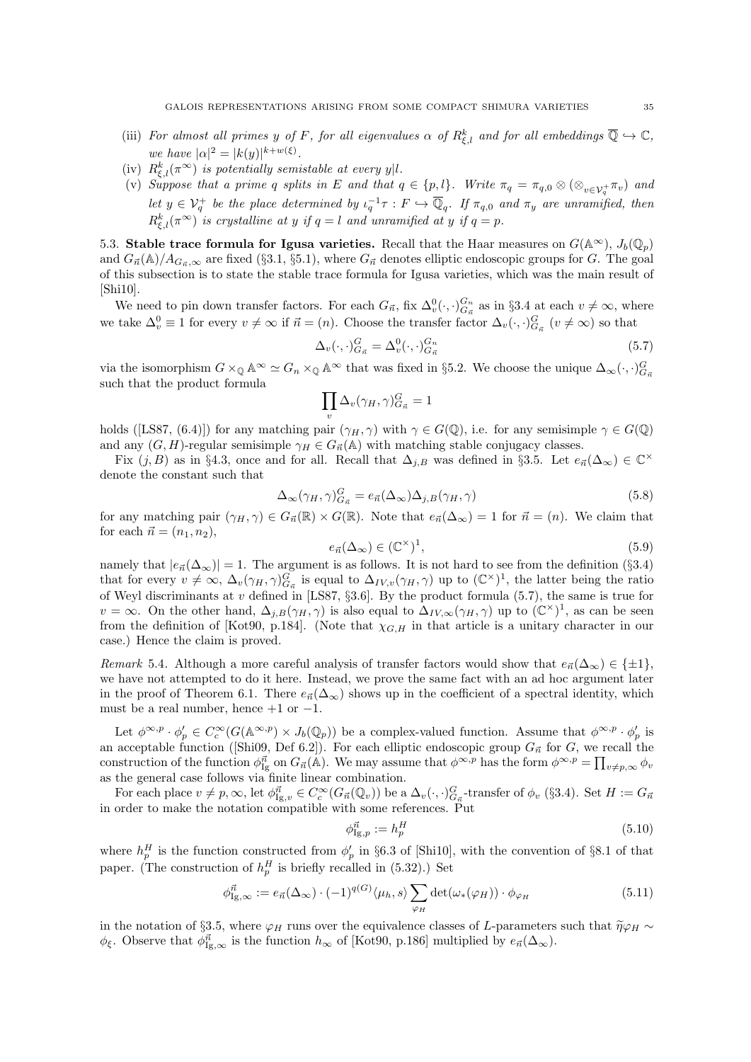(iii) *For almost all primes $y$ of $F$, for all eigenvalues $\alpha$ of $R^k_{\xi,l}$ and for all embeddings $\overline{\mathbb{Q}} \hookrightarrow \mathbb{C}$, we have $|\alpha|^2 = |k(y)|^{k+w(\xi)}$.*

(iv) *$R^k_{\xi,l}(\pi^\infty)$ is potentially semistable at every $y|l$.*

(v) *Suppose that a prime $q$ splits in $E$ and that $q \in \{p, l\}$. Write $\pi_q = \pi_{q,0} \otimes (\otimes_{v \in \mathcal{V}_q^+} \pi_v)$ and let $y \in \mathcal{V}_q^+$ be the place determined by $\iota_q^{-1}\tau : F \hookrightarrow \overline{\mathbb{Q}}_q$. If $\pi_{q,0}$ and $\pi_y$ are unramified, then $R^k_{\xi,l}(\pi^\infty)$ is crystalline at $y$ if $q = l$ and unramified at $y$ if $q = p$.*

**5.3. Stable trace formula for Igusa varieties.** Recall that the Haar measures on $G(\mathbb{A}^\infty)$, $J_b(\mathbb{Q}_p)$ and $G_{\vec{n}}(\mathbb{A})/A_{G_{\vec{n}},\infty}$ are fixed (§3.1, §5.1), where $G_{\vec{n}}$ denotes elliptic endoscopic groups for $G$. The goal of this subsection is to state the stable trace formula for Igusa varieties, which was the main result of [Shi10].

We need to pin down transfer factors. For each $G_{\vec{n}}$, fix $\Delta^0_v(\cdot,\cdot)^{G_n}_{G_{\vec{n}}}$ as in §3.4 at each $v \neq \infty$, where we take $\Delta^0_v \equiv 1$ for every $v \neq \infty$ if $\vec{n} = (n)$. Choose the transfer factor $\Delta_v(\cdot,\cdot)^G_{G_{\vec{n}}}$ ($v \neq \infty$) so that

$$\Delta_v(\cdot,\cdot)^G_{G_{\vec{n}}} = \Delta^0_v(\cdot,\cdot)^{G_n}_{G_{\vec{n}}} \tag{5.7}$$

via the isomorphism $G \times_{\mathbb{Q}} \mathbb{A}^\infty \simeq G_n \times_{\mathbb{Q}} \mathbb{A}^\infty$ that was fixed in §5.2. We choose the unique $\Delta_\infty(\cdot,\cdot)^G_{G_{\vec{n}}}$ such that the product formula

$$\prod_v \Delta_v(\gamma_H, \gamma)^G_{G_{\vec{n}}} = 1$$

holds ([LS87, (6.4)]) for any matching pair $(\gamma_H, \gamma)$ with $\gamma \in G(\mathbb{Q})$, i.e. for any semisimple $\gamma \in G(\mathbb{Q})$ and any $(G, H)$-regular semisimple $\gamma_H \in G_{\vec{n}}(\mathbb{A})$ with matching stable conjugacy classes.

Fix $(j, B)$ as in §4.3, once and for all. Recall that $\Delta_{j,B}$ was defined in §3.5. Let $e_{\vec{n}}(\Delta_\infty) \in \mathbb{C}^\times$ denote the constant such that

$$\Delta_\infty(\gamma_H, \gamma)^G_{G_{\vec{n}}} = e_{\vec{n}}(\Delta_\infty)\Delta_{j,B}(\gamma_H, \gamma) \tag{5.8}$$

for any matching pair $(\gamma_H, \gamma) \in G_{\vec{n}}(\mathbb{R}) \times G(\mathbb{R})$. Note that $e_{\vec{n}}(\Delta_\infty) = 1$ for $\vec{n} = (n)$. We claim that for each $\vec{n} = (n_1, n_2)$,

$$e_{\vec{n}}(\Delta_\infty) \in (\mathbb{C}^\times)^1, \tag{5.9}$$

namely that $|e_{\vec{n}}(\Delta_\infty)| = 1$. The argument is as follows. It is not hard to see from the definition (§3.4) that for every $v \neq \infty$, $\Delta_v(\gamma_H, \gamma)^G_{G_{\vec{n}}}$ is equal to $\Delta_{IV,v}(\gamma_H, \gamma)$ up to $(\mathbb{C}^\times)^1$, the latter being the ratio of Weyl discriminants at $v$ defined in [LS87, §3.6]. By the product formula (5.7), the same is true for $v = \infty$. On the other hand, $\Delta_{j,B}(\gamma_H, \gamma)$ is also equal to $\Delta_{IV,\infty}(\gamma_H, \gamma)$ up to $(\mathbb{C}^\times)^1$, as can be seen from the definition of [Kot90, p.184]. (Note that $\chi_{G,H}$ in that article is a unitary character in our case.) Hence the claim is proved.

*Remark* 5.4. Although a more careful analysis of transfer factors would show that $e_{\vec{n}}(\Delta_\infty) \in \{\pm 1\}$, we have not attempted to do it here. Instead, we prove the same fact with an ad hoc argument later in the proof of Theorem 6.1. There $e_{\vec{n}}(\Delta_\infty)$ shows up in the coefficient of a spectral identity, which must be a real number, hence $+1$ or $-1$.

Let $\phi^{\infty,p} \cdot \phi'_p \in C^\infty_c(G(\mathbb{A}^{\infty,p}) \times J_b(\mathbb{Q}_p))$ be a complex-valued function. Assume that $\phi^{\infty,p} \cdot \phi'_p$ is an acceptable function ([Shi09, Def 6.2]). For each elliptic endoscopic group $G_{\vec{n}}$ for $G$, we recall the construction of the function $\phi^{\vec{n}}_{\mathrm{Ig}}$ on $G_{\vec{n}}(\mathbb{A})$. We may assume that $\phi^{\infty,p}$ has the form $\phi^{\infty,p} = \prod_{v \neq p,\infty} \phi_v$ as the general case follows via finite linear combination.

For each place $v \neq p, \infty$, let $\phi^{\vec{n}}_{\mathrm{Ig},v} \in C^\infty_c(G_{\vec{n}}(\mathbb{Q}_v))$ be a $\Delta_v(\cdot,\cdot)^G_{G_{\vec{n}}}$-transfer of $\phi_v$ (§3.4). Set $H := G_{\vec{n}}$ in order to make the notation compatible with some references. Put

$$\phi^{\vec{n}}_{\mathrm{Ig},p} := h^H_p \tag{5.10}$$

where $h^H_p$ is the function constructed from $\phi'_p$ in §6.3 of [Shi10], with the convention of §8.1 of that paper. (The construction of $h^H_p$ is briefly recalled in (5.32).) Set

$$\phi^{\vec{n}}_{\mathrm{Ig},\infty} := e_{\vec{n}}(\Delta_\infty) \cdot (-1)^{q(G)} \langle \mu_h, s \rangle \sum_{\varphi_H} \det(\omega_*(\varphi_H)) \cdot \phi_{\varphi_H} \tag{5.11}$$

in the notation of §3.5, where $\varphi_H$ runs over the equivalence classes of $L$-parameters such that $\widetilde{\eta}\varphi_H \sim \phi_\xi$. Observe that $\phi^{\vec{n}}_{\mathrm{Ig},\infty}$ is the function $h_\infty$ of [Kot90, p.186] multiplied by $e_{\vec{n}}(\Delta_\infty)$.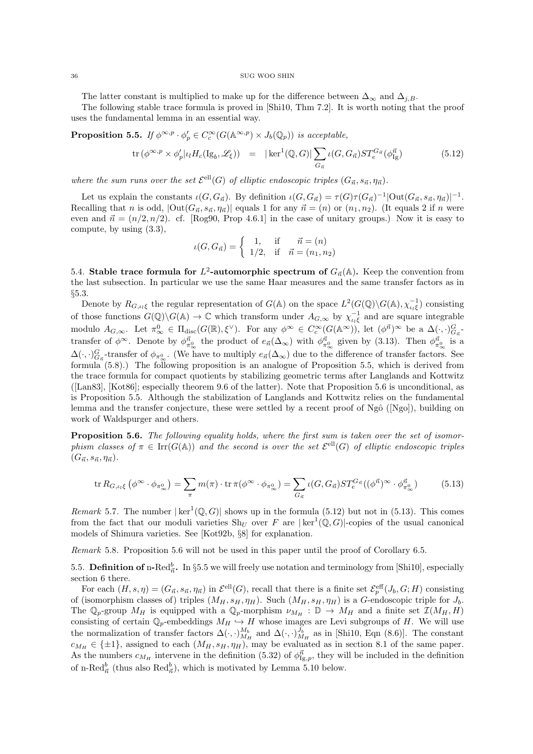The latter constant is multiplied to make up for the difference between $\Delta_\infty$ and $\Delta_{j,B}$.

The following stable trace formula is proved in [Shi10, Thm 7.2]. It is worth noting that the proof uses the fundamental lemma in an essential way.

**Proposition 5.5.** *If $\phi^{\infty,p}\cdot\phi'_p \in C_c^\infty(G(\mathbb{A}^{\infty,p})\times J_b(\mathbb{Q}_p))$ is acceptable,*

$$\operatorname{tr}(\phi^{\infty,p}\times\phi'_p|\iota_l H_c(\mathrm{Ig}_b,\mathscr{L}_\xi)) \;=\; |\ker^1(\mathbb{Q},G)|\sum_{G_{\vec{n}}}\iota(G,G_{\vec{n}})ST_e^{G_{\vec{n}}}(\phi^{\vec{n}}_{\mathrm{Ig}}) \tag{5.12}$$

*where the sum runs over the set $\mathcal{E}^{\mathrm{ell}}(G)$ of elliptic endoscopic triples $(G_{\vec{n}},s_{\vec{n}},\eta_{\vec{n}})$.*

Let us explain the constants $\iota(G,G_{\vec{n}})$. By definition $\iota(G,G_{\vec{n}})=\tau(G)\tau(G_{\vec{n}})^{-1}|\mathrm{Out}(G_{\vec{n}},s_{\vec{n}},\eta_{\vec{n}})|^{-1}$. Recalling that $n$ is odd, $|\mathrm{Out}(G_{\vec{n}},s_{\vec{n}},\eta_{\vec{n}})|$ equals 1 for any $\vec{n}=(n)$ or $(n_1,n_2)$. (It equals 2 if $n$ were even and $\vec{n}=(n/2,n/2)$. cf. [Rog90, Prop 4.6.1] in the case of unitary groups.) Now it is easy to compute, by using (3.3),

$$\iota(G,G_{\vec{n}})=\begin{cases}1, & \text{if}\quad \vec{n}=(n)\\ 1/2, & \text{if}\quad \vec{n}=(n_1,n_2)\end{cases}$$

## 5.4. Stable trace formula for $L^2$-automorphic spectrum of $G_{\vec{n}}(\mathbb{A})$.

Keep the convention from the last subsection. In particular we use the same Haar measures and the same transfer factors as in §5.3.

Denote by $R_{G,\iota_l\xi}$ the regular representation of $G(\mathbb{A})$ on the space $L^2(G(\mathbb{Q})\backslash G(\mathbb{A}),\chi^{-1}_{\iota_l\xi})$ consisting of those functions $G(\mathbb{Q})\backslash G(\mathbb{A})\to\mathbb{C}$ which transform under $A_{G,\infty}$ by $\chi^{-1}_{\iota_l\xi}$ and are square integrable modulo $A_{G,\infty}$. Let $\pi^0_\infty\in\Pi_{\mathrm{disc}}(G(\mathbb{R}),\xi^\vee)$. For any $\phi^\infty\in C_c^\infty(G(\mathbb{A}^\infty))$, let $(\phi^{\vec{n}})^\infty$ be a $\Delta(\cdot,\cdot)^G_{G_{\vec{n}}}$-transfer of $\phi^\infty$. Denote by $\phi^{\vec{n}}_{\pi^0_\infty}$ the product of $e_{\vec{n}}(\Delta_\infty)$ with $\phi^{\vec{n}}_{\pi^0_\infty}$ given by (3.13). Then $\phi^{\vec{n}}_{\pi^0_\infty}$ is a $\Delta(\cdot,\cdot)^G_{G_{\vec{n}}}$-transfer of $\phi_{\pi^0_\infty}$. (We have to multiply $e_{\vec{n}}(\Delta_\infty)$ due to the difference of transfer factors. See formula (5.8).) The following proposition is an analogue of Proposition 5.5, which is derived from the trace formula for compact quotients by stabilizing geometric terms after Langlands and Kottwitz ([Lan83], [Kot86]; especially theorem 9.6 of the latter). Note that Proposition 5.6 is unconditional, as is Proposition 5.5. Although the stabilization of Langlands and Kottwitz relies on the fundamental lemma and the transfer conjecture, these were settled by a recent proof of Ngô ([Ngo]), building on work of Waldspurger and others.

**Proposition 5.6.** *The following equality holds, where the first sum is taken over the set of isomorphism classes of $\pi\in\mathrm{Irr}(G(\mathbb{A}))$ and the second is over the set $\mathcal{E}^{\mathrm{ell}}(G)$ of elliptic endoscopic triples $(G_{\vec{n}},s_{\vec{n}},\eta_{\vec{n}})$.*

$$\operatorname{tr}R_{G,\iota_l\xi}\left(\phi^\infty\cdot\phi_{\pi^0_\infty}\right)=\sum_\pi m(\pi)\cdot\operatorname{tr}\pi(\phi^\infty\cdot\phi_{\pi^0_\infty})=\sum_{G_{\vec{n}}}\iota(G,G_{\vec{n}})ST_e^{G_{\vec{n}}}((\phi^{\vec{n}})^\infty\cdot\phi^{\vec{n}}_{\pi^0_\infty}) \tag{5.13}$$

*Remark* 5.7. The number $|\ker^1(\mathbb{Q},G)|$ shows up in the formula (5.12) but not in (5.13). This comes from the fact that our moduli varieties $\mathrm{Sh}_U$ over $F$ are $|\ker^1(\mathbb{Q},G)|$-copies of the usual canonical models of Shimura varieties. See [Kot92b, §8] for explanation.

*Remark* 5.8. Proposition 5.6 will not be used in this paper until the proof of Corollary 6.5.

## 5.5. Definition of n-$\mathrm{Red}^b_{\vec{n}}$.

In §5.5 we will freely use notation and terminology from [Shi10], especially section 6 there.

For each $(H,s,\eta)=(G_{\vec{n}},s_{\vec{n}},\eta_{\vec{n}})$ in $\mathcal{E}^{\mathrm{ell}}(G)$, recall that there is a finite set $\mathcal{E}^{\mathrm{eff}}_p(J_b,G;H)$ consisting of (isomorphism classes of) triples $(M_H,s_H,\eta_H)$. Such $(M_H,s_H,\eta_H)$ is a $G$-endoscopic triple for $J_b$. The $\mathbb{Q}_p$-group $M_H$ is equipped with a $\mathbb{Q}_p$-morphism $\nu_{M_H}:\mathbb{D}\to M_H$ and a finite set $\mathcal{I}(M_H,H)$ consisting of certain $\mathbb{Q}_p$-embeddings $M_H\hookrightarrow H$ whose images are Levi subgroups of $H$. We will use the normalization of transfer factors $\Delta(\cdot,\cdot)^{M_b}_{M_H}$ and $\Delta(\cdot,\cdot)^{J_b}_{M_H}$ as in [Shi10, Eqn (8.6)]. The constant $c_{M_H}\in\{\pm1\}$, assigned to each $(M_H,s_H,\eta_H)$, may be evaluated as in section 8.1 of the same paper. As the numbers $c_{M_H}$ intervene in the definition (5.32) of $\phi^{\vec{n}}_{\mathrm{Ig},p}$, they will be included in the definition of n-$\mathrm{Red}^b_{\vec{n}}$ (thus also $\mathrm{Red}^b_{\vec{n}}$), which is motivated by Lemma 5.10 below.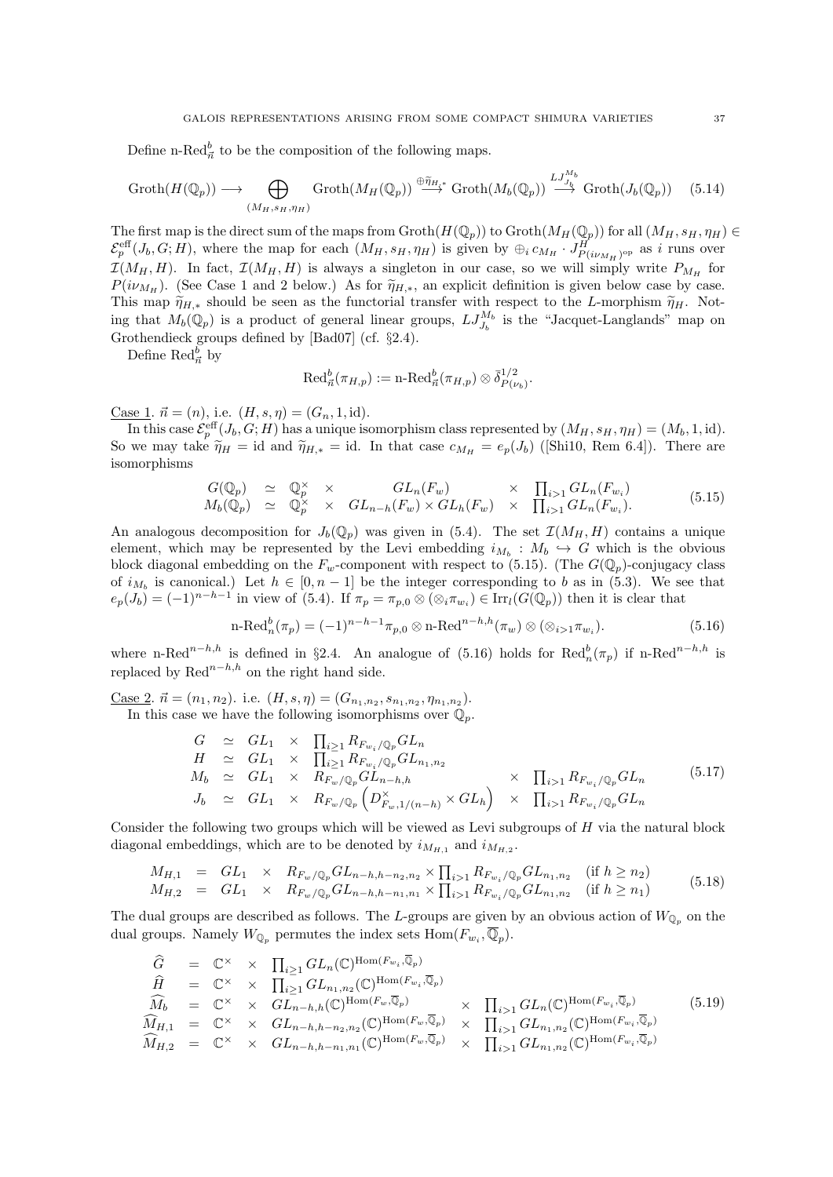Define $\text{n-Red}^b_{\vec{n}}$ to be the composition of the following maps.

$$\text{Groth}(H(\mathbb{Q}_p)) \longrightarrow \bigoplus_{(M_H,s_H,\eta_H)} \text{Groth}(M_H(\mathbb{Q}_p)) \stackrel{\oplus \widetilde{\eta}_{H_i*}}{\longrightarrow} \text{Groth}(M_b(\mathbb{Q}_p)) \stackrel{LJ^{M_b}_{J_b}}{\longrightarrow} \text{Groth}(J_b(\mathbb{Q}_p)) \tag{5.14}$$

The first map is the direct sum of the maps from $\text{Groth}(H(\mathbb{Q}_p))$ to $\text{Groth}(M_H(\mathbb{Q}_p))$ for all $(M_H, s_H, \eta_H) \in \mathcal{E}^{\text{eff}}_p(J_b, G; H)$, where the map for each $(M_H, s_H, \eta_H)$ is given by $\oplus_i c_{M_H} \cdot J^H_{P(i\nu_{M_H})^{\text{op}}}$ as $i$ runs over $\mathcal{I}(M_H, H)$. In fact, $\mathcal{I}(M_H, H)$ is always a singleton in our case, so we will simply write $P_{M_H}$ for $P(i\nu_{M_H})$. (See Case 1 and 2 below.) As for $\widetilde{\eta}_{H,*}$, an explicit definition is given below case by case. This map $\widetilde{\eta}_{H,*}$ should be seen as the functorial transfer with respect to the $L$-morphism $\widetilde{\eta}_H$. Noting that $M_b(\mathbb{Q}_p)$ is a product of general linear groups, $LJ^{M_b}_{J_b}$ is the "Jacquet-Langlands" map on Grothendieck groups defined by [Bad07] (cf. §2.4).

Define $\text{Red}^b_{\vec{n}}$ by

$$\text{Red}^b_{\vec{n}}(\pi_{H,p}) := \text{n-Red}^b_{\vec{n}}(\pi_{H,p}) \otimes \bar{\delta}^{1/2}_{P(\nu_b)}.$$

Case 1. $\vec{n} = (n)$, i.e. $(H, s, \eta) = (G_n, 1, \text{id})$.

In this case $\mathcal{E}^{\text{eff}}_p(J_b, G; H)$ has a unique isomorphism class represented by $(M_H, s_H, \eta_H) = (M_b, 1, \text{id})$. So we may take $\widetilde{\eta}_H = \text{id}$ and $\widetilde{\eta}_{H,*} = \text{id}$. In that case $c_{M_H} = e_p(J_b)$ ([Shi10, Rem 6.4]). There are isomorphisms

$$\begin{array}{lclclcl} G(\mathbb{Q}_p) & \simeq & \mathbb{Q}_p^\times & \times & GL_n(F_w) & \times & \prod_{i>1} GL_n(F_{w_i}) \\ M_b(\mathbb{Q}_p) & \simeq & \mathbb{Q}_p^\times & \times & GL_{n-h}(F_w) \times GL_h(F_w) & \times & \prod_{i>1} GL_n(F_{w_i}). \end{array} \tag{5.15}$$

An analogous decomposition for $J_b(\mathbb{Q}_p)$ was given in (5.4). The set $\mathcal{I}(M_H, H)$ contains a unique element, which may be represented by the Levi embedding $i_{M_b} : M_b \hookrightarrow G$ which is the obvious block diagonal embedding on the $F_w$-component with respect to (5.15). (The $G(\mathbb{Q}_p)$-conjugacy class of $i_{M_b}$ is canonical.) Let $h \in [0, n-1]$ be the integer corresponding to $b$ as in (5.3). We see that $e_p(J_b) = (-1)^{n-h-1}$ in view of (5.4). If $\pi_p = \pi_{p,0} \otimes (\otimes_i \pi_{w_i}) \in \text{Irr}_l(G(\mathbb{Q}_p))$ then it is clear that

$$\text{n-Red}^b_n(\pi_p) = (-1)^{n-h-1} \pi_{p,0} \otimes \text{n-Red}^{n-h,h}(\pi_w) \otimes (\otimes_{i>1} \pi_{w_i}). \tag{5.16}$$

where $\text{n-Red}^{n-h,h}$ is defined in §2.4. An analogue of (5.16) holds for $\text{Red}^b_n(\pi_p)$ if $\text{n-Red}^{n-h,h}$ is replaced by $\text{Red}^{n-h,h}$ on the right hand side.

Case 2. $\vec{n} = (n_1, n_2)$. i.e. $(H, s, \eta) = (G_{n_1,n_2}, s_{n_1,n_2}, \eta_{n_1,n_2})$.

In this case we have the following isomorphisms over $\mathbb{Q}_p$.

$$\begin{array}{lclclcl} G & \simeq & GL_1 & \times & \prod_{i \geq 1} R_{F_{w_i}/\mathbb{Q}_p} GL_n & & \\ H & \simeq & GL_1 & \times & \prod_{i \geq 1} R_{F_{w_i}/\mathbb{Q}_p} GL_{n_1,n_2} & & \\ M_b & \simeq & GL_1 & \times & R_{F_w/\mathbb{Q}_p} GL_{n-h,h} & \times & \prod_{i>1} R_{F_{w_i}/\mathbb{Q}_p} GL_n \\ J_b & \simeq & GL_1 & \times & R_{F_w/\mathbb{Q}_p} \left( D^\times_{F_w,1/(n-h)} \times GL_h \right) & \times & \prod_{i>1} R_{F_{w_i}/\mathbb{Q}_p} GL_n \end{array} \tag{5.17}$$

Consider the following two groups which will be viewed as Levi subgroups of $H$ via the natural block diagonal embeddings, which are to be denoted by $i_{M_{H,1}}$ and $i_{M_{H,2}}$.

$$\begin{array}{lclclll} M_{H,1} & = & GL_1 & \times & R_{F_w/\mathbb{Q}_p} GL_{n-h,h-n_2,n_2} \times \prod_{i>1} R_{F_{w_i}/\mathbb{Q}_p} GL_{n_1,n_2} & (\text{if } h \geq n_2) \\ M_{H,2} & = & GL_1 & \times & R_{F_w/\mathbb{Q}_p} GL_{n-h,h-n_1,n_1} \times \prod_{i>1} R_{F_{w_i}/\mathbb{Q}_p} GL_{n_1,n_2} & (\text{if } h \geq n_1) \end{array} \tag{5.18}$$

The dual groups are described as follows. The $L$-groups are given by an obvious action of $W_{\mathbb{Q}_p}$ on the dual groups. Namely $W_{\mathbb{Q}_p}$ permutes the index sets $\text{Hom}(F_{w_i}, \overline{\mathbb{Q}}_p)$.

$$\begin{array}{lclclcl} \widehat{G} & = & \mathbb{C}^\times & \times & \prod_{i \geq 1} GL_n(\mathbb{C})^{\text{Hom}(F_{w_i},\overline{\mathbb{Q}}_p)} & & \\ \widehat{H} & = & \mathbb{C}^\times & \times & \prod_{i \geq 1} GL_{n_1,n_2}(\mathbb{C})^{\text{Hom}(F_{w_i},\overline{\mathbb{Q}}_p)} & & \\ \widehat{M_b} & = & \mathbb{C}^\times & \times & GL_{n-h,h}(\mathbb{C})^{\text{Hom}(F_w,\overline{\mathbb{Q}}_p)} & \times & \prod_{i>1} GL_n(\mathbb{C})^{\text{Hom}(F_{w_i},\overline{\mathbb{Q}}_p)} \\ \widehat{M}_{H,1} & = & \mathbb{C}^\times & \times & GL_{n-h,h-n_2,n_2}(\mathbb{C})^{\text{Hom}(F_w,\overline{\mathbb{Q}}_p)} & \times & \prod_{i>1} GL_{n_1,n_2}(\mathbb{C})^{\text{Hom}(F_{w_i},\overline{\mathbb{Q}}_p)} \\ \widehat{M}_{H,2} & = & \mathbb{C}^\times & \times & GL_{n-h,h-n_1,n_1}(\mathbb{C})^{\text{Hom}(F_w,\overline{\mathbb{Q}}_p)} & \times & \prod_{i>1} GL_{n_1,n_2}(\mathbb{C})^{\text{Hom}(F_{w_i},\overline{\mathbb{Q}}_p)} \end{array} \tag{5.19}$$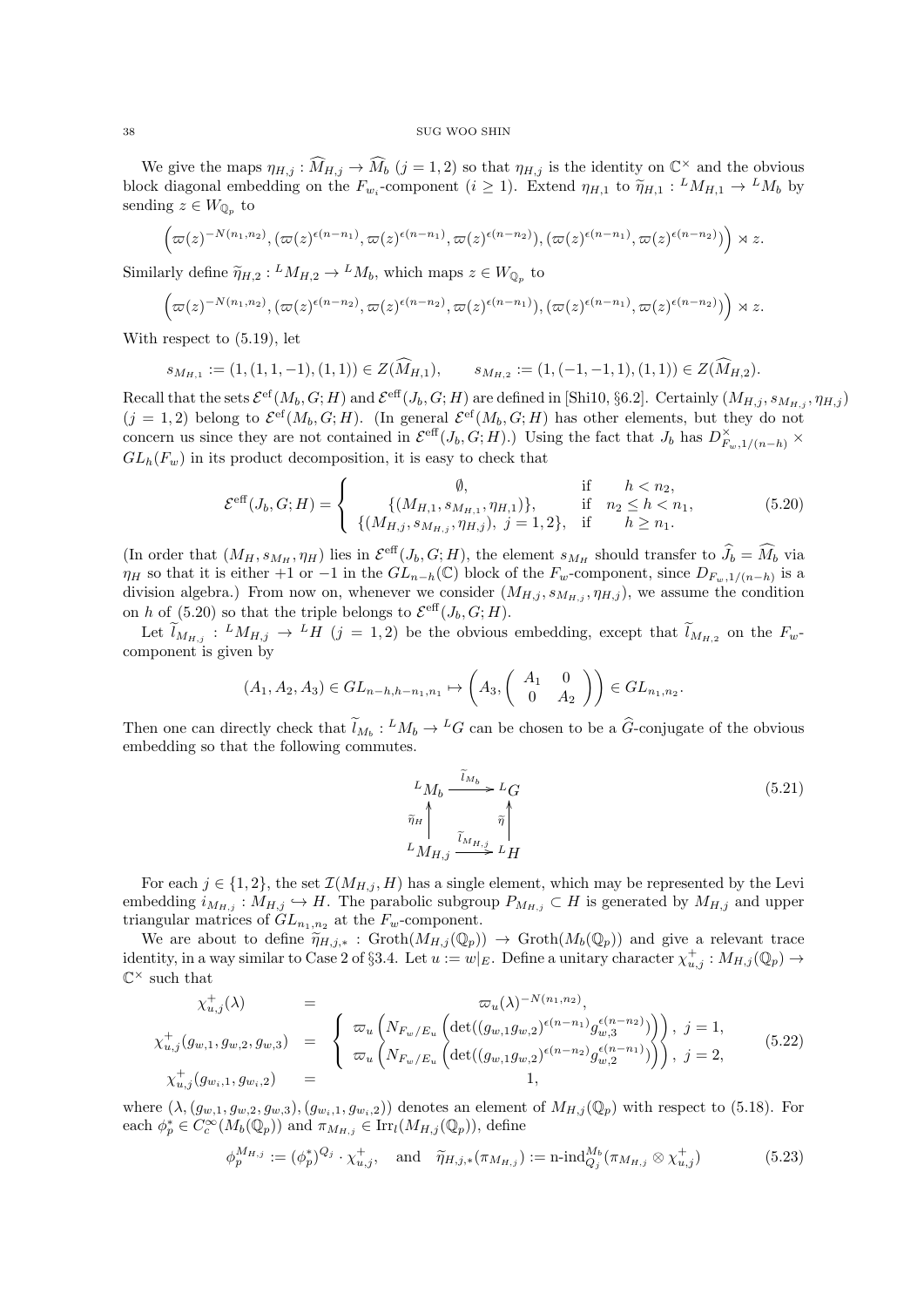We give the maps $\eta_{H,j} : \widehat{M}_{H,j} \to \widehat{M}_b$ ($j = 1, 2$) so that $\eta_{H,j}$ is the identity on $\mathbb{C}^\times$ and the obvious block diagonal embedding on the $F_{w_i}$-component ($i \geq 1$). Extend $\eta_{H,1}$ to $\widetilde{\eta}_{H,1} : {}^L M_{H,1} \to {}^L M_b$ by sending $z \in W_{\mathbb{Q}_p}$ to

$$\left(\varpi(z)^{-N(n_1,n_2)}, (\varpi(z)^{\epsilon(n-n_1)}, \varpi(z)^{\epsilon(n-n_1)}, \varpi(z)^{\epsilon(n-n_2)}), (\varpi(z)^{\epsilon(n-n_1)}, \varpi(z)^{\epsilon(n-n_2)})\right) \rtimes z.$$

Similarly define $\widetilde{\eta}_{H,2} : {}^L M_{H,2} \to {}^L M_b$, which maps $z \in W_{\mathbb{Q}_p}$ to

$$\left(\varpi(z)^{-N(n_1,n_2)}, (\varpi(z)^{\epsilon(n-n_2)}, \varpi(z)^{\epsilon(n-n_2)}, \varpi(z)^{\epsilon(n-n_1)}), (\varpi(z)^{\epsilon(n-n_1)}, \varpi(z)^{\epsilon(n-n_2)})\right) \rtimes z.$$

With respect to (5.19), let

$$s_{M_{H,1}} := (1, (1, 1, -1), (1, 1)) \in Z(\widehat{M}_{H,1}), \qquad s_{M_{H,2}} := (1, (-1, -1, 1), (1, 1)) \in Z(\widehat{M}_{H,2}).$$

Recall that the sets $\mathcal{E}^{\mathrm{ef}}(M_b, G; H)$ and $\mathcal{E}^{\mathrm{eff}}(J_b, G; H)$ are defined in [Shi10, §6.2]. Certainly $(M_{H,j}, s_{M_{H,j}}, \eta_{H,j})$ ($j = 1, 2$) belong to $\mathcal{E}^{\mathrm{ef}}(M_b, G; H)$. (In general $\mathcal{E}^{\mathrm{ef}}(M_b, G; H)$ has other elements, but they do not concern us since they are not contained in $\mathcal{E}^{\mathrm{eff}}(J_b, G; H)$.) Using the fact that $J_b$ has $D^\times_{F_w, 1/(n-h)} \times GL_h(F_w)$ in its product decomposition, it is easy to check that

$$\mathcal{E}^{\mathrm{eff}}(J_b, G; H) = \left\{ \begin{array}{cll} \emptyset, & \text{if} & h < n_2, \\ \{(M_{H,1}, s_{M_{H,1}}, \eta_{H,1})\}, & \text{if} & n_2 \leq h < n_1, \\ \{(M_{H,j}, s_{M_{H,j}}, \eta_{H,j}),\ j = 1, 2\}, & \text{if} & h \geq n_1. \end{array} \right. \tag{5.20}$$

(In order that $(M_H, s_{M_H}, \eta_H)$ lies in $\mathcal{E}^{\mathrm{eff}}(J_b, G; H)$, the element $s_{M_H}$ should transfer to $\widehat{J}_b = \widehat{M}_b$ via $\eta_H$ so that it is either $+1$ or $-1$ in the $GL_{n-h}(\mathbb{C})$ block of the $F_w$-component, since $D_{F_w, 1/(n-h)}$ is a division algebra.) From now on, whenever we consider $(M_{H,j}, s_{M_{H,j}}, \eta_{H,j})$, we assume the condition on $h$ of (5.20) so that the triple belongs to $\mathcal{E}^{\mathrm{eff}}(J_b, G; H)$.

Let $\widetilde{l}_{M_{H,j}} : {}^L M_{H,j} \to {}^L H$ ($j = 1, 2$) be the obvious embedding, except that $\widetilde{l}_{M_{H,2}}$ on the $F_w$-component is given by

$$(A_1, A_2, A_3) \in GL_{n-h, h-n_1, n_1} \mapsto \left(A_3, \begin{pmatrix} A_1 & 0 \\ 0 & A_2 \end{pmatrix}\right) \in GL_{n_1, n_2}.$$

Then one can directly check that $\widetilde{l}_{M_b} : {}^L M_b \to {}^L G$ can be chosen to be a $\widehat{G}$-conjugate of the obvious embedding so that the following commutes.

$$\begin{array}{ccc} {}^L M_b & \xrightarrow{\widetilde{l}_{M_b}} & {}^L G \\ \uparrow{\scriptstyle \widetilde{\eta}_H} & & \uparrow{\scriptstyle \widetilde{\eta}} \\ {}^L M_{H,j} & \xrightarrow{\widetilde{l}_{M_{H,j}}} & {}^L H \end{array} \tag{5.21}$$

For each $j \in \{1, 2\}$, the set $\mathcal{I}(M_{H,j}, H)$ has a single element, which may be represented by the Levi embedding $i_{M_{H,j}} : M_{H,j} \hookrightarrow H$. The parabolic subgroup $P_{M_{H,j}} \subset H$ is generated by $M_{H,j}$ and upper triangular matrices of $GL_{n_1, n_2}$ at the $F_w$-component.

We are about to define $\widetilde{\eta}_{H,j,*} : \mathrm{Groth}(M_{H,j}(\mathbb{Q}_p)) \to \mathrm{Groth}(M_b(\mathbb{Q}_p))$ and give a relevant trace identity, in a way similar to Case 2 of §3.4. Let $u := w|_E$. Define a unitary character $\chi^+_{u,j} : M_{H,j}(\mathbb{Q}_p) \to \mathbb{C}^\times$ such that

$$\begin{array}{rcl} \chi^+_{u,j}(\lambda) & = & \varpi_u(\lambda)^{-N(n_1,n_2)}, \\ \chi^+_{u,j}(g_{w,1}, g_{w,2}, g_{w,3}) & = & \left\{ \begin{array}{l} \varpi_u\left(N_{F_w/E_u}\left(\det((g_{w,1}g_{w,2})^{\epsilon(n-n_1)} g_{w,3}^{\epsilon(n-n_2)})\right)\right),\ j = 1, \\ \varpi_u\left(N_{F_w/E_u}\left(\det((g_{w,1}g_{w,2})^{\epsilon(n-n_2)} g_{w,2}^{\epsilon(n-n_1)})\right)\right),\ j = 2, \end{array} \right. \\ \chi^+_{u,j}(g_{w_i,1}, g_{w_i,2}) & = & 1, \end{array} \tag{5.22}$$

where $(\lambda, (g_{w,1}, g_{w,2}, g_{w,3}), (g_{w_i,1}, g_{w_i,2}))$ denotes an element of $M_{H,j}(\mathbb{Q}_p)$ with respect to (5.18). For each $\phi^*_p \in C^\infty_c(M_b(\mathbb{Q}_p))$ and $\pi_{M_{H,j}} \in \mathrm{Irr}_l(M_{H,j}(\mathbb{Q}_p))$, define

$$\phi_p^{M_{H,j}} := (\phi^*_p)^{Q_j} \cdot \chi^+_{u,j}, \quad \text{and} \quad \widetilde{\eta}_{H,j,*}(\pi_{M_{H,j}}) := \text{n-ind}^{M_b}_{Q_j}(\pi_{M_{H,j}} \otimes \chi^+_{u,j}) \tag{5.23}$$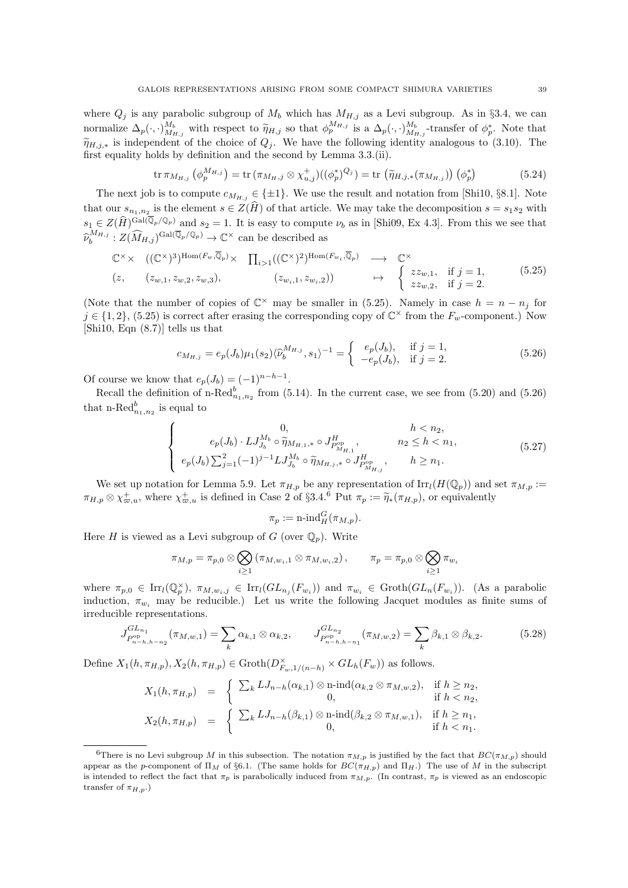where $Q_j$ is any parabolic subgroup of $M_b$ which has $M_{H,j}$ as a Levi subgroup. As in §3.4, we can normalize $\Delta_p(\cdot,\cdot)^{M_b}_{M_{H,j}}$ with respect to $\widetilde{\eta}_{H,j}$ so that $\phi_p^{M_{H,j}}$ is a $\Delta_p(\cdot,\cdot)^{M_b}_{M_{H,j}}$-transfer of $\phi_p^*$. Note that $\widetilde{\eta}_{H,j,*}$ is independent of the choice of $Q_j$. We have the following identity analogous to (3.10). The first equality holds by definition and the second by Lemma 3.3.(ii).

$$\operatorname{tr} \pi_{M_{H,j}}\left(\phi_p^{M_{H,j}}\right) = \operatorname{tr}\left(\pi_{M_{H},j} \otimes \chi^+_{u,j}\right)((\phi_p^*)^{Q_j}) = \operatorname{tr}\left(\widetilde{\eta}_{H,j,*}(\pi_{M_{H,j}})\right)\left(\phi_p^*\right) \tag{5.24}$$

The next job is to compute $c_{M_{H,j}} \in \{\pm 1\}$. We use the result and notation from [Shi10, §8.1]. Note that our $s_{n_1,n_2}$ is the element $s \in Z(\widehat{H})$ of that article. We may take the decomposition $s = s_1 s_2$ with $s_1 \in Z(\widehat{H})^{\mathrm{Gal}(\overline{\mathbb{Q}}_p/\mathbb{Q}_p)}$ and $s_2 = 1$. It is easy to compute $\nu_b$ as in [Shi09, Ex 4.3]. From this we see that $\widehat{\nu}_b^{M_{H,j}} : Z(\widehat{M}_{H,j})^{\mathrm{Gal}(\overline{\mathbb{Q}}_p/\mathbb{Q}_p)} \to \mathbb{C}^\times$ can be described as

$$\begin{array}{cccc} \mathbb{C}^\times \times & ((\mathbb{C}^\times)^3)^{\mathrm{Hom}(F_w,\overline{\mathbb{Q}}_p)} \times & \prod_{i>1}((\mathbb{C}^\times)^2)^{\mathrm{Hom}(F_{w_i},\overline{\mathbb{Q}}_p)} & \longrightarrow \quad \mathbb{C}^\times \\ (z, & (z_{w,1}, z_{w,2}, z_{w,3}), & (z_{w_i,1}, z_{w_i,2})) & \mapsto \quad \left\{ \begin{array}{ll} z z_{w,1}, & \text{if } j=1, \\ z z_{w,2}, & \text{if } j=2. \end{array} \right. \end{array} \tag{5.25}$$

(Note that the number of copies of $\mathbb{C}^\times$ may be smaller in (5.25). Namely in case $h = n - n_j$ for $j \in \{1,2\}$, (5.25) is correct after erasing the corresponding copy of $\mathbb{C}^\times$ from the $F_w$-component.) Now [Shi10, Eqn (8.7)] tells us that

$$c_{M_{H,j}} = e_p(J_b)\mu_1(s_2)\langle \widehat{\nu}_b^{M_{H,j}}, s_1\rangle^{-1} = \left\{ \begin{array}{ll} e_p(J_b), & \text{if } j=1, \\ -e_p(J_b), & \text{if } j=2. \end{array} \right. \tag{5.26}$$

Of course we know that $e_p(J_b) = (-1)^{n-h-1}$.

Recall the definition of $\text{n-Red}^b_{n_1,n_2}$ from (5.14). In the current case, we see from (5.20) and (5.26) that $\text{n-Red}^b_{n_1,n_2}$ is equal to

$$\left\{ \begin{array}{cc} 0, & h < n_2, \\ e_p(J_b)\cdot LJ^{M_b}_{J_b} \circ \widetilde{\eta}_{M_{H,1},*} \circ J^H_{P^{\mathrm{op}}_{M_{H,1}}}, & n_2 \le h < n_1, \\ e_p(J_b)\sum_{j=1}^2 (-1)^{j-1} LJ^{M_b}_{J_b} \circ \widetilde{\eta}_{M_{H,j},*} \circ J^H_{P^{\mathrm{op}}_{M_{H,j}}}, & h \ge n_1. \end{array} \right. \tag{5.27}$$

We set up notation for Lemma 5.9. Let $\pi_{H,p}$ be any representation of $\mathrm{Irr}_l(H(\mathbb{Q}_p))$ and set $\pi_{M,p} := \pi_{H,p} \otimes \chi^+_{\varpi,u}$, where $\chi^+_{\varpi,u}$ is defined in Case 2 of §3.4.[6] Put $\pi_p := \widetilde{\eta}_*(\pi_{H,p})$, or equivalently

$$\pi_p := \text{n-ind}^G_H(\pi_{M,p}).$$

Here $H$ is viewed as a Levi subgroup of $G$ (over $\mathbb{Q}_p$). Write

$$\pi_{M,p} = \pi_{p,0} \otimes \bigotimes_{i\ge 1} \left(\pi_{M,w_i,1} \otimes \pi_{M,w_i,2}\right), \qquad \pi_p = \pi_{p,0} \otimes \bigotimes_{i \ge 1} \pi_{w_i}$$

where $\pi_{p,0} \in \mathrm{Irr}_l(\mathbb{Q}_p^\times)$, $\pi_{M,w_i,j} \in \mathrm{Irr}_l(GL_{n_j}(F_{w_i}))$ and $\pi_{w_i} \in \mathrm{Groth}(GL_n(F_{w_i}))$. (As a parabolic induction, $\pi_{w_i}$ may be reducible.) Let us write the following Jacquet modules as finite sums of irreducible representations.

$$J^{GL_{n_1}}_{P^{\mathrm{op}}_{n-h,h-n_2}}(\pi_{M,w,1}) = \sum_k \alpha_{k,1} \otimes \alpha_{k,2}, \qquad J^{GL_{n_2}}_{P^{\mathrm{op}}_{n-h,h-n_1}}(\pi_{M,w,2}) = \sum_k \beta_{k,1} \otimes \beta_{k,2}. \tag{5.28}$$

Define $X_1(h,\pi_{H,p}), X_2(h,\pi_{H,p}) \in \mathrm{Groth}(D^\times_{F_w,1/(n-h)} \times GL_h(F_w))$ as follows.

$$\begin{aligned} X_1(h,\pi_{H,p}) &= \left\{ \begin{array}{ll} \sum_k LJ_{n-h}(\alpha_{k,1}) \otimes \text{n-ind}(\alpha_{k,2} \otimes \pi_{M,w,2}), & \text{if } h \ge n_2, \\ 0, & \text{if } h < n_2, \end{array} \right. \\ X_2(h,\pi_{H,p}) &= \left\{ \begin{array}{ll} \sum_k LJ_{n-h}(\beta_{k,1}) \otimes \text{n-ind}(\beta_{k,2} \otimes \pi_{M,w,1}), & \text{if } h \ge n_1, \\ 0, & \text{if } h < n_1. \end{array} \right. \end{aligned}$$

---

[6] There is no Levi subgroup $M$ in this subsection. The notation $\pi_{M,p}$ is justified by the fact that $BC(\pi_{M,p})$ should appear as the $p$-component of $\Pi_M$ of §6.1. (The same holds for $BC(\pi_{H,p})$ and $\Pi_H$.) The use of $M$ in the subscript is intended to reflect the fact that $\pi_p$ is parabolically induced from $\pi_{M,p}$. (In contrast, $\pi_p$ is viewed as an endoscopic transfer of $\pi_{H,p}$.)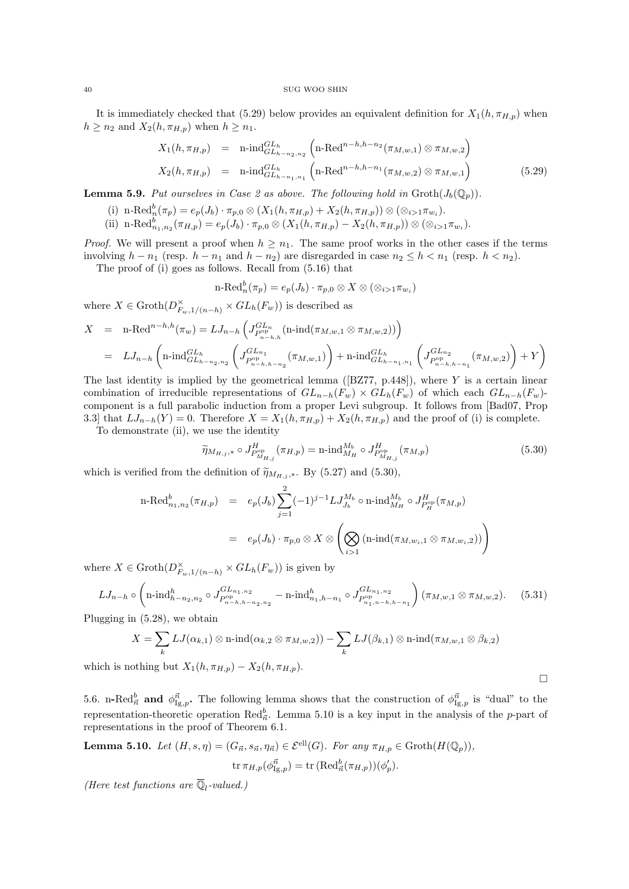It is immediately checked that (5.29) below provides an equivalent definition for $X_1(h,\pi_{H,p})$ when $h\ge n_2$ and $X_2(h,\pi_{H,p})$ when $h\ge n_1$.

$$
\begin{aligned}
X_1(h,\pi_{H,p}) &= \text{n-ind}^{GL_h}_{GL_{h-n_2,n_2}}\left(\text{n-Red}^{n-h,h-n_2}(\pi_{M,w,1})\otimes\pi_{M,w,2}\right)\\
X_2(h,\pi_{H,p}) &= \text{n-ind}^{GL_h}_{GL_{h-n_1,n_1}}\left(\text{n-Red}^{n-h,h-n_1}(\pi_{M,w,2})\otimes\pi_{M,w,1}\right)
\end{aligned}
\tag{5.29}
$$

**Lemma 5.9.** *Put ourselves in Case 2 as above. The following hold in* $\mathrm{Groth}(J_b(\mathbb{Q}_p))$.

(i) $\text{n-Red}^b_n(\pi_p)=e_p(J_b)\cdot\pi_{p,0}\otimes(X_1(h,\pi_{H,p})+X_2(h,\pi_{H,p}))\otimes(\otimes_{i>1}\pi_{w_i})$.

(ii) $\text{n-Red}^b_{n_1,n_2}(\pi_{H,p})=e_p(J_b)\cdot\pi_{p,0}\otimes(X_1(h,\pi_{H,p})-X_2(h,\pi_{H,p}))\otimes(\otimes_{i>1}\pi_{w_i})$.

*Proof.* We will present a proof when $h\ge n_1$. The same proof works in the other cases if the terms involving $h-n_1$ (resp. $h-n_1$ and $h-n_2$) are disregarded in case $n_2\le h<n_1$ (resp. $h<n_2$).

The proof of (i) goes as follows. Recall from (5.16) that

$$\text{n-Red}^b_n(\pi_p)=e_p(J_b)\cdot\pi_{p,0}\otimes X\otimes(\otimes_{i>1}\pi_{w_i})$$

where $X\in\mathrm{Groth}(D^\times_{F_w,1/(n-h)}\times GL_h(F_w))$ is described as

$$
\begin{aligned}
X &= \text{n-Red}^{n-h,h}(\pi_w)=LJ_{n-h}\left(J^{GL_n}_{P^{\mathrm{op}}_{n-h,h}}(\text{n-ind}(\pi_{M,w,1}\otimes\pi_{M,w,2}))\right)\\
&= LJ_{n-h}\left(\text{n-ind}^{GL_h}_{GL_{h-n_2,n_2}}\left(J^{GL_{n_1}}_{P^{\mathrm{op}}_{n-h,h-n_2}}(\pi_{M,w,1})\right)+\text{n-ind}^{GL_h}_{GL_{h-n_1,n_1}}\left(J^{GL_{n_2}}_{P^{\mathrm{op}}_{n-h,h-n_1}}(\pi_{M,w,2})\right)+Y\right)
\end{aligned}
$$

The last identity is implied by the geometrical lemma ([BZ77, p.448]), where $Y$ is a certain linear combination of irreducible representations of $GL_{n-h}(F_w)\times GL_h(F_w)$ of which each $GL_{n-h}(F_w)$-component is a full parabolic induction from a proper Levi subgroup. It follows from [Bad07, Prop 3.3] that $LJ_{n-h}(Y)=0$. Therefore $X=X_1(h,\pi_{H,p})+X_2(h,\pi_{H,p})$ and the proof of (i) is complete.

To demonstrate (ii), we use the identity

$$\widetilde{\eta}_{M_{H,j},*}\circ J^H_{P^{\mathrm{op}}_{M_{H,j}}}(\pi_{H,p})=\text{n-ind}^{M_b}_{M_H}\circ J^H_{P^{\mathrm{op}}_{M_{H,j}}}(\pi_{M,p})\tag{5.30}$$

which is verified from the definition of $\widetilde{\eta}_{M_{H,j},*}$. By (5.27) and (5.30),

$$
\begin{aligned}
\text{n-Red}^b_{n_1,n_2}(\pi_{H,p}) &= e_p(J_b)\sum_{j=1}^{2}(-1)^{j-1}LJ^{M_b}_{J_b}\circ\text{n-ind}^{M_b}_{M_H}\circ J^H_{P^{\mathrm{op}}_H}(\pi_{M,p})\\
&= e_p(J_b)\cdot\pi_{p,0}\otimes X\otimes\left(\bigotimes_{i>1}(\text{n-ind}(\pi_{M,w_i,1}\otimes\pi_{M,w_i,2}))\right)
\end{aligned}
$$

where $X\in\mathrm{Groth}(D^\times_{F_w,1/(n-h)}\times GL_h(F_w))$ is given by

$$LJ_{n-h}\circ\left(\text{n-ind}^h_{h-n_2,n_2}\circ J^{GL_{n_1,n_2}}_{P^{\mathrm{op}}_{n-h,h-n_2,n_2}}-\text{n-ind}^h_{n_1,h-n_1}\circ J^{GL_{n_1,n_2}}_{P^{\mathrm{op}}_{n_1,n-h,h-n_1}}\right)(\pi_{M,w,1}\otimes\pi_{M,w,2}).\tag{5.31}$$

Plugging in (5.28), we obtain

$$X=\sum_k LJ(\alpha_{k,1})\otimes\text{n-ind}(\alpha_{k,2}\otimes\pi_{M,w,2}))-\sum_k LJ(\beta_{k,1})\otimes\text{n-ind}(\pi_{M,w,1}\otimes\beta_{k,2})$$

which is nothing but $X_1(h,\pi_{H,p})-X_2(h,\pi_{H,p})$. ∎

5.6. **n-Red$^b_{\vec{n}}$ and $\phi^{\vec{n}}_{\mathrm{Ig},p}$.** The following lemma shows that the construction of $\phi^{\vec{n}}_{\mathrm{Ig},p}$ is "dual" to the representation-theoretic operation $\mathrm{Red}^b_{\vec{n}}$. Lemma 5.10 is a key input in the analysis of the $p$-part of representations in the proof of Theorem 6.1.

**Lemma 5.10.** *Let* $(H,s,\eta)=(G_{\vec{n}},s_{\vec{n}},\eta_{\vec{n}})\in\mathcal{E}^{\mathrm{ell}}(G)$. *For any* $\pi_{H,p}\in\mathrm{Groth}(H(\mathbb{Q}_p))$,

$$\mathrm{tr}\,\pi_{H,p}(\phi^{\vec{n}}_{\mathrm{Ig},p})=\mathrm{tr}\,(\mathrm{Red}^b_{\vec{n}}(\pi_{H,p}))(\phi'_p).$$

*(Here test functions are $\overline{\mathbb{Q}}_l$-valued.)*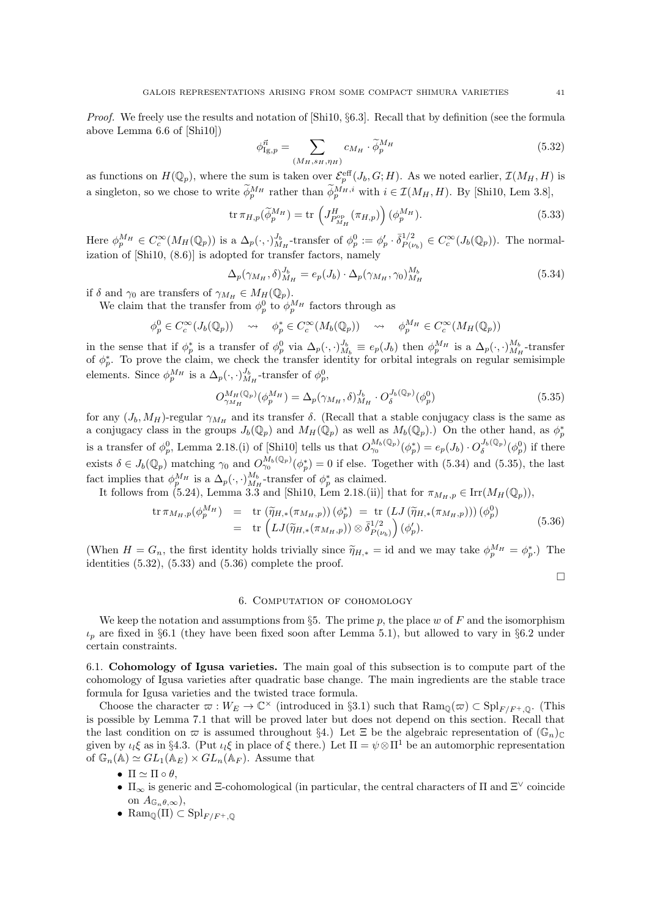*Proof.* We freely use the results and notation of [Shi10, §6.3]. Recall that by definition (see the formula above Lemma 6.6 of [Shi10])

$$\phi^{\vec{n}}_{\mathrm{Ig},p} = \sum_{(M_H, s_H, \eta_H)} c_{M_H} \cdot \widetilde{\phi}^{M_H}_p \tag{5.32}$$

as functions on $H(\mathbb{Q}_p)$, where the sum is taken over $\mathcal{E}^{\mathrm{eff}}_p(J_b, G; H)$. As we noted earlier, $\mathcal{I}(M_H, H)$ is a singleton, so we chose to write $\widetilde{\phi}^{M_H}_p$ rather than $\widetilde{\phi}^{M_H,i}_p$ with $i \in \mathcal{I}(M_H, H)$. By [Shi10, Lem 3.8],

$$\operatorname{tr} \pi_{H,p}(\widetilde{\phi}^{M_H}_p) = \operatorname{tr}\left(J^H_{P^{\mathrm{op}}_{M_H}}(\pi_{H,p})\right)(\phi^{M_H}_p). \tag{5.33}$$

Here $\phi^{M_H}_p \in C^\infty_c(M_H(\mathbb{Q}_p))$ is a $\Delta_p(\cdot,\cdot)^{J_b}_{M_H}$-transfer of $\phi^0_p := \phi'_p \cdot \bar{\delta}^{1/2}_{P(\nu_b)} \in C^\infty_c(J_b(\mathbb{Q}_p))$. The normalization of [Shi10, (8.6)] is adopted for transfer factors, namely

$$\Delta_p(\gamma_{M_H}, \delta)^{J_b}_{M_H} = e_p(J_b) \cdot \Delta_p(\gamma_{M_H}, \gamma_0)^{M_b}_{M_H} \tag{5.34}$$

if $\delta$ and $\gamma_0$ are transfers of $\gamma_{M_H} \in M_H(\mathbb{Q}_p)$.

We claim that the transfer from $\phi^0_p$ to $\phi^{M_H}_p$ factors through as

$$\phi^0_p \in C^\infty_c(J_b(\mathbb{Q}_p)) \quad \rightsquigarrow \quad \phi^*_p \in C^\infty_c(M_b(\mathbb{Q}_p)) \quad \rightsquigarrow \quad \phi^{M_H}_p \in C^\infty_c(M_H(\mathbb{Q}_p))$$

in the sense that if $\phi^*_p$ is a transfer of $\phi^0_p$ via $\Delta_p(\cdot,\cdot)^{J_b}_{M_b} \equiv e_p(J_b)$ then $\phi^{M_H}_p$ is a $\Delta_p(\cdot,\cdot)^{M_b}_{M_H}$-transfer of $\phi^*_p$. To prove the claim, we check the transfer identity for orbital integrals on regular semisimple elements. Since $\phi^{M_H}_p$ is a $\Delta_p(\cdot,\cdot)^{J_b}_{M_H}$-transfer of $\phi^0_p$,

$$O^{M_H(\mathbb{Q}_p)}_{\gamma_{M_H}}(\phi^{M_H}_p) = \Delta_p(\gamma_{M_H}, \delta)^{J_b}_{M_H} \cdot O^{J_b(\mathbb{Q}_p)}_{\delta}(\phi^0_p) \tag{5.35}$$

for any $(J_b, M_H)$-regular $\gamma_{M_H}$ and its transfer $\delta$. (Recall that a stable conjugacy class is the same as a conjugacy class in the groups $J_b(\mathbb{Q}_p)$ and $M_H(\mathbb{Q}_p)$ as well as $M_b(\mathbb{Q}_p)$.) On the other hand, as $\phi^*_p$ is a transfer of $\phi^0_p$, Lemma 2.18.(i) of [Shi10] tells us that $O^{M_b(\mathbb{Q}_p)}_{\gamma_0}(\phi^*_p) = e_p(J_b) \cdot O^{J_b(\mathbb{Q}_p)}_{\delta}(\phi^0_p)$ if there exists $\delta \in J_b(\mathbb{Q}_p)$ matching $\gamma_0$ and $O^{M_b(\mathbb{Q}_p)}_{\gamma_0}(\phi^*_p) = 0$ if else. Together with (5.34) and (5.35), the last fact implies that $\phi^{M_H}_p$ is a $\Delta_p(\cdot,\cdot)^{M_b}_{M_H}$-transfer of $\phi^*_p$ as claimed.

It follows from (5.24), Lemma 3.3 and [Shi10, Lem 2.18.(ii)] that for $\pi_{M_H,p} \in \mathrm{Irr}(M_H(\mathbb{Q}_p))$,

$$\begin{aligned}
\operatorname{tr} \pi_{M_H,p}(\phi^{M_H}_p) &= \operatorname{tr}\left(\widetilde{\eta}_{H,*}(\pi_{M_H,p})\right)(\phi^*_p) = \operatorname{tr}\left(LJ(\widetilde{\eta}_{H,*}(\pi_{M_H,p}))\right)(\phi^0_p) \\
&= \operatorname{tr}\left(LJ(\widetilde{\eta}_{H,*}(\pi_{M_H,p})) \otimes \bar{\delta}^{1/2}_{P(\nu_b)}\right)(\phi'_p).
\end{aligned} \tag{5.36}$$

(When $H = G_n$, the first identity holds trivially since $\widetilde{\eta}_{H,*} = \mathrm{id}$ and we may take $\phi^{M_H}_p = \phi^*_p$.) The identities (5.32), (5.33) and (5.36) complete the proof.

□

## 6. Computation of cohomology

We keep the notation and assumptions from §5. The prime $p$, the place $w$ of $F$ and the isomorphism $\iota_p$ are fixed in §6.1 (they have been fixed soon after Lemma 5.1), but allowed to vary in §6.2 under certain constraints.

### 6.1. Cohomology of Igusa varieties.

The main goal of this subsection is to compute part of the cohomology of Igusa varieties after quadratic base change. The main ingredients are the stable trace formula for Igusa varieties and the twisted trace formula.

Choose the character $\varpi : W_E \to \mathbb{C}^\times$ (introduced in §3.1) such that $\mathrm{Ram}_{\mathbb{Q}}(\varpi) \subset \mathrm{Spl}_{F/F^+,\mathbb{Q}}$. (This is possible by Lemma 7.1 that will be proved later but does not depend on this section. Recall that the last condition on $\varpi$ is assumed throughout §4.) Let $\Xi$ be the algebraic representation of $(\mathbb{G}_n)_{\mathbb{C}}$ given by $\iota_l \xi$ as in §4.3. (Put $\iota_l \xi$ in place of $\xi$ there.) Let $\Pi = \psi \otimes \Pi^1$ be an automorphic representation of $\mathbb{G}_n(\mathbb{A}) \simeq GL_1(\mathbb{A}_E) \times GL_n(\mathbb{A}_F)$. Assume that

- $\Pi \simeq \Pi \circ \theta$,
- $\Pi_\infty$ is generic and $\Xi$-cohomological (in particular, the central characters of $\Pi$ and $\Xi^\vee$ coincide on $A_{\mathbb{G}_n \theta, \infty}$),
- $\mathrm{Ram}_{\mathbb{Q}}(\Pi) \subset \mathrm{Spl}_{F/F^+,\mathbb{Q}}$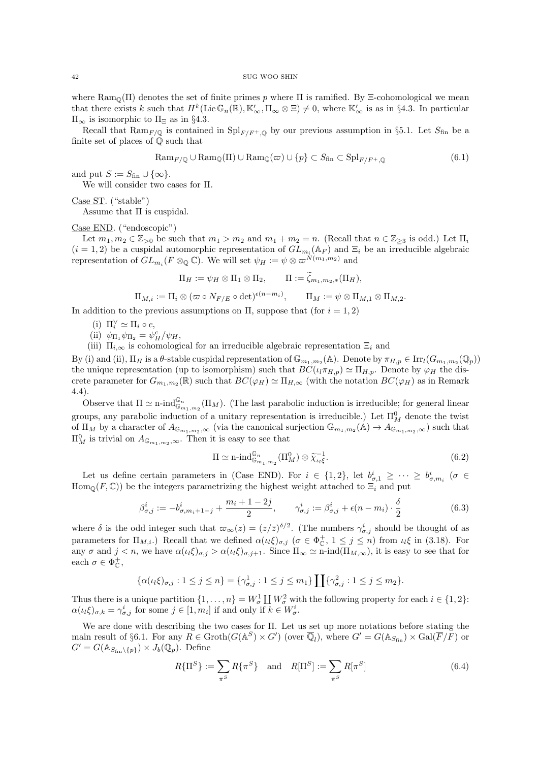where $\mathrm{Ram}_{\mathbb{Q}}(\Pi)$ denotes the set of finite primes $p$ where $\Pi$ is ramified. By $\Xi$-cohomological we mean that there exists $k$ such that $H^k(\mathrm{Lie}\,\mathbb{G}_n(\mathbb{R}), \mathbb{K}'_\infty, \Pi_\infty \otimes \Xi) \neq 0$, where $\mathbb{K}'_\infty$ is as in §4.3. In particular $\Pi_\infty$ is isomorphic to $\Pi_\Xi$ as in §4.3.

Recall that $\mathrm{Ram}_{F/\mathbb{Q}}$ is contained in $\mathrm{Spl}_{F/F^+,\mathbb{Q}}$ by our previous assumption in §5.1. Let $S_{\mathrm{fin}}$ be a finite set of places of $\mathbb{Q}$ such that

$$\mathrm{Ram}_{F/\mathbb{Q}} \cup \mathrm{Ram}_{\mathbb{Q}}(\Pi) \cup \mathrm{Ram}_{\mathbb{Q}}(\varpi) \cup \{p\} \subset S_{\mathrm{fin}} \subset \mathrm{Spl}_{F/F^+,\mathbb{Q}} \tag{6.1}$$

and put $S := S_{\mathrm{fin}} \cup \{\infty\}$.

We will consider two cases for $\Pi$.

Case ST. ("stable")

Assume that $\Pi$ is cuspidal.

Case END. ("endoscopic")

Let $m_1, m_2 \in \mathbb{Z}_{>0}$ be such that $m_1 > m_2$ and $m_1 + m_2 = n$. (Recall that $n \in \mathbb{Z}_{\geq 3}$ is odd.) Let $\Pi_i$ ($i = 1, 2$) be a cuspidal automorphic representation of $GL_{m_i}(\mathbb{A}_F)$ and $\Xi_i$ be an irreducible algebraic representation of $GL_{m_i}(F \otimes_{\mathbb{Q}} \mathbb{C})$. We will set $\psi_H := \psi \otimes \varpi^{N(m_1,m_2)}$ and

$$\Pi_H := \psi_H \otimes \Pi_1 \otimes \Pi_2, \qquad \Pi := \widetilde{\zeta}_{m_1,m_2,*}(\Pi_H),$$

$$\Pi_{M,i} := \Pi_i \otimes (\varpi \circ N_{F/E} \circ \det)^{\epsilon(n-m_i)}, \qquad \Pi_M := \psi \otimes \Pi_{M,1} \otimes \Pi_{M,2}.$$

In addition to the previous assumptions on $\Pi$, suppose that (for $i = 1, 2$)

 (i) $\Pi_i^\vee \simeq \Pi_i \circ c$,
 (ii) $\psi_{\Pi_1}\psi_{\Pi_2} = \psi_H^c/\psi_H$,
 (iii) $\Pi_{i,\infty}$ is cohomological for an irreducible algebraic representation $\Xi_i$ and

By (i) and (ii), $\Pi_H$ is a $\theta$-stable cuspidal representation of $\mathbb{G}_{m_1,m_2}(\mathbb{A})$. Denote by $\pi_{H,p} \in \mathrm{Irr}_l(G_{m_1,m_2}(\mathbb{Q}_p))$ the unique representation (up to isomorphism) such that $BC(\iota_l \pi_{H,p}) \simeq \Pi_{H,p}$. Denote by $\varphi_H$ the discrete parameter for $G_{m_1,m_2}(\mathbb{R})$ such that $BC(\varphi_H) \simeq \Pi_{H,\infty}$ (with the notation $BC(\varphi_H)$ as in Remark 4.4).

Observe that $\Pi \simeq \text{n-ind}_{\mathbb{G}_{m_1,m_2}}^{\mathbb{G}_n}(\Pi_M)$. (The last parabolic induction is irreducible; for general linear groups, any parabolic induction of a unitary representation is irreducible.) Let $\Pi_M^0$ denote the twist of $\Pi_M$ by a character of $A_{\mathbb{G}_{m_1,m_2},\infty}$ (via the canonical surjection $\mathbb{G}_{m_1,m_2}(\mathbb{A}) \to A_{\mathbb{G}_{m_1,m_2},\infty}$) such that $\Pi_M^0$ is trivial on $A_{\mathbb{G}_{m_1,m_2},\infty}$. Then it is easy to see that

$$\Pi \simeq \text{n-ind}_{\mathbb{G}_{m_1,m_2}}^{\mathbb{G}_n}(\Pi_M^0) \otimes \widetilde{\chi}_{\iota_l\xi}^{-1}. \tag{6.2}$$

Let us define certain parameters in (Case END). For $i \in \{1, 2\}$, let $b_{\sigma,1}^i \geq \cdots \geq b_{\sigma,m_i}^i$ ($\sigma \in \mathrm{Hom}_{\mathbb{Q}}(F, \mathbb{C})$) be the integers parametrizing the highest weight attached to $\Xi_i$ and put

$$\beta_{\sigma,j}^i := -b_{\sigma,m_i+1-j}^i + \frac{m_i + 1 - 2j}{2}, \qquad \gamma_{\sigma,j}^i := \beta_{\sigma,j}^i + \epsilon(n - m_i) \cdot \frac{\delta}{2} \tag{6.3}$$

where $\delta$ is the odd integer such that $\varpi_\infty(z) = (z/\overline{z})^{\delta/2}$. (The numbers $\gamma_{\sigma,j}^i$ should be thought of as parameters for $\Pi_{M,i}$.) Recall that we defined $\alpha(\iota_l\xi)_{\sigma,j}$ ($\sigma \in \Phi_{\mathbb{C}}^+$, $1 \leq j \leq n$) from $\iota_l\xi$ in (3.18). For any $\sigma$ and $j < n$, we have $\alpha(\iota_l\xi)_{\sigma,j} > \alpha(\iota_l\xi)_{\sigma,j+1}$. Since $\Pi_\infty \simeq \text{n-ind}(\Pi_{M,\infty})$, it is easy to see that for each $\sigma \in \Phi_{\mathbb{C}}^+$,

$$\{\alpha(\iota_l\xi)_{\sigma,j} : 1 \leq j \leq n\} = \{\gamma_{\sigma,j}^1 : 1 \leq j \leq m_1\} \coprod \{\gamma_{\sigma,j}^2 : 1 \leq j \leq m_2\}.$$

Thus there is a unique partition $\{1, \ldots, n\} = W_\sigma^1 \coprod W_\sigma^2$ with the following property for each $i \in \{1, 2\}$: $\alpha(\iota_l\xi)_{\sigma,k} = \gamma_{\sigma,j}^i$ for some $j \in [1, m_i]$ if and only if $k \in W_\sigma^i$.

We are done with describing the two cases for $\Pi$. Let us set up more notations before stating the main result of §6.1. For any $R \in \mathrm{Groth}(G(\mathbb{A}^S) \times G')$ (over $\overline{\mathbb{Q}}_l$), where $G' = G(\mathbb{A}_{S_{\mathrm{fin}}}) \times \mathrm{Gal}(\overline{F}/F)$ or $G' = G(\mathbb{A}_{S_{\mathrm{fin}} \backslash \{p\}}) \times J_b(\mathbb{Q}_p)$. Define

$$R\{\Pi^S\} := \sum_{\pi^S} R\{\pi^S\} \quad \text{and} \quad R[\Pi^S] := \sum_{\pi^S} R[\pi^S] \tag{6.4}$$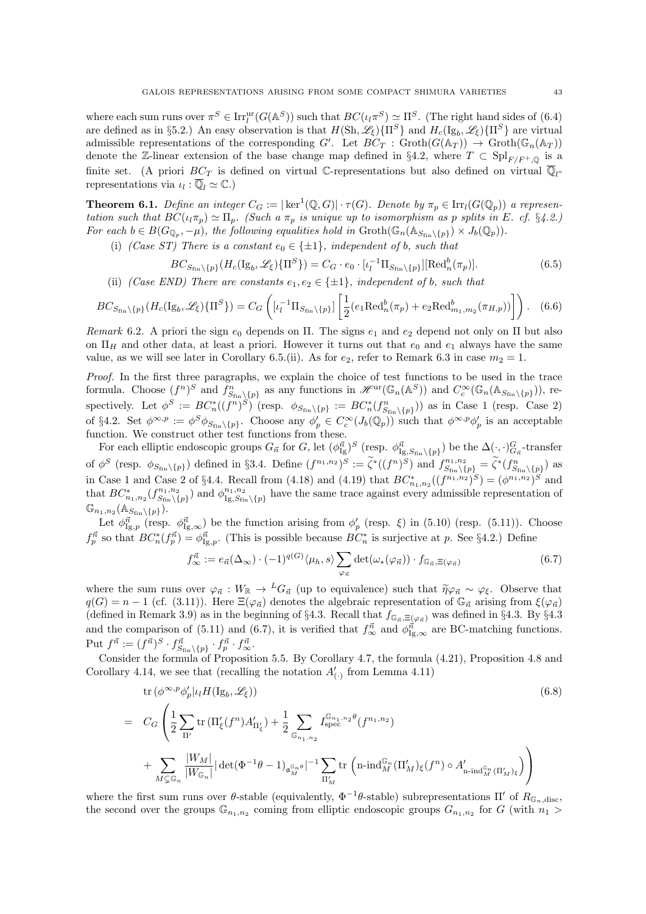where each sum runs over $\pi^S \in \mathrm{Irr}_l^{\mathrm{ur}}(G(\mathbb{A}^S))$ such that $BC(\iota_l \pi^S) \simeq \Pi^S$. (The right hand sides of (6.4) are defined as in §5.2.) An easy observation is that $H(\mathrm{Sh}, \mathscr{L}_\xi)\{\Pi^S\}$ and $H_c(\mathrm{Ig}_b, \mathscr{L}_\xi)\{\Pi^S\}$ are virtual admissible representations of the corresponding $G'$. Let $BC_T : \mathrm{Groth}(G(\mathbb{A}_T)) \to \mathrm{Groth}(\mathbb{G}_n(\mathbb{A}_T))$ denote the $\mathbb{Z}$-linear extension of the base change map defined in §4.2, where $T \subset \mathrm{Spl}_{F/F^+,\mathbb{Q}}$ is a finite set. (A priori $BC_T$ is defined on virtual $\mathbb{C}$-representations but also defined on virtual $\overline{\mathbb{Q}}_l$-representations via $\iota_l : \overline{\mathbb{Q}}_l \simeq \mathbb{C}$.)

**Theorem 6.1.** *Define an integer $C_G := |\ker^1(\mathbb{Q}, G)| \cdot \tau(G)$. Denote by $\pi_p \in \mathrm{Irr}_l(G(\mathbb{Q}_p))$ a representation such that $BC(\iota_l \pi_p) \simeq \Pi_p$. (Such a $\pi_p$ is unique up to isomorphism as $p$ splits in $E$. cf. §4.2.) For each $b \in B(G_{\mathbb{Q}_p}, -\mu)$, the following equalities hold in $\mathrm{Groth}(\mathbb{G}_n(\mathbb{A}_{S_{\mathrm{fin}}\backslash\{p\}}) \times J_b(\mathbb{Q}_p))$.*

(i) *(Case ST) There is a constant $e_0 \in \{\pm 1\}$, independent of $b$, such that*

$$BC_{S_{\mathrm{fin}}\backslash\{p\}}(H_c(\mathrm{Ig}_b, \mathscr{L}_\xi)\{\Pi^S\}) = C_G \cdot e_0 \cdot [\iota_l^{-1}\Pi_{S_{\mathrm{fin}}\backslash\{p\}}][\mathrm{Red}_n^b(\pi_p)]. \tag{6.5}$$

(ii) *(Case END) There are constants $e_1, e_2 \in \{\pm 1\}$, independent of $b$, such that*

$$BC_{S_{\mathrm{fin}}\backslash\{p\}}(H_c(\mathrm{Ig}_b, \mathscr{L}_\xi)\{\Pi^S\}) = C_G \left( [\iota_l^{-1}\Pi_{S_{\mathrm{fin}}\backslash\{p\}}] \left[ \frac{1}{2}(e_1 \mathrm{Red}_n^b(\pi_p) + e_2 \mathrm{Red}_{m_1,m_2}^b(\pi_{H,p})) \right] \right). \tag{6.6}$$

*Remark* 6.2. A priori the sign $e_0$ depends on $\Pi$. The signs $e_1$ and $e_2$ depend not only on $\Pi$ but also on $\Pi_H$ and other data, at least a priori. However it turns out that $e_0$ and $e_1$ always have the same value, as we will see later in Corollary 6.5.(ii). As for $e_2$, refer to Remark 6.3 in case $m_2 = 1$.

*Proof.* In the first three paragraphs, we explain the choice of test functions to be used in the trace formula. Choose $(f^n)^S$ and $f^n_{S_{\mathrm{fin}}\backslash\{p\}}$ as any functions in $\mathscr{H}^{\mathrm{ur}}(\mathbb{G}_n(\mathbb{A}^S))$ and $C_c^\infty(\mathbb{G}_n(\mathbb{A}_{S_{\mathrm{fin}}\backslash\{p\}}))$, respectively. Let $\phi^S := BC_n^*((f^n)^S)$ (resp. $\phi_{S_{\mathrm{fin}}\backslash\{p\}} := BC_n^*(f^n_{S_{\mathrm{fin}}\backslash\{p\}})$) as in Case 1 (resp. Case 2) of §4.2. Set $\phi^{\infty,p} := \phi^S \phi_{S_{\mathrm{fin}}\backslash\{p\}}$. Choose any $\phi'_p \in C_c^\infty(J_b(\mathbb{Q}_p))$ such that $\phi^{\infty,p}\phi'_p$ is an acceptable function. We construct other test functions from these.

For each elliptic endoscopic groups $G_{\vec{n}}$ for $G$, let $(\phi^{\vec{n}}_{\mathrm{Ig}})^S$ (resp. $\phi^{\vec{n}}_{\mathrm{Ig},S_{\mathrm{fin}}\backslash\{p\}}$) be the $\Delta(\cdot,\cdot)^G_{G_{\vec{n}}}$-transfer of $\phi^S$ (resp. $\phi_{S_{\mathrm{fin}}\backslash\{p\}}$) defined in §3.4. Define $(f^{n_1,n_2})^S := \widetilde{\zeta}^*((f^n)^S)$ and $f^{n_1,n_2}_{S_{\mathrm{fin}}\backslash\{p\}} = \widetilde{\zeta}^*(f^n_{S_{\mathrm{fin}}\backslash\{p\}})$ as in Case 1 and Case 2 of §4.4. Recall from (4.18) and (4.19) that $BC^*_{n_1,n_2}((f^{n_1,n_2})^S) = (\phi^{n_1,n_2})^S$ and that $BC^*_{n_1,n_2}(f^{n_1,n_2}_{S_{\mathrm{fin}}\backslash\{p\}})$ and $\phi^{n_1,n_2}_{\mathrm{Ig},S_{\mathrm{fin}}\backslash\{p\}}$ have the same trace against every admissible representation of $\mathbb{G}_{n_1,n_2}(\mathbb{A}_{S_{\mathrm{fin}}\backslash\{p\}})$.

Let $\phi^{\vec{n}}_{\mathrm{Ig},p}$ (resp. $\phi^{\vec{n}}_{\mathrm{Ig},\infty}$) be the function arising from $\phi'_p$ (resp. $\xi$) in (5.10) (resp. (5.11)). Choose $f^{\vec{n}}_p$ so that $BC^*_n(f^{\vec{n}}_p) = \phi^{\vec{n}}_{\mathrm{Ig},p}$. (This is possible because $BC^*_n$ is surjective at $p$. See §4.2.) Define

$$f^{\vec{n}}_\infty := e_{\vec{n}}(\Delta_\infty) \cdot (-1)^{q(G)} \langle \mu_h, s \rangle \sum_{\varphi_{\vec{n}}} \det(\omega_*(\varphi_{\vec{n}})) \cdot f_{\mathbb{G}_{\vec{n}},\Xi(\varphi_{\vec{n}})} \tag{6.7}$$

where the sum runs over $\varphi_{\vec{n}} : W_{\mathbb{R}} \to {}^L G_{\vec{n}}$ (up to equivalence) such that $\widetilde{\eta}\varphi_{\vec{n}} \sim \varphi_\xi$. Observe that $q(G) = n-1$ (cf. (3.11)). Here $\Xi(\varphi_{\vec{n}})$ denotes the algebraic representation of $\mathbb{G}_{\vec{n}}$ arising from $\xi(\varphi_{\vec{n}})$ (defined in Remark 3.9) as in the beginning of §4.3. Recall that $f_{\mathbb{G}_{\vec{n}},\Xi(\varphi_{\vec{n}})}$ was defined in §4.3. By §4.3 and the comparison of (5.11) and (6.7), it is verified that $f^{\vec{n}}_\infty$ and $\phi^{\vec{n}}_{\mathrm{Ig},\infty}$ are BC-matching functions. Put $f^{\vec{n}} := (f^{\vec{n}})^S \cdot f^{\vec{n}}_{S_{\mathrm{fin}}\backslash\{p\}} \cdot f^{\vec{n}}_p \cdot f^{\vec{n}}_\infty$.

Consider the formula of Proposition 5.5. By Corollary 4.7, the formula (4.21), Proposition 4.8 and Corollary 4.14, we see that (recalling the notation $A'_{(\cdot)}$ from Lemma 4.11)

$$\begin{aligned}
&\mathrm{tr}\,(\phi^{\infty,p}\phi'_p | \iota_l H(\mathrm{Ig}_b, \mathscr{L}_\xi)) \qquad\qquad (6.8)\\
=\ & C_G \left( \frac{1}{2} \sum_{\Pi'} \mathrm{tr}\,(\Pi'_\xi(f^n) A'_{\Pi'_\xi}) + \frac{1}{2} \sum_{\mathbb{G}_{n_1,n_2}} I^{\mathbb{G}_{n_1,n_2}\theta}_{\mathrm{spec}}(f^{n_1,n_2}) \right.\\
&+ \left. \sum_{M \subsetneq \mathbb{G}_n} \frac{|W_M|}{|W_{\mathbb{G}_n}|} |\det(\Phi^{-1}\theta - 1)_{\mathfrak{a}_M^{\mathbb{G}_n\theta}}|^{-1} \sum_{\Pi'_M} \mathrm{tr}\,\left( \mathrm{n\text{-}ind}_M^{\mathbb{G}_n}(\Pi'_M)_\xi(f^n) \circ A'_{\mathrm{n\text{-}ind}_M^{\mathbb{G}_n}(\Pi'_M)_\xi} \right) \right)
\end{aligned}$$

where the first sum runs over $\theta$-stable (equivalently, $\Phi^{-1}\theta$-stable) subrepresentations $\Pi'$ of $R_{\mathbb{G}_n,\mathrm{disc}}$, the second over the groups $\mathbb{G}_{n_1,n_2}$ coming from elliptic endoscopic groups $G_{n_1,n_2}$ for $G$ (with $n_1 >$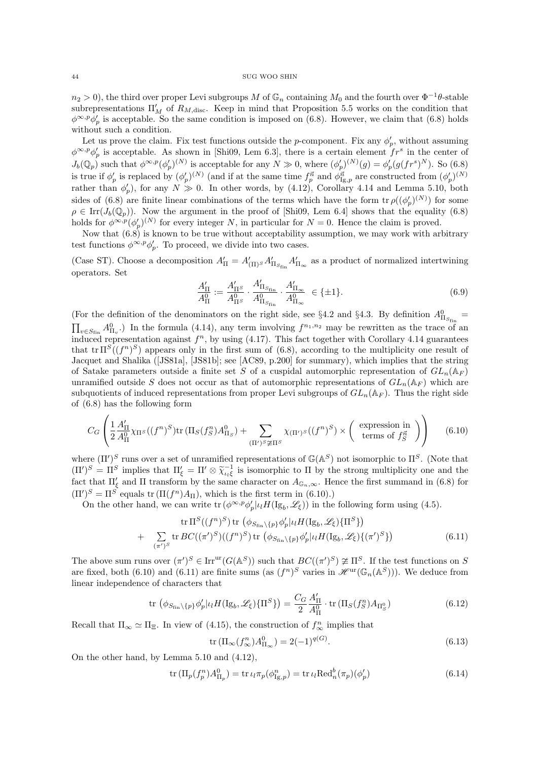$n_2 > 0$), the third over proper Levi subgroups $M$ of $\mathbb{G}_n$ containing $M_0$ and the fourth over $\Phi^{-1}\theta$-stable subrepresentations $\Pi'_M$ of $R_{M,\mathrm{disc}}$. Keep in mind that Proposition 5.5 works on the condition that $\phi^{\infty,p}\phi'_p$ is acceptable. So the same condition is imposed on (6.8). However, we claim that (6.8) holds without such a condition.

Let us prove the claim. Fix test functions outside the $p$-component. Fix any $\phi'_p$, without assuming $\phi^{\infty,p}\phi'_p$ is acceptable. As shown in [Shi09, Lem 6.3], there is a certain element $fr^s$ in the center of $J_b(\mathbb{Q}_p)$ such that $\phi^{\infty,p}(\phi'_p)^{(N)}$ is acceptable for any $N \gg 0$, where $(\phi'_p)^{(N)}(g) = \phi'_p(g(fr^s)^N)$. So (6.8) is true if $\phi'_p$ is replaced by $(\phi'_p)^{(N)}$ (and if at the same time $f_p^{\vec{n}}$ and $\phi^{\vec{n}}_{\mathrm{Ig},p}$ are constructed from $(\phi'_p)^{(N)}$ rather than $\phi'_p$), for any $N \gg 0$. In other words, by (4.12), Corollary 4.14 and Lemma 5.10, both sides of (6.8) are finite linear combinations of the terms which have the form $\mathrm{tr}\,\rho((\phi'_p)^{(N)})$ for some $\rho \in \mathrm{Irr}(J_b(\mathbb{Q}_p))$. Now the argument in the proof of [Shi09, Lem 6.4] shows that the equality (6.8) holds for $\phi^{\infty,p}(\phi'_p)^{(N)}$ for every integer $N$, in particular for $N = 0$. Hence the claim is proved.

Now that (6.8) is known to be true without acceptability assumption, we may work with arbitrary test functions $\phi^{\infty,p}\phi'_p$. To proceed, we divide into two cases.

(Case ST). Choose a decomposition $A'_\Pi = A'_{(\Pi)^S} A'_{\Pi_{S_{\mathrm{fin}}}} A'_{\Pi_\infty}$ as a product of normalized intertwining operators. Set

$$\frac{A'_\Pi}{A^0_\Pi} := \frac{A'_{\Pi^S}}{A^0_{\Pi^S}} \cdot \frac{A'_{\Pi_{S_{\mathrm{fin}}}}}{A^0_{\Pi_{S_{\mathrm{fin}}}}} \cdot \frac{A'_{\Pi_\infty}}{A^0_{\Pi_\infty}} \in \{\pm 1\}. \tag{6.9}$$

(For the definition of the denominators on the right side, see §4.2 and §4.3. By definition $A^0_{\Pi_{S_{\mathrm{fin}}}} = \prod_{v \in S_{\mathrm{fin}}} A^0_{\Pi_v}$.) In the formula (4.14), any term involving $f^{n_1,n_2}$ may be rewritten as the trace of an induced representation against $f^n$, by using (4.17). This fact together with Corollary 4.14 guarantees that $\mathrm{tr}\,\Pi^S((f^n)^S)$ appears only in the first sum of (6.8), according to the multiplicity one result of Jacquet and Shalika ([JS81a], [JS81b]; see [AC89, p.200] for summary), which implies that the string of Satake parameters outside a finite set $S$ of a cuspidal automorphic representation of $GL_n(\mathbb{A}_F)$ unramified outside $S$ does not occur as that of automorphic representations of $GL_n(\mathbb{A}_F)$ which are subquotients of induced representations from proper Levi subgroups of $GL_n(\mathbb{A}_F)$. Thus the right side of (6.8) has the following form

$$C_G\left(\frac{1}{2}\frac{A'_\Pi}{A^0_\Pi}\chi_{\Pi^S}((f^n)^S)\mathrm{tr}\,(\Pi_S(f^n_S)A^0_{\Pi_S}) + \sum_{(\Pi')^S \not\simeq \Pi^S}\chi_{(\Pi')^S}((f^n)^S) \times \left(\begin{array}{c}\text{expression in}\\ \text{terms of } f^{\vec{n}}_S\end{array}\right)\right) \tag{6.10}$$

where $(\Pi')^S$ runs over a set of unramified representations of $\mathbb{G}(\mathbb{A}^S)$ not isomorphic to $\Pi^S$. (Note that $(\Pi')^S = \Pi^S$ implies that $\Pi'_\xi = \Pi' \otimes \widetilde{\chi}^{-1}_{\iota_l\xi}$ is isomorphic to $\Pi$ by the strong multiplicity one and the fact that $\Pi'_\xi$ and $\Pi$ transform by the same character on $A_{\mathbb{G}_n,\infty}$. Hence the first summand in (6.8) for $(\Pi')^S = \Pi^S$ equals $\mathrm{tr}\,(\Pi(f^n)A_\Pi)$, which is the first term in (6.10).)

On the other hand, we can write $\mathrm{tr}\,(\phi^{\infty,p}\phi'_p|\iota_l H(\mathrm{Ig}_b, \mathscr{L}_\xi))$ in the following form using (4.5).

$$\begin{aligned}
&\mathrm{tr}\,\Pi^S((f^n)^S)\,\mathrm{tr}\,\left(\phi_{S_{\mathrm{fin}}\backslash\{p\}}\phi'_p|\iota_l H(\mathrm{Ig}_b, \mathscr{L}_\xi)\{\Pi^S\}\right)\\
+ &\sum_{(\pi')^S}\mathrm{tr}\,BC((\pi')^S)((f^n)^S)\,\mathrm{tr}\,\left(\phi_{S_{\mathrm{fin}}\backslash\{p\}}\phi'_p|\iota_l H(\mathrm{Ig}_b, \mathscr{L}_\xi)\{(\pi')^S\}\right)
\end{aligned} \tag{6.11}$$

The above sum runs over $(\pi')^S \in \mathrm{Irr}^{\mathrm{ur}}(G(\mathbb{A}^S))$ such that $BC((\pi')^S) \not\simeq \Pi^S$. If the test functions on $S$ are fixed, both (6.10) and (6.11) are finite sums (as $(f^n)^S$ varies in $\mathscr{H}^{\mathrm{ur}}(\mathbb{G}_n(\mathbb{A}^S))$). We deduce from linear independence of characters that

$$\mathrm{tr}\,\left(\phi_{S_{\mathrm{fin}}\backslash\{p\}}\phi'_p|\iota_l H(\mathrm{Ig}_b, \mathscr{L}_\xi)\{\Pi^S\}\right) = \frac{C_G}{2}\frac{A'_\Pi}{A^0_\Pi}\cdot\mathrm{tr}\,(\Pi_S(f^{\vec{n}}_S)A_{\Pi^0_S}) \tag{6.12}$$

Recall that $\Pi_\infty \simeq \Pi_\Xi$. In view of (4.15), the construction of $f^n_\infty$ implies that

$$\mathrm{tr}\,(\Pi_\infty(f^n_\infty)A^0_{\Pi_\infty}) = 2(-1)^{q(G)}. \tag{6.13}$$

On the other hand, by Lemma 5.10 and (4.12),

$$\mathrm{tr}\,(\Pi_p(f^n_p)A^0_{\Pi_p}) = \mathrm{tr}\,\iota_l\pi_p(\phi^n_{\mathrm{Ig},p}) = \mathrm{tr}\,\iota_l\mathrm{Red}^b_n(\pi_p)(\phi'_p) \tag{6.14}$$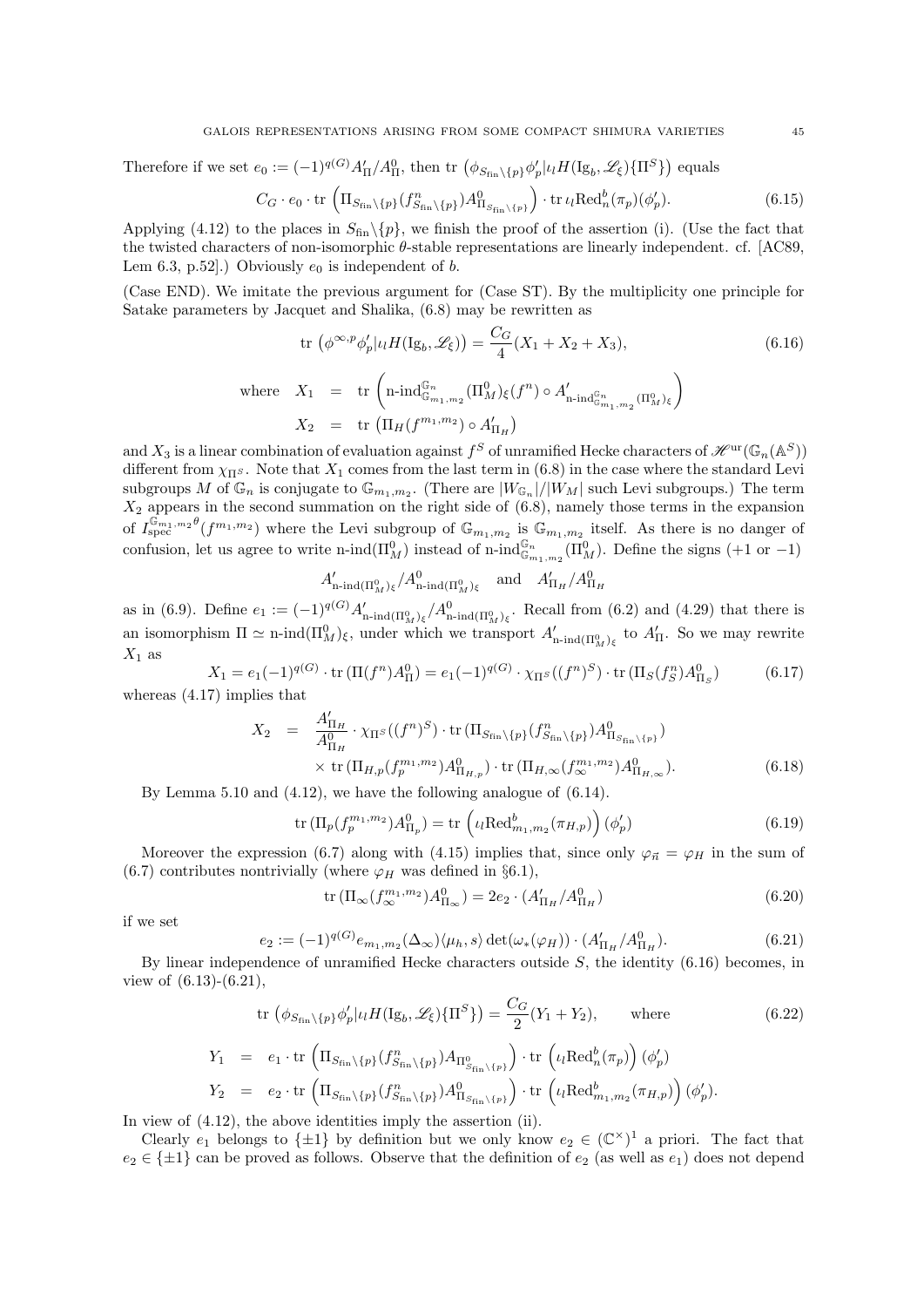Therefore if we set $e_0 := (-1)^{q(G)} A'_\Pi / A^0_\Pi$, then $\mathrm{tr}\left(\phi_{S_{\mathrm{fin}}\backslash\{p\}}\phi'_p | \iota_l H(\mathrm{Ig}_b, \mathscr{L}_\xi)\{\Pi^S\}\right)$ equals

$$C_G \cdot e_0 \cdot \mathrm{tr}\left(\Pi_{S_{\mathrm{fin}}\backslash\{p\}}(f^n_{S_{\mathrm{fin}}\backslash\{p\}}) A^0_{\Pi_{S_{\mathrm{fin}}\backslash\{p\}}}\right) \cdot \mathrm{tr}\, \iota_l \mathrm{Red}^b_n(\pi_p)(\phi'_p). \tag{6.15}$$

Applying (4.12) to the places in $S_{\mathrm{fin}}\backslash\{p\}$, we finish the proof of the assertion (i). (Use the fact that the twisted characters of non-isomorphic $\theta$-stable representations are linearly independent. cf. [AC89, Lem 6.3, p.52].) Obviously $e_0$ is independent of $b$.

(Case END). We imitate the previous argument for (Case ST). By the multiplicity one principle for Satake parameters by Jacquet and Shalika, (6.8) may be rewritten as

$$\mathrm{tr}\left(\phi^{\infty,p}\phi'_p | \iota_l H(\mathrm{Ig}_b, \mathscr{L}_\xi)\right) = \frac{C_G}{4}(X_1 + X_2 + X_3), \tag{6.16}$$

$$\text{where} \quad X_1 = \mathrm{tr}\left(\text{n-ind}^{\mathbb{G}_n}_{\mathbb{G}_{m_1,m_2}}(\Pi^0_M)_\xi(f^n) \circ A'_{\text{n-ind}^{\mathbb{G}_n}_{\mathbb{G}_{m_1,m_2}}(\Pi^0_M)_\xi}\right)$$

$$X_2 = \mathrm{tr}\left(\Pi_H(f^{m_1,m_2}) \circ A'_{\Pi_H}\right)$$

and $X_3$ is a linear combination of evaluation against $f^S$ of unramified Hecke characters of $\mathscr{H}^{\mathrm{ur}}(\mathbb{G}_n(\mathbb{A}^S))$ different from $\chi_{\Pi^S}$. Note that $X_1$ comes from the last term in (6.8) in the case where the standard Levi subgroups $M$ of $\mathbb{G}_n$ is conjugate to $\mathbb{G}_{m_1,m_2}$. (There are $|W_{\mathbb{G}_n}|/|W_M|$ such Levi subgroups.) The term $X_2$ appears in the second summation on the right side of (6.8), namely those terms in the expansion of $I^{\mathbb{G}_{m_1,m_2}\theta}_{\mathrm{spec}}(f^{m_1,m_2})$ where the Levi subgroup of $\mathbb{G}_{m_1,m_2}$ is $\mathbb{G}_{m_1,m_2}$ itself. As there is no danger of confusion, let us agree to write $\text{n-ind}(\Pi^0_M)$ instead of $\text{n-ind}^{\mathbb{G}_n}_{\mathbb{G}_{m_1,m_2}}(\Pi^0_M)$. Define the signs ($+1$ or $-1$)

$$A'_{\text{n-ind}(\Pi^0_M)_\xi}/A^0_{\text{n-ind}(\Pi^0_M)_\xi} \quad \text{and} \quad A'_{\Pi_H}/A^0_{\Pi_H}$$

as in (6.9). Define $e_1 := (-1)^{q(G)} A'_{\text{n-ind}(\Pi^0_M)_\xi}/A^0_{\text{n-ind}(\Pi^0_M)_\xi}$. Recall from (6.2) and (4.29) that there is an isomorphism $\Pi \simeq \text{n-ind}(\Pi^0_M)_\xi$, under which we transport $A'_{\text{n-ind}(\Pi^0_M)_\xi}$ to $A'_\Pi$. So we may rewrite $X_1$ as

$$X_1 = e_1(-1)^{q(G)} \cdot \mathrm{tr}\left(\Pi(f^n) A^0_\Pi\right) = e_1(-1)^{q(G)} \cdot \chi_{\Pi^S}((f^n)^S) \cdot \mathrm{tr}\left(\Pi_S(f^n_S) A^0_{\Pi_S}\right) \tag{6.17}$$

whereas (4.17) implies that

$$\begin{aligned} X_2 &= \frac{A'_{\Pi_H}}{A^0_{\Pi_H}} \cdot \chi_{\Pi^S}((f^n)^S) \cdot \mathrm{tr}\left(\Pi_{S_{\mathrm{fin}}\backslash\{p\}}(f^n_{S_{\mathrm{fin}}\backslash\{p\}}) A^0_{\Pi_{S_{\mathrm{fin}}\backslash\{p\}}}\right) \\ &\quad \times \mathrm{tr}\left(\Pi_{H,p}(f^{m_1,m_2}_p) A^0_{\Pi_{H,p}}\right) \cdot \mathrm{tr}\left(\Pi_{H,\infty}(f^{m_1,m_2}_\infty) A^0_{\Pi_{H,\infty}}\right). \end{aligned} \tag{6.18}$$

By Lemma 5.10 and (4.12), we have the following analogue of (6.14).

$$\mathrm{tr}\left(\Pi_p(f^{m_1,m_2}_p) A^0_{\Pi_p}\right) = \mathrm{tr}\left(\iota_l \mathrm{Red}^b_{m_1,m_2}(\pi_{H,p})\right)(\phi'_p) \tag{6.19}$$

Moreover the expression (6.7) along with (4.15) implies that, since only $\varphi_{\vec{n}} = \varphi_H$ in the sum of (6.7) contributes nontrivially (where $\varphi_H$ was defined in §6.1),

$$\mathrm{tr}\left(\Pi_\infty(f^{m_1,m_2}_\infty) A^0_{\Pi_\infty}\right) = 2e_2 \cdot (A'_{\Pi_H}/A^0_{\Pi_H}) \tag{6.20}$$

if we set

$$e_2 := (-1)^{q(G)} e_{m_1,m_2}(\Delta_\infty)\langle \mu_h, s\rangle \det(\omega_*(\varphi_H)) \cdot (A'_{\Pi_H}/A^0_{\Pi_H}). \tag{6.21}$$

By linear independence of unramified Hecke characters outside $S$, the identity (6.16) becomes, in view of (6.13)-(6.21),

$$\mathrm{tr}\left(\phi_{S_{\mathrm{fin}}\backslash\{p\}}\phi'_p | \iota_l H(\mathrm{Ig}_b, \mathscr{L}_\xi)\{\Pi^S\}\right) = \frac{C_G}{2}(Y_1 + Y_2), \qquad \text{where} \tag{6.22}$$

$$Y_1 = e_1 \cdot \mathrm{tr}\left(\Pi_{S_{\mathrm{fin}}\backslash\{p\}}(f^n_{S_{\mathrm{fin}}\backslash\{p\}}) A_{\Pi^0_{S_{\mathrm{fin}}\backslash\{p\}}}\right) \cdot \mathrm{tr}\left(\iota_l \mathrm{Red}^b_n(\pi_p)\right)(\phi'_p)$$

$$Y_2 = e_2 \cdot \mathrm{tr}\left(\Pi_{S_{\mathrm{fin}}\backslash\{p\}}(f^n_{S_{\mathrm{fin}}\backslash\{p\}}) A^0_{\Pi_{S_{\mathrm{fin}}\backslash\{p\}}}\right) \cdot \mathrm{tr}\left(\iota_l \mathrm{Red}^b_{m_1,m_2}(\pi_{H,p})\right)(\phi'_p).$$

In view of (4.12), the above identities imply the assertion (ii).

Clearly $e_1$ belongs to $\{\pm 1\}$ by definition but we only know $e_2 \in (\mathbb{C}^\times)^1$ a priori. The fact that $e_2 \in \{\pm 1\}$ can be proved as follows. Observe that the definition of $e_2$ (as well as $e_1$) does not depend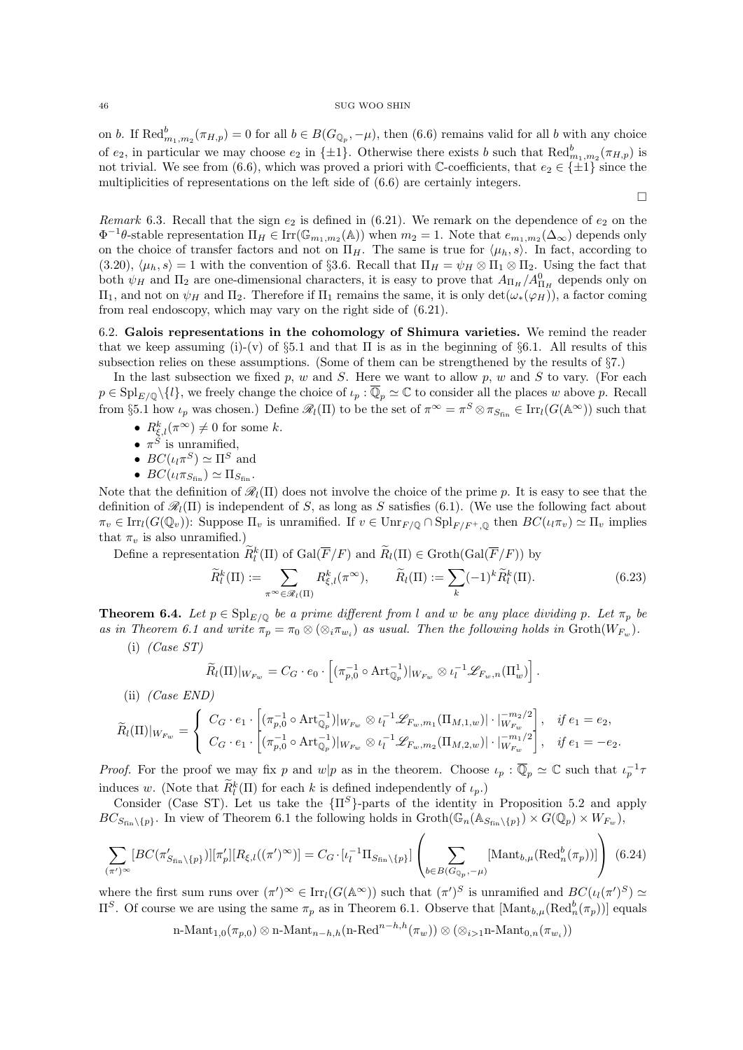on $b$. If $\mathrm{Red}^b_{m_1,m_2}(\pi_{H,p})=0$ for all $b\in B(G_{\mathbb{Q}_p},-\mu)$, then (6.6) remains valid for all $b$ with any choice of $e_2$, in particular we may choose $e_2$ in $\{\pm 1\}$. Otherwise there exists $b$ such that $\mathrm{Red}^b_{m_1,m_2}(\pi_{H,p})$ is not trivial. We see from (6.6), which was proved a priori with $\mathbb{C}$-coefficients, that $e_2\in\{\pm1\}$ since the multiplicities of representations on the left side of (6.6) are certainly integers.

∎

*Remark* 6.3. Recall that the sign $e_2$ is defined in (6.21). We remark on the dependence of $e_2$ on the $\Phi^{-1}\theta$-stable representation $\Pi_H\in\mathrm{Irr}(\mathbb{G}_{m_1,m_2}(\mathbb{A}))$ when $m_2=1$. Note that $e_{m_1,m_2}(\Delta_\infty)$ depends only on the choice of transfer factors and not on $\Pi_H$. The same is true for $\langle\mu_h,s\rangle$. In fact, according to (3.20), $\langle\mu_h,s\rangle=1$ with the convention of §3.6. Recall that $\Pi_H=\psi_H\otimes\Pi_1\otimes\Pi_2$. Using the fact that both $\psi_H$ and $\Pi_2$ are one-dimensional characters, it is easy to prove that $A_{\Pi_H}/A^0_{\Pi_H}$ depends only on $\Pi_1$, and not on $\psi_H$ and $\Pi_2$. Therefore if $\Pi_1$ remains the same, it is only $\det(\omega_*(\varphi_H))$, a factor coming from real endoscopy, which may vary on the right side of (6.21).

## 6.2. Galois representations in the cohomology of Shimura varieties.

We remind the reader that we keep assuming (i)-(v) of §5.1 and that $\Pi$ is as in the beginning of §6.1. All results of this subsection relies on these assumptions. (Some of them can be strengthened by the results of §7.)

In the last subsection we fixed $p$, $w$ and $S$. Here we want to allow $p$, $w$ and $S$ to vary. (For each $p\in\mathrm{Spl}_{E/\mathbb{Q}}\backslash\{l\}$, we freely change the choice of $\iota_p:\overline{\mathbb{Q}}_p\simeq\mathbb{C}$ to consider all the places $w$ above $p$. Recall from §5.1 how $\iota_p$ was chosen.) Define $\mathscr{R}_l(\Pi)$ to be the set of $\pi^\infty=\pi^S\otimes\pi_{S_{\mathrm{fin}}}\in\mathrm{Irr}_l(G(\mathbb{A}^\infty))$ such that

- $R^k_{\xi,l}(\pi^\infty)\neq0$ for some $k$.
- $\pi^S$ is unramified,
- $BC(\iota_l\pi^S)\simeq\Pi^S$ and
- $BC(\iota_l\pi_{S_{\mathrm{fin}}})\simeq\Pi_{S_{\mathrm{fin}}}$.

Note that the definition of $\mathscr{R}_l(\Pi)$ does not involve the choice of the prime $p$. It is easy to see that the definition of $\mathscr{R}_l(\Pi)$ is independent of $S$, as long as $S$ satisfies (6.1). (We use the following fact about $\pi_v\in\mathrm{Irr}_l(G(\mathbb{Q}_v))$: Suppose $\Pi_v$ is unramified. If $v\in\mathrm{Unr}_{F/\mathbb{Q}}\cap\mathrm{Spl}_{F/F^+,\mathbb{Q}}$ then $BC(\iota_l\pi_v)\simeq\Pi_v$ implies that $\pi_v$ is also unramified.)

Define a representation $\widetilde{R}^k_l(\Pi)$ of $\mathrm{Gal}(\overline{F}/F)$ and $\widetilde{R}_l(\Pi)\in\mathrm{Groth}(\mathrm{Gal}(\overline{F}/F))$ by

$$\widetilde{R}^k_l(\Pi):=\sum_{\pi^\infty\in\mathscr{R}_l(\Pi)}R^k_{\xi,l}(\pi^\infty),\qquad \widetilde{R}_l(\Pi):=\sum_k(-1)^k\widetilde{R}^k_l(\Pi).\tag{6.23}$$

**Theorem 6.4.** *Let $p\in\mathrm{Spl}_{E/\mathbb{Q}}$ be a prime different from $l$ and $w$ be any place dividing $p$. Let $\pi_p$ be as in Theorem 6.1 and write $\pi_p=\pi_0\otimes(\otimes_i\pi_{w_i})$ as usual. Then the following holds in $\mathrm{Groth}(W_{F_w})$.*

(i) *(Case ST)*

$$\widetilde{R}_l(\Pi)|_{W_{F_w}}=C_G\cdot e_0\cdot\left[(\pi_{p,0}^{-1}\circ\mathrm{Art}^{-1}_{\mathbb{Q}_p})|_{W_{F_w}}\otimes\iota_l^{-1}\mathscr{L}_{F_w,n}(\Pi^1_w)\right].$$

(ii) *(Case END)*

$$\widetilde{R}_l(\Pi)|_{W_{F_w}}=\begin{cases} C_G\cdot e_1\cdot\left[(\pi_{p,0}^{-1}\circ\mathrm{Art}^{-1}_{\mathbb{Q}_p})|_{W_{F_w}}\otimes\iota_l^{-1}\mathscr{L}_{F_w,m_1}(\Pi_{M,1,w})|\cdot|^{-m_2/2}_{W_{F_w}}\right], & \text{if } e_1=e_2,\\ C_G\cdot e_1\cdot\left[(\pi_{p,0}^{-1}\circ\mathrm{Art}^{-1}_{\mathbb{Q}_p})|_{W_{F_w}}\otimes\iota_l^{-1}\mathscr{L}_{F_w,m_2}(\Pi_{M,2,w})|\cdot|^{-m_1/2}_{W_{F_w}}\right], & \text{if } e_1=-e_2.\end{cases}$$

*Proof.* For the proof we may fix $p$ and $w|p$ as in the theorem. Choose $\iota_p:\overline{\mathbb{Q}}_p\simeq\mathbb{C}$ such that $\iota_p^{-1}\tau$ induces $w$. (Note that $\widetilde{R}^k_l(\Pi)$ for each $k$ is defined independently of $\iota_p$.)

Consider (Case ST). Let us take the $\{\Pi^S\}$-parts of the identity in Proposition 5.2 and apply $BC_{S_{\mathrm{fin}}\backslash\{p\}}$. In view of Theorem 6.1 the following holds in $\mathrm{Groth}(\mathbb{G}_n(\mathbb{A}_{S_{\mathrm{fin}}\backslash\{p\}})\times G(\mathbb{Q}_p)\times W_{F_w})$,

$$\sum_{(\pi')^\infty}[BC(\pi'_{S_{\mathrm{fin}}\backslash\{p\}})][\pi'_p][R_{\xi,l}((\pi')^\infty)]=C_G\cdot[\iota_l^{-1}\Pi_{S_{\mathrm{fin}}\backslash\{p\}}]\left(\sum_{b\in B(G_{\mathbb{Q}_p},-\mu)}[\mathrm{Mant}_{b,\mu}(\mathrm{Red}^b_n(\pi_p))]\right)\tag{6.24}$$

where the first sum runs over $(\pi')^\infty\in\mathrm{Irr}_l(G(\mathbb{A}^\infty))$ such that $(\pi')^S$ is unramified and $BC(\iota_l(\pi')^S)\simeq\Pi^S$. Of course we are using the same $\pi_p$ as in Theorem 6.1. Observe that $[\mathrm{Mant}_{b,\mu}(\mathrm{Red}^b_n(\pi_p))]$ equals

$$\text{n-Mant}_{1,0}(\pi_{p,0})\otimes\text{n-Mant}_{n-h,h}(\text{n-Red}^{n-h,h}(\pi_w))\otimes(\otimes_{i>1}\text{n-Mant}_{0,n}(\pi_{w_i}))$$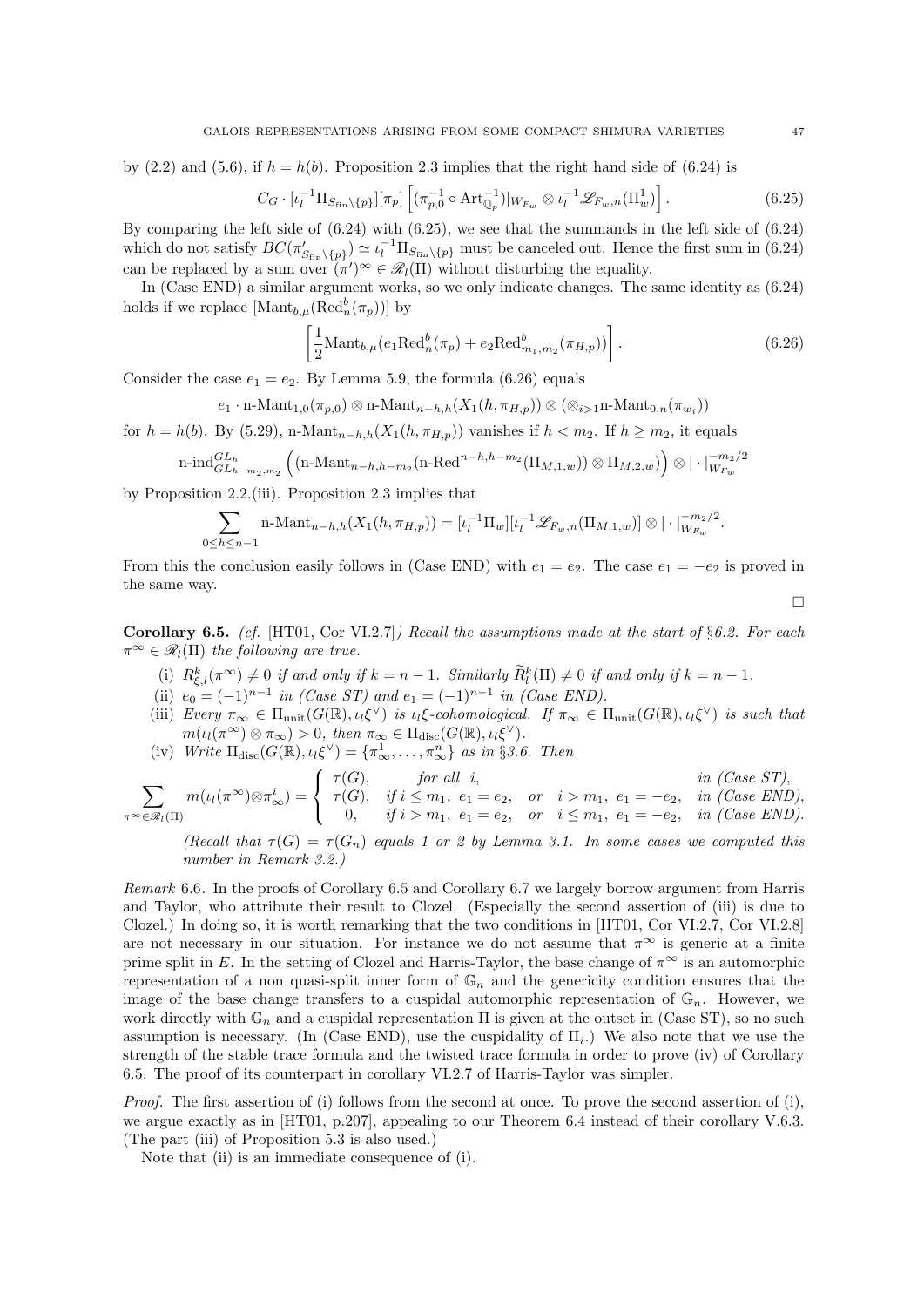by (2.2) and (5.6), if $h = h(b)$. Proposition 2.3 implies that the right hand side of (6.24) is

$$C_G \cdot [\iota_l^{-1}\Pi_{S_{\rm fin}\backslash\{p\}}][\pi_p]\left[(\pi_{p,0}^{-1}\circ \mathrm{Art}_{\mathbb{Q}_p}^{-1})|_{W_{F_w}} \otimes \iota_l^{-1}\mathscr{L}_{F_w,n}(\Pi_w^1)\right]. \tag{6.25}$$

By comparing the left side of (6.24) with (6.25), we see that the summands in the left side of (6.24) which do not satisfy $BC(\pi'_{S_{\rm fin}\backslash\{p\}}) \simeq \iota_l^{-1}\Pi_{S_{\rm fin}\backslash\{p\}}$ must be canceled out. Hence the first sum in (6.24) can be replaced by a sum over $(\pi')^\infty \in \mathscr{R}_l(\Pi)$ without disturbing the equality.

In (Case END) a similar argument works, so we only indicate changes. The same identity as (6.24) holds if we replace $[\mathrm{Mant}_{b,\mu}(\mathrm{Red}^b_n(\pi_p))]$ by

$$\left[\frac{1}{2}\mathrm{Mant}_{b,\mu}(e_1\mathrm{Red}^b_n(\pi_p)+e_2\mathrm{Red}^b_{m_1,m_2}(\pi_{H,p}))\right]. \tag{6.26}$$

Consider the case $e_1 = e_2$. By Lemma 5.9, the formula (6.26) equals

$$e_1\cdot \text{n-Mant}_{1,0}(\pi_{p,0})\otimes \text{n-Mant}_{n-h,h}(X_1(h,\pi_{H,p}))\otimes(\otimes_{i>1}\text{n-Mant}_{0,n}(\pi_{w_i}))$$

for $h = h(b)$. By (5.29), $\text{n-Mant}_{n-h,h}(X_1(h,\pi_{H,p}))$ vanishes if $h < m_2$. If $h \geq m_2$, it equals

$$\text{n-ind}^{GL_h}_{GL_{h-m_2,m_2}}\left((\text{n-Mant}_{n-h,h-m_2}(\text{n-Red}^{n-h,h-m_2}(\Pi_{M,1,w}))\otimes \Pi_{M,2,w}\right)\otimes|\cdot|^{-m_2/2}_{W_{F_w}}$$

by Proposition 2.2.(iii). Proposition 2.3 implies that

$$\sum_{0\leq h\leq n-1}\text{n-Mant}_{n-h,h}(X_1(h,\pi_{H,p})) = [\iota_l^{-1}\Pi_w][\iota_l^{-1}\mathscr{L}_{F_w,n}(\Pi_{M,1,w})]\otimes|\cdot|^{-m_2/2}_{W_{F_w}}.$$

From this the conclusion easily follows in (Case END) with $e_1 = e_2$. The case $e_1 = -e_2$ is proved in the same way.

□

**Corollary 6.5.** *(cf. [HT01, Cor VI.2.7]) Recall the assumptions made at the start of §6.2. For each $\pi^\infty \in \mathscr{R}_l(\Pi)$ the following are true.*

(i) *$R^k_{\xi,l}(\pi^\infty) \neq 0$ if and only if $k = n-1$. Similarly $\widetilde{R}^k_l(\Pi) \neq 0$ if and only if $k = n-1$.*

(ii) *$e_0 = (-1)^{n-1}$ in (Case ST) and $e_1 = (-1)^{n-1}$ in (Case END).*

(iii) *Every $\pi_\infty \in \Pi_{\rm unit}(G(\mathbb{R}),\iota_l\xi^\vee)$ is $\iota_l\xi$-cohomological. If $\pi_\infty \in \Pi_{\rm unit}(G(\mathbb{R}),\iota_l\xi^\vee)$ is such that $m(\iota_l(\pi^\infty)\otimes\pi_\infty) > 0$, then $\pi_\infty \in \Pi_{\rm disc}(G(\mathbb{R}),\iota_l\xi^\vee)$.*

(iv) *Write $\Pi_{\rm disc}(G(\mathbb{R}),\iota_l\xi^\vee) = \{\pi^1_\infty,\dots,\pi^n_\infty\}$ as in §3.6. Then*

$$\sum_{\pi^\infty\in\mathscr{R}_l(\Pi)} m(\iota_l(\pi^\infty)\otimes\pi^i_\infty) = \begin{cases} \tau(G), & \text{for all } i, \quad \text{in (Case ST)},\\ \tau(G), & \text{if } i\leq m_1,\ e_1=e_2, \text{ or } i>m_1,\ e_1=-e_2, \quad \text{in (Case END)},\\ 0, & \text{if } i>m_1,\ e_1=e_2, \text{ or } i\leq m_1,\ e_1=-e_2, \quad \text{in (Case END)}.\end{cases}$$

*(Recall that $\tau(G) = \tau(G_n)$ equals 1 or 2 by Lemma 3.1. In some cases we computed this number in Remark 3.2.)*

*Remark* 6.6. In the proofs of Corollary 6.5 and Corollary 6.7 we largely borrow argument from Harris and Taylor, who attribute their result to Clozel. (Especially the second assertion of (iii) is due to Clozel.) In doing so, it is worth remarking that the two conditions in [HT01, Cor VI.2.7, Cor VI.2.8] are not necessary in our situation. For instance we do not assume that $\pi^\infty$ is generic at a finite prime split in $E$. In the setting of Clozel and Harris-Taylor, the base change of $\pi^\infty$ is an automorphic representation of a non quasi-split inner form of $\mathbb{G}_n$ and the genericity condition ensures that the image of the base change transfers to a cuspidal automorphic representation of $\mathbb{G}_n$. However, we work directly with $\mathbb{G}_n$ and a cuspidal representation $\Pi$ is given at the outset in (Case ST), so no such assumption is necessary. (In (Case END), use the cuspidality of $\Pi_i$.) We also note that we use the strength of the stable trace formula and the twisted trace formula in order to prove (iv) of Corollary 6.5. The proof of its counterpart in corollary VI.2.7 of Harris-Taylor was simpler.

*Proof.* The first assertion of (i) follows from the second at once. To prove the second assertion of (i), we argue exactly as in [HT01, p.207], appealing to our Theorem 6.4 instead of their corollary V.6.3. (The part (iii) of Proposition 5.3 is also used.)

Note that (ii) is an immediate consequence of (i).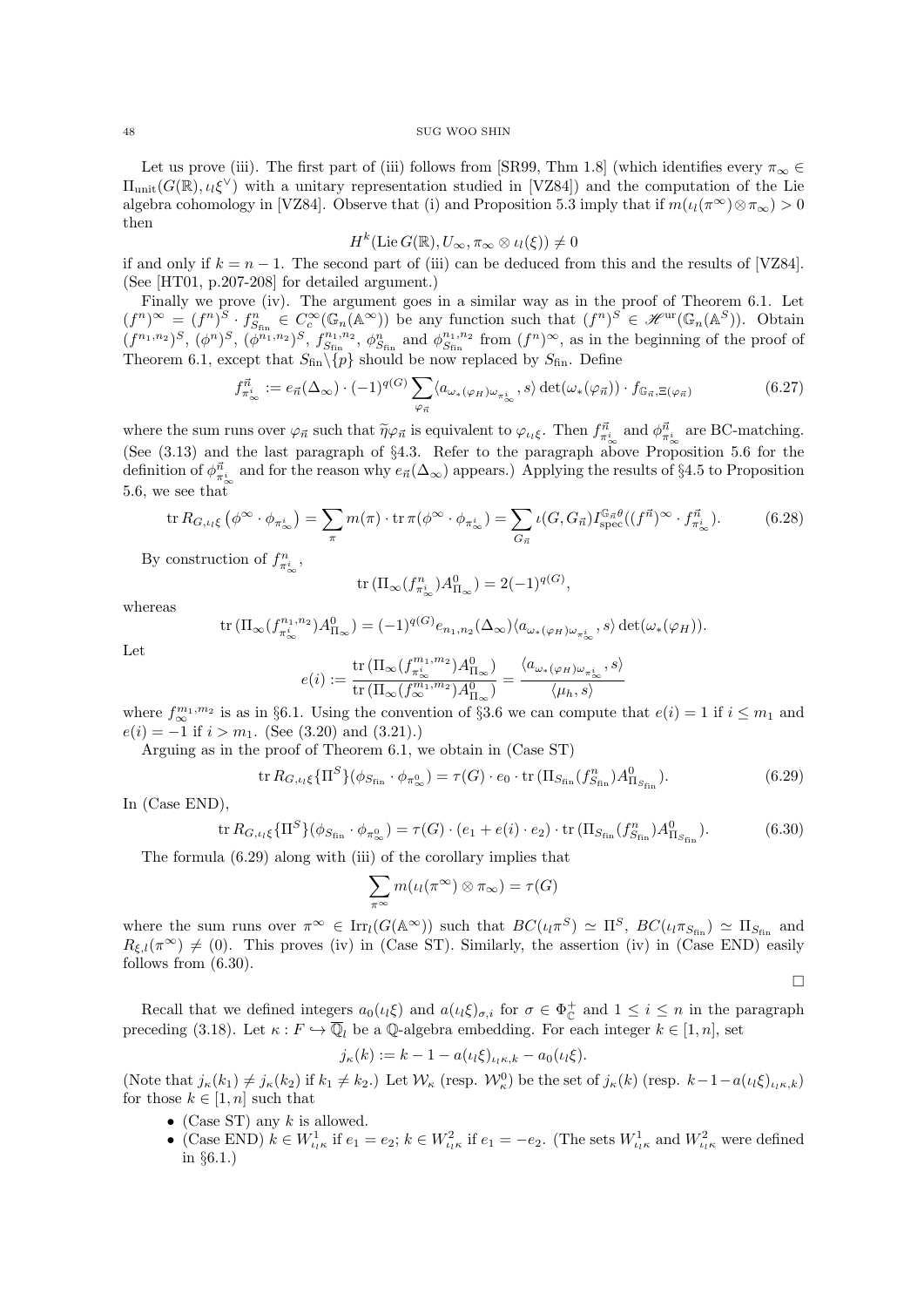Let us prove (iii). The first part of (iii) follows from [SR99, Thm 1.8] (which identifies every $\pi_\infty \in \Pi_{\mathrm{unit}}(G(\mathbb{R}), \iota_l\xi^\vee)$ with a unitary representation studied in [VZ84]) and the computation of the Lie algebra cohomology in [VZ84]. Observe that (i) and Proposition 5.3 imply that if $m(\iota_l(\pi^\infty)\otimes\pi_\infty) > 0$ then

$$H^k(\mathrm{Lie}\, G(\mathbb{R}), U_\infty, \pi_\infty \otimes \iota_l(\xi)) \neq 0$$

if and only if $k = n-1$. The second part of (iii) can be deduced from this and the results of [VZ84]. (See [HT01, p.207-208] for detailed argument.)

Finally we prove (iv). The argument goes in a similar way as in the proof of Theorem 6.1. Let $(f^n)^\infty = (f^n)^S \cdot f^n_{S_{\mathrm{fin}}} \in C_c^\infty(\mathbb{G}_n(\mathbb{A}^\infty))$ be any function such that $(f^n)^S \in \mathscr{H}^{\mathrm{ur}}(\mathbb{G}_n(\mathbb{A}^S))$. Obtain $(f^{n_1,n_2})^S$, $(\phi^n)^S$, $(\phi^{n_1,n_2})^S$, $f^{n_1,n_2}_{S_{\mathrm{fin}}}$, $\phi^n_{S_{\mathrm{fin}}}$ and $\phi^{n_1,n_2}_{S_{\mathrm{fin}}}$ from $(f^n)^\infty$, as in the beginning of the proof of Theorem 6.1, except that $S_{\mathrm{fin}}\backslash\{p\}$ should be now replaced by $S_{\mathrm{fin}}$. Define

$$f^{\vec{n}}_{\pi^i_\infty} := e_{\vec{n}}(\Delta_\infty)\cdot(-1)^{q(G)}\sum_{\varphi_{\vec{n}}}\langle a_{\omega_*(\varphi_H)\omega_{\pi^i_\infty}}, s\rangle \det(\omega_*(\varphi_{\vec{n}}))\cdot f_{\mathbb{G}_{\vec{n}},\Xi(\varphi_{\vec{n}})} \tag{6.27}$$

where the sum runs over $\varphi_{\vec{n}}$ such that $\widetilde{\eta}\varphi_{\vec{n}}$ is equivalent to $\varphi_{\iota_l\xi}$. Then $f^{\vec{n}}_{\pi^i_\infty}$ and $\phi^{\vec{n}}_{\pi^i_\infty}$ are BC-matching. (See (3.13) and the last paragraph of §4.3. Refer to the paragraph above Proposition 5.6 for the definition of $\phi^{\vec{n}}_{\pi^i_\infty}$ and for the reason why $e_{\vec{n}}(\Delta_\infty)$ appears.) Applying the results of §4.5 to Proposition 5.6, we see that

$$\mathrm{tr}\, R_{G,\iota_l\xi}\left(\phi^\infty\cdot\phi_{\pi^i_\infty}\right) = \sum_\pi m(\pi)\cdot \mathrm{tr}\,\pi(\phi^\infty\cdot\phi_{\pi^i_\infty}) = \sum_{G_{\vec{n}}}\iota(G,G_{\vec{n}})I^{\mathbb{G}_{\vec{n}}\theta}_{\mathrm{spec}}((f^{\vec{n}})^\infty\cdot f^{\vec{n}}_{\pi^i_\infty}). \tag{6.28}$$

By construction of $f^n_{\pi^i_\infty}$,

$$\mathrm{tr}\,(\Pi_\infty(f^n_{\pi^i_\infty})A^0_{\Pi_\infty}) = 2(-1)^{q(G)},$$

whereas

$$\mathrm{tr}\,(\Pi_\infty(f^{n_1,n_2}_{\pi^i_\infty})A^0_{\Pi_\infty}) = (-1)^{q(G)}e_{n_1,n_2}(\Delta_\infty)\langle a_{\omega_*(\varphi_H)\omega_{\pi^i_\infty}}, s\rangle\det(\omega_*(\varphi_H)).$$

Let

$$e(i) := \frac{\mathrm{tr}\,(\Pi_\infty(f^{m_1,m_2}_{\pi^i_\infty})A^0_{\Pi_\infty})}{\mathrm{tr}\,(\Pi_\infty(f^{m_1,m_2}_\infty)A^0_{\Pi_\infty})} = \frac{\langle a_{\omega_*(\varphi_H)\omega_{\pi^i_\infty}}, s\rangle}{\langle \mu_h, s\rangle}$$

where $f^{m_1,m_2}_\infty$ is as in §6.1. Using the convention of §3.6 we can compute that $e(i) = 1$ if $i \le m_1$ and $e(i) = -1$ if $i > m_1$. (See (3.20) and (3.21).)

Arguing as in the proof of Theorem 6.1, we obtain in (Case ST)

$$\mathrm{tr}\, R_{G,\iota_l\xi}\{\Pi^S\}(\phi_{S_{\mathrm{fin}}}\cdot\phi_{\pi^0_\infty}) = \tau(G)\cdot e_0\cdot \mathrm{tr}\,(\Pi_{S_{\mathrm{fin}}}(f^n_{S_{\mathrm{fin}}})A^0_{\Pi_{S_{\mathrm{fin}}}}). \tag{6.29}$$

In (Case END),

$$\mathrm{tr}\, R_{G,\iota_l\xi}\{\Pi^S\}(\phi_{S_{\mathrm{fin}}}\cdot\phi_{\pi^0_\infty}) = \tau(G)\cdot(e_1 + e(i)\cdot e_2)\cdot \mathrm{tr}\,(\Pi_{S_{\mathrm{fin}}}(f^n_{S_{\mathrm{fin}}})A^0_{\Pi_{S_{\mathrm{fin}}}}). \tag{6.30}$$

The formula (6.29) along with (iii) of the corollary implies that

$$\sum_{\pi^\infty} m(\iota_l(\pi^\infty)\otimes\pi_\infty) = \tau(G)$$

where the sum runs over $\pi^\infty \in \mathrm{Irr}_l(G(\mathbb{A}^\infty))$ such that $BC(\iota_l\pi^S)\simeq\Pi^S$, $BC(\iota_l\pi_{S_{\mathrm{fin}}})\simeq\Pi_{S_{\mathrm{fin}}}$ and $R_{\xi,l}(\pi^\infty)\neq(0)$. This proves (iv) in (Case ST). Similarly, the assertion (iv) in (Case END) easily follows from (6.30).

□

Recall that we defined integers $a_0(\iota_l\xi)$ and $a(\iota_l\xi)_{\sigma,i}$ for $\sigma\in\Phi^+_{\mathbb{C}}$ and $1\le i\le n$ in the paragraph preceding (3.18). Let $\kappa : F\hookrightarrow\overline{\mathbb{Q}}_l$ be a $\mathbb{Q}$-algebra embedding. For each integer $k\in[1,n]$, set

$$j_\kappa(k) := k - 1 - a(\iota_l\xi)_{\iota_l\kappa,k} - a_0(\iota_l\xi).$$

(Note that $j_\kappa(k_1)\neq j_\kappa(k_2)$ if $k_1\neq k_2$.) Let $\mathcal{W}_\kappa$ (resp. $\mathcal{W}^0_\kappa$) be the set of $j_\kappa(k)$ (resp. $k-1-a(\iota_l\xi)_{\iota_l\kappa,k}$) for those $k\in[1,n]$ such that

- (Case ST) any $k$ is allowed.
- (Case END) $k\in W^1_{\iota_l\kappa}$ if $e_1 = e_2$; $k\in W^2_{\iota_l\kappa}$ if $e_1 = -e_2$. (The sets $W^1_{\iota_l\kappa}$ and $W^2_{\iota_l\kappa}$ were defined in §6.1.)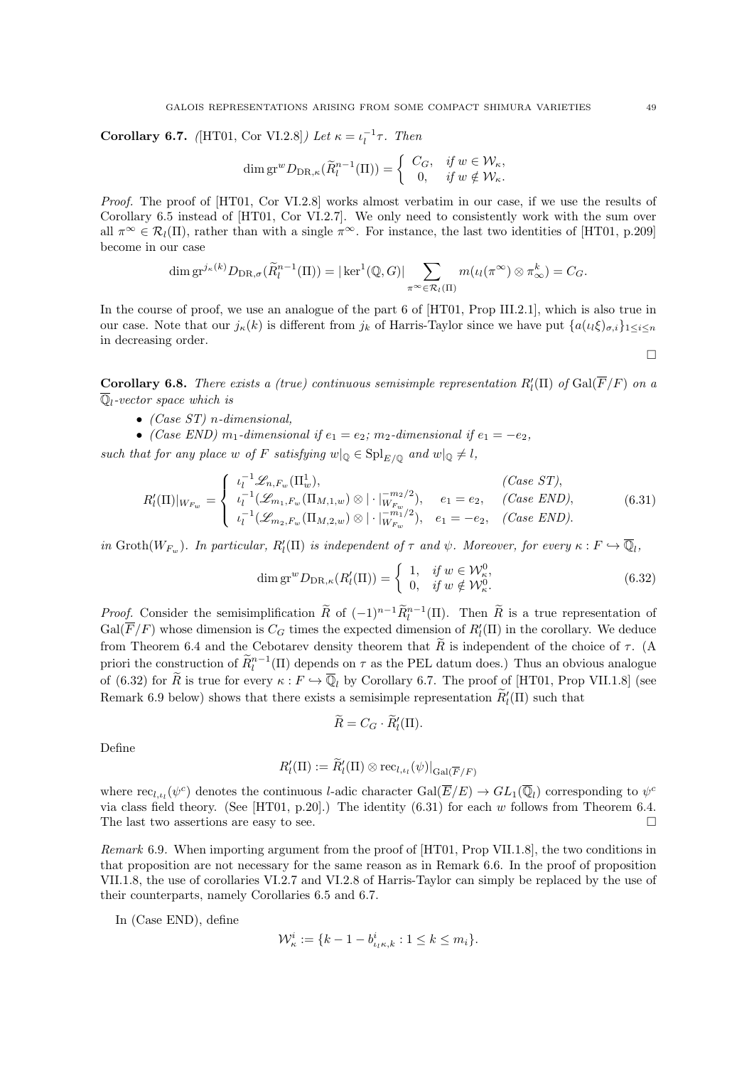**Corollary 6.7.** *([HT01, Cor VI.2.8]) Let $\kappa = \iota_l^{-1}\tau$. Then*

$$\dim \mathrm{gr}^w D_{\mathrm{DR},\kappa}(\widetilde{R}_l^{n-1}(\Pi)) = \begin{cases} C_G, & \text{if } w \in \mathcal{W}_\kappa, \\ 0, & \text{if } w \notin \mathcal{W}_\kappa. \end{cases}$$

*Proof.* The proof of [HT01, Cor VI.2.8] works almost verbatim in our case, if we use the results of Corollary 6.5 instead of [HT01, Cor VI.2.7]. We only need to consistently work with the sum over all $\pi^\infty \in \mathcal{R}_l(\Pi)$, rather than with a single $\pi^\infty$. For instance, the last two identities of [HT01, p.209] become in our case

$$\dim \mathrm{gr}^{j_\kappa(k)} D_{\mathrm{DR},\sigma}(\widetilde{R}_l^{n-1}(\Pi)) = |\ker^1(\mathbb{Q}, G)| \sum_{\pi^\infty \in \mathcal{R}_l(\Pi)} m(\iota_l(\pi^\infty) \otimes \pi_\infty^k) = C_G.$$

In the course of proof, we use an analogue of the part 6 of [HT01, Prop III.2.1], which is also true in our case. Note that our $j_\kappa(k)$ is different from $j_k$ of Harris-Taylor since we have put $\{a(\iota_l\xi)_{\sigma,i}\}_{1\le i\le n}$ in decreasing order. □

**Corollary 6.8.** *There exists a (true) continuous semisimple representation $R'_l(\Pi)$ of $\mathrm{Gal}(\overline{F}/F)$ on a $\overline{\mathbb{Q}}_l$-vector space which is*

- *(Case ST) $n$-dimensional,*
- *(Case END) $m_1$-dimensional if $e_1 = e_2$; $m_2$-dimensional if $e_1 = -e_2$,*

*such that for any place $w$ of $F$ satisfying $w|_{\mathbb{Q}} \in \mathrm{Spl}_{E/\mathbb{Q}}$ and $w|_{\mathbb{Q}} \neq l$,*

$$R'_l(\Pi)|_{W_{F_w}} = \begin{cases} \iota_l^{-1}\mathscr{L}_{n,F_w}(\Pi_w^1), & \textit{(Case ST)}, \\ \iota_l^{-1}(\mathscr{L}_{m_1,F_w}(\Pi_{M,1,w}) \otimes |\cdot|_{W_{F_w}}^{-m_2/2}), \quad e_1 = e_2, & \textit{(Case END)}, \\ \iota_l^{-1}(\mathscr{L}_{m_2,F_w}(\Pi_{M,2,w}) \otimes |\cdot|_{W_{F_w}}^{-m_1/2}), \quad e_1 = -e_2, & \textit{(Case END)}. \end{cases} \tag{6.31}$$

*in $\mathrm{Groth}(W_{F_w})$. In particular, $R'_l(\Pi)$ is independent of $\tau$ and $\psi$. Moreover, for every $\kappa : F \hookrightarrow \overline{\mathbb{Q}}_l$,*

$$\dim \mathrm{gr}^w D_{\mathrm{DR},\kappa}(R'_l(\Pi)) = \begin{cases} 1, & \text{if } w \in \mathcal{W}^0_\kappa, \\ 0, & \text{if } w \notin \mathcal{W}^0_\kappa. \end{cases} \tag{6.32}$$

*Proof.* Consider the semisimplification $\widetilde{R}$ of $(-1)^{n-1}\widetilde{R}_l^{n-1}(\Pi)$. Then $\widetilde{R}$ is a true representation of $\mathrm{Gal}(\overline{F}/F)$ whose dimension is $C_G$ times the expected dimension of $R'_l(\Pi)$ in the corollary. We deduce from Theorem 6.4 and the Cebotarev density theorem that $\widetilde{R}$ is independent of the choice of $\tau$. (A priori the construction of $\widetilde{R}_l^{n-1}(\Pi)$ depends on $\tau$ as the PEL datum does.) Thus an obvious analogue of (6.32) for $\widetilde{R}$ is true for every $\kappa : F \hookrightarrow \overline{\mathbb{Q}}_l$ by Corollary 6.7. The proof of [HT01, Prop VII.1.8] (see Remark 6.9 below) shows that there exists a semisimple representation $\widetilde{R}'_l(\Pi)$ such that

$$\widetilde{R} = C_G \cdot \widetilde{R}'_l(\Pi).$$

Define

$$R'_l(\Pi) := \widetilde{R}'_l(\Pi) \otimes \mathrm{rec}_{l,\iota_l}(\psi)|_{\mathrm{Gal}(\overline{F}/F)}$$

where $\mathrm{rec}_{l,\iota_l}(\psi^c)$ denotes the continuous $l$-adic character $\mathrm{Gal}(\overline{E}/E) \to GL_1(\overline{\mathbb{Q}}_l)$ corresponding to $\psi^c$ via class field theory. (See [HT01, p.20].) The identity (6.31) for each $w$ follows from Theorem 6.4. The last two assertions are easy to see. □

*Remark* 6.9. When importing argument from the proof of [HT01, Prop VII.1.8], the two conditions in that proposition are not necessary for the same reason as in Remark 6.6. In the proof of proposition VII.1.8, the use of corollaries VI.2.7 and VI.2.8 of Harris-Taylor can simply be replaced by the use of their counterparts, namely Corollaries 6.5 and 6.7.

In (Case END), define

$$\mathcal{W}^i_\kappa := \{k - 1 - b^i_{\iota_l\kappa,k} : 1 \le k \le m_i\}.$$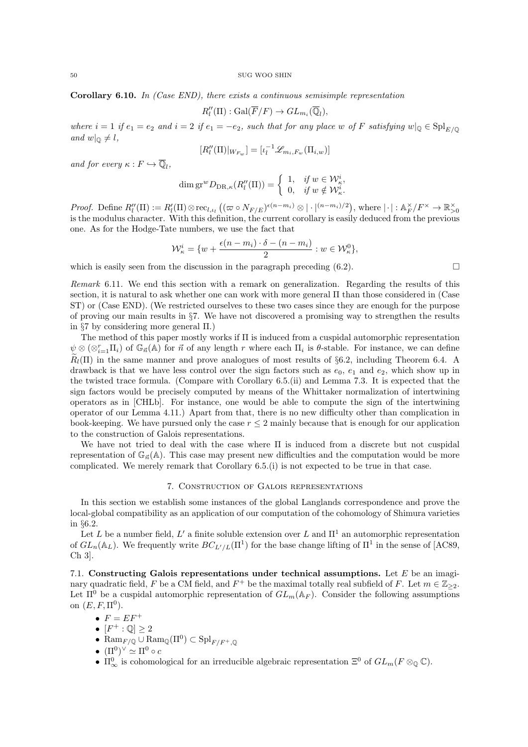**Corollary 6.10.** *In (Case END), there exists a continuous semisimple representation*

$$R''_l(\Pi) : \mathrm{Gal}(\overline{F}/F) \to GL_{m_i}(\overline{\mathbb{Q}}_l),$$

*where $i = 1$ if $e_1 = e_2$ and $i = 2$ if $e_1 = -e_2$, such that for any place $w$ of $F$ satisfying $w|_{\mathbb{Q}} \in \mathrm{Spl}_{E/\mathbb{Q}}$ and $w|_{\mathbb{Q}} \neq l$,*

$$[R''_l(\Pi)|_{W_{F_w}}] = [\iota_l^{-1} \mathscr{L}_{m_i,F_w}(\Pi_{i,w})]$$

*and for every $\kappa : F \hookrightarrow \overline{\mathbb{Q}}_l$,*

$$\dim \mathrm{gr}^w D_{\mathrm{DR},\kappa}(R''_l(\Pi)) = \begin{cases} 1, & \text{if } w \in \mathcal{W}^i_\kappa, \\ 0, & \text{if } w \notin \mathcal{W}^i_\kappa. \end{cases}$$

*Proof.* Define $R''_l(\Pi) := R'_l(\Pi) \otimes \mathrm{rec}_{l,\iota_l}\left((\varpi \circ N_{F/E})^{\epsilon(n-m_i)} \otimes |\cdot|^{(n-m_i)/2}\right)$, where $|\cdot| : \mathbb{A}_F^\times / F^\times \to \mathbb{R}^\times_{>0}$ is the modulus character. With this definition, the current corollary is easily deduced from the previous one. As for the Hodge-Tate numbers, we use the fact that

$$\mathcal{W}^i_\kappa = \{w + \frac{\epsilon(n-m_i)\cdot\delta - (n-m_i)}{2} : w \in \mathcal{W}^0_\kappa\},$$

which is easily seen from the discussion in the paragraph preceding (6.2). □

*Remark* 6.11. We end this section with a remark on generalization. Regarding the results of this section, it is natural to ask whether one can work with more general $\Pi$ than those considered in (Case ST) or (Case END). (We restricted ourselves to these two cases since they are enough for the purpose of proving our main results in §7. We have not discovered a promising way to strengthen the results in §7 by considering more general $\Pi$.)

The method of this paper mostly works if $\Pi$ is induced from a cuspidal automorphic representation $\psi \otimes (\otimes_{i=1}^r \Pi_i)$ of $\mathbb{G}_{\vec{n}}(\mathbb{A})$ for $\vec{n}$ of any length $r$ where each $\Pi_i$ is $\theta$-stable. For instance, we can define $\widetilde{R}_l(\Pi)$ in the same manner and prove analogues of most results of §6.2, including Theorem 6.4. A drawback is that we have less control over the sign factors such as $e_0$, $e_1$ and $e_2$, which show up in the twisted trace formula. (Compare with Corollary 6.5.(ii) and Lemma 7.3. It is expected that the sign factors would be precisely computed by means of the Whittaker normalization of intertwining operators as in [CHLb]. For instance, one would be able to compute the sign of the intertwining operator of our Lemma 4.11.) Apart from that, there is no new difficulty other than complication in book-keeping. We have pursued only the case $r \leq 2$ mainly because that is enough for our application to the construction of Galois representations.

We have not tried to deal with the case where $\Pi$ is induced from a discrete but not cuspidal representation of $\mathbb{G}_{\vec{n}}(\mathbb{A})$. This case may present new difficulties and the computation would be more complicated. We merely remark that Corollary 6.5.(i) is not expected to be true in that case.

## 7. Construction of Galois representations

In this section we establish some instances of the global Langlands correspondence and prove the local-global compatibility as an application of our computation of the cohomology of Shimura varieties in §6.2.

Let $L$ be a number field, $L'$ a finite soluble extension over $L$ and $\Pi^1$ an automorphic representation of $GL_n(\mathbb{A}_L)$. We frequently write $BC_{L'/L}(\Pi^1)$ for the base change lifting of $\Pi^1$ in the sense of [AC89, Ch 3].

### 7.1. Constructing Galois representations under technical assumptions.

Let $E$ be an imaginary quadratic field, $F$ be a CM field, and $F^+$ be the maximal totally real subfield of $F$. Let $m \in \mathbb{Z}_{\geq 2}$. Let $\Pi^0$ be a cuspidal automorphic representation of $GL_m(\mathbb{A}_F)$. Consider the following assumptions on $(E, F, \Pi^0)$.

- $F = EF^+$
- $[F^+ : \mathbb{Q}] \geq 2$
- $\mathrm{Ram}_{F/\mathbb{Q}} \cup \mathrm{Ram}_{\mathbb{Q}}(\Pi^0) \subset \mathrm{Spl}_{F/F^+,\mathbb{Q}}$
- $(\Pi^0)^\vee \simeq \Pi^0 \circ c$
- $\Pi^0_\infty$ is cohomological for an irreducible algebraic representation $\Xi^0$ of $GL_m(F \otimes_{\mathbb{Q}} \mathbb{C})$.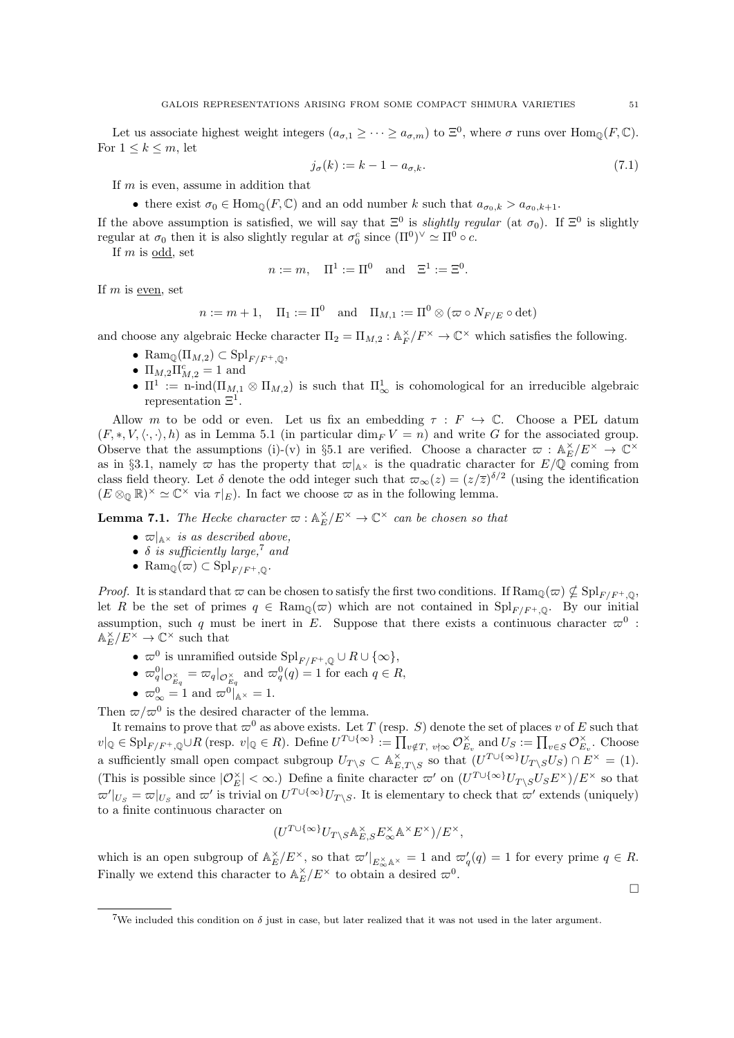Let us associate highest weight integers $(a_{\sigma,1} \geq \cdots \geq a_{\sigma,m})$ to $\Xi^0$, where $\sigma$ runs over $\mathrm{Hom}_{\mathbb{Q}}(F,\mathbb{C})$. For $1 \leq k \leq m$, let

$$j_\sigma(k) := k - 1 - a_{\sigma,k}. \tag{7.1}$$

If $m$ is even, assume in addition that

- there exist $\sigma_0 \in \mathrm{Hom}_{\mathbb{Q}}(F,\mathbb{C})$ and an odd number $k$ such that $a_{\sigma_0,k} > a_{\sigma_0,k+1}$.

If the above assumption is satisfied, we will say that $\Xi^0$ is *slightly regular* (at $\sigma_0$). If $\Xi^0$ is slightly regular at $\sigma_0$ then it is also slightly regular at $\sigma_0^c$ since $(\Pi^0)^\vee \simeq \Pi^0 \circ c$.

If $m$ is odd, set

$$n := m, \quad \Pi^1 := \Pi^0 \quad \text{and} \quad \Xi^1 := \Xi^0.$$

If $m$ is even, set

$$n := m+1, \quad \Pi_1 := \Pi^0 \quad \text{and} \quad \Pi_{M,1} := \Pi^0 \otimes (\varpi \circ N_{F/E} \circ \det)$$

and choose any algebraic Hecke character $\Pi_2 = \Pi_{M,2} : \mathbb{A}_F^\times/F^\times \to \mathbb{C}^\times$ which satisfies the following.

- $\mathrm{Ram}_{\mathbb{Q}}(\Pi_{M,2}) \subset \mathrm{Spl}_{F/F^+,\mathbb{Q}}$,
- $\Pi_{M,2}\Pi_{M,2}^c = 1$ and
- $\Pi^1 := \text{n-ind}(\Pi_{M,1} \otimes \Pi_{M,2})$ is such that $\Pi^1_\infty$ is cohomological for an irreducible algebraic representation $\Xi^1$.

Allow $m$ to be odd or even. Let us fix an embedding $\tau : F \hookrightarrow \mathbb{C}$. Choose a PEL datum $(F, *, V, \langle \cdot, \cdot \rangle, h)$ as in Lemma 5.1 (in particular $\dim_F V = n$) and write $G$ for the associated group. Observe that the assumptions (i)-(v) in §5.1 are verified. Choose a character $\varpi : \mathbb{A}_E^\times/E^\times \to \mathbb{C}^\times$ as in §3.1, namely $\varpi$ has the property that $\varpi|_{\mathbb{A}^\times}$ is the quadratic character for $E/\mathbb{Q}$ coming from class field theory. Let $\delta$ denote the odd integer such that $\varpi_\infty(z) = (z/\overline{z})^{\delta/2}$ (using the identification $(E \otimes_{\mathbb{Q}} \mathbb{R})^\times \simeq \mathbb{C}^\times$ via $\tau|_E$). In fact we choose $\varpi$ as in the following lemma.

**Lemma 7.1.** *The Hecke character $\varpi : \mathbb{A}_E^\times/E^\times \to \mathbb{C}^\times$ can be chosen so that*

- *$\varpi|_{\mathbb{A}^\times}$ is as described above,*
- *$\delta$ is sufficiently large,*[7] *and*
- *$\mathrm{Ram}_{\mathbb{Q}}(\varpi) \subset \mathrm{Spl}_{F/F^+,\mathbb{Q}}$.*

*Proof.* It is standard that $\varpi$ can be chosen to satisfy the first two conditions. If $\mathrm{Ram}_{\mathbb{Q}}(\varpi) \not\subset \mathrm{Spl}_{F/F^+,\mathbb{Q}}$, let $R$ be the set of primes $q \in \mathrm{Ram}_{\mathbb{Q}}(\varpi)$ which are not contained in $\mathrm{Spl}_{F/F^+,\mathbb{Q}}$. By our initial assumption, such $q$ must be inert in $E$. Suppose that there exists a continuous character $\varpi^0 : \mathbb{A}_E^\times/E^\times \to \mathbb{C}^\times$ such that

- $\varpi^0$ is unramified outside $\mathrm{Spl}_{F/F^+,\mathbb{Q}} \cup R \cup \{\infty\}$,
- $\varpi^0_q|_{\mathcal{O}_{E_q}^\times} = \varpi_q|_{\mathcal{O}_{E_q}^\times}$ and $\varpi^0_q(q) = 1$ for each $q \in R$,
- $\varpi^0_\infty = 1$ and $\varpi^0|_{\mathbb{A}^\times} = 1$.

Then $\varpi/\varpi^0$ is the desired character of the lemma.

It remains to prove that $\varpi^0$ as above exists. Let $T$ (resp. $S$) denote the set of places $v$ of $E$ such that $v|_{\mathbb{Q}} \in \mathrm{Spl}_{F/F^+,\mathbb{Q}} \cup R$ (resp. $v|_{\mathbb{Q}} \in R$). Define $U^{T\cup\{\infty\}} := \prod_{v \notin T,\, v\nmid\infty} \mathcal{O}_{E_v}^\times$ and $U_S := \prod_{v\in S} \mathcal{O}_{E_v}^\times$. Choose a sufficiently small open compact subgroup $U_{T\backslash S} \subset \mathbb{A}_{E,T\backslash S}^\times$ so that $(U^{T\cup\{\infty\}}U_{T\backslash S}U_S) \cap E^\times = (1)$. (This is possible since $|\mathcal{O}_E^\times| < \infty$.) Define a finite character $\varpi'$ on $(U^{T\cup\{\infty\}}U_{T\backslash S}U_S E^\times)/E^\times$ so that $\varpi'|_{U_S} = \varpi|_{U_S}$ and $\varpi'$ is trivial on $U^{T\cup\{\infty\}}U_{T\backslash S}$. It is elementary to check that $\varpi'$ extends (uniquely) to a finite continuous character on

$$(U^{T\cup\{\infty\}}U_{T\backslash S}\mathbb{A}_{E,S}^\times E_\infty^\times \mathbb{A}^\times E^\times)/E^\times,$$

which is an open subgroup of $\mathbb{A}_E^\times/E^\times$, so that $\varpi'|_{E_\infty^\times\mathbb{A}^\times} = 1$ and $\varpi'_q(q) = 1$ for every prime $q \in R$. Finally we extend this character to $\mathbb{A}_E^\times/E^\times$ to obtain a desired $\varpi^0$.

∎

[7] We included this condition on $\delta$ just in case, but later realized that it was not used in the later argument.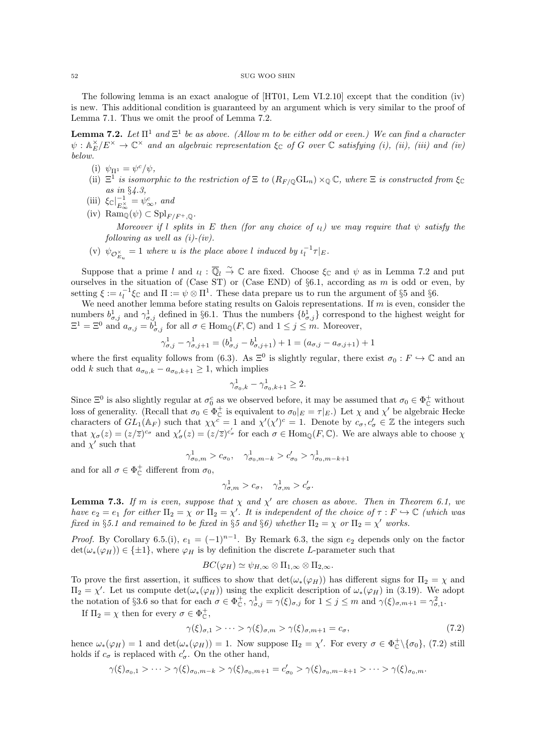The following lemma is an exact analogue of [HT01, Lem VI.2.10] except that the condition (iv) is new. This additional condition is guaranteed by an argument which is very similar to the proof of Lemma 7.1. Thus we omit the proof of Lemma 7.2.

**Lemma 7.2.** *Let $\Pi^1$ and $\Xi^1$ be as above. (Allow $m$ to be either odd or even.) We can find a character $\psi : \mathbb{A}_E^\times/E^\times \to \mathbb{C}^\times$ and an algebraic representation $\xi_\mathbb{C}$ of $G$ over $\mathbb{C}$ satisfying (i), (ii), (iii) and (iv) below.*

- (i) $\psi_{\Pi^1} = \psi^c/\psi$,
- (ii) *$\Xi^1$ is isomorphic to the restriction of $\Xi$ to $(R_{F/\mathbb{Q}}\mathrm{GL}_n) \times_\mathbb{Q} \mathbb{C}$, where $\Xi$ is constructed from $\xi_\mathbb{C}$ as in §4.3,*
- (iii) $\xi_\mathbb{C}|^{-1}_{E_\infty^\times} = \psi_\infty^c$, *and*
- (iv) $\mathrm{Ram}_\mathbb{Q}(\psi) \subset \mathrm{Spl}_{F/F^+,\mathbb{Q}}$.

  *Moreover if $l$ splits in $E$ then (for any choice of $\iota_l$) we may require that $\psi$ satisfy the following as well as (i)-(iv).*
- (v) $\psi_{\mathcal{O}_{E_u}^\times} = 1$ *where $u$ is the place above $l$ induced by $\iota_l^{-1}\tau|_E$.*

Suppose that a prime $l$ and $\iota_l : \overline{\mathbb{Q}}_l \overset{\sim}{\to} \mathbb{C}$ are fixed. Choose $\xi_\mathbb{C}$ and $\psi$ as in Lemma 7.2 and put ourselves in the situation of (Case ST) or (Case END) of §6.1, according as $m$ is odd or even, by setting $\xi := \iota_l^{-1}\xi_\mathbb{C}$ and $\Pi := \psi \otimes \Pi^1$. These data prepare us to run the argument of §5 and §6.

We need another lemma before stating results on Galois representations. If $m$ is even, consider the numbers $b^1_{\sigma,j}$ and $\gamma^1_{\sigma,j}$ defined in §6.1. Thus the numbers $\{b^1_{\sigma,j}\}$ correspond to the highest weight for $\Xi^1 = \Xi^0$ and $a_{\sigma,j} = b^1_{\sigma,j}$ for all $\sigma \in \mathrm{Hom}_\mathbb{Q}(F,\mathbb{C})$ and $1 \le j \le m$. Moreover,

$$\gamma^1_{\sigma,j} - \gamma^1_{\sigma,j+1} = (b^1_{\sigma,j} - b^1_{\sigma,j+1}) + 1 = (a_{\sigma,j} - a_{\sigma,j+1}) + 1$$

where the first equality follows from (6.3). As $\Xi^0$ is slightly regular, there exist $\sigma_0 : F \hookrightarrow \mathbb{C}$ and an odd $k$ such that $a_{\sigma_0,k} - a_{\sigma_0,k+1} \ge 1$, which implies

$$\gamma^1_{\sigma_0,k} - \gamma^1_{\sigma_0,k+1} \ge 2.$$

Since $\Xi^0$ is also slightly regular at $\sigma_0^c$ as we observed before, it may be assumed that $\sigma_0 \in \Phi^+_\mathbb{C}$ without loss of generality. (Recall that $\sigma_0 \in \Phi^+_\mathbb{C}$ is equivalent to $\sigma_0|_E = \tau|_E$.) Let $\chi$ and $\chi'$ be algebraic Hecke characters of $GL_1(\mathbb{A}_F)$ such that $\chi\chi^c = 1$ and $\chi'(\chi')^c = 1$. Denote by $c_\sigma, c'_\sigma \in \mathbb{Z}$ the integers such that $\chi_\sigma(z) = (z/\overline{z})^{c_\sigma}$ and $\chi'_\sigma(z) = (z/\overline{z})^{c'_\sigma}$ for each $\sigma \in \mathrm{Hom}_\mathbb{Q}(F,\mathbb{C})$. We are always able to choose $\chi$ and $\chi'$ such that

$$\gamma^1_{\sigma_0,m} > c_{\sigma_0}, \quad \gamma^1_{\sigma_0,m-k} > c'_{\sigma_0} > \gamma^1_{\sigma_0,m-k+1}$$

and for all $\sigma \in \Phi^+_\mathbb{C}$ different from $\sigma_0$,

$$\gamma^1_{\sigma,m} > c_\sigma, \quad \gamma^1_{\sigma,m} > c'_\sigma.$$

**Lemma 7.3.** *If $m$ is even, suppose that $\chi$ and $\chi'$ are chosen as above. Then in Theorem 6.1, we have $e_2 = e_1$ for either $\Pi_2 = \chi$ or $\Pi_2 = \chi'$. It is independent of the choice of $\tau : F \hookrightarrow \mathbb{C}$ (which was fixed in §5.1 and remained to be fixed in §5 and §6) whether $\Pi_2 = \chi$ or $\Pi_2 = \chi'$ works.*

*Proof.* By Corollary 6.5.(i), $e_1 = (-1)^{n-1}$. By Remark 6.3, the sign $e_2$ depends only on the factor $\det(\omega_*(\varphi_H)) \in \{\pm1\}$, where $\varphi_H$ is by definition the discrete $L$-parameter such that

$$BC(\varphi_H) \simeq \psi_{H,\infty} \otimes \Pi_{1,\infty} \otimes \Pi_{2,\infty}.$$

To prove the first assertion, it suffices to show that $\det(\omega_*(\varphi_H))$ has different signs for $\Pi_2 = \chi$ and $\Pi_2 = \chi'$. Let us compute $\det(\omega_*(\varphi_H))$ using the explicit description of $\omega_*(\varphi_H)$ in (3.19). We adopt the notation of §3.6 so that for each $\sigma \in \Phi^+_\mathbb{C}$, $\gamma^1_{\sigma,j} = \gamma(\xi)_{\sigma,j}$ for $1 \le j \le m$ and $\gamma(\xi)_{\sigma,m+1} = \gamma^2_{\sigma,1}$.

If $\Pi_2 = \chi$ then for every $\sigma \in \Phi^+_\mathbb{C}$,

$$\gamma(\xi)_{\sigma,1} > \cdots > \gamma(\xi)_{\sigma,m} > \gamma(\xi)_{\sigma,m+1} = c_\sigma, \tag{7.2}$$

hence $\omega_*(\varphi_H) = 1$ and $\det(\omega_*(\varphi_H)) = 1$. Now suppose $\Pi_2 = \chi'$. For every $\sigma \in \Phi^+_\mathbb{C}\backslash\{\sigma_0\}$, (7.2) still holds if $c_\sigma$ is replaced with $c'_\sigma$. On the other hand,

$$\gamma(\xi)_{\sigma_0,1} > \cdots > \gamma(\xi)_{\sigma_0,m-k} > \gamma(\xi)_{\sigma_0,m+1} = c'_{\sigma_0} > \gamma(\xi)_{\sigma_0,m-k+1} > \cdots > \gamma(\xi)_{\sigma_0,m}.$$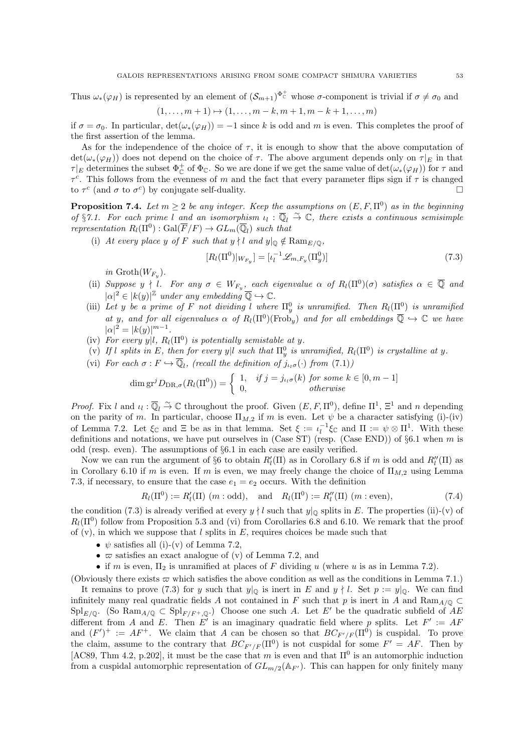Thus $\omega_*(\varphi_H)$ is represented by an element of $(\mathcal{S}_{m+1})^{\Phi^+_{\mathbb{C}}}$ whose $\sigma$-component is trivial if $\sigma \neq \sigma_0$ and

$$(1, \ldots, m+1) \mapsto (1, \ldots, m-k, m+1, m-k+1, \ldots, m)$$

if $\sigma = \sigma_0$. In particular, $\det(\omega_*(\varphi_H)) = -1$ since $k$ is odd and $m$ is even. This completes the proof of the first assertion of the lemma.

As for the independence of the choice of $\tau$, it is enough to show that the above computation of $\det(\omega_*(\varphi_H))$ does not depend on the choice of $\tau$. The above argument depends only on $\tau|_E$ in that $\tau|_E$ determines the subset $\Phi^+_{\mathbb{C}}$ of $\Phi_{\mathbb{C}}$. So we are done if we get the same value of $\det(\omega_*(\varphi_H))$ for $\tau$ and $\tau^c$. This follows from the evenness of $m$ and the fact that every parameter flips sign if $\tau$ is changed to $\tau^c$ (and $\sigma$ to $\sigma^c$) by conjugate self-duality. $\square$

**Proposition 7.4.** *Let $m \geq 2$ be any integer. Keep the assumptions on $(E, F, \Pi^0)$ as in the beginning of §7.1. For each prime $l$ and an isomorphism $\iota_l : \overline{\mathbb{Q}}_l \overset{\sim}{\to} \mathbb{C}$, there exists a continuous semisimple representation $R_l(\Pi^0) : \mathrm{Gal}(\overline{F}/F) \to GL_m(\overline{\mathbb{Q}}_l)$ such that*

(i) *At every place $y$ of $F$ such that $y \nmid l$ and $y|_{\mathbb{Q}} \notin \mathrm{Ram}_{E/\mathbb{Q}}$,*
$$[R_l(\Pi^0)|_{W_{F_y}}] = [\iota_l^{-1} \mathscr{L}_{m,F_y}(\Pi^0_y)] \tag{7.3}$$
*in $\mathrm{Groth}(W_{F_y})$.*

(ii) *Suppose $y \nmid l$. For any $\sigma \in W_{F_y}$, each eigenvalue $\alpha$ of $R_l(\Pi^0)(\sigma)$ satisfies $\alpha \in \overline{\mathbb{Q}}$ and $|\alpha|^2 \in |k(y)|^{\mathbb{Z}}$ under any embedding $\overline{\mathbb{Q}} \hookrightarrow \mathbb{C}$.*

(iii) *Let $y$ be a prime of $F$ not dividing $l$ where $\Pi^0_y$ is unramified. Then $R_l(\Pi^0)$ is unramified at $y$, and for all eigenvalues $\alpha$ of $R_l(\Pi^0)(\mathrm{Frob}_y)$ and for all embeddings $\overline{\mathbb{Q}} \hookrightarrow \mathbb{C}$ we have $|\alpha|^2 = |k(y)|^{m-1}$.*

(iv) *For every $y|l$, $R_l(\Pi^0)$ is potentially semistable at $y$.*

(v) *If $l$ splits in $E$, then for every $y|l$ such that $\Pi^0_y$ is unramified, $R_l(\Pi^0)$ is crystalline at $y$.*

(vi) *For each $\sigma : F \hookrightarrow \overline{\mathbb{Q}}_l$, (recall the definition of $j_{\iota_l\sigma}(\cdot)$ from (7.1))*
$$\dim \mathrm{gr}^j D_{\mathrm{DR},\sigma}(R_l(\Pi^0)) = \begin{cases} 1, & \text{if } j = j_{\iota_l\sigma}(k) \text{ for some } k \in [0, m-1] \\ 0, & \text{otherwise} \end{cases}$$

*Proof.* Fix $l$ and $\iota_l : \overline{\mathbb{Q}}_l \overset{\sim}{\to} \mathbb{C}$ throughout the proof. Given $(E, F, \Pi^0)$, define $\Pi^1$, $\Xi^1$ and $n$ depending on the parity of $m$. In particular, choose $\Pi_{M,2}$ if $m$ is even. Let $\psi$ be a character satisfying (i)-(iv) of Lemma 7.2. Let $\xi_{\mathbb{C}}$ and $\Xi$ be as in that lemma. Set $\xi := \iota_l^{-1}\xi_{\mathbb{C}}$ and $\Pi := \psi \otimes \Pi^1$. With these definitions and notations, we have put ourselves in (Case ST) (resp. (Case END)) of §6.1 when $m$ is odd (resp. even). The assumptions of §6.1 in each case are easily verified.

Now we can run the argument of §6 to obtain $R'_l(\Pi)$ as in Corollary 6.8 if $m$ is odd and $R''_l(\Pi)$ as in Corollary 6.10 if $m$ is even. If $m$ is even, we may freely change the choice of $\Pi_{M,2}$ using Lemma 7.3, if necessary, to ensure that the case $e_1 = e_2$ occurs. With the definition

$$R_l(\Pi^0) := R'_l(\Pi) \ (m : \text{odd}), \quad \text{and} \quad R_l(\Pi^0) := R''_l(\Pi) \ (m : \text{even}), \tag{7.4}$$

the condition (7.3) is already verified at every $y \nmid l$ such that $y|_{\mathbb{Q}}$ splits in $E$. The properties (ii)-(v) of $R_l(\Pi^0)$ follow from Proposition 5.3 and (vi) from Corollaries 6.8 and 6.10. We remark that the proof of (v), in which we suppose that $l$ splits in $E$, requires choices be made such that

- $\psi$ satisfies all (i)-(v) of Lemma 7.2,
- $\varpi$ satisfies an exact analogue of (v) of Lemma 7.2, and
- if $m$ is even, $\Pi_2$ is unramified at places of $F$ dividing $u$ (where $u$ is as in Lemma 7.2).

(Obviously there exists $\varpi$ which satisfies the above condition as well as the conditions in Lemma 7.1.)

It remains to prove (7.3) for $y$ such that $y|_{\mathbb{Q}}$ is inert in $E$ and $y \nmid l$. Set $p := y|_{\mathbb{Q}}$. We can find infinitely many real quadratic fields $A$ not contained in $F$ such that $p$ is inert in $A$ and $\mathrm{Ram}_{A/\mathbb{Q}} \subset \mathrm{Spl}_{E/\mathbb{Q}}$. (So $\mathrm{Ram}_{A/\mathbb{Q}} \subset \mathrm{Spl}_{F/F^+,\mathbb{Q}}$.) Choose one such $A$. Let $E'$ be the quadratic subfield of $AE$ different from $A$ and $E$. Then $E'$ is an imaginary quadratic field where $p$ splits. Let $F' := AF$ and $(F')^+ := AF^+$. We claim that $A$ can be chosen so that $BC_{F'/F}(\Pi^0)$ is cuspidal. To prove the claim, assume to the contrary that $BC_{F'/F}(\Pi^0)$ is not cuspidal for some $F' = AF$. Then by [AC89, Thm 4.2, p.202], it must be the case that $m$ is even and that $\Pi^0$ is an automorphic induction from a cuspidal automorphic representation of $GL_{m/2}(\mathbb{A}_{F'})$. This can happen for only finitely many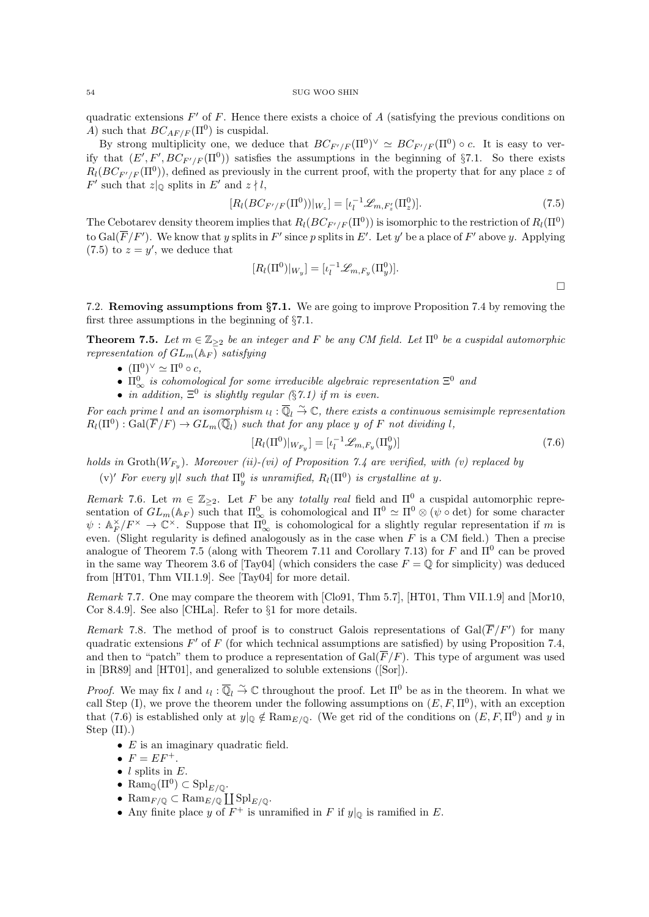quadratic extensions $F'$ of $F$. Hence there exists a choice of $A$ (satisfying the previous conditions on $A$) such that $BC_{AF/F}(\Pi^0)$ is cuspidal.

By strong multiplicity one, we deduce that $BC_{F'/F}(\Pi^0)^\vee \simeq BC_{F'/F}(\Pi^0) \circ c$. It is easy to verify that $(E', F', BC_{F'/F}(\Pi^0))$ satisfies the assumptions in the beginning of §7.1. So there exists $R_l(BC_{F'/F}(\Pi^0))$, defined as previously in the current proof, with the property that for any place $z$ of $F'$ such that $z|_{\mathbb{Q}}$ splits in $E'$ and $z \nmid l$,

$$[R_l(BC_{F'/F}(\Pi^0))|_{W_z}] = [\iota_l^{-1}\mathscr{L}_{m,F'_z}(\Pi^0_z)]. \tag{7.5}$$

The Cebotarev density theorem implies that $R_l(BC_{F'/F}(\Pi^0))$ is isomorphic to the restriction of $R_l(\Pi^0)$ to $\mathrm{Gal}(\overline{F}/F')$. We know that $y$ splits in $F'$ since $p$ splits in $E'$. Let $y'$ be a place of $F'$ above $y$. Applying (7.5) to $z = y'$, we deduce that

$$[R_l(\Pi^0)|_{W_y}] = [\iota_l^{-1}\mathscr{L}_{m,F_y}(\Pi^0_y)].$$

□

## 7.2. Removing assumptions from §7.1.

We are going to improve Proposition 7.4 by removing the first three assumptions in the beginning of §7.1.

**Theorem 7.5.** *Let $m \in \mathbb{Z}_{\geq 2}$ be an integer and $F$ be any CM field. Let $\Pi^0$ be a cuspidal automorphic representation of $GL_m(\mathbb{A}_F)$ satisfying*

- *$(\Pi^0)^\vee \simeq \Pi^0 \circ c$,*
- *$\Pi^0_\infty$ is cohomological for some irreducible algebraic representation $\Xi^0$ and*
- *in addition, $\Xi^0$ is slightly regular (§7.1) if $m$ is even.*

*For each prime $l$ and an isomorphism $\iota_l : \overline{\mathbb{Q}}_l \xrightarrow{\sim} \mathbb{C}$, there exists a continuous semisimple representation $R_l(\Pi^0) : \mathrm{Gal}(\overline{F}/F) \to GL_m(\overline{\mathbb{Q}}_l)$ such that for any place $y$ of $F$ not dividing $l$,*

$$[R_l(\Pi^0)|_{W_{F_y}}] = [\iota_l^{-1}\mathscr{L}_{m,F_y}(\Pi^0_y)] \tag{7.6}$$

*holds in $\mathrm{Groth}(W_{F_y})$. Moreover (ii)-(vi) of Proposition 7.4 are verified, with (v) replaced by*

(v)′ *For every $y|l$ such that $\Pi^0_y$ is unramified, $R_l(\Pi^0)$ is crystalline at $y$.*

*Remark* 7.6. Let $m \in \mathbb{Z}_{\geq 2}$. Let $F$ be any *totally real* field and $\Pi^0$ a cuspidal automorphic representation of $GL_m(\mathbb{A}_F)$ such that $\Pi^0_\infty$ is cohomological and $\Pi^0 \simeq \Pi^0 \otimes (\psi \circ \det)$ for some character $\psi : \mathbb{A}_F^\times/F^\times \to \mathbb{C}^\times$. Suppose that $\Pi^0_\infty$ is cohomological for a slightly regular representation if $m$ is even. (Slight regularity is defined analogously as in the case when $F$ is a CM field.) Then a precise analogue of Theorem 7.5 (along with Theorem 7.11 and Corollary 7.13) for $F$ and $\Pi^0$ can be proved in the same way Theorem 3.6 of [Tay04] (which considers the case $F = \mathbb{Q}$ for simplicity) was deduced from [HT01, Thm VII.1.9]. See [Tay04] for more detail.

*Remark* 7.7. One may compare the theorem with [Clo91, Thm 5.7], [HT01, Thm VII.1.9] and [Mor10, Cor 8.4.9]. See also [CHLa]. Refer to §1 for more details.

*Remark* 7.8. The method of proof is to construct Galois representations of $\mathrm{Gal}(\overline{F}/F')$ for many quadratic extensions $F'$ of $F$ (for which technical assumptions are satisfied) by using Proposition 7.4, and then to "patch" them to produce a representation of $\mathrm{Gal}(\overline{F}/F)$. This type of argument was used in [BR89] and [HT01], and generalized to soluble extensions ([Sor]).

*Proof.* We may fix $l$ and $\iota_l : \overline{\mathbb{Q}}_l \xrightarrow{\sim} \mathbb{C}$ throughout the proof. Let $\Pi^0$ be as in the theorem. In what we call Step (I), we prove the theorem under the following assumptions on $(E, F, \Pi^0)$, with an exception that (7.6) is established only at $y|_{\mathbb{Q}} \notin \mathrm{Ram}_{E/\mathbb{Q}}$. (We get rid of the conditions on $(E, F, \Pi^0)$ and $y$ in Step (II).)

- $E$ is an imaginary quadratic field.
- $F = EF^+$.
- $l$ splits in $E$.
- $\mathrm{Ram}_{\mathbb{Q}}(\Pi^0) \subset \mathrm{Spl}_{E/\mathbb{Q}}$.
- $\mathrm{Ram}_{F/\mathbb{Q}} \subset \mathrm{Ram}_{E/\mathbb{Q}} \coprod \mathrm{Spl}_{E/\mathbb{Q}}$.
- Any finite place $y$ of $F^+$ is unramified in $F$ if $y|_{\mathbb{Q}}$ is ramified in $E$.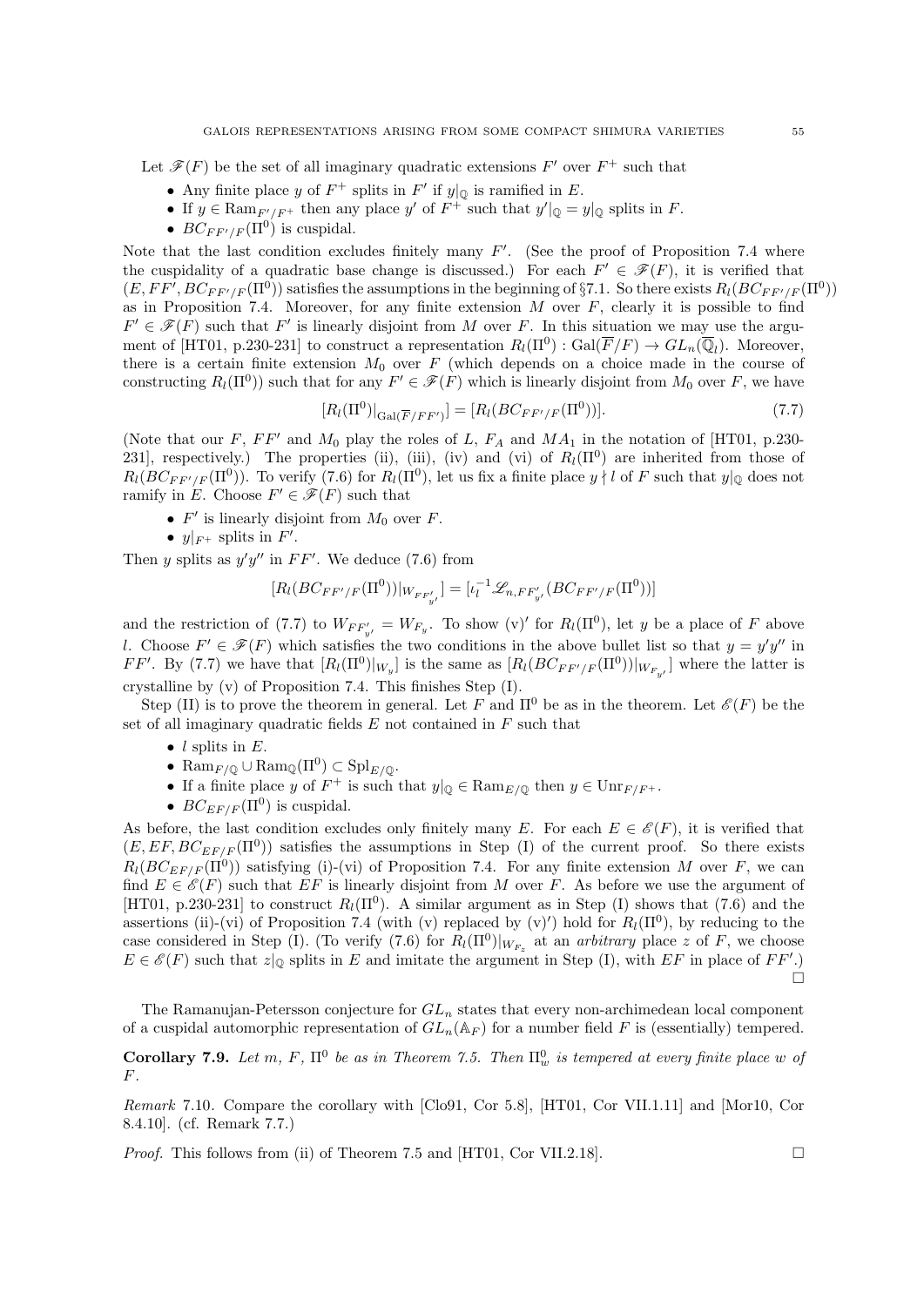Let $\mathscr{F}(F)$ be the set of all imaginary quadratic extensions $F'$ over $F^+$ such that

- Any finite place $y$ of $F^+$ splits in $F'$ if $y|_{\mathbb{Q}}$ is ramified in $E$.
- If $y \in \mathrm{Ram}_{F'/F^+}$ then any place $y'$ of $F^+$ such that $y'|_{\mathbb{Q}} = y|_{\mathbb{Q}}$ splits in $F$.
- $BC_{FF'/F}(\Pi^0)$ is cuspidal.

Note that the last condition excludes finitely many $F'$. (See the proof of Proposition 7.4 where the cuspidality of a quadratic base change is discussed.) For each $F' \in \mathscr{F}(F)$, it is verified that $(E, FF', BC_{FF'/F}(\Pi^0))$ satisfies the assumptions in the beginning of §7.1. So there exists $R_l(BC_{FF'/F}(\Pi^0))$ as in Proposition 7.4. Moreover, for any finite extension $M$ over $F$, clearly it is possible to find $F' \in \mathscr{F}(F)$ such that $F'$ is linearly disjoint from $M$ over $F$. In this situation we may use the argument of [HT01, p.230-231] to construct a representation $R_l(\Pi^0) : \mathrm{Gal}(\overline{F}/F) \to GL_n(\overline{\mathbb{Q}}_l)$. Moreover, there is a certain finite extension $M_0$ over $F$ (which depends on a choice made in the course of constructing $R_l(\Pi^0)$) such that for any $F' \in \mathscr{F}(F)$ which is linearly disjoint from $M_0$ over $F$, we have

$$[R_l(\Pi^0)|_{\mathrm{Gal}(\overline{F}/FF')}] = [R_l(BC_{FF'/F}(\Pi^0))]. \tag{7.7}$$

(Note that our $F$, $FF'$ and $M_0$ play the roles of $L$, $F_A$ and $MA_1$ in the notation of [HT01, p.230-231], respectively.) The properties (ii), (iii), (iv) and (vi) of $R_l(\Pi^0)$ are inherited from those of $R_l(BC_{FF'/F}(\Pi^0))$. To verify (7.6) for $R_l(\Pi^0)$, let us fix a finite place $y \nmid l$ of $F$ such that $y|_{\mathbb{Q}}$ does not ramify in $E$. Choose $F' \in \mathscr{F}(F)$ such that

- $F'$ is linearly disjoint from $M_0$ over $F$.
- $y|_{F^+}$ splits in $F'$.

Then $y$ splits as $y'y''$ in $FF'$. We deduce (7.6) from

$$[R_l(BC_{FF'/F}(\Pi^0))|_{W_{FF'_{y'}}}] = [\iota_l^{-1}\mathscr{L}_{n,FF'_{y'}}(BC_{FF'/F}(\Pi^0))]$$

and the restriction of (7.7) to $W_{FF'_{y'}} = W_{F_y}$. To show (v)′ for $R_l(\Pi^0)$, let $y$ be a place of $F$ above $l$. Choose $F' \in \mathscr{F}(F)$ which satisfies the two conditions in the above bullet list so that $y = y'y''$ in $FF'$. By (7.7) we have that $[R_l(\Pi^0)|_{W_y}]$ is the same as $[R_l(BC_{FF'/F}(\Pi^0))|_{W_{F_{y'}}}]$ where the latter is crystalline by (v) of Proposition 7.4. This finishes Step (I).

Step (II) is to prove the theorem in general. Let $F$ and $\Pi^0$ be as in the theorem. Let $\mathscr{E}(F)$ be the set of all imaginary quadratic fields $E$ not contained in $F$ such that

- $l$ splits in $E$.
- $\mathrm{Ram}_{F/\mathbb{Q}} \cup \mathrm{Ram}_{\mathbb{Q}}(\Pi^0) \subset \mathrm{Spl}_{E/\mathbb{Q}}$.
- If a finite place $y$ of $F^+$ is such that $y|_{\mathbb{Q}} \in \mathrm{Ram}_{E/\mathbb{Q}}$ then $y \in \mathrm{Unr}_{F/F^+}$.
- $BC_{EF/F}(\Pi^0)$ is cuspidal.

As before, the last condition excludes only finitely many $E$. For each $E \in \mathscr{E}(F)$, it is verified that $(E, EF, BC_{EF/F}(\Pi^0))$ satisfies the assumptions in Step (I) of the current proof. So there exists $R_l(BC_{EF/F}(\Pi^0))$ satisfying (i)-(vi) of Proposition 7.4. For any finite extension $M$ over $F$, we can find $E \in \mathscr{E}(F)$ such that $EF$ is linearly disjoint from $M$ over $F$. As before we use the argument of [HT01, p.230-231] to construct $R_l(\Pi^0)$. A similar argument as in Step (I) shows that (7.6) and the assertions (ii)-(vi) of Proposition 7.4 (with (v) replaced by (v)′) hold for $R_l(\Pi^0)$, by reducing to the case considered in Step (I). (To verify (7.6) for $R_l(\Pi^0)|_{W_{F_z}}$ at an *arbitrary* place $z$ of $F$, we choose $E \in \mathscr{E}(F)$ such that $z|_{\mathbb{Q}}$ splits in $E$ and imitate the argument in Step (I), with $EF$ in place of $FF'$.) □

The Ramanujan-Petersson conjecture for $GL_n$ states that every non-archimedean local component of a cuspidal automorphic representation of $GL_n(\mathbb{A}_F)$ for a number field $F$ is (essentially) tempered.

**Corollary 7.9.** *Let $m$, $F$, $\Pi^0$ be as in Theorem 7.5. Then $\Pi^0_w$ is tempered at every finite place $w$ of $F$.*

*Remark* 7.10. Compare the corollary with [Clo91, Cor 5.8], [HT01, Cor VII.1.11] and [Mor10, Cor 8.4.10]. (cf. Remark 7.7.)

*Proof.* This follows from (ii) of Theorem 7.5 and [HT01, Cor VII.2.18]. □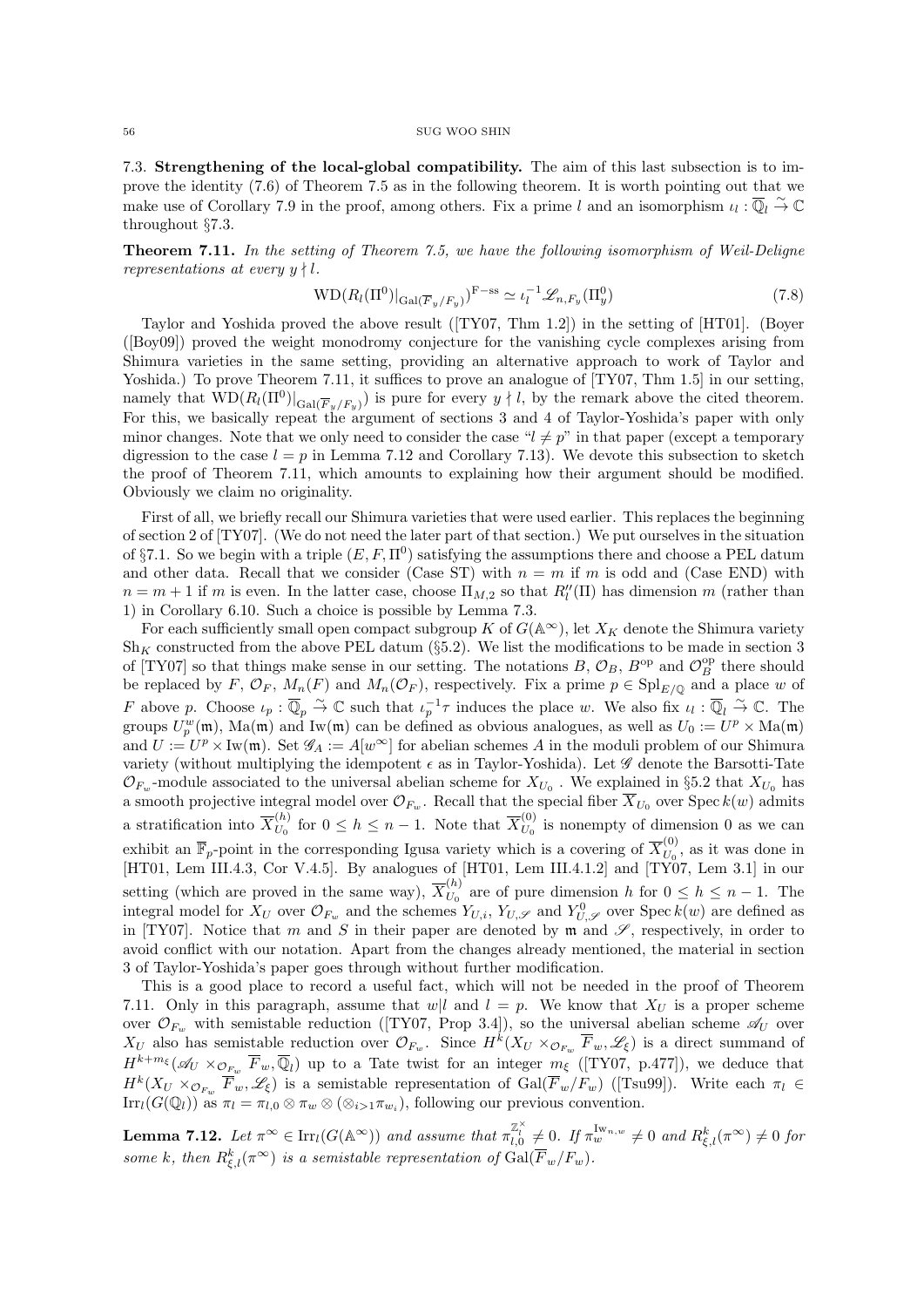### 7.3. Strengthening of the local-global compatibility.

The aim of this last subsection is to improve the identity (7.6) of Theorem 7.5 as in the following theorem. It is worth pointing out that we make use of Corollary 7.9 in the proof, among others. Fix a prime $l$ and an isomorphism $\iota_l : \overline{\mathbb{Q}}_l \overset{\sim}{\to} \mathbb{C}$ throughout §7.3.

**Theorem 7.11.** *In the setting of Theorem 7.5, we have the following isomorphism of Weil-Deligne representations at every $y \nmid l$.*

$$\mathrm{WD}(R_l(\Pi^0)|_{\mathrm{Gal}(\overline{F}_y/F_y)})^{\mathrm{F-ss}} \simeq \iota_l^{-1}\mathscr{L}_{n,F_y}(\Pi_y^0) \tag{7.8}$$

Taylor and Yoshida proved the above result ([TY07, Thm 1.2]) in the setting of [HT01]. (Boyer ([Boy09]) proved the weight monodromy conjecture for the vanishing cycle complexes arising from Shimura varieties in the same setting, providing an alternative approach to work of Taylor and Yoshida.) To prove Theorem 7.11, it suffices to prove an analogue of [TY07, Thm 1.5] in our setting, namely that $\mathrm{WD}(R_l(\Pi^0)|_{\mathrm{Gal}(\overline{F}_y/F_y)})$ is pure for every $y \nmid l$, by the remark above the cited theorem. For this, we basically repeat the argument of sections 3 and 4 of Taylor-Yoshida's paper with only minor changes. Note that we only need to consider the case "$l \neq p$" in that paper (except a temporary digression to the case $l = p$ in Lemma 7.12 and Corollary 7.13). We devote this subsection to sketch the proof of Theorem 7.11, which amounts to explaining how their argument should be modified. Obviously we claim no originality.

First of all, we briefly recall our Shimura varieties that were used earlier. This replaces the beginning of section 2 of [TY07]. (We do not need the later part of that section.) We put ourselves in the situation of §7.1. So we begin with a triple $(E, F, \Pi^0)$ satisfying the assumptions there and choose a PEL datum and other data. Recall that we consider (Case ST) with $n = m$ if $m$ is odd and (Case END) with $n = m+1$ if $m$ is even. In the latter case, choose $\Pi_{M,2}$ so that $R''_l(\Pi)$ has dimension $m$ (rather than 1) in Corollary 6.10. Such a choice is possible by Lemma 7.3.

For each sufficiently small open compact subgroup $K$ of $G(\mathbb{A}^\infty)$, let $X_K$ denote the Shimura variety $\mathrm{Sh}_K$ constructed from the above PEL datum (§5.2). We list the modifications to be made in section 3 of [TY07] so that things make sense in our setting. The notations $B$, $\mathcal{O}_B$, $B^{\mathrm{op}}$ and $\mathcal{O}_B^{\mathrm{op}}$ there should be replaced by $F$, $\mathcal{O}_F$, $M_n(F)$ and $M_n(\mathcal{O}_F)$, respectively. Fix a prime $p \in \mathrm{Spl}_{E/\mathbb{Q}}$ and a place $w$ of $F$ above $p$. Choose $\iota_p : \overline{\mathbb{Q}}_p \overset{\sim}{\to} \mathbb{C}$ such that $\iota_p^{-1}\tau$ induces the place $w$. We also fix $\iota_l : \overline{\mathbb{Q}}_l \overset{\sim}{\to} \mathbb{C}$. The groups $U_p^w(\mathfrak{m})$, $\mathrm{Ma}(\mathfrak{m})$ and $\mathrm{Iw}(\mathfrak{m})$ can be defined as obvious analogues, as well as $U_0 := U^p \times \mathrm{Ma}(\mathfrak{m})$ and $U := U^p \times \mathrm{Iw}(\mathfrak{m})$. Set $\mathscr{G}_A := A[w^\infty]$ for abelian schemes $A$ in the moduli problem of our Shimura variety (without multiplying the idempotent $\epsilon$ as in Taylor-Yoshida). Let $\mathscr{G}$ denote the Barsotti-Tate $\mathcal{O}_{F_w}$-module associated to the universal abelian scheme for $X_{U_0}$. We explained in §5.2 that $X_{U_0}$ has a smooth projective integral model over $\mathcal{O}_{F_w}$. Recall that the special fiber $\overline{X}_{U_0}$ over $\mathrm{Spec}\, k(w)$ admits a stratification into $\overline{X}_{U_0}^{(h)}$ for $0 \le h \le n-1$. Note that $\overline{X}_{U_0}^{(0)}$ is nonempty of dimension 0 as we can exhibit an $\overline{\mathbb{F}}_p$-point in the corresponding Igusa variety which is a covering of $\overline{X}_{U_0}^{(0)}$, as it was done in [HT01, Lem III.4.3, Cor V.4.5]. By analogues of [HT01, Lem III.4.1.2] and [TY07, Lem 3.1] in our setting (which are proved in the same way), $\overline{X}_{U_0}^{(h)}$ are of pure dimension $h$ for $0 \le h \le n-1$. The integral model for $X_U$ over $\mathcal{O}_{F_w}$ and the schemes $Y_{U,i}$, $Y_{U,\mathscr{S}}$ and $Y_{U,\mathscr{S}}^0$ over $\mathrm{Spec}\, k(w)$ are defined as in [TY07]. Notice that $m$ and $S$ in their paper are denoted by $\mathfrak{m}$ and $\mathscr{S}$, respectively, in order to avoid conflict with our notation. Apart from the changes already mentioned, the material in section 3 of Taylor-Yoshida's paper goes through without further modification.

This is a good place to record a useful fact, which will not be needed in the proof of Theorem 7.11. Only in this paragraph, assume that $w|l$ and $l = p$. We know that $X_U$ is a proper scheme over $\mathcal{O}_{F_w}$ with semistable reduction ([TY07, Prop 3.4]), so the universal abelian scheme $\mathscr{A}_U$ over $X_U$ also has semistable reduction over $\mathcal{O}_{F_w}$. Since $H^k(X_U \times_{\mathcal{O}_{F_w}} \overline{F}_w, \mathscr{L}_\xi)$ is a direct summand of $H^{k+m_\xi}(\mathscr{A}_U \times_{\mathcal{O}_{F_w}} \overline{F}_w, \overline{\mathbb{Q}}_l)$ up to a Tate twist for an integer $m_\xi$ ([TY07, p.477]), we deduce that $H^k(X_U \times_{\mathcal{O}_{F_w}} \overline{F}_w, \mathscr{L}_\xi)$ is a semistable representation of $\mathrm{Gal}(\overline{F}_w/F_w)$ ([Tsu99]). Write each $\pi_l \in \mathrm{Irr}_l(G(\mathbb{Q}_l))$ as $\pi_l = \pi_{l,0} \otimes \pi_w \otimes (\otimes_{i>1}\pi_{w_i})$, following our previous convention.

**Lemma 7.12.** *Let $\pi^\infty \in \mathrm{Irr}_l(G(\mathbb{A}^\infty))$ and assume that $\pi_{l,0}^{\mathbb{Z}_l^\times} \neq 0$. If $\pi_w^{\mathrm{Iw}_{n,w}} \neq 0$ and $R_{\xi,l}^k(\pi^\infty) \neq 0$ for some $k$, then $R_{\xi,l}^k(\pi^\infty)$ is a semistable representation of $\mathrm{Gal}(\overline{F}_w/F_w)$.*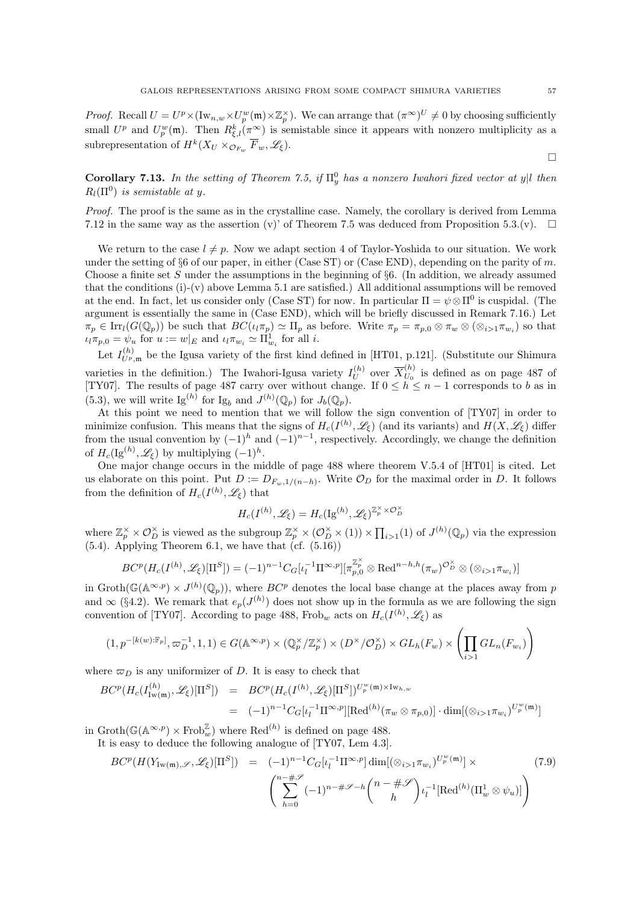*Proof.* Recall $U = U^p \times (\mathrm{Iw}_{n,w} \times U_p^w(\mathfrak{m}) \times \mathbb{Z}_p^\times)$. We can arrange that $(\pi^\infty)^U \neq 0$ by choosing sufficiently small $U^p$ and $U_p^w(\mathfrak{m})$. Then $R^k_{\xi,l}(\pi^\infty)$ is semistable since it appears with nonzero multiplicity as a subrepresentation of $H^k(X_U \times_{\mathcal{O}_{F_w}} \overline{F}_w, \mathscr{L}_\xi)$. $\square$

**Corollary 7.13.** *In the setting of Theorem 7.5, if $\Pi^0_y$ has a nonzero Iwahori fixed vector at $y|l$ then $R_l(\Pi^0)$ is semistable at $y$.*

*Proof.* The proof is the same as in the crystalline case. Namely, the corollary is derived from Lemma 7.12 in the same way as the assertion (v)' of Theorem 7.5 was deduced from Proposition 5.3.(v). $\square$

We return to the case $l \neq p$. Now we adapt section 4 of Taylor-Yoshida to our situation. We work under the setting of §6 of our paper, in either (Case ST) or (Case END), depending on the parity of $m$. Choose a finite set $S$ under the assumptions in the beginning of §6. (In addition, we already assumed that the conditions (i)-(v) above Lemma 5.1 are satisfied.) All additional assumptions will be removed at the end. In fact, let us consider only (Case ST) for now. In particular $\Pi = \psi \otimes \Pi^0$ is cuspidal. (The argument is essentially the same in (Case END), which will be briefly discussed in Remark 7.16.) Let $\pi_p \in \mathrm{Irr}_l(G(\mathbb{Q}_p))$ be such that $BC(\iota_l \pi_p) \simeq \Pi_p$ as before. Write $\pi_p = \pi_{p,0} \otimes \pi_w \otimes (\otimes_{i>1} \pi_{w_i})$ so that $\iota_l \pi_{p,0} = \psi_u$ for $u := w|_E$ and $\iota_l \pi_{w_i} \simeq \Pi^1_{w_i}$ for all $i$.

Let $I^{(h)}_{U^p,\mathfrak{m}}$ be the Igusa variety of the first kind defined in [HT01, p.121]. (Substitute our Shimura varieties in the definition.) The Iwahori-Igusa variety $I^{(h)}_U$ over $\overline{X}^{(h)}_{U_0}$ is defined as on page 487 of [TY07]. The results of page 487 carry over without change. If $0 \le h \le n-1$ corresponds to $b$ as in (5.3), we will write $\mathrm{Ig}^{(h)}$ for $\mathrm{Ig}_b$ and $J^{(h)}(\mathbb{Q}_p)$ for $J_b(\mathbb{Q}_p)$.

At this point we need to mention that we will follow the sign convention of [TY07] in order to minimize confusion. This means that the signs of $H_c(I^{(h)}, \mathscr{L}_\xi)$ (and its variants) and $H(X, \mathscr{L}_\xi)$ differ from the usual convention by $(-1)^h$ and $(-1)^{n-1}$, respectively. Accordingly, we change the definition of $H_c(\mathrm{Ig}^{(h)}, \mathscr{L}_\xi)$ by multiplying $(-1)^h$.

One major change occurs in the middle of page 488 where theorem V.5.4 of [HT01] is cited. Let us elaborate on this point. Put $D := D_{F_w, 1/(n-h)}$. Write $\mathcal{O}_D$ for the maximal order in $D$. It follows from the definition of $H_c(I^{(h)}, \mathscr{L}_\xi)$ that

$$H_c(I^{(h)}, \mathscr{L}_\xi) = H_c(\mathrm{Ig}^{(h)}, \mathscr{L}_\xi)^{\mathbb{Z}_p^\times \times \mathcal{O}_D^\times}$$

where $\mathbb{Z}_p^\times \times \mathcal{O}_D^\times$ is viewed as the subgroup $\mathbb{Z}_p^\times \times (\mathcal{O}_D^\times \times (1)) \times \prod_{i>1}(1)$ of $J^{(h)}(\mathbb{Q}_p)$ via the expression (5.4). Applying Theorem 6.1, we have that (cf. (5.16))

$$BC^p(H_c(I^{(h)}, \mathscr{L}_\xi)[\Pi^S]) = (-1)^{n-1} C_G [\iota_l^{-1} \Pi^{\infty,p}][\pi_{p,0}^{\mathbb{Z}_p^\times} \otimes \mathrm{Red}^{n-h,h}(\pi_w)^{\mathcal{O}_D^\times} \otimes (\otimes_{i>1} \pi_{w_i})]$$

in $\mathrm{Groth}(\mathbb{G}(\mathbb{A}^{\infty,p}) \times J^{(h)}(\mathbb{Q}_p))$, where $BC^p$ denotes the local base change at the places away from $p$ and $\infty$ (§4.2). We remark that $e_p(J^{(h)})$ does not show up in the formula as we are following the sign convention of [TY07]. According to page 488, $\mathrm{Frob}_w$ acts on $H_c(I^{(h)}, \mathscr{L}_\xi)$ as

$$(1, p^{-[k(w):\mathbb{F}_p]}, \varpi_D^{-1}, 1, 1) \in G(\mathbb{A}^{\infty,p}) \times (\mathbb{Q}_p^\times/\mathbb{Z}_p^\times) \times (D^\times/\mathcal{O}_D^\times) \times GL_h(F_w) \times \left( \prod_{i>1} GL_n(F_{w_i}) \right)$$

where $\varpi_D$ is any uniformizer of $D$. It is easy to check that

$$\begin{aligned}
BC^p(H_c(I^{(h)}_{\mathrm{Iw}(\mathfrak{m})}, \mathscr{L}_\xi)[\Pi^S]) &= BC^p(H_c(I^{(h)}, \mathscr{L}_\xi)[\Pi^S])^{U_p^w(\mathfrak{m}) \times \mathrm{Iw}_{h,w}} \\
&= (-1)^{n-1} C_G [\iota_l^{-1} \Pi^{\infty,p}][\mathrm{Red}^{(h)}(\pi_w \otimes \pi_{p,0})] \cdot \dim[(\otimes_{i>1} \pi_{w_i})^{U_p^w(\mathfrak{m})}]
\end{aligned}$$

in $\mathrm{Groth}(\mathbb{G}(\mathbb{A}^{\infty,p}) \times \mathrm{Frob}_w^{\mathbb{Z}})$ where $\mathrm{Red}^{(h)}$ is defined on page 488.

It is easy to deduce the following analogue of [TY07, Lem 4.3].

$$\begin{aligned}
BC^p(H(Y_{\mathrm{Iw}(\mathfrak{m}),\mathscr{S}}, \mathscr{L}_\xi)[\Pi^S]) &= (-1)^{n-1} C_G [\iota_l^{-1} \Pi^{\infty,p}] \dim[(\otimes_{i>1} \pi_{w_i})^{U_p^w(\mathfrak{m})}] \times \\
&\quad \left( \sum_{h=0}^{n-\#\mathscr{S}} (-1)^{n-\#\mathscr{S}-h} \binom{n-\#\mathscr{S}}{h} \iota_l^{-1}[\mathrm{Red}^{(h)}(\Pi^1_w \otimes \psi_u)] \right)
\end{aligned} \tag{7.9}$$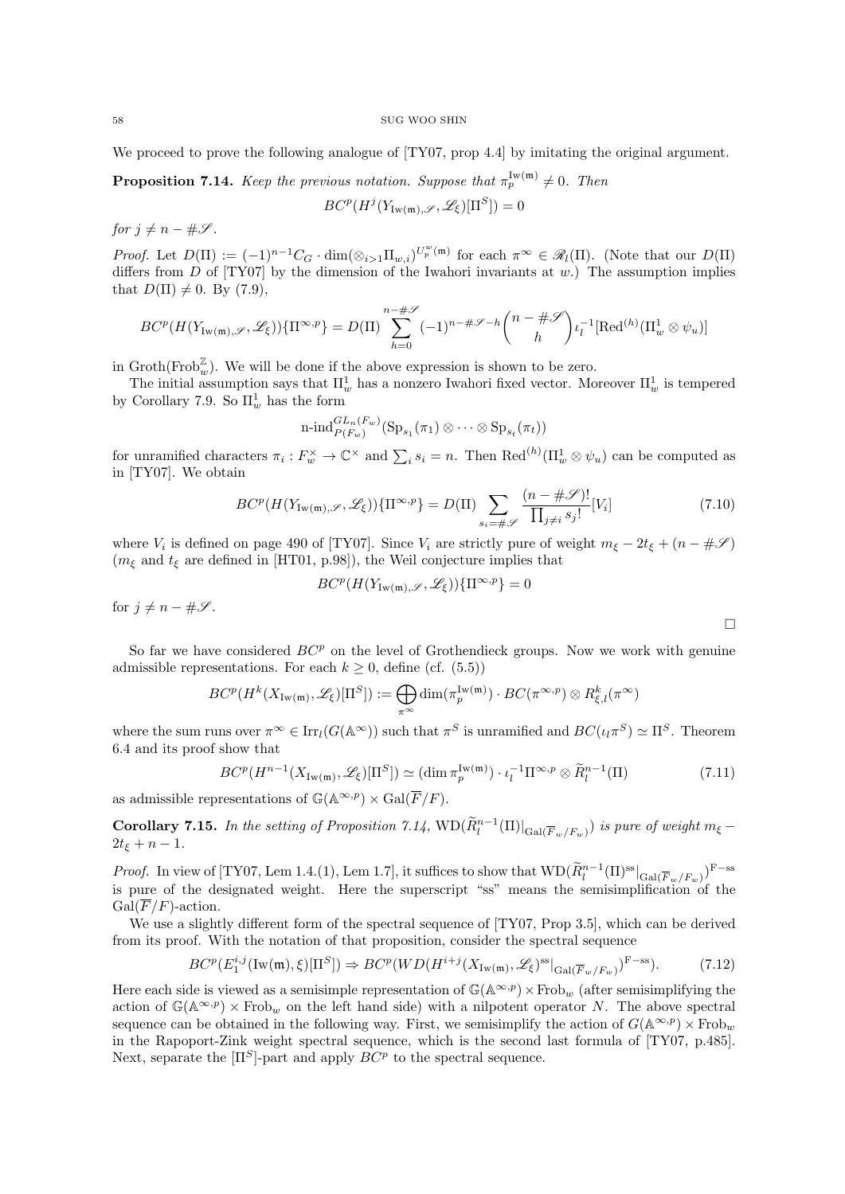We proceed to prove the following analogue of [TY07, prop 4.4] by imitating the original argument.

**Proposition 7.14.** *Keep the previous notation. Suppose that $\pi_p^{\mathrm{Iw}(\mathfrak{m})} \neq 0$. Then*

$$BC^p(H^j(Y_{\mathrm{Iw}(\mathfrak{m}),\mathscr{S}}, \mathscr{L}_\xi)[\Pi^S]) = 0$$

*for $j \neq n - \#\mathscr{S}$.*

*Proof.* Let $D(\Pi) := (-1)^{n-1} C_G \cdot \dim(\otimes_{i>1} \Pi_{w,i})^{U_p^w(\mathfrak{m})}$ for each $\pi^\infty \in \mathscr{R}_l(\Pi)$. (Note that our $D(\Pi)$ differs from $D$ of [TY07] by the dimension of the Iwahori invariants at $w$.) The assumption implies that $D(\Pi) \neq 0$. By (7.9),

$$BC^p(H(Y_{\mathrm{Iw}(\mathfrak{m}),\mathscr{S}}, \mathscr{L}_\xi))\{\Pi^{\infty,p}\} = D(\Pi) \sum_{h=0}^{n-\#\mathscr{S}} (-1)^{n-\#\mathscr{S}-h} \binom{n-\#\mathscr{S}}{h} \iota_l^{-1}[\mathrm{Red}^{(h)}(\Pi_w^1 \otimes \psi_u)]$$

in $\mathrm{Groth}(\mathrm{Frob}_w^{\mathbb{Z}})$. We will be done if the above expression is shown to be zero.

The initial assumption says that $\Pi_w^1$ has a nonzero Iwahori fixed vector. Moreover $\Pi_w^1$ is tempered by Corollary 7.9. So $\Pi_w^1$ has the form

$$\text{n-ind}_{P(F_w)}^{GL_n(F_w)}(\mathrm{Sp}_{s_1}(\pi_1) \otimes \cdots \otimes \mathrm{Sp}_{s_t}(\pi_t))$$

for unramified characters $\pi_i : F_w^\times \to \mathbb{C}^\times$ and $\sum_i s_i = n$. Then $\mathrm{Red}^{(h)}(\Pi_w^1 \otimes \psi_u)$ can be computed as in [TY07]. We obtain

$$BC^p(H(Y_{\mathrm{Iw}(\mathfrak{m}),\mathscr{S}}, \mathscr{L}_\xi))\{\Pi^{\infty,p}\} = D(\Pi) \sum_{s_i = \#\mathscr{S}} \frac{(n-\#\mathscr{S})!}{\prod_{j\neq i} s_j!} [V_i] \tag{7.10}$$

where $V_i$ is defined on page 490 of [TY07]. Since $V_i$ are strictly pure of weight $m_\xi - 2t_\xi + (n - \#\mathscr{S})$ ($m_\xi$ and $t_\xi$ are defined in [HT01, p.98]), the Weil conjecture implies that

$$BC^p(H(Y_{\mathrm{Iw}(\mathfrak{m}),\mathscr{S}}, \mathscr{L}_\xi))\{\Pi^{\infty,p}\} = 0$$

for $j \neq n - \#\mathscr{S}$.

$\square$

So far we have considered $BC^p$ on the level of Grothendieck groups. Now we work with genuine admissible representations. For each $k \geq 0$, define (cf. (5.5))

$$BC^p(H^k(X_{\mathrm{Iw}(\mathfrak{m})}, \mathscr{L}_\xi)[\Pi^S]) := \bigoplus_{\pi^\infty} \dim(\pi_p^{\mathrm{Iw}(\mathfrak{m})}) \cdot BC(\pi^{\infty,p}) \otimes R_{\xi,l}^k(\pi^\infty)$$

where the sum runs over $\pi^\infty \in \mathrm{Irr}_l(G(\mathbb{A}^\infty))$ such that $\pi^S$ is unramified and $BC(\iota_l \pi^S) \simeq \Pi^S$. Theorem 6.4 and its proof show that

$$BC^p(H^{n-1}(X_{\mathrm{Iw}(\mathfrak{m})}, \mathscr{L}_\xi)[\Pi^S]) \simeq (\dim \pi_p^{\mathrm{Iw}(\mathfrak{m})}) \cdot \iota_l^{-1} \Pi^{\infty,p} \otimes \widetilde{R}_l^{n-1}(\Pi) \tag{7.11}$$

as admissible representations of $\mathbb{G}(\mathbb{A}^{\infty,p}) \times \mathrm{Gal}(\overline{F}/F)$.

**Corollary 7.15.** *In the setting of Proposition 7.14, $\mathrm{WD}(\widetilde{R}_l^{n-1}(\Pi)|_{\mathrm{Gal}(\overline{F}_w/F_w)})$ is pure of weight $m_\xi - 2t_\xi + n - 1$.*

*Proof.* In view of [TY07, Lem 1.4.(1), Lem 1.7], it suffices to show that $\mathrm{WD}(\widetilde{R}_l^{n-1}(\Pi)^{\mathrm{ss}}|_{\mathrm{Gal}(\overline{F}_w/F_w)})^{\mathrm{F-ss}}$ is pure of the designated weight. Here the superscript "ss" means the semisimplification of the $\mathrm{Gal}(\overline{F}/F)$-action.

We use a slightly different form of the spectral sequence of [TY07, Prop 3.5], which can be derived from its proof. With the notation of that proposition, consider the spectral sequence

$$BC^p(E_1^{i,j}(\mathrm{Iw}(\mathfrak{m}), \xi)[\Pi^S]) \Rightarrow BC^p(WD(H^{i+j}(X_{\mathrm{Iw}(\mathfrak{m})}, \mathscr{L}_\xi)^{\mathrm{ss}}|_{\mathrm{Gal}(\overline{F}_w/F_w)})^{\mathrm{F-ss}}). \tag{7.12}$$

Here each side is viewed as a semisimple representation of $\mathbb{G}(\mathbb{A}^{\infty,p}) \times \mathrm{Frob}_w$ (after semisimplifying the action of $\mathbb{G}(\mathbb{A}^{\infty,p}) \times \mathrm{Frob}_w$ on the left hand side) with a nilpotent operator $N$. The above spectral sequence can be obtained in the following way. First, we semisimplify the action of $G(\mathbb{A}^{\infty,p}) \times \mathrm{Frob}_w$ in the Rapoport-Zink weight spectral sequence, which is the second last formula of [TY07, p.485]. Next, separate the $[\Pi^S]$-part and apply $BC^p$ to the spectral sequence.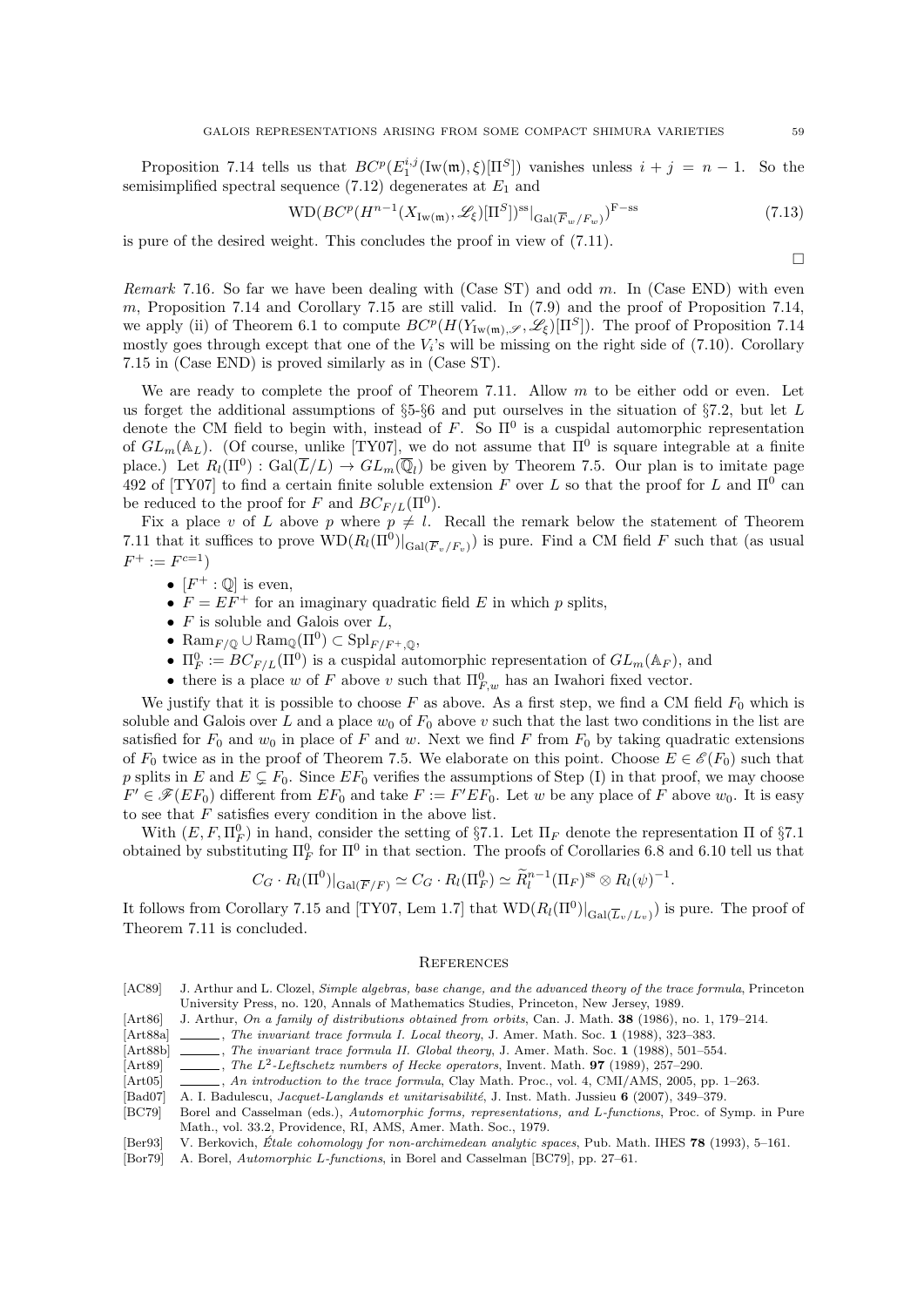Proposition 7.14 tells us that $BC^p(E_1^{i,j}(\mathrm{Iw}(\mathfrak{m}),\xi)[\Pi^S])$ vanishes unless $i+j=n-1$. So the semisimplified spectral sequence (7.12) degenerates at $E_1$ and

$$\mathrm{WD}(BC^p(H^{n-1}(X_{\mathrm{Iw}(\mathfrak{m})},\mathscr{L}_\xi)[\Pi^S])^{\mathrm{ss}}|_{\mathrm{Gal}(\overline{F}_w/F_w)})^{\mathrm{F-ss}} \tag{7.13}$$

is pure of the desired weight. This concludes the proof in view of (7.11).

□

*Remark* 7.16. So far we have been dealing with (Case ST) and odd $m$. In (Case END) with even $m$, Proposition 7.14 and Corollary 7.15 are still valid. In (7.9) and the proof of Proposition 7.14, we apply (ii) of Theorem 6.1 to compute $BC^p(H(Y_{\mathrm{Iw}(\mathfrak{m}),\mathscr{S}},\mathscr{L}_\xi)[\Pi^S])$. The proof of Proposition 7.14 mostly goes through except that one of the $V_i$'s will be missing on the right side of (7.10). Corollary 7.15 in (Case END) is proved similarly as in (Case ST).

We are ready to complete the proof of Theorem 7.11. Allow $m$ to be either odd or even. Let us forget the additional assumptions of §5-§6 and put ourselves in the situation of §7.2, but let $L$ denote the CM field to begin with, instead of $F$. So $\Pi^0$ is a cuspidal automorphic representation of $GL_m(\mathbb{A}_L)$. (Of course, unlike [TY07], we do not assume that $\Pi^0$ is square integrable at a finite place.) Let $R_l(\Pi^0):\mathrm{Gal}(\overline{L}/L)\to GL_m(\overline{\mathbb{Q}}_l)$ be given by Theorem 7.5. Our plan is to imitate page 492 of [TY07] to find a certain finite soluble extension $F$ over $L$ so that the proof for $L$ and $\Pi^0$ can be reduced to the proof for $F$ and $BC_{F/L}(\Pi^0)$.

Fix a place $v$ of $L$ above $p$ where $p\neq l$. Recall the remark below the statement of Theorem 7.11 that it suffices to prove $\mathrm{WD}(R_l(\Pi^0)|_{\mathrm{Gal}(\overline{F}_v/F_v)})$ is pure. Find a CM field $F$ such that (as usual $F^+:=F^{c=1}$)

- $[F^+:\mathbb{Q}]$ is even,
- $F=EF^+$ for an imaginary quadratic field $E$ in which $p$ splits,
- $F$ is soluble and Galois over $L$,
- $\mathrm{Ram}_{F/\mathbb{Q}}\cup\mathrm{Ram}_{\mathbb{Q}}(\Pi^0)\subset\mathrm{Spl}_{F/F^+,\mathbb{Q}}$,
- $\Pi^0_F:=BC_{F/L}(\Pi^0)$ is a cuspidal automorphic representation of $GL_m(\mathbb{A}_F)$, and
- there is a place $w$ of $F$ above $v$ such that $\Pi^0_{F,w}$ has an Iwahori fixed vector.

We justify that it is possible to choose $F$ as above. As a first step, we find a CM field $F_0$ which is soluble and Galois over $L$ and a place $w_0$ of $F_0$ above $v$ such that the last two conditions in the list are satisfied for $F_0$ and $w_0$ in place of $F$ and $w$. Next we find $F$ from $F_0$ by taking quadratic extensions of $F_0$ twice as in the proof of Theorem 7.5. We elaborate on this point. Choose $E\in\mathscr{E}(F_0)$ such that $p$ splits in $E$ and $E\subsetneq F_0$. Since $EF_0$ verifies the assumptions of Step (I) in that proof, we may choose $F'\in\mathscr{F}(EF_0)$ different from $EF_0$ and take $F:=F'EF_0$. Let $w$ be any place of $F$ above $w_0$. It is easy to see that $F$ satisfies every condition in the above list.

With $(E,F,\Pi^0_F)$ in hand, consider the setting of §7.1. Let $\Pi_F$ denote the representation $\Pi$ of §7.1 obtained by substituting $\Pi^0_F$ for $\Pi^0$ in that section. The proofs of Corollaries 6.8 and 6.10 tell us that

$$C_G\cdot R_l(\Pi^0)|_{\mathrm{Gal}(\overline{F}/F)}\simeq C_G\cdot R_l(\Pi^0_F)\simeq \widetilde{R}_l^{n-1}(\Pi_F)^{\mathrm{ss}}\otimes R_l(\psi)^{-1}.$$

It follows from Corollary 7.15 and [TY07, Lem 1.7] that $\mathrm{WD}(R_l(\Pi^0)|_{\mathrm{Gal}(\overline{L}_v/L_v)})$ is pure. The proof of Theorem 7.11 is concluded.

## References

[AC89] J. Arthur and L. Clozel, *Simple algebras, base change, and the advanced theory of the trace formula*, Princeton University Press, no. 120, Annals of Mathematics Studies, Princeton, New Jersey, 1989.

[Art86] J. Arthur, *On a family of distributions obtained from orbits*, Can. J. Math. **38** (1986), no. 1, 179–214.

[Art88a] ______, *The invariant trace formula I. Local theory*, J. Amer. Math. Soc. **1** (1988), 323–383.

[Art88b] ______, *The invariant trace formula II. Global theory*, J. Amer. Math. Soc. **1** (1988), 501–554.

[Art89] ______, *The $L^2$-Leftschetz numbers of Hecke operators*, Invent. Math. **97** (1989), 257–290.

[Art05] ______, *An introduction to the trace formula*, Clay Math. Proc., vol. 4, CMI/AMS, 2005, pp. 1–263.

[Bad07] A. I. Badulescu, *Jacquet-Langlands et unitarisabilité*, J. Inst. Math. Jussieu **6** (2007), 349–379.

[BC79] Borel and Casselman (eds.), *Automorphic forms, representations, and L-functions*, Proc. of Symp. in Pure Math., vol. 33.2, Providence, RI, AMS, Amer. Math. Soc., 1979.

[Ber93] V. Berkovich, *Étale cohomology for non-archimedean analytic spaces*, Pub. Math. IHES **78** (1993), 5–161.

[Bor79] A. Borel, *Automorphic L-functions*, in Borel and Casselman [BC79], pp. 27–61.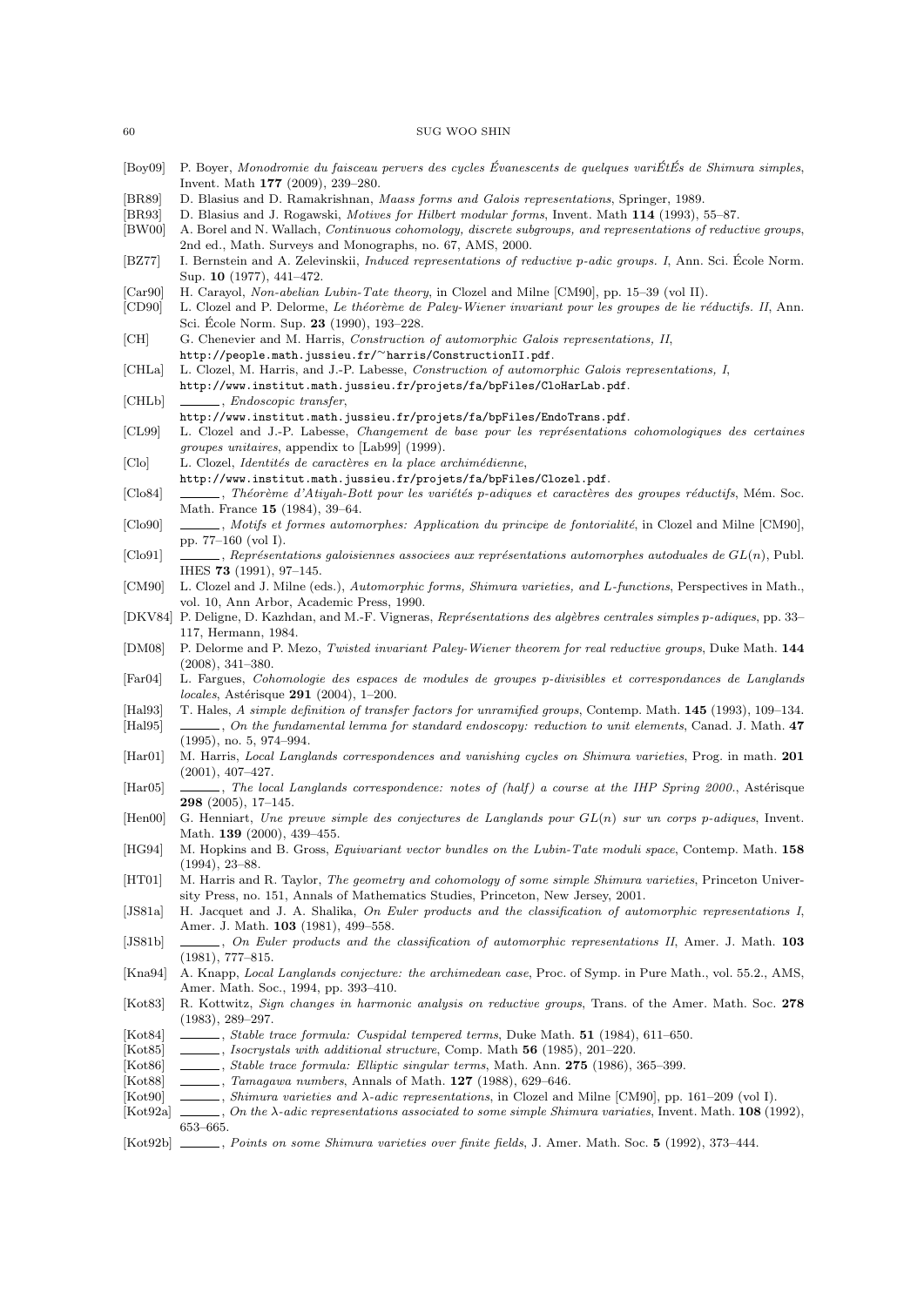- [Boy09] P. Boyer, *Monodromie du faisceau pervers des cycles Évanescents de quelques variÉtÉs de Shimura simples*, Invent. Math **177** (2009), 239–280.
- [BR89] D. Blasius and D. Ramakrishnan, *Maass forms and Galois representations*, Springer, 1989.
- [BR93] D. Blasius and J. Rogawski, *Motives for Hilbert modular forms*, Invent. Math **114** (1993), 55–87.
- [BW00] A. Borel and N. Wallach, *Continuous cohomology, discrete subgroups, and representations of reductive groups*, 2nd ed., Math. Surveys and Monographs, no. 67, AMS, 2000.
- [BZ77] I. Bernstein and A. Zelevinskii, *Induced representations of reductive p-adic groups. I*, Ann. Sci. École Norm. Sup. **10** (1977), 441–472.
- [Car90] H. Carayol, *Non-abelian Lubin-Tate theory*, in Clozel and Milne [CM90], pp. 15–39 (vol II).
- [CD90] L. Clozel and P. Delorme, *Le théorème de Paley-Wiener invariant pour les groupes de lie réductifs. II*, Ann. Sci. École Norm. Sup. **23** (1990), 193–228.
- [CH] G. Chenevier and M. Harris, *Construction of automorphic Galois representations, II*, http://people.math.jussieu.fr/~harris/ConstructionII.pdf.
- [CHLa] L. Clozel, M. Harris, and J.-P. Labesse, *Construction of automorphic Galois representations, I*, http://www.institut.math.jussieu.fr/projets/fa/bpFiles/CloHarLab.pdf.
- [CHLb] ______, *Endoscopic transfer*, http://www.institut.math.jussieu.fr/projets/fa/bpFiles/EndoTrans.pdf.
- [CL99] L. Clozel and J.-P. Labesse, *Changement de base pour les représentations cohomologiques des certaines groupes unitaires*, appendix to [Lab99] (1999).
- [Clo] L. Clozel, *Identités de caractères en la place archimédienne*, http://www.institut.math.jussieu.fr/projets/fa/bpFiles/Clozel.pdf.
- [Clo84] ______, *Théorème d'Atiyah-Bott pour les variétés p-adiques et caractères des groupes réductifs*, Mém. Soc. Math. France **15** (1984), 39–64.
- [Clo90] ______, *Motifs et formes automorphes: Application du principe de fontorialité*, in Clozel and Milne [CM90], pp. 77–160 (vol I).
- [Clo91] ______, *Représentations galoisiennes associees aux représentations automorphes autoduales de $GL(n)$*, Publ. IHES **73** (1991), 97–145.
- [CM90] L. Clozel and J. Milne (eds.), *Automorphic forms, Shimura varieties, and L-functions*, Perspectives in Math., vol. 10, Ann Arbor, Academic Press, 1990.
- [DKV84] P. Deligne, D. Kazhdan, and M.-F. Vigneras, *Représentations des algèbres centrales simples p-adiques*, pp. 33–117, Hermann, 1984.
- [DM08] P. Delorme and P. Mezo, *Twisted invariant Paley-Wiener theorem for real reductive groups*, Duke Math. **144** (2008), 341–380.
- [Far04] L. Fargues, *Cohomologie des espaces de modules de groupes p-divisibles et correspondances de Langlands locales*, Astérisque **291** (2004), 1–200.
- [Hal93] T. Hales, *A simple definition of transfer factors for unramified groups*, Contemp. Math. **145** (1993), 109–134.
- [Hal95] ______, *On the fundamental lemma for standard endoscopy: reduction to unit elements*, Canad. J. Math. **47** (1995), no. 5, 974–994.
- [Har01] M. Harris, *Local Langlands correspondences and vanishing cycles on Shimura varieties*, Prog. in math. **201** (2001), 407–427.
- [Har05] ______, *The local Langlands correspondence: notes of (half) a course at the IHP Spring 2000.*, Astérisque **298** (2005), 17–145.
- [Hen00] G. Henniart, *Une preuve simple des conjectures de Langlands pour $GL(n)$ sur un corps p-adiques*, Invent. Math. **139** (2000), 439–455.
- [HG94] M. Hopkins and B. Gross, *Equivariant vector bundles on the Lubin-Tate moduli space*, Contemp. Math. **158** (1994), 23–88.
- [HT01] M. Harris and R. Taylor, *The geometry and cohomology of some simple Shimura varieties*, Princeton University Press, no. 151, Annals of Mathematics Studies, Princeton, New Jersey, 2001.
- [JS81a] H. Jacquet and J. A. Shalika, *On Euler products and the classification of automorphic representations I*, Amer. J. Math. **103** (1981), 499–558.
- [JS81b] ______, *On Euler products and the classification of automorphic representations II*, Amer. J. Math. **103** (1981), 777–815.
- [Kna94] A. Knapp, *Local Langlands conjecture: the archimedean case*, Proc. of Symp. in Pure Math., vol. 55.2., AMS, Amer. Math. Soc., 1994, pp. 393–410.
- [Kot83] R. Kottwitz, *Sign changes in harmonic analysis on reductive groups*, Trans. of the Amer. Math. Soc. **278** (1983), 289–297.
- [Kot84] ______, *Stable trace formula: Cuspidal tempered terms*, Duke Math. **51** (1984), 611–650.
- [Kot85] ______, *Isocrystals with additional structure*, Comp. Math **56** (1985), 201–220.
- [Kot86] ______, *Stable trace formula: Elliptic singular terms*, Math. Ann. **275** (1986), 365–399.
- [Kot88] ______, *Tamagawa numbers*, Annals of Math. **127** (1988), 629–646.
- [Kot90] ______, *Shimura varieties and $\lambda$-adic representations*, in Clozel and Milne [CM90], pp. 161–209 (vol I).
- [Kot92a] ______, *On the $\lambda$-adic representations associated to some simple Shimura variaties*, Invent. Math. **108** (1992), 653–665.
- [Kot92b] ______, *Points on some Shimura varieties over finite fields*, J. Amer. Math. Soc. **5** (1992), 373–444.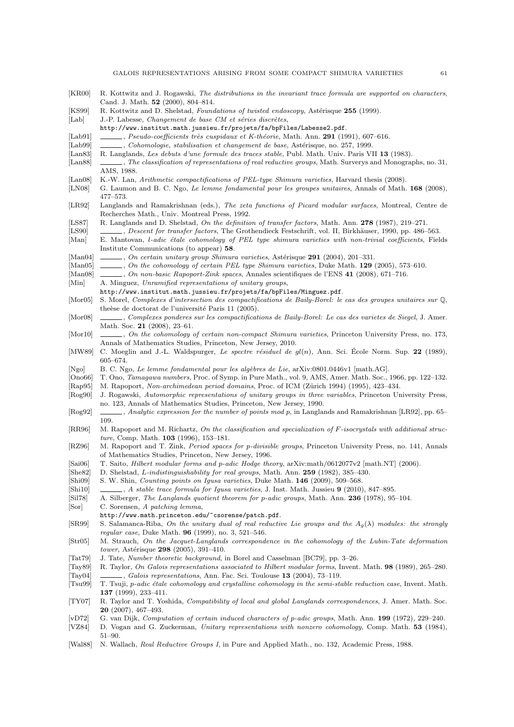[KR00] R. Kottwitz and J. Rogawski, *The distributions in the invariant trace formula are supported on characters*, Cand. J. Math. **52** (2000), 804–814.

[KS99] R. Kottwitz and D. Shelstad, *Foundations of twisted endoscopy*, Astérisque **255** (1999).

[Lab] J.-P. Labesse, *Changement de base CM et séries discrètes*, http://www.institut.math.jussieu.fr/projets/fa/bpFiles/Labesse2.pdf.

[Lab91] ______, *Pseudo-coefficients très cuspidaux et K-théorie*, Math. Ann. **291** (1991), 607–616.

[Lab99] ______, *Cohomologie, stabilisation et changement de base*, Astérisque, no. 257, 1999.

[Lan83] R. Langlands, *Les debuts d'une formule des traces stable*, Publ. Math. Univ. Paris VII **13** (1983).

[Lan88] ______, *The classification of representations of real reductive groups*, Math. Surverys and Monographs, no. 31, AMS, 1988.

[Lan08] K.-W. Lan, *Arithmetic compactifications of PEL-type Shimura varieties*, Harvard thesis (2008).

[LN08] G. Laumon and B. C. Ngo, *Le lemme fondamental pour les groupes unitaires*, Annals of Math. **168** (2008), 477–573.

[LR92] Langlands and Ramakrishnan (eds.), *The zeta functions of Picard modular surfaces*, Montreal, Centre de Recherches Math., Univ. Montreal Press, 1992.

[LS87] R. Langlands and D. Shelstad, *On the definition of transfer factors*, Math. Ann. **278** (1987), 219–271.

[LS90] ______, *Descent for transfer factors*, The Grothendieck Festschrift, vol. II, Birkhäuser, 1990, pp. 486–563.

[Man] E. Mantovan, *l-adic étale cohomology of PEL type shimura varieties with non-trivial coefficients*, Fields Institute Communications (to appear) **58**.

[Man04] ______, *On certain unitary group Shimura varieties*, Astérisque **291** (2004), 201–331.

[Man05] ______, *On the cohomology of certain PEL type Shimura varieties*, Duke Math. **129** (2005), 573–610.

[Man08] ______, *On non-basic Rapoport-Zink spaces*, Annales scientifiques de l'ENS **41** (2008), 671–716.

[Min] A. Minguez, *Unramified representations of unitary groups*, http://www.institut.math.jussieu.fr/projets/fa/bpFiles/Minguez.pdf.

[Mor05] S. Morel, *Complexes d'intersection des compactifications de Baily-Borel: le cas des groupes unitaires sur* $\mathbb{Q}$, theèse de doctorat de l'université Paris 11 (2005).

[Mor08] ______, *Complexes ponderes sur les compactifications de Baily-Borel: Le cas des varietes de Siegel*, J. Amer. Math. Soc. **21** (2008), 23–61.

[Mor10] ______, *On the cohomology of certain non-compact Shimura varieties*, Princeton University Press, no. 173, Annals of Mathematics Studies, Princeton, New Jersey, 2010.

[MW89] C. Moeglin and J.-L. Waldspurger, *Le spectre résiduel de gl(n)*, Ann. Sci. École Norm. Sup. **22** (1989), 605–674.

[Ngo] B. C. Ngo, *Le lemme fondamental pour les algèbres de Lie*, arXiv:0801.0446v1 [math.AG].

[Ono66] T. Ono, *Tamagawa numbers*, Proc. of Symp. in Pure Math., vol. 9, AMS, Amer. Math. Soc., 1966, pp. 122–132.

[Rap95] M. Rapoport, *Non-archimedean period domains*, Proc. of ICM (Zürich 1994) (1995), 423–434.

[Rog90] J. Rogawski, *Automorphic representations of unitary groups in three variables*, Princeton University Press, no. 123, Annals of Mathematics Studies, Princeton, New Jersey, 1990.

[Rog92] ______, *Analytic expression for the number of points mod p*, in Langlands and Ramakrishnan [LR92], pp. 65–109.

[RR96] M. Rapoport and M. Richartz, *On the classification and specialization of F-isocrystals with additional structure*, Comp. Math. **103** (1996), 153–181.

[RZ96] M. Rapoport and T. Zink, *Period spaces for p-divisible groups*, Princeton University Press, no. 141, Annals of Mathematics Studies, Princeton, New Jersey, 1996.

[Sai06] T. Saito, *Hilbert modular forms and p-adic Hodge theory*, arXiv:math/0612077v2 [math.NT] (2006).

[She82] D. Shelstad, *L-indistinguishability for real groups*, Math. Ann. **259** (1982), 385–430.

[Shi09] S. W. Shin, *Counting points on Igusa varieties*, Duke Math. **146** (2009), 509–568.

[Shi10] ______, *A stable trace formula for Igusa varieties*, J. Inst. Math. Jussieu **9** (2010), 847–895.

[Sil78] A. Silberger, *The Langlands quotient theorem for p-adic groups*, Math. Ann. **236** (1978), 95–104.

[Sor] C. Sorensen, *A patching lemma*, http://www.math.princeton.edu/~csorense/patch.pdf.

[SR99] S. Salamanca-Riba, *On the unitary dual of real reductive Lie groups and the* $A_g(\lambda)$ *modules: the strongly regular case*, Duke Math. **96** (1999), no. 3, 521–546.

[Str05] M. Strauch, *On the Jacquet-Langlands correspondence in the cohomology of the Lubin-Tate deformation tower*, Astérisque **298** (2005), 391–410.

[Tat79] J. Tate, *Number theoretic background*, in Borel and Casselman [BC79], pp. 3–26.

[Tay89] R. Taylor, *On Galois representations associated to Hilbert modular forms*, Invent. Math. **98** (1989), 265–280.

[Tay04] ______, *Galois representations*, Ann. Fac. Sci. Toulouse **13** (2004), 73–119.

[Tsu99] T. Tsuji, *p-adic étale cohomology and crystalline cohomology in the semi-stable reduction case*, Invent. Math. **137** (1999), 233–411.

[TY07] R. Taylor and T. Yoshida, *Compatibility of local and global Langlands correspondences*, J. Amer. Math. Soc. **20** (2007), 467–493.

[vD72] G. van Dijk, *Computation of certain induced characters of p-adic groups*, Math. Ann. **199** (1972), 229–240.

[VZ84] D. Vogan and G. Zuckerman, *Unitary representations with nonzero cohomology*, Comp. Math. **53** (1984), 51–90.

[Wal88] N. Wallach, *Real Reductive Groups I*, in Pure and Applied Math., no. 132, Academic Press, 1988.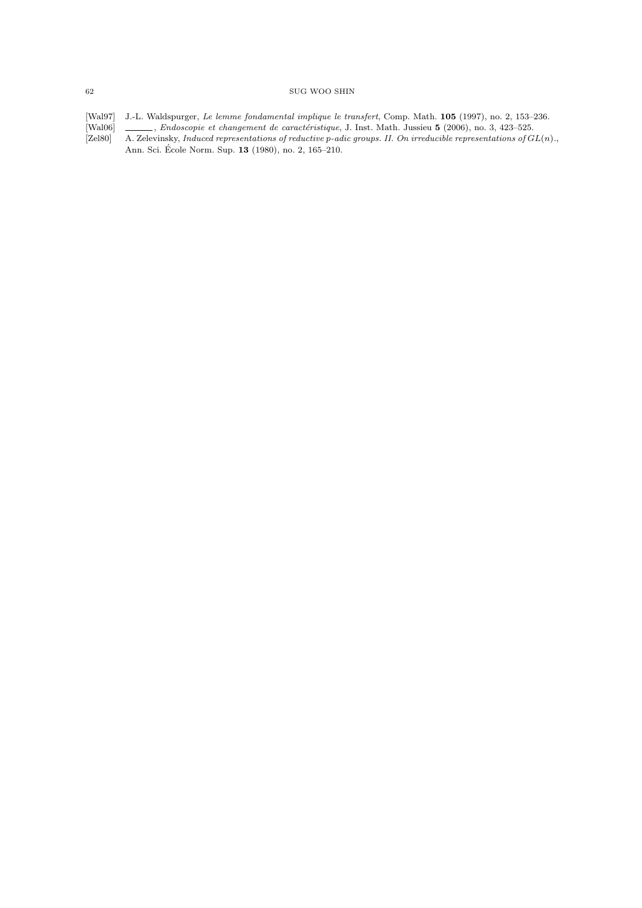[Wal97] J.-L. Waldspurger, *Le lemme fondamental implique le transfert*, Comp. Math. **105** (1997), no. 2, 153–236.

[Wal06] ———, *Endoscopie et changement de caractéristique*, J. Inst. Math. Jussieu **5** (2006), no. 3, 423–525.

[Zel80] A. Zelevinsky, *Induced representations of reductive p-adic groups. II. On irreducible representations of $GL(n)$.*, Ann. Sci. École Norm. Sup. **13** (1980), no. 2, 165–210.